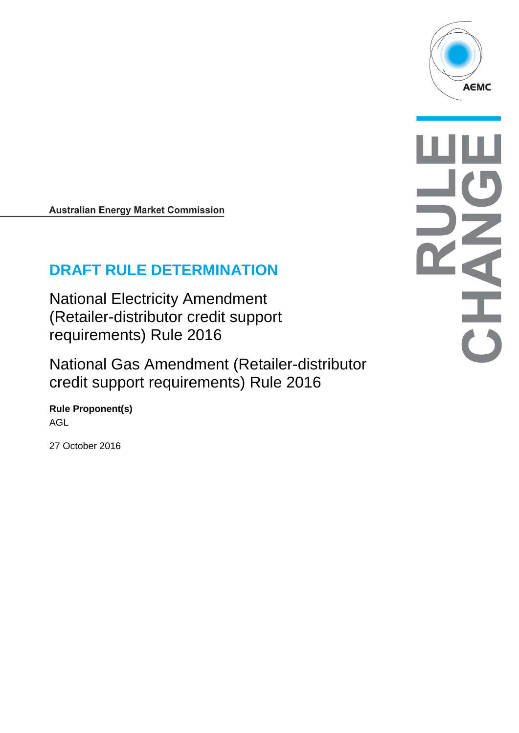Australian Energy Market Commission

# DRAFT RULE DETERMINATION

## National Electricity Amendment (Retailer-distributor credit support requirements) Rule 2016

## National Gas Amendment (Retailer-distributor credit support requirements) Rule 2016

**Rule Proponent(s)**

AGL

27 October 2016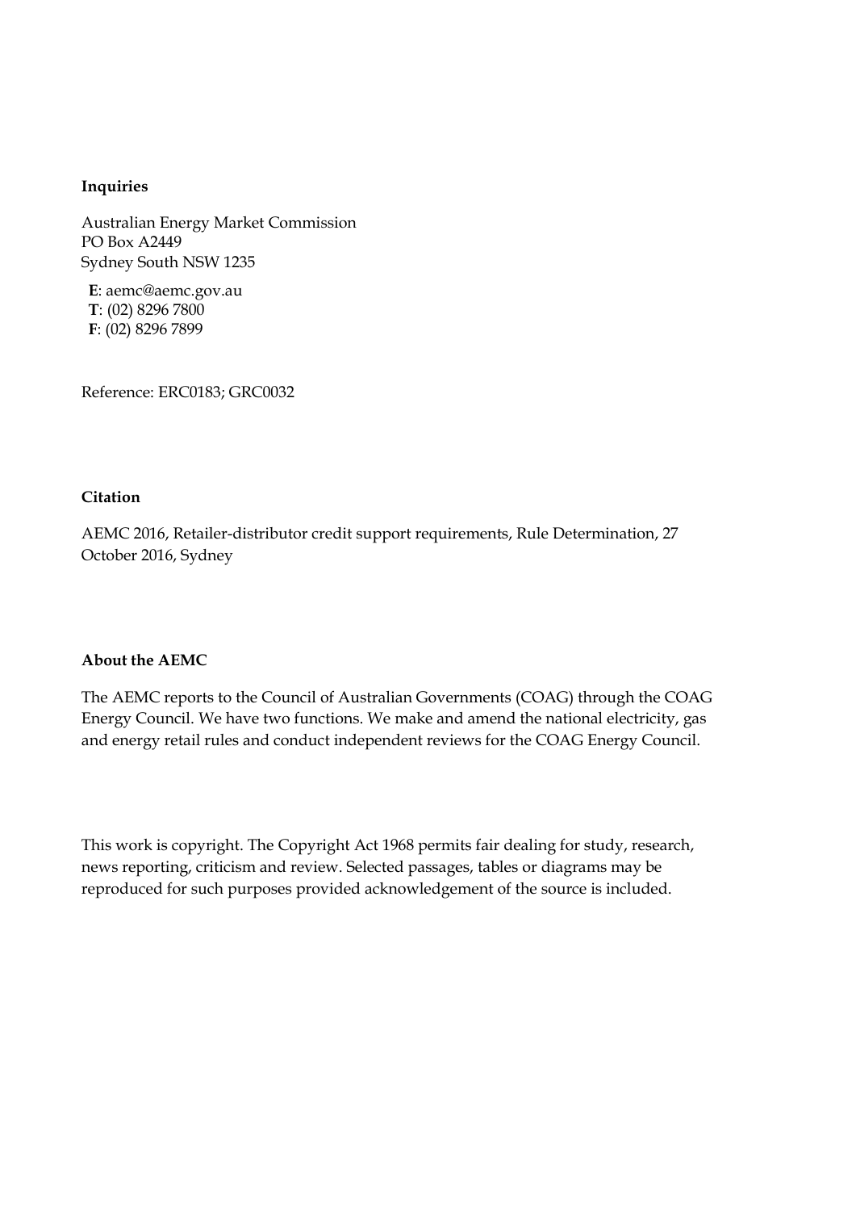**Inquiries**

Australian Energy Market Commission
PO Box A2449
Sydney South NSW 1235

**E**: aemc@aemc.gov.au
**T**: (02) 8296 7800
**F**: (02) 8296 7899

Reference: ERC0183; GRC0032

**Citation**

AEMC 2016, Retailer-distributor credit support requirements, Rule Determination, 27 October 2016, Sydney

**About the AEMC**

The AEMC reports to the Council of Australian Governments (COAG) through the COAG Energy Council. We have two functions. We make and amend the national electricity, gas and energy retail rules and conduct independent reviews for the COAG Energy Council.

This work is copyright. The Copyright Act 1968 permits fair dealing for study, research, news reporting, criticism and review. Selected passages, tables or diagrams may be reproduced for such purposes provided acknowledgement of the source is included.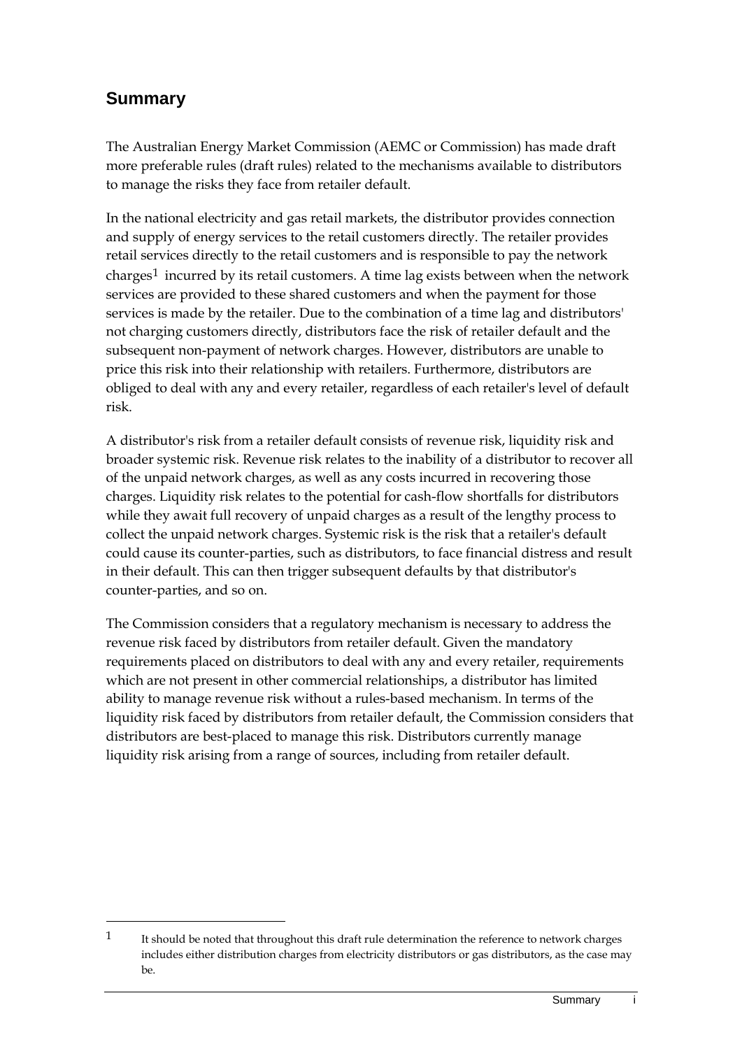## Summary

The Australian Energy Market Commission (AEMC or Commission) has made draft more preferable rules (draft rules) related to the mechanisms available to distributors to manage the risks they face from retailer default.

In the national electricity and gas retail markets, the distributor provides connection and supply of energy services to the retail customers directly. The retailer provides retail services directly to the retail customers and is responsible to pay the network charges[1] incurred by its retail customers. A time lag exists between when the network services are provided to these shared customers and when the payment for those services is made by the retailer. Due to the combination of a time lag and distributors' not charging customers directly, distributors face the risk of retailer default and the subsequent non-payment of network charges. However, distributors are unable to price this risk into their relationship with retailers. Furthermore, distributors are obliged to deal with any and every retailer, regardless of each retailer's level of default risk.

A distributor's risk from a retailer default consists of revenue risk, liquidity risk and broader systemic risk. Revenue risk relates to the inability of a distributor to recover all of the unpaid network charges, as well as any costs incurred in recovering those charges. Liquidity risk relates to the potential for cash-flow shortfalls for distributors while they await full recovery of unpaid charges as a result of the lengthy process to collect the unpaid network charges. Systemic risk is the risk that a retailer's default could cause its counter-parties, such as distributors, to face financial distress and result in their default. This can then trigger subsequent defaults by that distributor's counter-parties, and so on.

The Commission considers that a regulatory mechanism is necessary to address the revenue risk faced by distributors from retailer default. Given the mandatory requirements placed on distributors to deal with any and every retailer, requirements which are not present in other commercial relationships, a distributor has limited ability to manage revenue risk without a rules-based mechanism. In terms of the liquidity risk faced by distributors from retailer default, the Commission considers that distributors are best-placed to manage this risk. Distributors currently manage liquidity risk arising from a range of sources, including from retailer default.

---

[1] It should be noted that throughout this draft rule determination the reference to network charges includes either distribution charges from electricity distributors or gas distributors, as the case may be.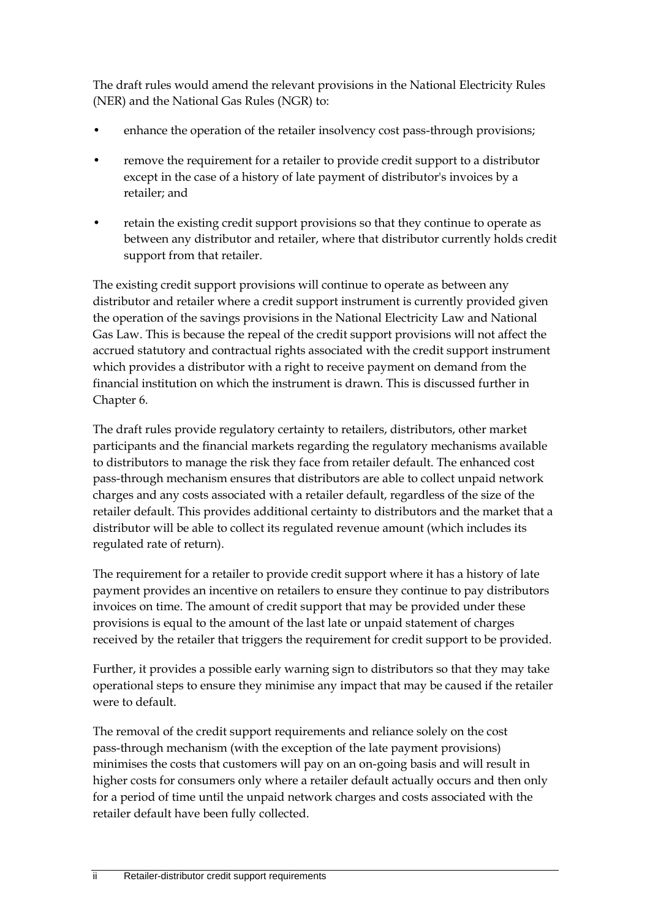The draft rules would amend the relevant provisions in the National Electricity Rules (NER) and the National Gas Rules (NGR) to:

- enhance the operation of the retailer insolvency cost pass-through provisions;
- remove the requirement for a retailer to provide credit support to a distributor except in the case of a history of late payment of distributor's invoices by a retailer; and
- retain the existing credit support provisions so that they continue to operate as between any distributor and retailer, where that distributor currently holds credit support from that retailer.

The existing credit support provisions will continue to operate as between any distributor and retailer where a credit support instrument is currently provided given the operation of the savings provisions in the National Electricity Law and National Gas Law. This is because the repeal of the credit support provisions will not affect the accrued statutory and contractual rights associated with the credit support instrument which provides a distributor with a right to receive payment on demand from the financial institution on which the instrument is drawn. This is discussed further in Chapter 6.

The draft rules provide regulatory certainty to retailers, distributors, other market participants and the financial markets regarding the regulatory mechanisms available to distributors to manage the risk they face from retailer default. The enhanced cost pass-through mechanism ensures that distributors are able to collect unpaid network charges and any costs associated with a retailer default, regardless of the size of the retailer default. This provides additional certainty to distributors and the market that a distributor will be able to collect its regulated revenue amount (which includes its regulated rate of return).

The requirement for a retailer to provide credit support where it has a history of late payment provides an incentive on retailers to ensure they continue to pay distributors invoices on time. The amount of credit support that may be provided under these provisions is equal to the amount of the last late or unpaid statement of charges received by the retailer that triggers the requirement for credit support to be provided.

Further, it provides a possible early warning sign to distributors so that they may take operational steps to ensure they minimise any impact that may be caused if the retailer were to default.

The removal of the credit support requirements and reliance solely on the cost pass-through mechanism (with the exception of the late payment provisions) minimises the costs that customers will pay on an on-going basis and will result in higher costs for consumers only where a retailer default actually occurs and then only for a period of time until the unpaid network charges and costs associated with the retailer default have been fully collected.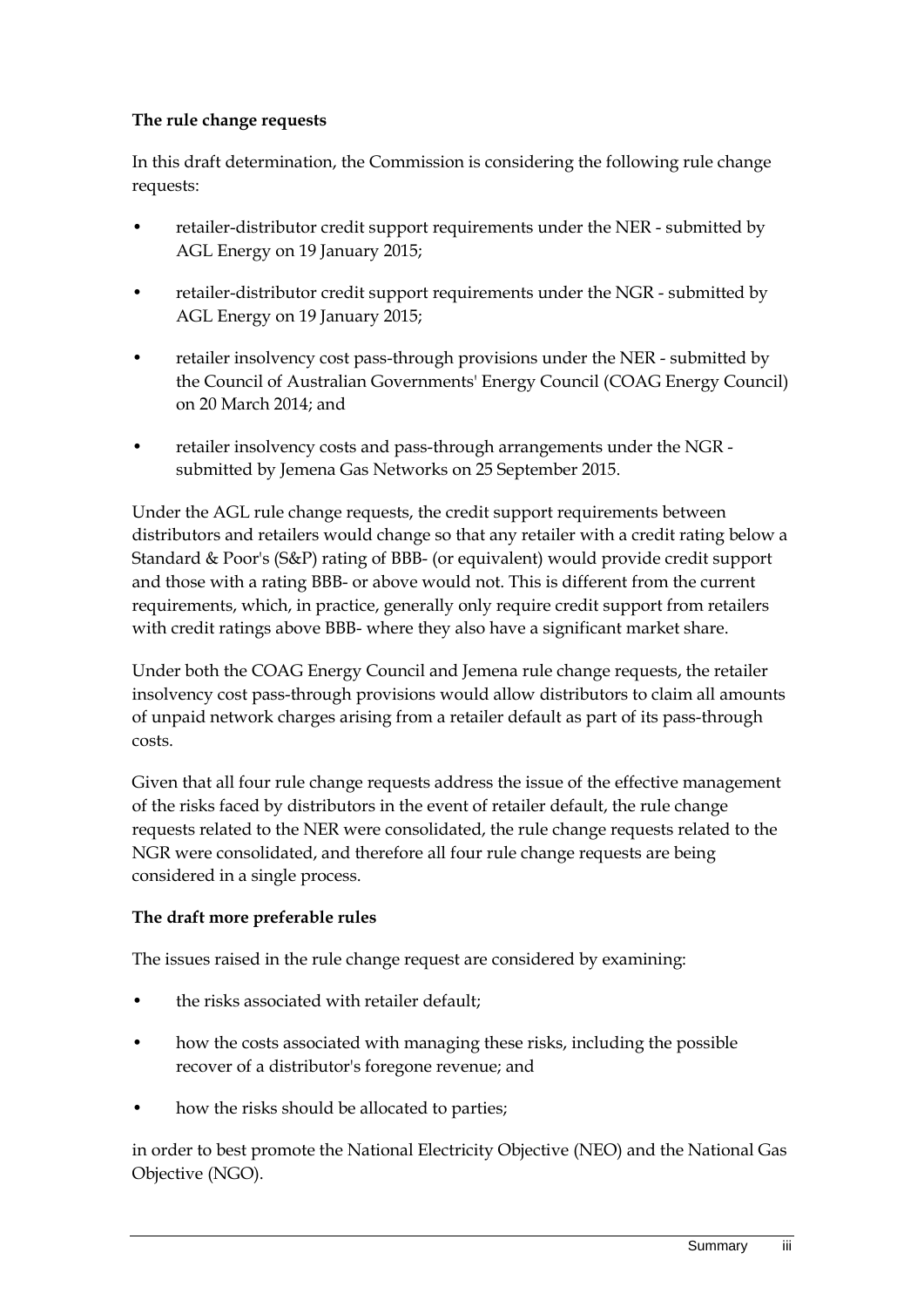**The rule change requests**

In this draft determination, the Commission is considering the following rule change requests:

- retailer-distributor credit support requirements under the NER - submitted by AGL Energy on 19 January 2015;
- retailer-distributor credit support requirements under the NGR - submitted by AGL Energy on 19 January 2015;
- retailer insolvency cost pass-through provisions under the NER - submitted by the Council of Australian Governments' Energy Council (COAG Energy Council) on 20 March 2014; and
- retailer insolvency costs and pass-through arrangements under the NGR - submitted by Jemena Gas Networks on 25 September 2015.

Under the AGL rule change requests, the credit support requirements between distributors and retailers would change so that any retailer with a credit rating below a Standard & Poor's (S&P) rating of BBB- (or equivalent) would provide credit support and those with a rating BBB- or above would not. This is different from the current requirements, which, in practice, generally only require credit support from retailers with credit ratings above BBB- where they also have a significant market share.

Under both the COAG Energy Council and Jemena rule change requests, the retailer insolvency cost pass-through provisions would allow distributors to claim all amounts of unpaid network charges arising from a retailer default as part of its pass-through costs.

Given that all four rule change requests address the issue of the effective management of the risks faced by distributors in the event of retailer default, the rule change requests related to the NER were consolidated, the rule change requests related to the NGR were consolidated, and therefore all four rule change requests are being considered in a single process.

**The draft more preferable rules**

The issues raised in the rule change request are considered by examining:

- the risks associated with retailer default;
- how the costs associated with managing these risks, including the possible recover of a distributor's foregone revenue; and
- how the risks should be allocated to parties;

in order to best promote the National Electricity Objective (NEO) and the National Gas Objective (NGO).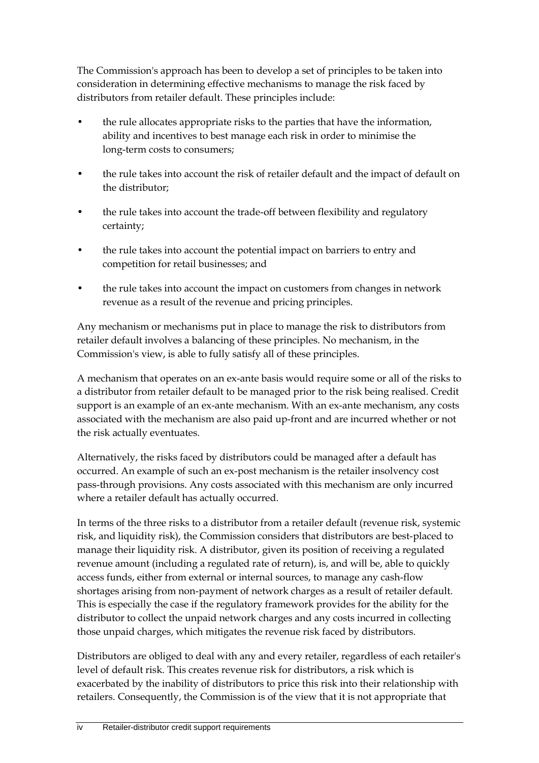The Commission's approach has been to develop a set of principles to be taken into consideration in determining effective mechanisms to manage the risk faced by distributors from retailer default. These principles include:

- the rule allocates appropriate risks to the parties that have the information, ability and incentives to best manage each risk in order to minimise the long-term costs to consumers;
- the rule takes into account the risk of retailer default and the impact of default on the distributor;
- the rule takes into account the trade-off between flexibility and regulatory certainty;
- the rule takes into account the potential impact on barriers to entry and competition for retail businesses; and
- the rule takes into account the impact on customers from changes in network revenue as a result of the revenue and pricing principles.

Any mechanism or mechanisms put in place to manage the risk to distributors from retailer default involves a balancing of these principles. No mechanism, in the Commission's view, is able to fully satisfy all of these principles.

A mechanism that operates on an ex-ante basis would require some or all of the risks to a distributor from retailer default to be managed prior to the risk being realised. Credit support is an example of an ex-ante mechanism. With an ex-ante mechanism, any costs associated with the mechanism are also paid up-front and are incurred whether or not the risk actually eventuates.

Alternatively, the risks faced by distributors could be managed after a default has occurred. An example of such an ex-post mechanism is the retailer insolvency cost pass-through provisions. Any costs associated with this mechanism are only incurred where a retailer default has actually occurred.

In terms of the three risks to a distributor from a retailer default (revenue risk, systemic risk, and liquidity risk), the Commission considers that distributors are best-placed to manage their liquidity risk. A distributor, given its position of receiving a regulated revenue amount (including a regulated rate of return), is, and will be, able to quickly access funds, either from external or internal sources, to manage any cash-flow shortages arising from non-payment of network charges as a result of retailer default. This is especially the case if the regulatory framework provides for the ability for the distributor to collect the unpaid network charges and any costs incurred in collecting those unpaid charges, which mitigates the revenue risk faced by distributors.

Distributors are obliged to deal with any and every retailer, regardless of each retailer's level of default risk. This creates revenue risk for distributors, a risk which is exacerbated by the inability of distributors to price this risk into their relationship with retailers. Consequently, the Commission is of the view that it is not appropriate that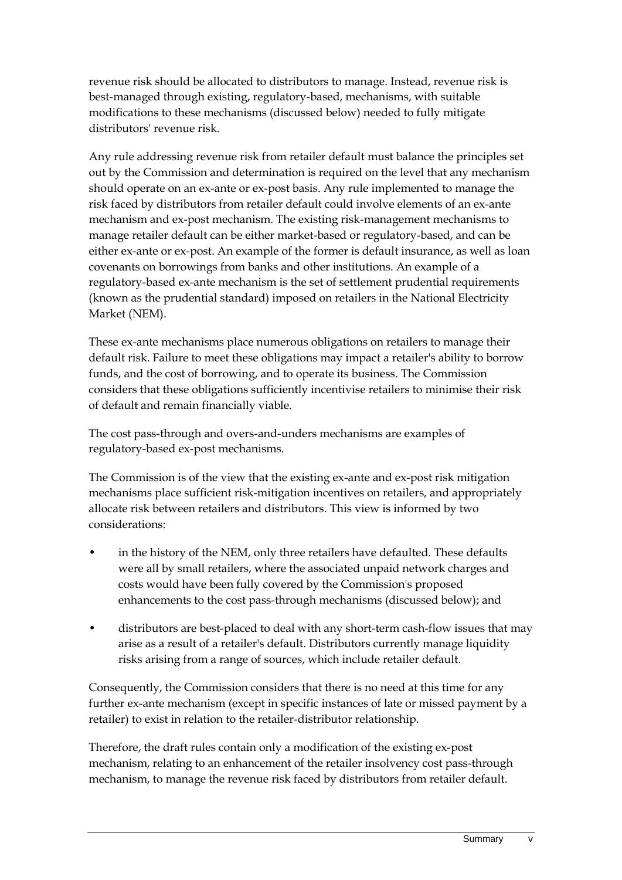revenue risk should be allocated to distributors to manage. Instead, revenue risk is best-managed through existing, regulatory-based, mechanisms, with suitable modifications to these mechanisms (discussed below) needed to fully mitigate distributors' revenue risk.

Any rule addressing revenue risk from retailer default must balance the principles set out by the Commission and determination is required on the level that any mechanism should operate on an ex-ante or ex-post basis. Any rule implemented to manage the risk faced by distributors from retailer default could involve elements of an ex-ante mechanism and ex-post mechanism. The existing risk-management mechanisms to manage retailer default can be either market-based or regulatory-based, and can be either ex-ante or ex-post. An example of the former is default insurance, as well as loan covenants on borrowings from banks and other institutions. An example of a regulatory-based ex-ante mechanism is the set of settlement prudential requirements (known as the prudential standard) imposed on retailers in the National Electricity Market (NEM).

These ex-ante mechanisms place numerous obligations on retailers to manage their default risk. Failure to meet these obligations may impact a retailer's ability to borrow funds, and the cost of borrowing, and to operate its business. The Commission considers that these obligations sufficiently incentivise retailers to minimise their risk of default and remain financially viable.

The cost pass-through and overs-and-unders mechanisms are examples of regulatory-based ex-post mechanisms.

The Commission is of the view that the existing ex-ante and ex-post risk mitigation mechanisms place sufficient risk-mitigation incentives on retailers, and appropriately allocate risk between retailers and distributors. This view is informed by two considerations:

- in the history of the NEM, only three retailers have defaulted. These defaults were all by small retailers, where the associated unpaid network charges and costs would have been fully covered by the Commission's proposed enhancements to the cost pass-through mechanisms (discussed below); and
- distributors are best-placed to deal with any short-term cash-flow issues that may arise as a result of a retailer's default. Distributors currently manage liquidity risks arising from a range of sources, which include retailer default.

Consequently, the Commission considers that there is no need at this time for any further ex-ante mechanism (except in specific instances of late or missed payment by a retailer) to exist in relation to the retailer-distributor relationship.

Therefore, the draft rules contain only a modification of the existing ex-post mechanism, relating to an enhancement of the retailer insolvency cost pass-through mechanism, to manage the revenue risk faced by distributors from retailer default.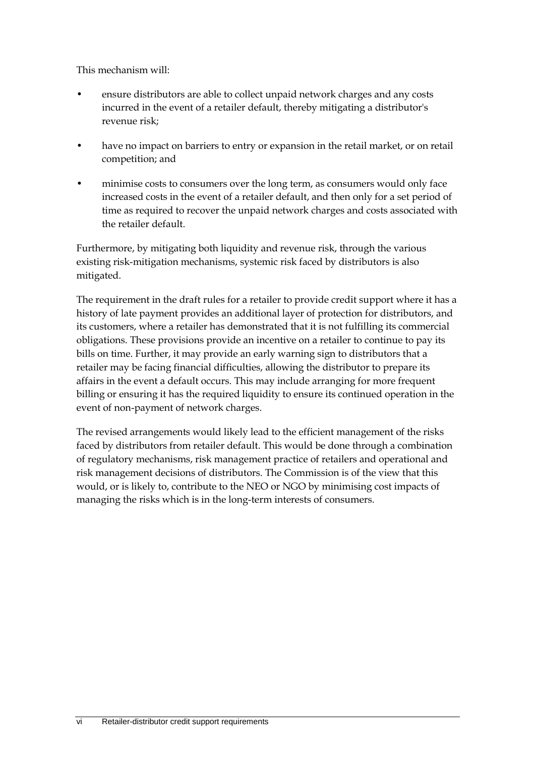This mechanism will:

- ensure distributors are able to collect unpaid network charges and any costs incurred in the event of a retailer default, thereby mitigating a distributor's revenue risk;
- have no impact on barriers to entry or expansion in the retail market, or on retail competition; and
- minimise costs to consumers over the long term, as consumers would only face increased costs in the event of a retailer default, and then only for a set period of time as required to recover the unpaid network charges and costs associated with the retailer default.

Furthermore, by mitigating both liquidity and revenue risk, through the various existing risk-mitigation mechanisms, systemic risk faced by distributors is also mitigated.

The requirement in the draft rules for a retailer to provide credit support where it has a history of late payment provides an additional layer of protection for distributors, and its customers, where a retailer has demonstrated that it is not fulfilling its commercial obligations. These provisions provide an incentive on a retailer to continue to pay its bills on time. Further, it may provide an early warning sign to distributors that a retailer may be facing financial difficulties, allowing the distributor to prepare its affairs in the event a default occurs. This may include arranging for more frequent billing or ensuring it has the required liquidity to ensure its continued operation in the event of non-payment of network charges.

The revised arrangements would likely lead to the efficient management of the risks faced by distributors from retailer default. This would be done through a combination of regulatory mechanisms, risk management practice of retailers and operational and risk management decisions of distributors. The Commission is of the view that this would, or is likely to, contribute to the NEO or NGO by minimising cost impacts of managing the risks which is in the long-term interests of consumers.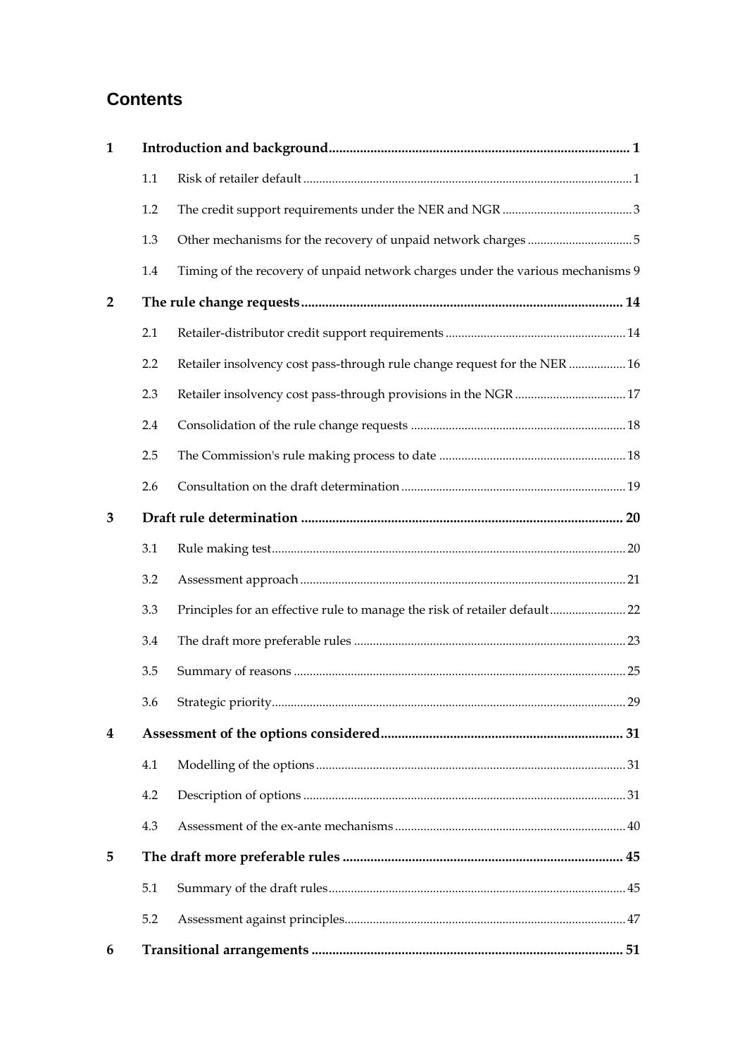# Contents

| | | | |
|---|---|---|---|
| **1** | **Introduction and background** | | **1** |
| | 1.1 | Risk of retailer default | 1 |
| | 1.2 | The credit support requirements under the NER and NGR | 3 |
| | 1.3 | Other mechanisms for the recovery of unpaid network charges | 5 |
| | 1.4 | Timing of the recovery of unpaid network charges under the various mechanisms | 9 |
| **2** | **The rule change requests** | | **14** |
| | 2.1 | Retailer-distributor credit support requirements | 14 |
| | 2.2 | Retailer insolvency cost pass-through rule change request for the NER | 16 |
| | 2.3 | Retailer insolvency cost pass-through provisions in the NGR | 17 |
| | 2.4 | Consolidation of the rule change requests | 18 |
| | 2.5 | The Commission's rule making process to date | 18 |
| | 2.6 | Consultation on the draft determination | 19 |
| **3** | **Draft rule determination** | | **20** |
| | 3.1 | Rule making test | 20 |
| | 3.2 | Assessment approach | 21 |
| | 3.3 | Principles for an effective rule to manage the risk of retailer default | 22 |
| | 3.4 | The draft more preferable rules | 23 |
| | 3.5 | Summary of reasons | 25 |
| | 3.6 | Strategic priority | 29 |
| **4** | **Assessment of the options considered** | | **31** |
| | 4.1 | Modelling of the options | 31 |
| | 4.2 | Description of options | 31 |
| | 4.3 | Assessment of the ex-ante mechanisms | 40 |
| **5** | **The draft more preferable rules** | | **45** |
| | 5.1 | Summary of the draft rules | 45 |
| | 5.2 | Assessment against principles | 47 |
| **6** | **Transitional arrangements** | | **51** |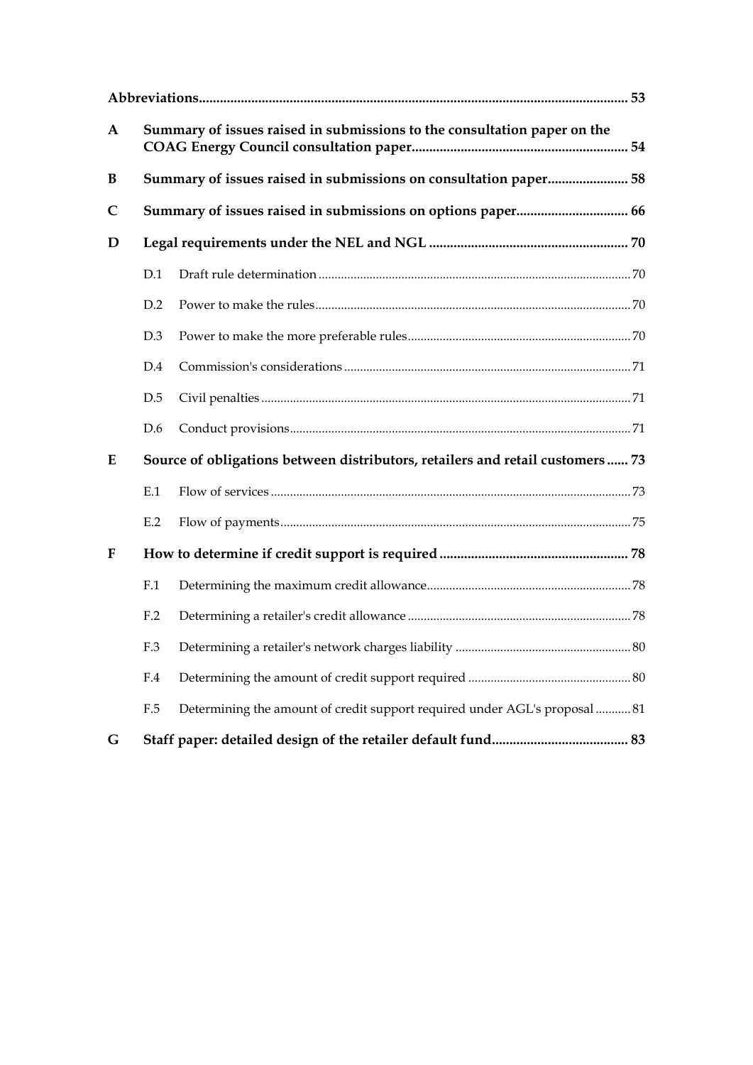| | | |
|---|---|---|
| **Abbreviations** | | **53** |
| **A** | **Summary of issues raised in submissions to the consultation paper on the COAG Energy Council consultation paper** | **54** |
| **B** | **Summary of issues raised in submissions on consultation paper** | **58** |
| **C** | **Summary of issues raised in submissions on options paper** | **66** |
| **D** | **Legal requirements under the NEL and NGL** | **70** |
| | D.1 Draft rule determination | 70 |
| | D.2 Power to make the rules | 70 |
| | D.3 Power to make the more preferable rules | 70 |
| | D.4 Commission's considerations | 71 |
| | D.5 Civil penalties | 71 |
| | D.6 Conduct provisions | 71 |
| **E** | **Source of obligations between distributors, retailers and retail customers** | **73** |
| | E.1 Flow of services | 73 |
| | E.2 Flow of payments | 75 |
| **F** | **How to determine if credit support is required** | **78** |
| | F.1 Determining the maximum credit allowance | 78 |
| | F.2 Determining a retailer's credit allowance | 78 |
| | F.3 Determining a retailer's network charges liability | 80 |
| | F.4 Determining the amount of credit support required | 80 |
| | F.5 Determining the amount of credit support required under AGL's proposal | 81 |
| **G** | **Staff paper: detailed design of the retailer default fund** | **83** |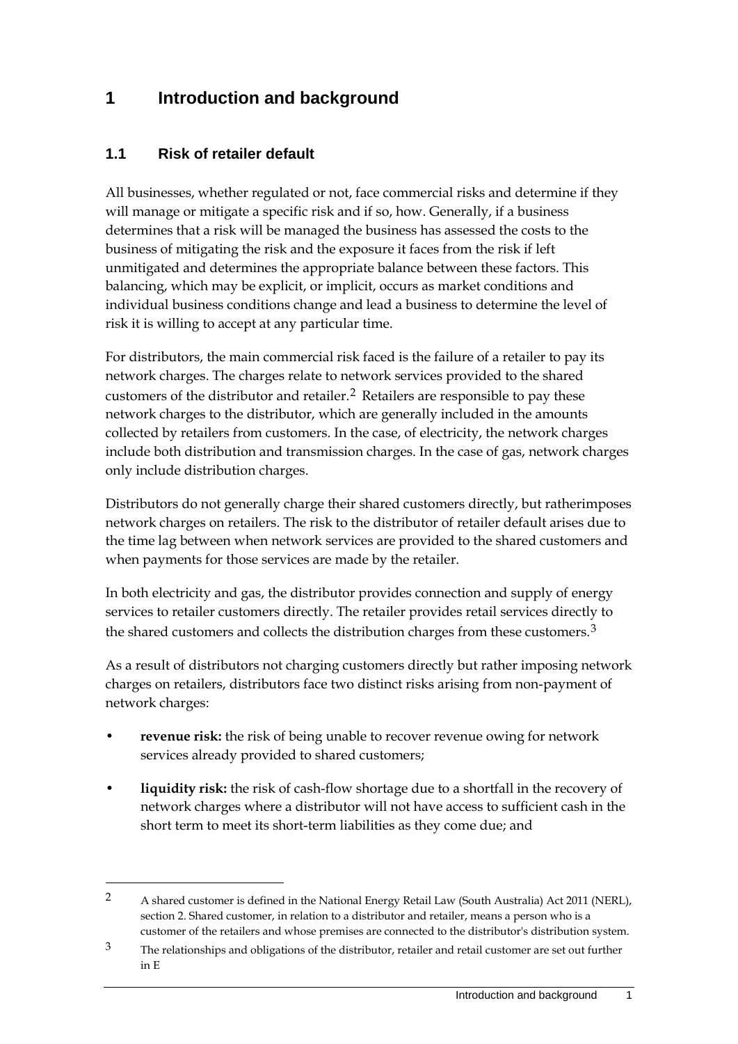# 1 Introduction and background

## 1.1 Risk of retailer default

All businesses, whether regulated or not, face commercial risks and determine if they will manage or mitigate a specific risk and if so, how. Generally, if a business determines that a risk will be managed the business has assessed the costs to the business of mitigating the risk and the exposure it faces from the risk if left unmitigated and determines the appropriate balance between these factors. This balancing, which may be explicit, or implicit, occurs as market conditions and individual business conditions change and lead a business to determine the level of risk it is willing to accept at any particular time.

For distributors, the main commercial risk faced is the failure of a retailer to pay its network charges. The charges relate to network services provided to the shared customers of the distributor and retailer.[2] Retailers are responsible to pay these network charges to the distributor, which are generally included in the amounts collected by retailers from customers. In the case, of electricity, the network charges include both distribution and transmission charges. In the case of gas, network charges only include distribution charges.

Distributors do not generally charge their shared customers directly, but ratherimposes network charges on retailers. The risk to the distributor of retailer default arises due to the time lag between when network services are provided to the shared customers and when payments for those services are made by the retailer.

In both electricity and gas, the distributor provides connection and supply of energy services to retailer customers directly. The retailer provides retail services directly to the shared customers and collects the distribution charges from these customers.[3]

As a result of distributors not charging customers directly but rather imposing network charges on retailers, distributors face two distinct risks arising from non-payment of network charges:

- **revenue risk:** the risk of being unable to recover revenue owing for network services already provided to shared customers;
- **liquidity risk:** the risk of cash-flow shortage due to a shortfall in the recovery of network charges where a distributor will not have access to sufficient cash in the short term to meet its short-term liabilities as they come due; and

---

[2] A shared customer is defined in the National Energy Retail Law (South Australia) Act 2011 (NERL), section 2. Shared customer, in relation to a distributor and retailer, means a person who is a customer of the retailers and whose premises are connected to the distributor's distribution system.

[3] The relationships and obligations of the distributor, retailer and retail customer are set out further in E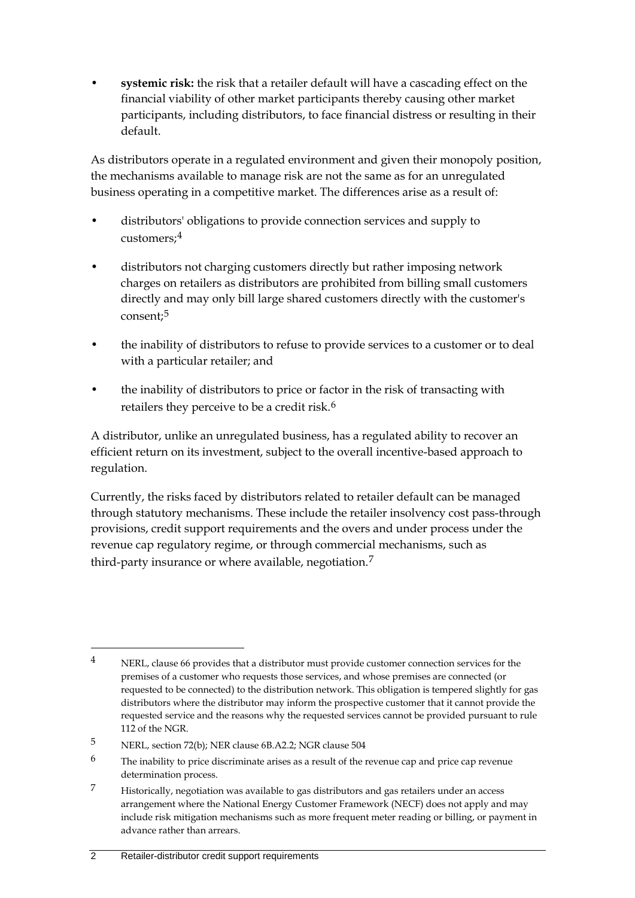- **systemic risk:** the risk that a retailer default will have a cascading effect on the financial viability of other market participants thereby causing other market participants, including distributors, to face financial distress or resulting in their default.

As distributors operate in a regulated environment and given their monopoly position, the mechanisms available to manage risk are not the same as for an unregulated business operating in a competitive market. The differences arise as a result of:

- distributors' obligations to provide connection services and supply to customers;[4]
- distributors not charging customers directly but rather imposing network charges on retailers as distributors are prohibited from billing small customers directly and may only bill large shared customers directly with the customer's consent;[5]
- the inability of distributors to refuse to provide services to a customer or to deal with a particular retailer; and
- the inability of distributors to price or factor in the risk of transacting with retailers they perceive to be a credit risk.[6]

A distributor, unlike an unregulated business, has a regulated ability to recover an efficient return on its investment, subject to the overall incentive-based approach to regulation.

Currently, the risks faced by distributors related to retailer default can be managed through statutory mechanisms. These include the retailer insolvency cost pass-through provisions, credit support requirements and the overs and under process under the revenue cap regulatory regime, or through commercial mechanisms, such as third-party insurance or where available, negotiation.[7]

---

[4] NERL, clause 66 provides that a distributor must provide customer connection services for the premises of a customer who requests those services, and whose premises are connected (or requested to be connected) to the distribution network. This obligation is tempered slightly for gas distributors where the distributor may inform the prospective customer that it cannot provide the requested service and the reasons why the requested services cannot be provided pursuant to rule 112 of the NGR.

[5] NERL, section 72(b); NER clause 6B.A2.2; NGR clause 504

[6] The inability to price discriminate arises as a result of the revenue cap and price cap revenue determination process.

[7] Historically, negotiation was available to gas distributors and gas retailers under an access arrangement where the National Energy Customer Framework (NECF) does not apply and may include risk mitigation mechanisms such as more frequent meter reading or billing, or payment in advance rather than arrears.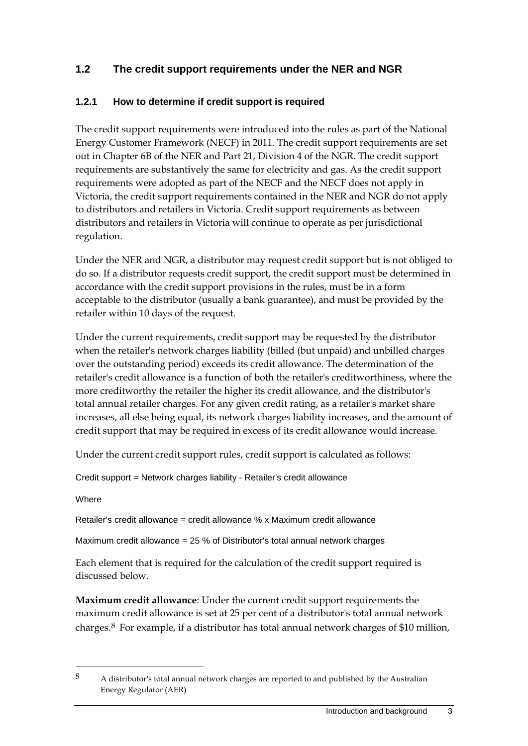## 1.2 The credit support requirements under the NER and NGR

### 1.2.1 How to determine if credit support is required

The credit support requirements were introduced into the rules as part of the National Energy Customer Framework (NECF) in 2011. The credit support requirements are set out in Chapter 6B of the NER and Part 21, Division 4 of the NGR. The credit support requirements are substantively the same for electricity and gas. As the credit support requirements were adopted as part of the NECF and the NECF does not apply in Victoria, the credit support requirements contained in the NER and NGR do not apply to distributors and retailers in Victoria. Credit support requirements as between distributors and retailers in Victoria will continue to operate as per jurisdictional regulation.

Under the NER and NGR, a distributor may request credit support but is not obliged to do so. If a distributor requests credit support, the credit support must be determined in accordance with the credit support provisions in the rules, must be in a form acceptable to the distributor (usually a bank guarantee), and must be provided by the retailer within 10 days of the request.

Under the current requirements, credit support may be requested by the distributor when the retailer's network charges liability (billed (but unpaid) and unbilled charges over the outstanding period) exceeds its credit allowance. The determination of the retailer's credit allowance is a function of both the retailer's creditworthiness, where the more creditworthy the retailer the higher its credit allowance, and the distributor's total annual retailer charges. For any given credit rating, as a retailer's market share increases, all else being equal, its network charges liability increases, and the amount of credit support that may be required in excess of its credit allowance would increase.

Under the current credit support rules, credit support is calculated as follows:

Credit support = Network charges liability - Retailer's credit allowance

Where

Retailer's credit allowance = credit allowance % x Maximum credit allowance

Maximum credit allowance = 25 % of Distributor's total annual network charges

Each element that is required for the calculation of the credit support required is discussed below.

**Maximum credit allowance**: Under the current credit support requirements the maximum credit allowance is set at 25 per cent of a distributor's total annual network charges.[8] For example, if a distributor has total annual network charges of $10 million,

[8] A distributor's total annual network charges are reported to and published by the Australian Energy Regulator (AER)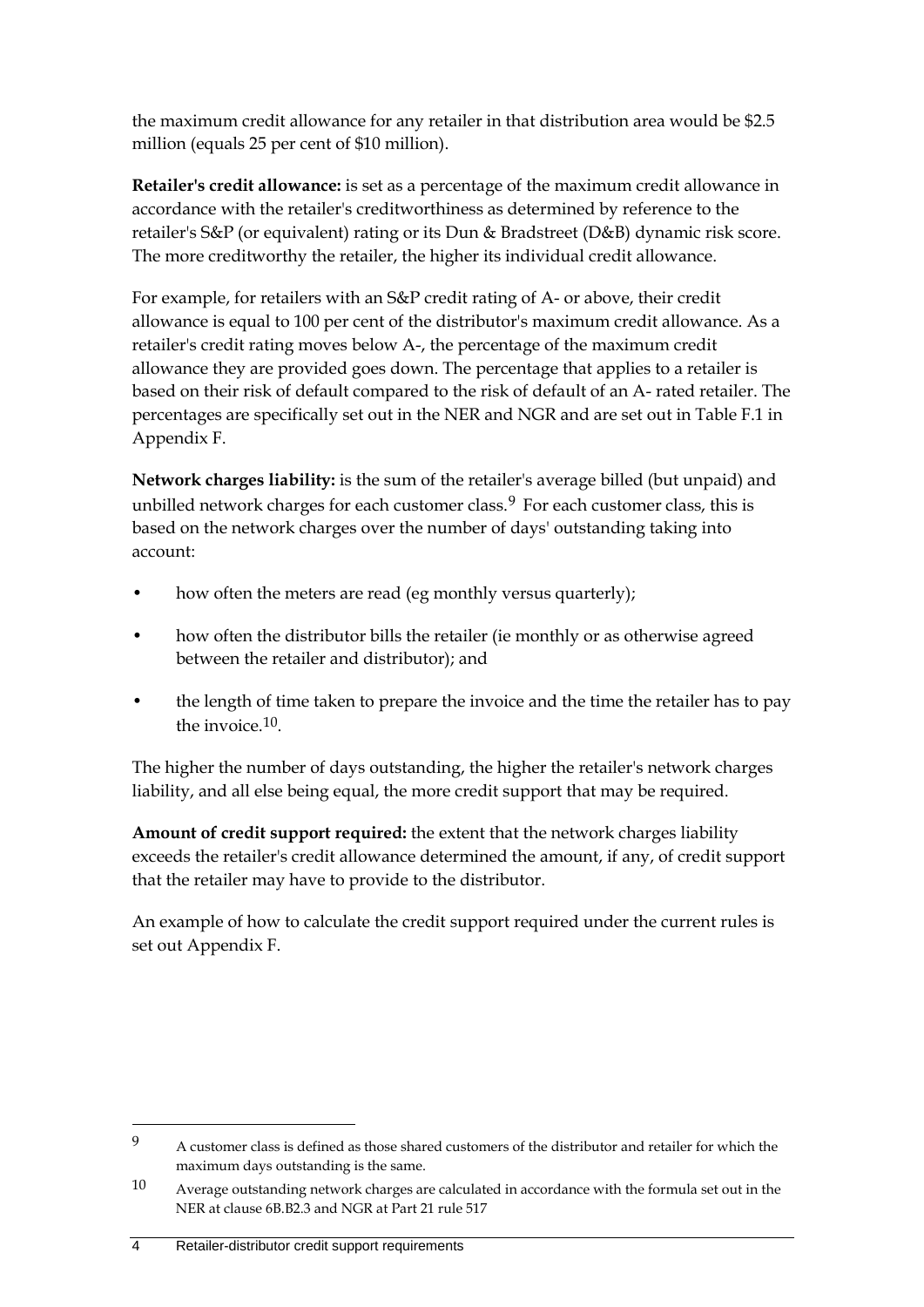the maximum credit allowance for any retailer in that distribution area would be $2.5 million (equals 25 per cent of $10 million).

**Retailer's credit allowance:** is set as a percentage of the maximum credit allowance in accordance with the retailer's creditworthiness as determined by reference to the retailer's S&P (or equivalent) rating or its Dun & Bradstreet (D&B) dynamic risk score. The more creditworthy the retailer, the higher its individual credit allowance.

For example, for retailers with an S&P credit rating of A- or above, their credit allowance is equal to 100 per cent of the distributor's maximum credit allowance. As a retailer's credit rating moves below A-, the percentage of the maximum credit allowance they are provided goes down. The percentage that applies to a retailer is based on their risk of default compared to the risk of default of an A- rated retailer. The percentages are specifically set out in the NER and NGR and are set out in Table F.1 in Appendix F.

**Network charges liability:** is the sum of the retailer's average billed (but unpaid) and unbilled network charges for each customer class.[9] For each customer class, this is based on the network charges over the number of days' outstanding taking into account:

- how often the meters are read (eg monthly versus quarterly);
- how often the distributor bills the retailer (ie monthly or as otherwise agreed between the retailer and distributor); and
- the length of time taken to prepare the invoice and the time the retailer has to pay the invoice.[10].

The higher the number of days outstanding, the higher the retailer's network charges liability, and all else being equal, the more credit support that may be required.

**Amount of credit support required:** the extent that the network charges liability exceeds the retailer's credit allowance determined the amount, if any, of credit support that the retailer may have to provide to the distributor.

An example of how to calculate the credit support required under the current rules is set out Appendix F.

---

[9] A customer class is defined as those shared customers of the distributor and retailer for which the maximum days outstanding is the same.

[10] Average outstanding network charges are calculated in accordance with the formula set out in the NER at clause 6B.B2.3 and NGR at Part 21 rule 517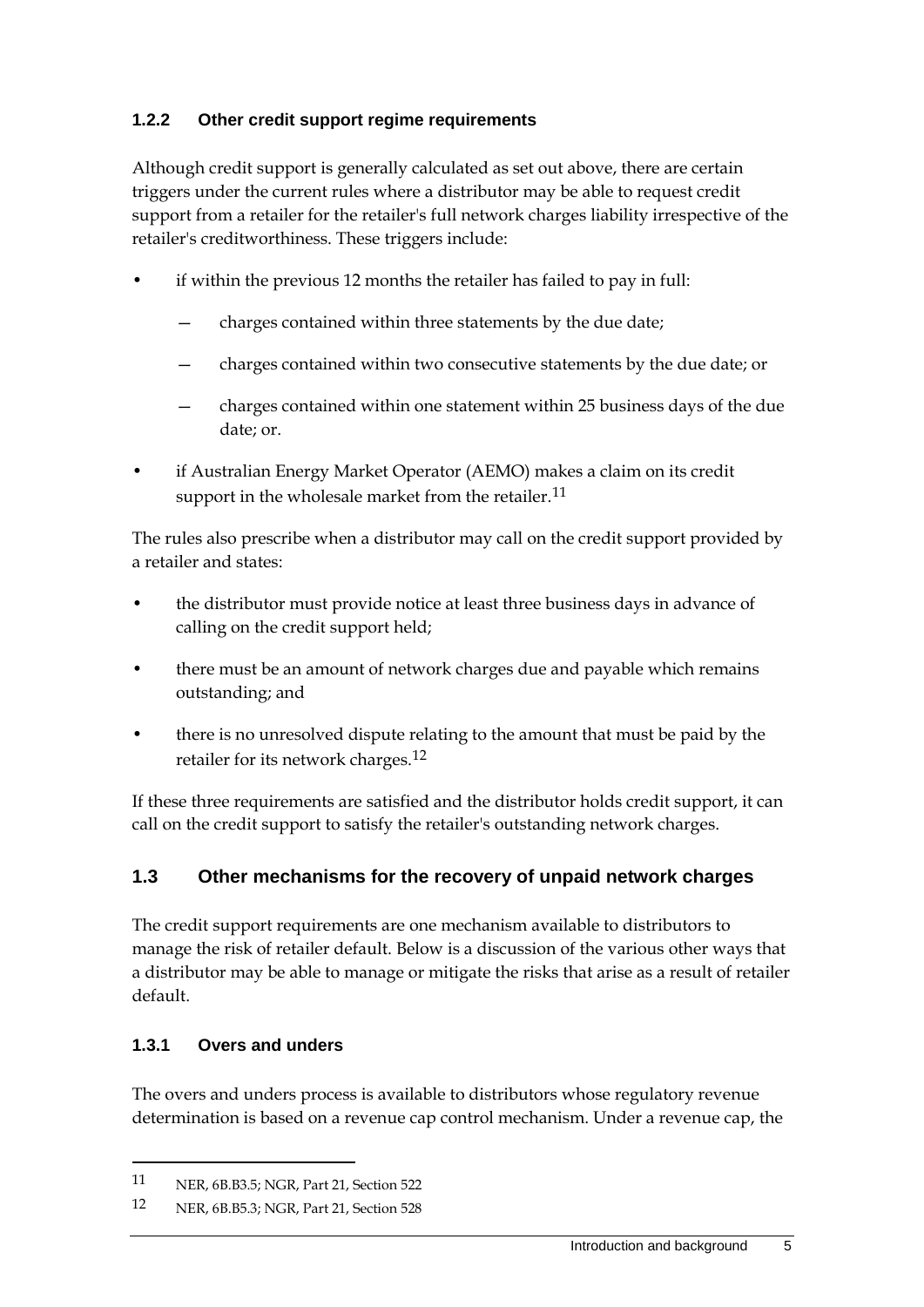### 1.2.2 Other credit support regime requirements

Although credit support is generally calculated as set out above, there are certain triggers under the current rules where a distributor may be able to request credit support from a retailer for the retailer's full network charges liability irrespective of the retailer's creditworthiness. These triggers include:

- if within the previous 12 months the retailer has failed to pay in full:
  - charges contained within three statements by the due date;
  - charges contained within two consecutive statements by the due date; or
  - charges contained within one statement within 25 business days of the due date; or.
- if Australian Energy Market Operator (AEMO) makes a claim on its credit support in the wholesale market from the retailer.[11]

The rules also prescribe when a distributor may call on the credit support provided by a retailer and states:

- the distributor must provide notice at least three business days in advance of calling on the credit support held;
- there must be an amount of network charges due and payable which remains outstanding; and
- there is no unresolved dispute relating to the amount that must be paid by the retailer for its network charges.[12]

If these three requirements are satisfied and the distributor holds credit support, it can call on the credit support to satisfy the retailer's outstanding network charges.

## 1.3 Other mechanisms for the recovery of unpaid network charges

The credit support requirements are one mechanism available to distributors to manage the risk of retailer default. Below is a discussion of the various other ways that a distributor may be able to manage or mitigate the risks that arise as a result of retailer default.

### 1.3.1 Overs and unders

The overs and unders process is available to distributors whose regulatory revenue determination is based on a revenue cap control mechanism. Under a revenue cap, the

---

[11] NER, 6B.B3.5; NGR, Part 21, Section 522

[12] NER, 6B.B5.3; NGR, Part 21, Section 528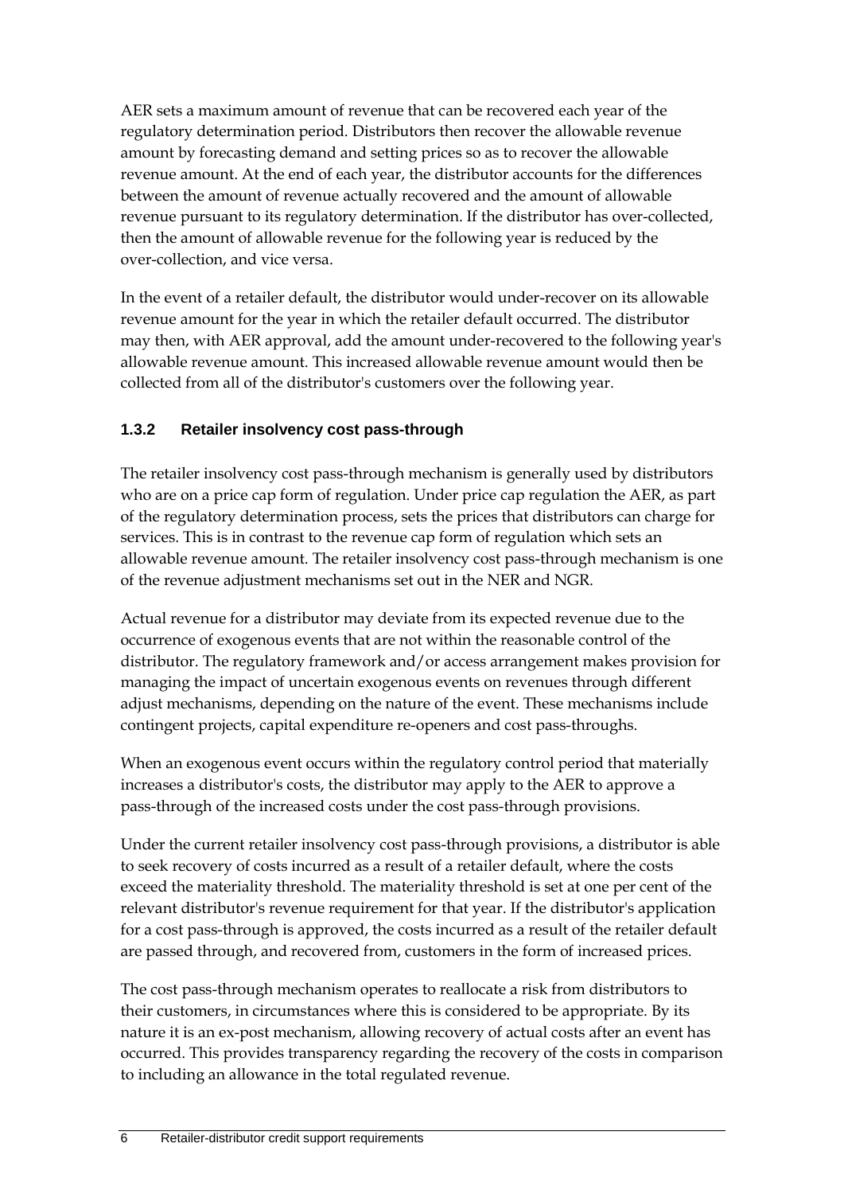AER sets a maximum amount of revenue that can be recovered each year of the regulatory determination period. Distributors then recover the allowable revenue amount by forecasting demand and setting prices so as to recover the allowable revenue amount. At the end of each year, the distributor accounts for the differences between the amount of revenue actually recovered and the amount of allowable revenue pursuant to its regulatory determination. If the distributor has over-collected, then the amount of allowable revenue for the following year is reduced by the over-collection, and vice versa.

In the event of a retailer default, the distributor would under-recover on its allowable revenue amount for the year in which the retailer default occurred. The distributor may then, with AER approval, add the amount under-recovered to the following year's allowable revenue amount. This increased allowable revenue amount would then be collected from all of the distributor's customers over the following year.

### 1.3.2 Retailer insolvency cost pass-through

The retailer insolvency cost pass-through mechanism is generally used by distributors who are on a price cap form of regulation. Under price cap regulation the AER, as part of the regulatory determination process, sets the prices that distributors can charge for services. This is in contrast to the revenue cap form of regulation which sets an allowable revenue amount. The retailer insolvency cost pass-through mechanism is one of the revenue adjustment mechanisms set out in the NER and NGR.

Actual revenue for a distributor may deviate from its expected revenue due to the occurrence of exogenous events that are not within the reasonable control of the distributor. The regulatory framework and/or access arrangement makes provision for managing the impact of uncertain exogenous events on revenues through different adjust mechanisms, depending on the nature of the event. These mechanisms include contingent projects, capital expenditure re-openers and cost pass-throughs.

When an exogenous event occurs within the regulatory control period that materially increases a distributor's costs, the distributor may apply to the AER to approve a pass-through of the increased costs under the cost pass-through provisions.

Under the current retailer insolvency cost pass-through provisions, a distributor is able to seek recovery of costs incurred as a result of a retailer default, where the costs exceed the materiality threshold. The materiality threshold is set at one per cent of the relevant distributor's revenue requirement for that year. If the distributor's application for a cost pass-through is approved, the costs incurred as a result of the retailer default are passed through, and recovered from, customers in the form of increased prices.

The cost pass-through mechanism operates to reallocate a risk from distributors to their customers, in circumstances where this is considered to be appropriate. By its nature it is an ex-post mechanism, allowing recovery of actual costs after an event has occurred. This provides transparency regarding the recovery of the costs in comparison to including an allowance in the total regulated revenue.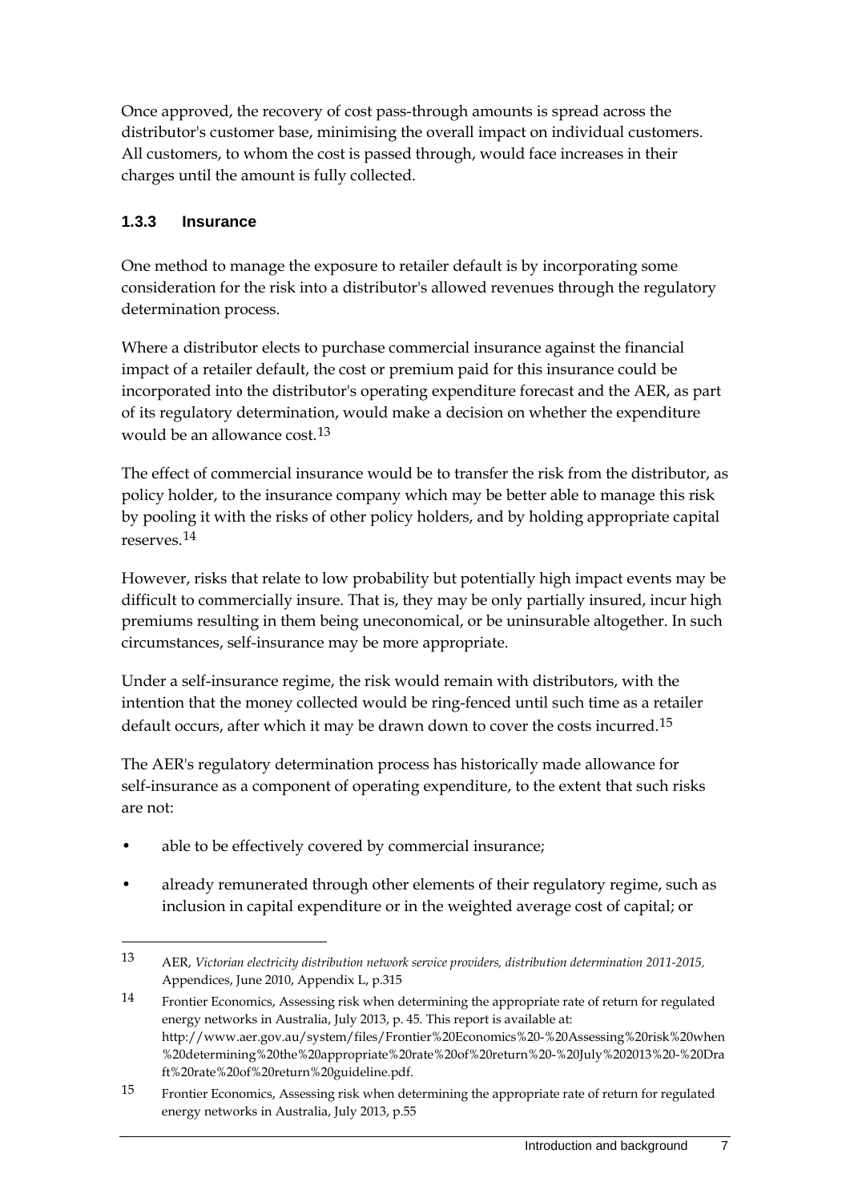Once approved, the recovery of cost pass-through amounts is spread across the distributor's customer base, minimising the overall impact on individual customers. All customers, to whom the cost is passed through, would face increases in their charges until the amount is fully collected.

### 1.3.3 Insurance

One method to manage the exposure to retailer default is by incorporating some consideration for the risk into a distributor's allowed revenues through the regulatory determination process.

Where a distributor elects to purchase commercial insurance against the financial impact of a retailer default, the cost or premium paid for this insurance could be incorporated into the distributor's operating expenditure forecast and the AER, as part of its regulatory determination, would make a decision on whether the expenditure would be an allowance cost.[13]

The effect of commercial insurance would be to transfer the risk from the distributor, as policy holder, to the insurance company which may be better able to manage this risk by pooling it with the risks of other policy holders, and by holding appropriate capital reserves.[14]

However, risks that relate to low probability but potentially high impact events may be difficult to commercially insure. That is, they may be only partially insured, incur high premiums resulting in them being uneconomical, or be uninsurable altogether. In such circumstances, self-insurance may be more appropriate.

Under a self-insurance regime, the risk would remain with distributors, with the intention that the money collected would be ring-fenced until such time as a retailer default occurs, after which it may be drawn down to cover the costs incurred.[15]

The AER's regulatory determination process has historically made allowance for self-insurance as a component of operating expenditure, to the extent that such risks are not:

- able to be effectively covered by commercial insurance;
- already remunerated through other elements of their regulatory regime, such as inclusion in capital expenditure or in the weighted average cost of capital; or

---

13 AER, *Victorian electricity distribution network service providers, distribution determination 2011-2015,* Appendices, June 2010, Appendix L, p.315

14 Frontier Economics, Assessing risk when determining the appropriate rate of return for regulated energy networks in Australia, July 2013, p. 45. This report is available at: http://www.aer.gov.au/system/files/Frontier%20Economics%20-%20Assessing%20risk%20when%20determining%20the%20appropriate%20rate%20of%20return%20-%20July%202013%20-%20Draft%20rate%20of%20return%20guideline.pdf.

15 Frontier Economics, Assessing risk when determining the appropriate rate of return for regulated energy networks in Australia, July 2013, p.55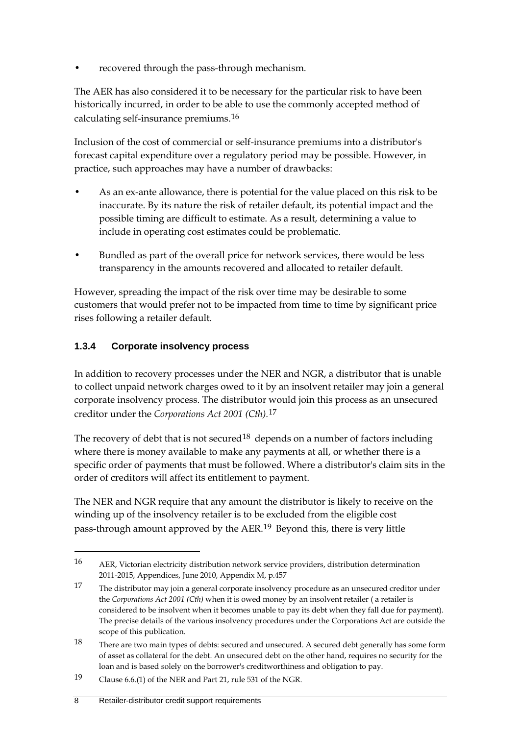- recovered through the pass-through mechanism.

The AER has also considered it to be necessary for the particular risk to have been historically incurred, in order to be able to use the commonly accepted method of calculating self-insurance premiums.[16]

Inclusion of the cost of commercial or self-insurance premiums into a distributor's forecast capital expenditure over a regulatory period may be possible. However, in practice, such approaches may have a number of drawbacks:

- As an ex-ante allowance, there is potential for the value placed on this risk to be inaccurate. By its nature the risk of retailer default, its potential impact and the possible timing are difficult to estimate. As a result, determining a value to include in operating cost estimates could be problematic.
- Bundled as part of the overall price for network services, there would be less transparency in the amounts recovered and allocated to retailer default.

However, spreading the impact of the risk over time may be desirable to some customers that would prefer not to be impacted from time to time by significant price rises following a retailer default.

### 1.3.4 Corporate insolvency process

In addition to recovery processes under the NER and NGR, a distributor that is unable to collect unpaid network charges owed to it by an insolvent retailer may join a general corporate insolvency process. The distributor would join this process as an unsecured creditor under the *Corporations Act 2001 (Cth).*[17]

The recovery of debt that is not secured[18] depends on a number of factors including where there is money available to make any payments at all, or whether there is a specific order of payments that must be followed. Where a distributor's claim sits in the order of creditors will affect its entitlement to payment.

The NER and NGR require that any amount the distributor is likely to receive on the winding up of the insolvency retailer is to be excluded from the eligible cost pass-through amount approved by the AER.[19] Beyond this, there is very little

---

[16] AER, Victorian electricity distribution network service providers, distribution determination 2011-2015, Appendices, June 2010, Appendix M, p.457

[17] The distributor may join a general corporate insolvency procedure as an unsecured creditor under the *Corporations Act 2001 (Cth)* when it is owed money by an insolvent retailer ( a retailer is considered to be insolvent when it becomes unable to pay its debt when they fall due for payment). The precise details of the various insolvency procedures under the Corporations Act are outside the scope of this publication.

[18] There are two main types of debts: secured and unsecured. A secured debt generally has some form of asset as collateral for the debt. An unsecured debt on the other hand, requires no security for the loan and is based solely on the borrower's creditworthiness and obligation to pay.

[19] Clause 6.6.(1) of the NER and Part 21, rule 531 of the NGR.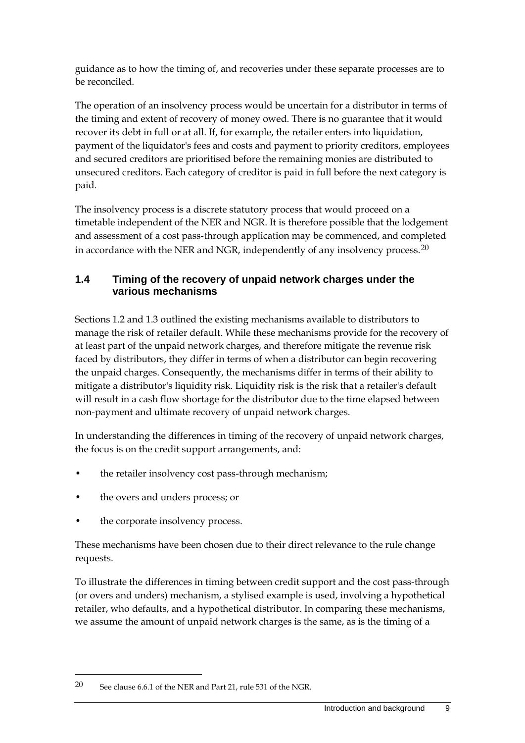guidance as to how the timing of, and recoveries under these separate processes are to be reconciled.

The operation of an insolvency process would be uncertain for a distributor in terms of the timing and extent of recovery of money owed. There is no guarantee that it would recover its debt in full or at all. If, for example, the retailer enters into liquidation, payment of the liquidator's fees and costs and payment to priority creditors, employees and secured creditors are prioritised before the remaining monies are distributed to unsecured creditors. Each category of creditor is paid in full before the next category is paid.

The insolvency process is a discrete statutory process that would proceed on a timetable independent of the NER and NGR. It is therefore possible that the lodgement and assessment of a cost pass-through application may be commenced, and completed in accordance with the NER and NGR, independently of any insolvency process.[20]

## 1.4 Timing of the recovery of unpaid network charges under the various mechanisms

Sections 1.2 and 1.3 outlined the existing mechanisms available to distributors to manage the risk of retailer default. While these mechanisms provide for the recovery of at least part of the unpaid network charges, and therefore mitigate the revenue risk faced by distributors, they differ in terms of when a distributor can begin recovering the unpaid charges. Consequently, the mechanisms differ in terms of their ability to mitigate a distributor's liquidity risk. Liquidity risk is the risk that a retailer's default will result in a cash flow shortage for the distributor due to the time elapsed between non-payment and ultimate recovery of unpaid network charges.

In understanding the differences in timing of the recovery of unpaid network charges, the focus is on the credit support arrangements, and:

- the retailer insolvency cost pass-through mechanism;
- the overs and unders process; or
- the corporate insolvency process.

These mechanisms have been chosen due to their direct relevance to the rule change requests.

To illustrate the differences in timing between credit support and the cost pass-through (or overs and unders) mechanism, a stylised example is used, involving a hypothetical retailer, who defaults, and a hypothetical distributor. In comparing these mechanisms, we assume the amount of unpaid network charges is the same, as is the timing of a

[20] See clause 6.6.1 of the NER and Part 21, rule 531 of the NGR.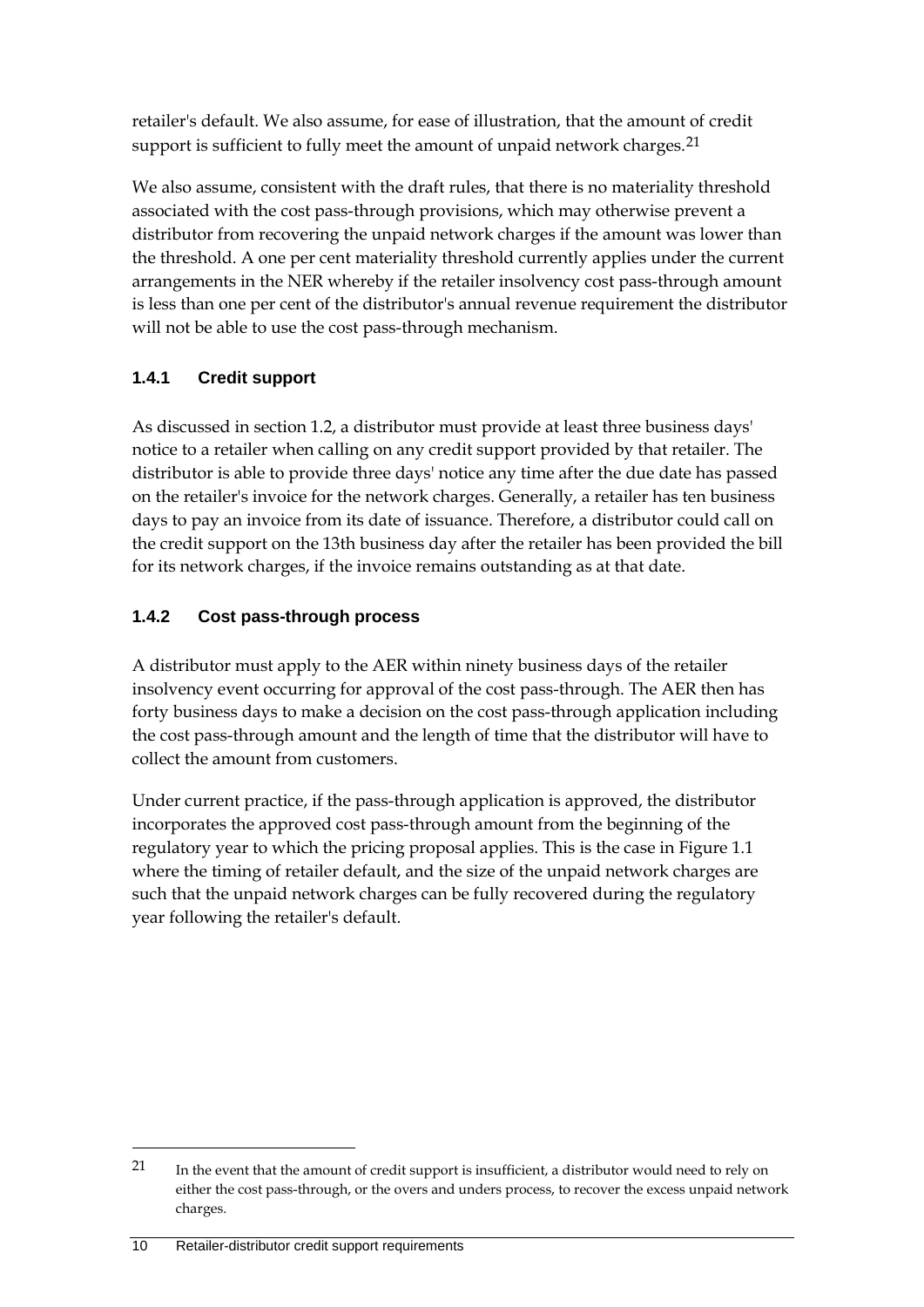retailer's default. We also assume, for ease of illustration, that the amount of credit support is sufficient to fully meet the amount of unpaid network charges.[21]

We also assume, consistent with the draft rules, that there is no materiality threshold associated with the cost pass-through provisions, which may otherwise prevent a distributor from recovering the unpaid network charges if the amount was lower than the threshold. A one per cent materiality threshold currently applies under the current arrangements in the NER whereby if the retailer insolvency cost pass-through amount is less than one per cent of the distributor's annual revenue requirement the distributor will not be able to use the cost pass-through mechanism.

### 1.4.1 Credit support

As discussed in section 1.2, a distributor must provide at least three business days' notice to a retailer when calling on any credit support provided by that retailer. The distributor is able to provide three days' notice any time after the due date has passed on the retailer's invoice for the network charges. Generally, a retailer has ten business days to pay an invoice from its date of issuance. Therefore, a distributor could call on the credit support on the 13th business day after the retailer has been provided the bill for its network charges, if the invoice remains outstanding as at that date.

### 1.4.2 Cost pass-through process

A distributor must apply to the AER within ninety business days of the retailer insolvency event occurring for approval of the cost pass-through. The AER then has forty business days to make a decision on the cost pass-through application including the cost pass-through amount and the length of time that the distributor will have to collect the amount from customers.

Under current practice, if the pass-through application is approved, the distributor incorporates the approved cost pass-through amount from the beginning of the regulatory year to which the pricing proposal applies. This is the case in Figure 1.1 where the timing of retailer default, and the size of the unpaid network charges are such that the unpaid network charges can be fully recovered during the regulatory year following the retailer's default.

[21] In the event that the amount of credit support is insufficient, a distributor would need to rely on either the cost pass-through, or the overs and unders process, to recover the excess unpaid network charges.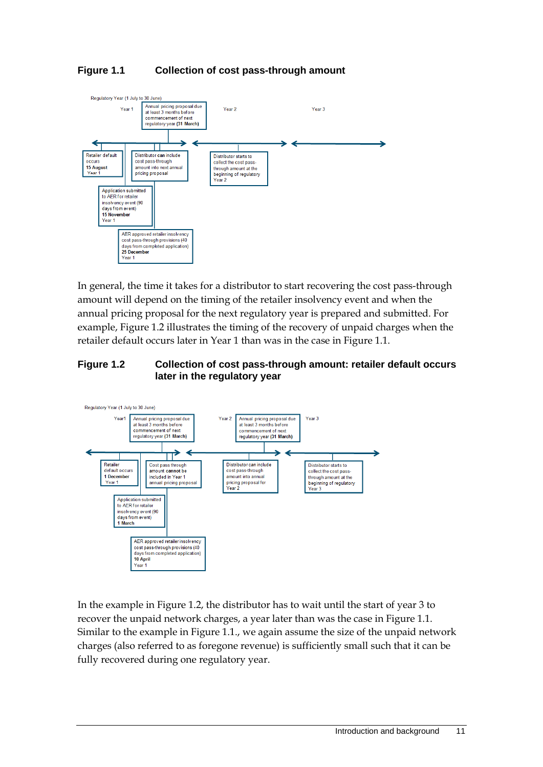**Figure 1.1 Collection of cost pass-through amount**

Regulatory Year (1 July to 30 June)

Year 1 | Annual pricing proposal due at least 3 months before commencement of next regulatory year (**31 March**) | Year 2 | Year 3

Retailer default occurs **15 August** Year 1

Distributor can include cost pass-through amount into next annual pricing proposal

Distributor starts to collect the cost pass-through amount at the beginning of regulatory Year 2

Application submitted to AER for retailer insolvency event (90 days from event) **15 November** Year 1

AER approved retailer insolvency cost pass-through provisions (40 days from completed application) **25 December** Year 1

In general, the time it takes for a distributor to start recovering the cost pass-through amount will depend on the timing of the retailer insolvency event and when the annual pricing proposal for the next regulatory year is prepared and submitted. For example, Figure 1.2 illustrates the timing of the recovery of unpaid charges when the retailer default occurs later in Year 1 than was in the case in Figure 1.1.

**Figure 1.2 Collection of cost pass-through amount: retailer default occurs later in the regulatory year**

Regulatory Year (1 July to 30 June)

Year1 | Annual pricing proposal due at least 3 months before commencement of next regulatory year (**31 March**) | Year 2 | Annual pricing proposal due at least 3 months before commencement of next regulatory year (**31 March**) | Year 3

Retailer default occurs **1 December** Year 1

Cost pass through amount **cannot** be included in Year 1 annual pricing proposal

Distributor can include cost pass-through amount into annual pricing proposal for Year 2

Distributor starts to collect the cost pass-through amount at the beginning of regulatory Year 3

Application submitted to AER for retailer insolvency event (90 days from event) **1 March**

AER approved retailer insolvency cost pass-through provisions (40 days from completed application) **10 April** Year 1

In the example in Figure 1.2, the distributor has to wait until the start of year 3 to recover the unpaid network charges, a year later than was the case in Figure 1.1. Similar to the example in Figure 1.1., we again assume the size of the unpaid network charges (also referred to as foregone revenue) is sufficiently small such that it can be fully recovered during one regulatory year.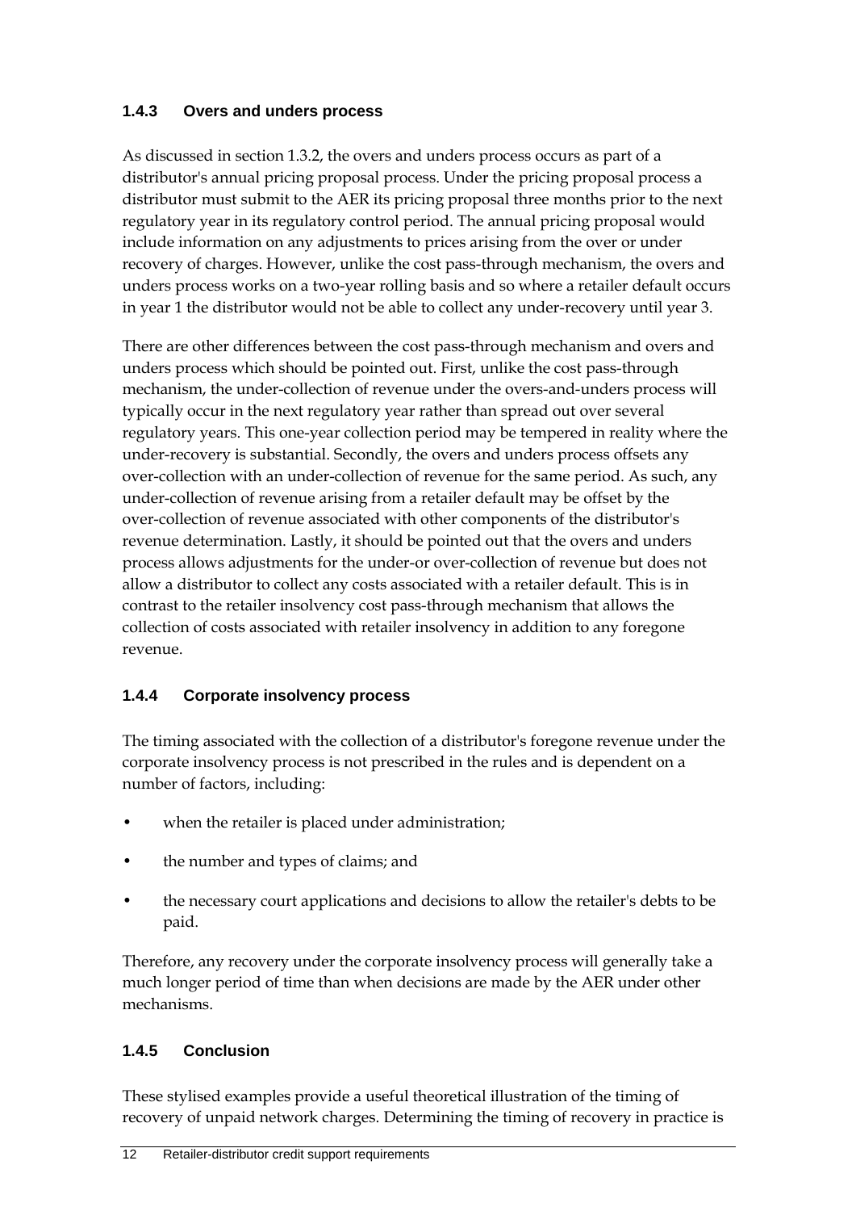### 1.4.3 Overs and unders process

As discussed in section 1.3.2, the overs and unders process occurs as part of a distributor's annual pricing proposal process. Under the pricing proposal process a distributor must submit to the AER its pricing proposal three months prior to the next regulatory year in its regulatory control period. The annual pricing proposal would include information on any adjustments to prices arising from the over or under recovery of charges. However, unlike the cost pass-through mechanism, the overs and unders process works on a two-year rolling basis and so where a retailer default occurs in year 1 the distributor would not be able to collect any under-recovery until year 3.

There are other differences between the cost pass-through mechanism and overs and unders process which should be pointed out. First, unlike the cost pass-through mechanism, the under-collection of revenue under the overs-and-unders process will typically occur in the next regulatory year rather than spread out over several regulatory years. This one-year collection period may be tempered in reality where the under-recovery is substantial. Secondly, the overs and unders process offsets any over-collection with an under-collection of revenue for the same period. As such, any under-collection of revenue arising from a retailer default may be offset by the over-collection of revenue associated with other components of the distributor's revenue determination. Lastly, it should be pointed out that the overs and unders process allows adjustments for the under-or over-collection of revenue but does not allow a distributor to collect any costs associated with a retailer default. This is in contrast to the retailer insolvency cost pass-through mechanism that allows the collection of costs associated with retailer insolvency in addition to any foregone revenue.

### 1.4.4 Corporate insolvency process

The timing associated with the collection of a distributor's foregone revenue under the corporate insolvency process is not prescribed in the rules and is dependent on a number of factors, including:

- when the retailer is placed under administration;
- the number and types of claims; and
- the necessary court applications and decisions to allow the retailer's debts to be paid.

Therefore, any recovery under the corporate insolvency process will generally take a much longer period of time than when decisions are made by the AER under other mechanisms.

### 1.4.5 Conclusion

These stylised examples provide a useful theoretical illustration of the timing of recovery of unpaid network charges. Determining the timing of recovery in practice is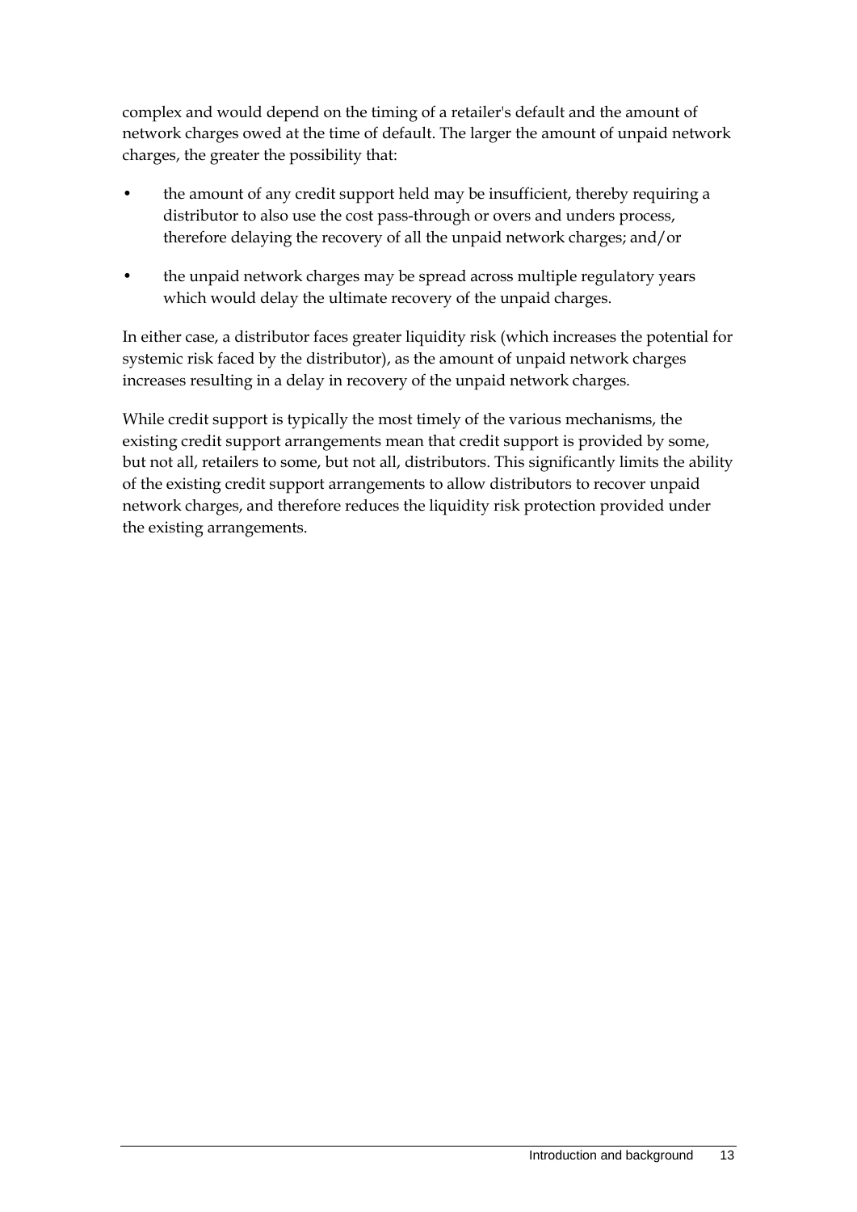complex and would depend on the timing of a retailer's default and the amount of network charges owed at the time of default. The larger the amount of unpaid network charges, the greater the possibility that:

- the amount of any credit support held may be insufficient, thereby requiring a distributor to also use the cost pass-through or overs and unders process, therefore delaying the recovery of all the unpaid network charges; and/or
- the unpaid network charges may be spread across multiple regulatory years which would delay the ultimate recovery of the unpaid charges.

In either case, a distributor faces greater liquidity risk (which increases the potential for systemic risk faced by the distributor), as the amount of unpaid network charges increases resulting in a delay in recovery of the unpaid network charges.

While credit support is typically the most timely of the various mechanisms, the existing credit support arrangements mean that credit support is provided by some, but not all, retailers to some, but not all, distributors. This significantly limits the ability of the existing credit support arrangements to allow distributors to recover unpaid network charges, and therefore reduces the liquidity risk protection provided under the existing arrangements.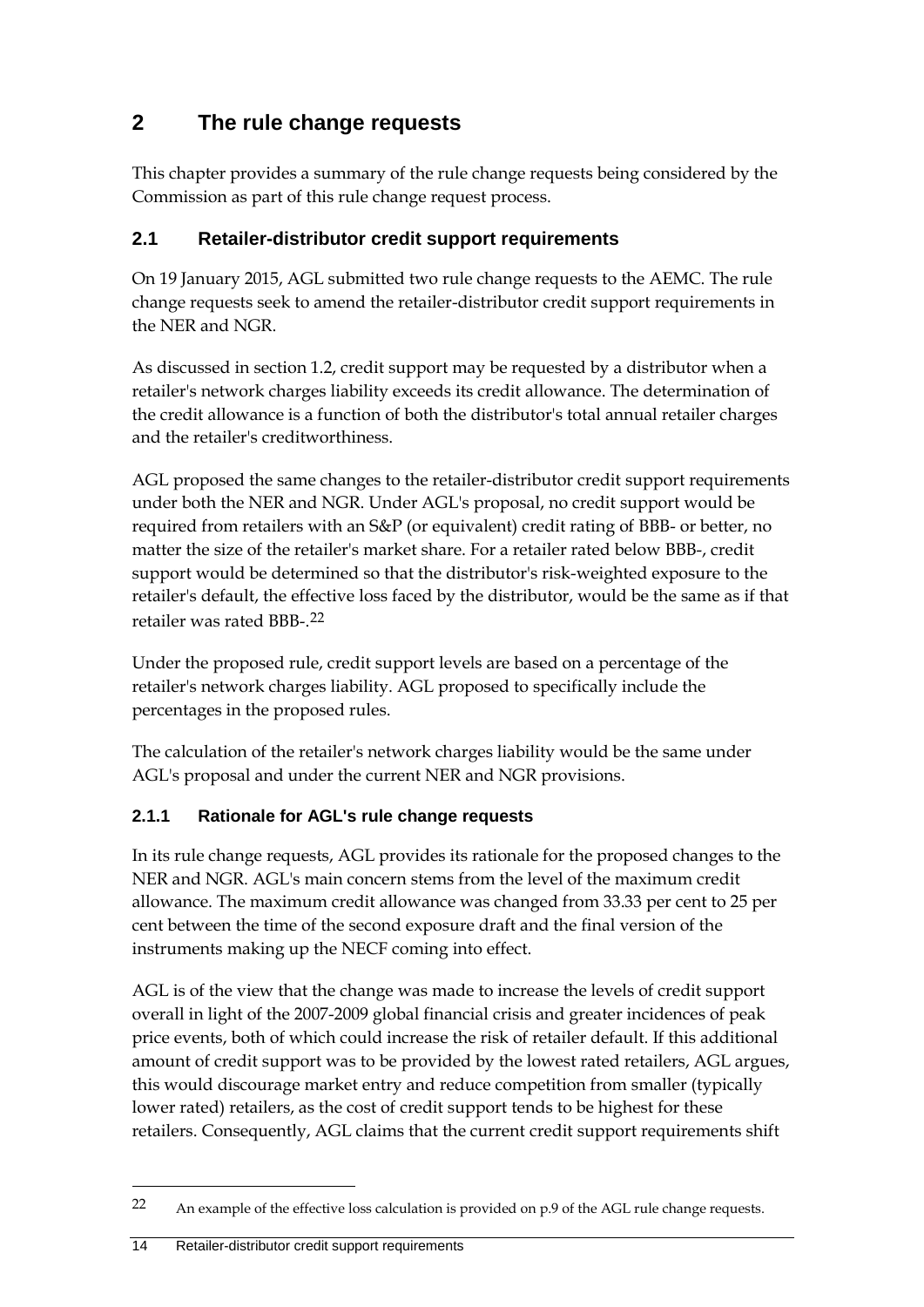# 2 The rule change requests

This chapter provides a summary of the rule change requests being considered by the Commission as part of this rule change request process.

## 2.1 Retailer-distributor credit support requirements

On 19 January 2015, AGL submitted two rule change requests to the AEMC. The rule change requests seek to amend the retailer-distributor credit support requirements in the NER and NGR.

As discussed in section 1.2, credit support may be requested by a distributor when a retailer's network charges liability exceeds its credit allowance. The determination of the credit allowance is a function of both the distributor's total annual retailer charges and the retailer's creditworthiness.

AGL proposed the same changes to the retailer-distributor credit support requirements under both the NER and NGR. Under AGL's proposal, no credit support would be required from retailers with an S&P (or equivalent) credit rating of BBB- or better, no matter the size of the retailer's market share. For a retailer rated below BBB-, credit support would be determined so that the distributor's risk-weighted exposure to the retailer's default, the effective loss faced by the distributor, would be the same as if that retailer was rated BBB-.[22]

Under the proposed rule, credit support levels are based on a percentage of the retailer's network charges liability. AGL proposed to specifically include the percentages in the proposed rules.

The calculation of the retailer's network charges liability would be the same under AGL's proposal and under the current NER and NGR provisions.

### 2.1.1 Rationale for AGL's rule change requests

In its rule change requests, AGL provides its rationale for the proposed changes to the NER and NGR. AGL's main concern stems from the level of the maximum credit allowance. The maximum credit allowance was changed from 33.33 per cent to 25 per cent between the time of the second exposure draft and the final version of the instruments making up the NECF coming into effect.

AGL is of the view that the change was made to increase the levels of credit support overall in light of the 2007-2009 global financial crisis and greater incidences of peak price events, both of which could increase the risk of retailer default. If this additional amount of credit support was to be provided by the lowest rated retailers, AGL argues, this would discourage market entry and reduce competition from smaller (typically lower rated) retailers, as the cost of credit support tends to be highest for these retailers. Consequently, AGL claims that the current credit support requirements shift

---

22 An example of the effective loss calculation is provided on p.9 of the AGL rule change requests.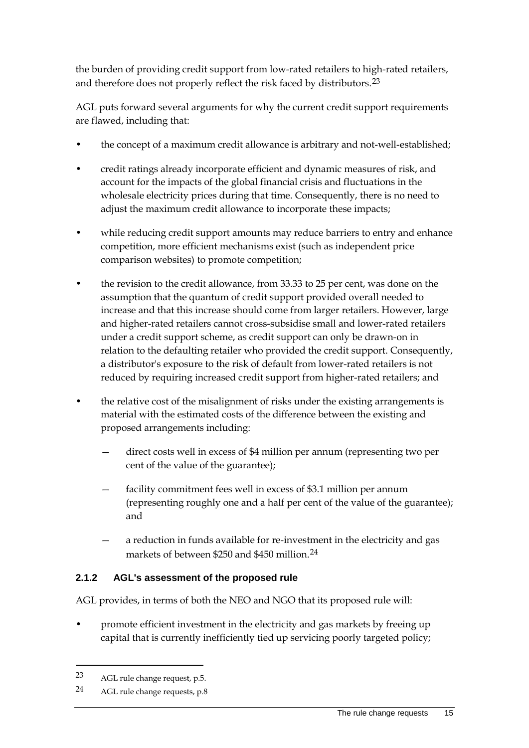the burden of providing credit support from low-rated retailers to high-rated retailers, and therefore does not properly reflect the risk faced by distributors.[23]

AGL puts forward several arguments for why the current credit support requirements are flawed, including that:

- the concept of a maximum credit allowance is arbitrary and not-well-established;
- credit ratings already incorporate efficient and dynamic measures of risk, and account for the impacts of the global financial crisis and fluctuations in the wholesale electricity prices during that time. Consequently, there is no need to adjust the maximum credit allowance to incorporate these impacts;
- while reducing credit support amounts may reduce barriers to entry and enhance competition, more efficient mechanisms exist (such as independent price comparison websites) to promote competition;
- the revision to the credit allowance, from 33.33 to 25 per cent, was done on the assumption that the quantum of credit support provided overall needed to increase and that this increase should come from larger retailers. However, large and higher-rated retailers cannot cross-subsidise small and lower-rated retailers under a credit support scheme, as credit support can only be drawn-on in relation to the defaulting retailer who provided the credit support. Consequently, a distributor's exposure to the risk of default from lower-rated retailers is not reduced by requiring increased credit support from higher-rated retailers; and
- the relative cost of the misalignment of risks under the existing arrangements is material with the estimated costs of the difference between the existing and proposed arrangements including:
  - direct costs well in excess of $4 million per annum (representing two per cent of the value of the guarantee);
  - facility commitment fees well in excess of $3.1 million per annum (representing roughly one and a half per cent of the value of the guarantee); and
  - a reduction in funds available for re-investment in the electricity and gas markets of between $250 and $450 million.[24]

### 2.1.2 AGL's assessment of the proposed rule

AGL provides, in terms of both the NEO and NGO that its proposed rule will:

- promote efficient investment in the electricity and gas markets by freeing up capital that is currently inefficiently tied up servicing poorly targeted policy;

---

23 AGL rule change request, p.5.

24 AGL rule change requests, p.8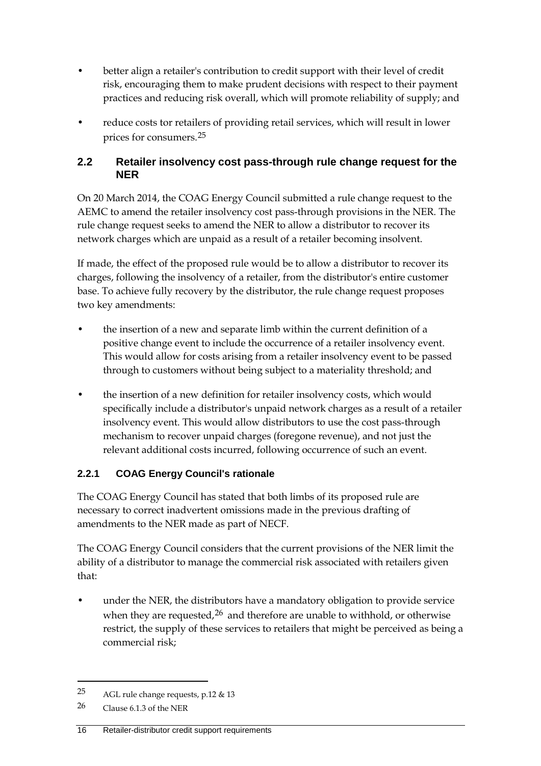- better align a retailer's contribution to credit support with their level of credit risk, encouraging them to make prudent decisions with respect to their payment practices and reducing risk overall, which will promote reliability of supply; and
- reduce costs tor retailers of providing retail services, which will result in lower prices for consumers.[25]

## 2.2 Retailer insolvency cost pass-through rule change request for the NER

On 20 March 2014, the COAG Energy Council submitted a rule change request to the AEMC to amend the retailer insolvency cost pass-through provisions in the NER. The rule change request seeks to amend the NER to allow a distributor to recover its network charges which are unpaid as a result of a retailer becoming insolvent.

If made, the effect of the proposed rule would be to allow a distributor to recover its charges, following the insolvency of a retailer, from the distributor's entire customer base. To achieve fully recovery by the distributor, the rule change request proposes two key amendments:

- the insertion of a new and separate limb within the current definition of a positive change event to include the occurrence of a retailer insolvency event. This would allow for costs arising from a retailer insolvency event to be passed through to customers without being subject to a materiality threshold; and
- the insertion of a new definition for retailer insolvency costs, which would specifically include a distributor's unpaid network charges as a result of a retailer insolvency event. This would allow distributors to use the cost pass-through mechanism to recover unpaid charges (foregone revenue), and not just the relevant additional costs incurred, following occurrence of such an event.

### 2.2.1 COAG Energy Council's rationale

The COAG Energy Council has stated that both limbs of its proposed rule are necessary to correct inadvertent omissions made in the previous drafting of amendments to the NER made as part of NECF.

The COAG Energy Council considers that the current provisions of the NER limit the ability of a distributor to manage the commercial risk associated with retailers given that:

- under the NER, the distributors have a mandatory obligation to provide service when they are requested,[26] and therefore are unable to withhold, or otherwise restrict, the supply of these services to retailers that might be perceived as being a commercial risk;

[25] AGL rule change requests, p.12 & 13

[26] Clause 6.1.3 of the NER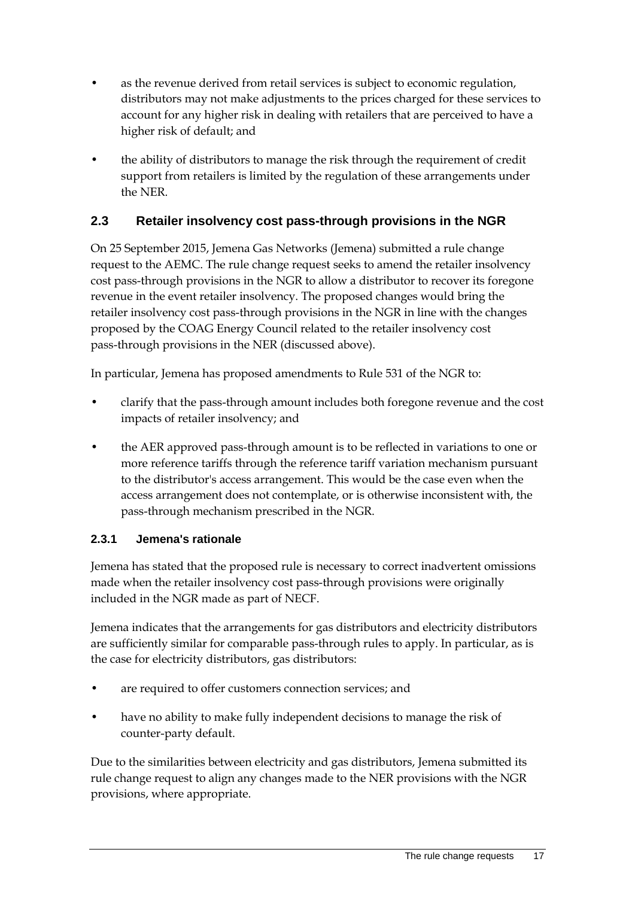- as the revenue derived from retail services is subject to economic regulation, distributors may not make adjustments to the prices charged for these services to account for any higher risk in dealing with retailers that are perceived to have a higher risk of default; and
- the ability of distributors to manage the risk through the requirement of credit support from retailers is limited by the regulation of these arrangements under the NER.

## 2.3 Retailer insolvency cost pass-through provisions in the NGR

On 25 September 2015, Jemena Gas Networks (Jemena) submitted a rule change request to the AEMC. The rule change request seeks to amend the retailer insolvency cost pass-through provisions in the NGR to allow a distributor to recover its foregone revenue in the event retailer insolvency. The proposed changes would bring the retailer insolvency cost pass-through provisions in the NGR in line with the changes proposed by the COAG Energy Council related to the retailer insolvency cost pass-through provisions in the NER (discussed above).

In particular, Jemena has proposed amendments to Rule 531 of the NGR to:

- clarify that the pass-through amount includes both foregone revenue and the cost impacts of retailer insolvency; and
- the AER approved pass-through amount is to be reflected in variations to one or more reference tariffs through the reference tariff variation mechanism pursuant to the distributor's access arrangement. This would be the case even when the access arrangement does not contemplate, or is otherwise inconsistent with, the pass-through mechanism prescribed in the NGR.

### 2.3.1 Jemena's rationale

Jemena has stated that the proposed rule is necessary to correct inadvertent omissions made when the retailer insolvency cost pass-through provisions were originally included in the NGR made as part of NECF.

Jemena indicates that the arrangements for gas distributors and electricity distributors are sufficiently similar for comparable pass-through rules to apply. In particular, as is the case for electricity distributors, gas distributors:

- are required to offer customers connection services; and
- have no ability to make fully independent decisions to manage the risk of counter-party default.

Due to the similarities between electricity and gas distributors, Jemena submitted its rule change request to align any changes made to the NER provisions with the NGR provisions, where appropriate.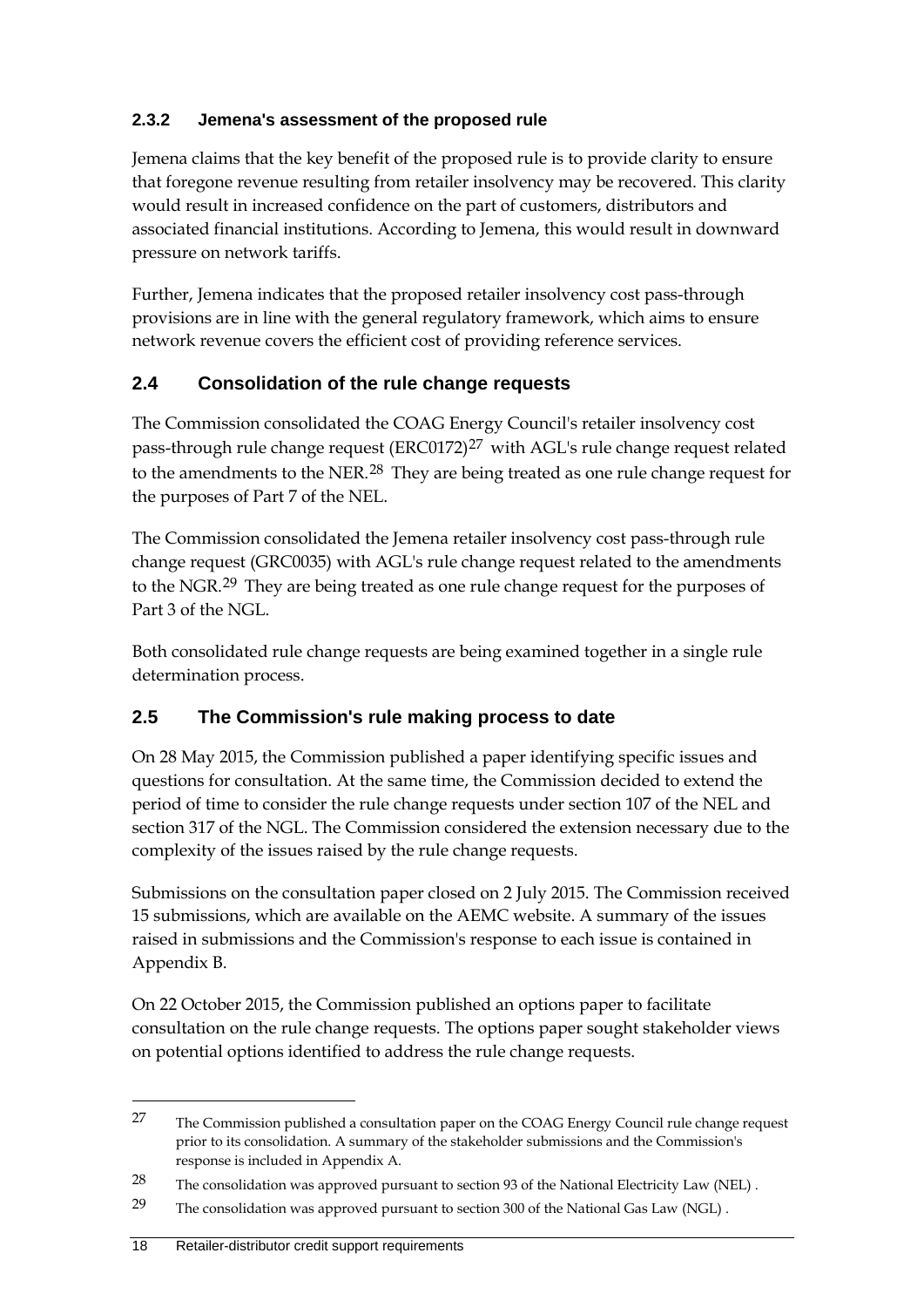### 2.3.2 Jemena's assessment of the proposed rule

Jemena claims that the key benefit of the proposed rule is to provide clarity to ensure that foregone revenue resulting from retailer insolvency may be recovered. This clarity would result in increased confidence on the part of customers, distributors and associated financial institutions. According to Jemena, this would result in downward pressure on network tariffs.

Further, Jemena indicates that the proposed retailer insolvency cost pass-through provisions are in line with the general regulatory framework, which aims to ensure network revenue covers the efficient cost of providing reference services.

## 2.4 Consolidation of the rule change requests

The Commission consolidated the COAG Energy Council's retailer insolvency cost pass-through rule change request (ERC0172)[27] with AGL's rule change request related to the amendments to the NER.[28] They are being treated as one rule change request for the purposes of Part 7 of the NEL.

The Commission consolidated the Jemena retailer insolvency cost pass-through rule change request (GRC0035) with AGL's rule change request related to the amendments to the NGR.[29] They are being treated as one rule change request for the purposes of Part 3 of the NGL.

Both consolidated rule change requests are being examined together in a single rule determination process.

## 2.5 The Commission's rule making process to date

On 28 May 2015, the Commission published a paper identifying specific issues and questions for consultation. At the same time, the Commission decided to extend the period of time to consider the rule change requests under section 107 of the NEL and section 317 of the NGL. The Commission considered the extension necessary due to the complexity of the issues raised by the rule change requests.

Submissions on the consultation paper closed on 2 July 2015. The Commission received 15 submissions, which are available on the AEMC website. A summary of the issues raised in submissions and the Commission's response to each issue is contained in Appendix B.

On 22 October 2015, the Commission published an options paper to facilitate consultation on the rule change requests. The options paper sought stakeholder views on potential options identified to address the rule change requests.

---

[27] The Commission published a consultation paper on the COAG Energy Council rule change request prior to its consolidation. A summary of the stakeholder submissions and the Commission's response is included in Appendix A.

[28] The consolidation was approved pursuant to section 93 of the National Electricity Law (NEL) .

[29] The consolidation was approved pursuant to section 300 of the National Gas Law (NGL) .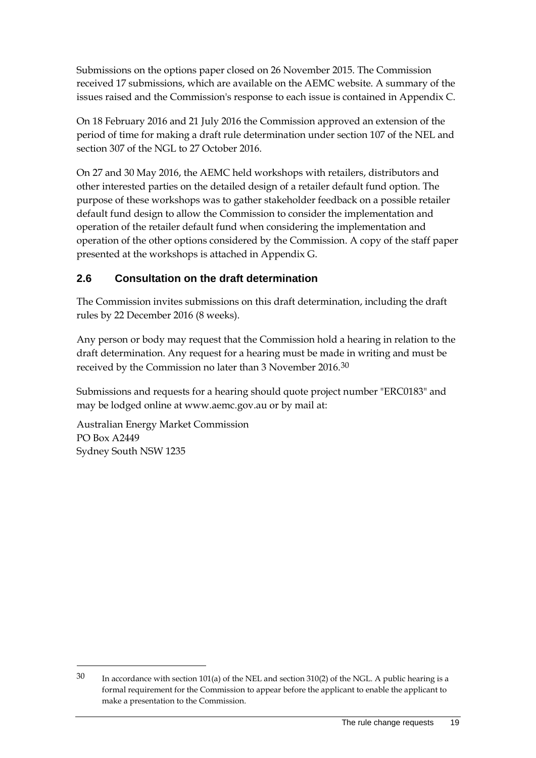Submissions on the options paper closed on 26 November 2015. The Commission received 17 submissions, which are available on the AEMC website. A summary of the issues raised and the Commission's response to each issue is contained in Appendix C.

On 18 February 2016 and 21 July 2016 the Commission approved an extension of the period of time for making a draft rule determination under section 107 of the NEL and section 307 of the NGL to 27 October 2016.

On 27 and 30 May 2016, the AEMC held workshops with retailers, distributors and other interested parties on the detailed design of a retailer default fund option. The purpose of these workshops was to gather stakeholder feedback on a possible retailer default fund design to allow the Commission to consider the implementation and operation of the retailer default fund when considering the implementation and operation of the other options considered by the Commission. A copy of the staff paper presented at the workshops is attached in Appendix G.

## 2.6 Consultation on the draft determination

The Commission invites submissions on this draft determination, including the draft rules by 22 December 2016 (8 weeks).

Any person or body may request that the Commission hold a hearing in relation to the draft determination. Any request for a hearing must be made in writing and must be received by the Commission no later than 3 November 2016.[30]

Submissions and requests for a hearing should quote project number "ERC0183" and may be lodged online at www.aemc.gov.au or by mail at:

Australian Energy Market Commission
PO Box A2449
Sydney South NSW 1235

---

[30] In accordance with section 101(a) of the NEL and section 310(2) of the NGL. A public hearing is a formal requirement for the Commission to appear before the applicant to enable the applicant to make a presentation to the Commission.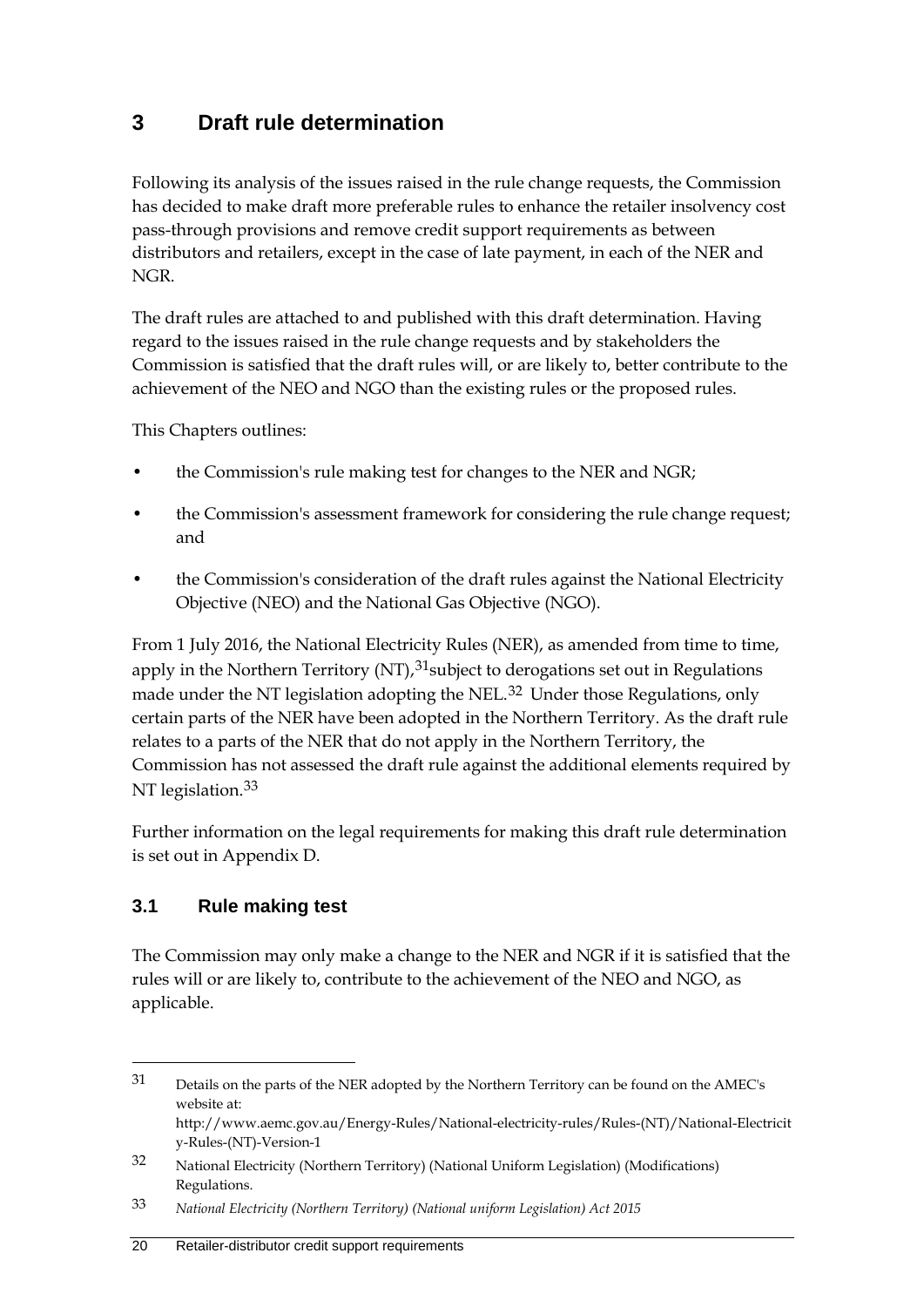# 3 Draft rule determination

Following its analysis of the issues raised in the rule change requests, the Commission has decided to make draft more preferable rules to enhance the retailer insolvency cost pass-through provisions and remove credit support requirements as between distributors and retailers, except in the case of late payment, in each of the NER and NGR.

The draft rules are attached to and published with this draft determination. Having regard to the issues raised in the rule change requests and by stakeholders the Commission is satisfied that the draft rules will, or are likely to, better contribute to the achievement of the NEO and NGO than the existing rules or the proposed rules.

This Chapters outlines:

- the Commission's rule making test for changes to the NER and NGR;
- the Commission's assessment framework for considering the rule change request; and
- the Commission's consideration of the draft rules against the National Electricity Objective (NEO) and the National Gas Objective (NGO).

From 1 July 2016, the National Electricity Rules (NER), as amended from time to time, apply in the Northern Territory (NT),[31]subject to derogations set out in Regulations made under the NT legislation adopting the NEL.[32] Under those Regulations, only certain parts of the NER have been adopted in the Northern Territory. As the draft rule relates to a parts of the NER that do not apply in the Northern Territory, the Commission has not assessed the draft rule against the additional elements required by NT legislation.[33]

Further information on the legal requirements for making this draft rule determination is set out in Appendix D.

## 3.1 Rule making test

The Commission may only make a change to the NER and NGR if it is satisfied that the rules will or are likely to, contribute to the achievement of the NEO and NGO, as applicable.

---

31 Details on the parts of the NER adopted by the Northern Territory can be found on the AMEC's website at: http://www.aemc.gov.au/Energy-Rules/National-electricity-rules/Rules-(NT)/National-Electricity-Rules-(NT)-Version-1

32 National Electricity (Northern Territory) (National Uniform Legislation) (Modifications) Regulations.

33 *National Electricity (Northern Territory) (National uniform Legislation) Act 2015*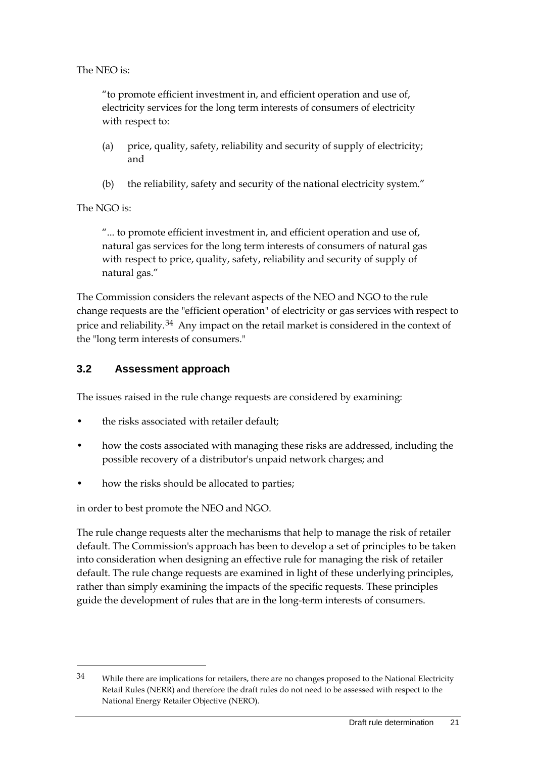The NEO is:

> "to promote efficient investment in, and efficient operation and use of, electricity services for the long term interests of consumers of electricity with respect to:
>
> (a) price, quality, safety, reliability and security of supply of electricity; and
>
> (b) the reliability, safety and security of the national electricity system."

The NGO is:

> "... to promote efficient investment in, and efficient operation and use of, natural gas services for the long term interests of consumers of natural gas with respect to price, quality, safety, reliability and security of supply of natural gas."

The Commission considers the relevant aspects of the NEO and NGO to the rule change requests are the "efficient operation" of electricity or gas services with respect to price and reliability.[34] Any impact on the retail market is considered in the context of the "long term interests of consumers."

## 3.2 Assessment approach

The issues raised in the rule change requests are considered by examining:

- the risks associated with retailer default;
- how the costs associated with managing these risks are addressed, including the possible recovery of a distributor's unpaid network charges; and
- how the risks should be allocated to parties;

in order to best promote the NEO and NGO.

The rule change requests alter the mechanisms that help to manage the risk of retailer default. The Commission's approach has been to develop a set of principles to be taken into consideration when designing an effective rule for managing the risk of retailer default. The rule change requests are examined in light of these underlying principles, rather than simply examining the impacts of the specific requests. These principles guide the development of rules that are in the long-term interests of consumers.

---

34 While there are implications for retailers, there are no changes proposed to the National Electricity Retail Rules (NERR) and therefore the draft rules do not need to be assessed with respect to the National Energy Retailer Objective (NERO).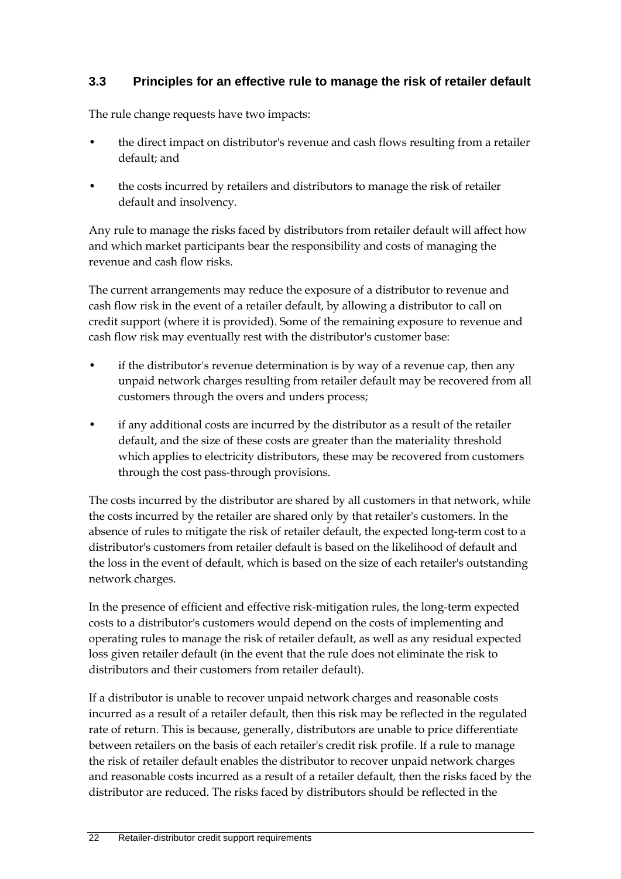## 3.3 Principles for an effective rule to manage the risk of retailer default

The rule change requests have two impacts:

- the direct impact on distributor's revenue and cash flows resulting from a retailer default; and
- the costs incurred by retailers and distributors to manage the risk of retailer default and insolvency.

Any rule to manage the risks faced by distributors from retailer default will affect how and which market participants bear the responsibility and costs of managing the revenue and cash flow risks.

The current arrangements may reduce the exposure of a distributor to revenue and cash flow risk in the event of a retailer default, by allowing a distributor to call on credit support (where it is provided). Some of the remaining exposure to revenue and cash flow risk may eventually rest with the distributor's customer base:

- if the distributor's revenue determination is by way of a revenue cap, then any unpaid network charges resulting from retailer default may be recovered from all customers through the overs and unders process;
- if any additional costs are incurred by the distributor as a result of the retailer default, and the size of these costs are greater than the materiality threshold which applies to electricity distributors, these may be recovered from customers through the cost pass-through provisions.

The costs incurred by the distributor are shared by all customers in that network, while the costs incurred by the retailer are shared only by that retailer's customers. In the absence of rules to mitigate the risk of retailer default, the expected long-term cost to a distributor's customers from retailer default is based on the likelihood of default and the loss in the event of default, which is based on the size of each retailer's outstanding network charges.

In the presence of efficient and effective risk-mitigation rules, the long-term expected costs to a distributor's customers would depend on the costs of implementing and operating rules to manage the risk of retailer default, as well as any residual expected loss given retailer default (in the event that the rule does not eliminate the risk to distributors and their customers from retailer default).

If a distributor is unable to recover unpaid network charges and reasonable costs incurred as a result of a retailer default, then this risk may be reflected in the regulated rate of return. This is because, generally, distributors are unable to price differentiate between retailers on the basis of each retailer's credit risk profile. If a rule to manage the risk of retailer default enables the distributor to recover unpaid network charges and reasonable costs incurred as a result of a retailer default, then the risks faced by the distributor are reduced. The risks faced by distributors should be reflected in the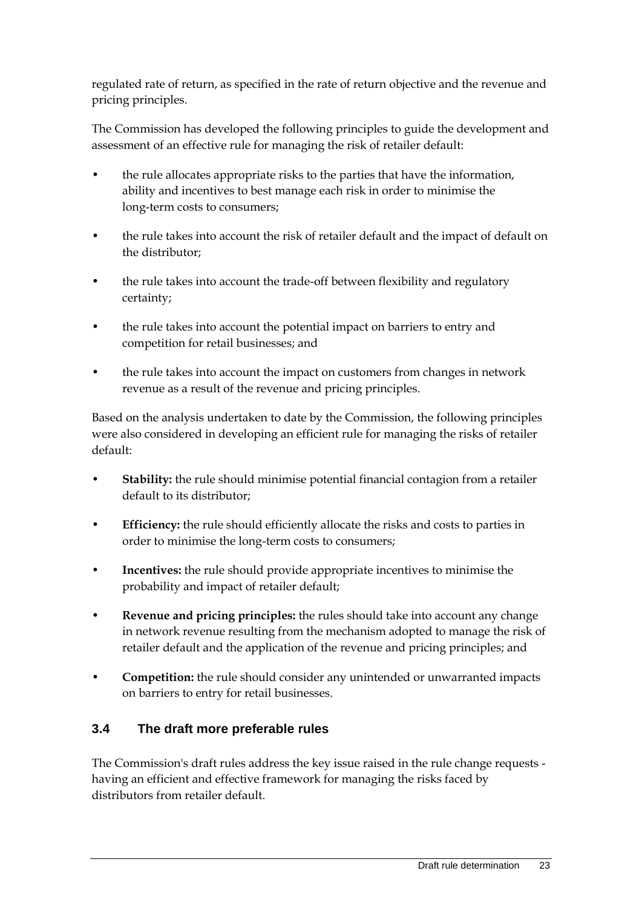regulated rate of return, as specified in the rate of return objective and the revenue and pricing principles.

The Commission has developed the following principles to guide the development and assessment of an effective rule for managing the risk of retailer default:

- the rule allocates appropriate risks to the parties that have the information, ability and incentives to best manage each risk in order to minimise the long-term costs to consumers;
- the rule takes into account the risk of retailer default and the impact of default on the distributor;
- the rule takes into account the trade-off between flexibility and regulatory certainty;
- the rule takes into account the potential impact on barriers to entry and competition for retail businesses; and
- the rule takes into account the impact on customers from changes in network revenue as a result of the revenue and pricing principles.

Based on the analysis undertaken to date by the Commission, the following principles were also considered in developing an efficient rule for managing the risks of retailer default:

- **Stability:** the rule should minimise potential financial contagion from a retailer default to its distributor;
- **Efficiency:** the rule should efficiently allocate the risks and costs to parties in order to minimise the long-term costs to consumers;
- **Incentives:** the rule should provide appropriate incentives to minimise the probability and impact of retailer default;
- **Revenue and pricing principles:** the rules should take into account any change in network revenue resulting from the mechanism adopted to manage the risk of retailer default and the application of the revenue and pricing principles; and
- **Competition:** the rule should consider any unintended or unwarranted impacts on barriers to entry for retail businesses.

### 3.4 The draft more preferable rules

The Commission's draft rules address the key issue raised in the rule change requests - having an efficient and effective framework for managing the risks faced by distributors from retailer default.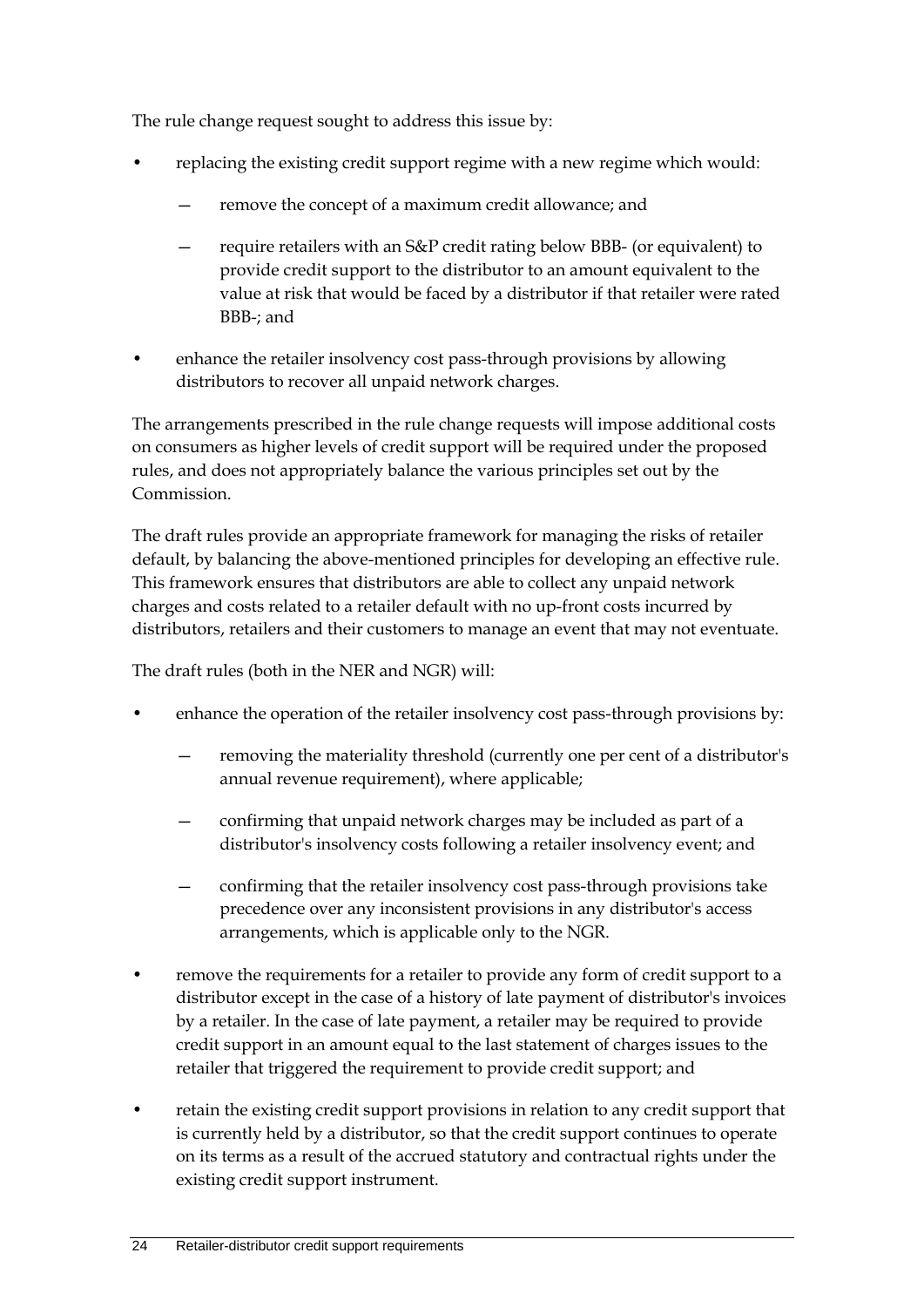The rule change request sought to address this issue by:

- replacing the existing credit support regime with a new regime which would:
  - remove the concept of a maximum credit allowance; and
  - require retailers with an S&P credit rating below BBB- (or equivalent) to provide credit support to the distributor to an amount equivalent to the value at risk that would be faced by a distributor if that retailer were rated BBB-; and
- enhance the retailer insolvency cost pass-through provisions by allowing distributors to recover all unpaid network charges.

The arrangements prescribed in the rule change requests will impose additional costs on consumers as higher levels of credit support will be required under the proposed rules, and does not appropriately balance the various principles set out by the Commission.

The draft rules provide an appropriate framework for managing the risks of retailer default, by balancing the above-mentioned principles for developing an effective rule. This framework ensures that distributors are able to collect any unpaid network charges and costs related to a retailer default with no up-front costs incurred by distributors, retailers and their customers to manage an event that may not eventuate.

The draft rules (both in the NER and NGR) will:

- enhance the operation of the retailer insolvency cost pass-through provisions by:
  - removing the materiality threshold (currently one per cent of a distributor's annual revenue requirement), where applicable;
  - confirming that unpaid network charges may be included as part of a distributor's insolvency costs following a retailer insolvency event; and
  - confirming that the retailer insolvency cost pass-through provisions take precedence over any inconsistent provisions in any distributor's access arrangements, which is applicable only to the NGR.
- remove the requirements for a retailer to provide any form of credit support to a distributor except in the case of a history of late payment of distributor's invoices by a retailer. In the case of late payment, a retailer may be required to provide credit support in an amount equal to the last statement of charges issues to the retailer that triggered the requirement to provide credit support; and
- retain the existing credit support provisions in relation to any credit support that is currently held by a distributor, so that the credit support continues to operate on its terms as a result of the accrued statutory and contractual rights under the existing credit support instrument.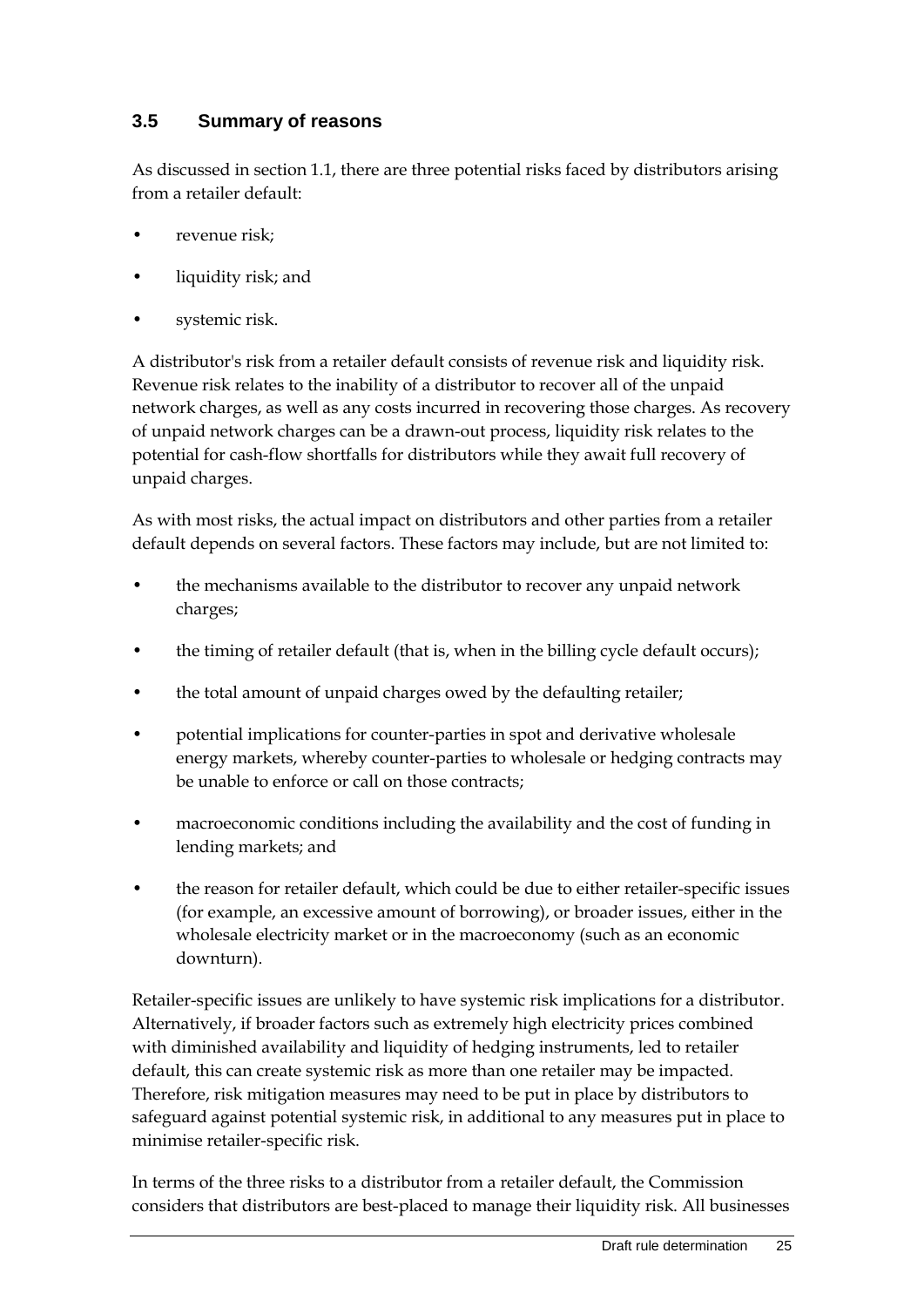### 3.5 Summary of reasons

As discussed in section 1.1, there are three potential risks faced by distributors arising from a retailer default:

- revenue risk;
- liquidity risk; and
- systemic risk.

A distributor's risk from a retailer default consists of revenue risk and liquidity risk. Revenue risk relates to the inability of a distributor to recover all of the unpaid network charges, as well as any costs incurred in recovering those charges. As recovery of unpaid network charges can be a drawn-out process, liquidity risk relates to the potential for cash-flow shortfalls for distributors while they await full recovery of unpaid charges.

As with most risks, the actual impact on distributors and other parties from a retailer default depends on several factors. These factors may include, but are not limited to:

- the mechanisms available to the distributor to recover any unpaid network charges;
- the timing of retailer default (that is, when in the billing cycle default occurs);
- the total amount of unpaid charges owed by the defaulting retailer;
- potential implications for counter-parties in spot and derivative wholesale energy markets, whereby counter-parties to wholesale or hedging contracts may be unable to enforce or call on those contracts;
- macroeconomic conditions including the availability and the cost of funding in lending markets; and
- the reason for retailer default, which could be due to either retailer-specific issues (for example, an excessive amount of borrowing), or broader issues, either in the wholesale electricity market or in the macroeconomy (such as an economic downturn).

Retailer-specific issues are unlikely to have systemic risk implications for a distributor. Alternatively, if broader factors such as extremely high electricity prices combined with diminished availability and liquidity of hedging instruments, led to retailer default, this can create systemic risk as more than one retailer may be impacted. Therefore, risk mitigation measures may need to be put in place by distributors to safeguard against potential systemic risk, in additional to any measures put in place to minimise retailer-specific risk.

In terms of the three risks to a distributor from a retailer default, the Commission considers that distributors are best-placed to manage their liquidity risk. All businesses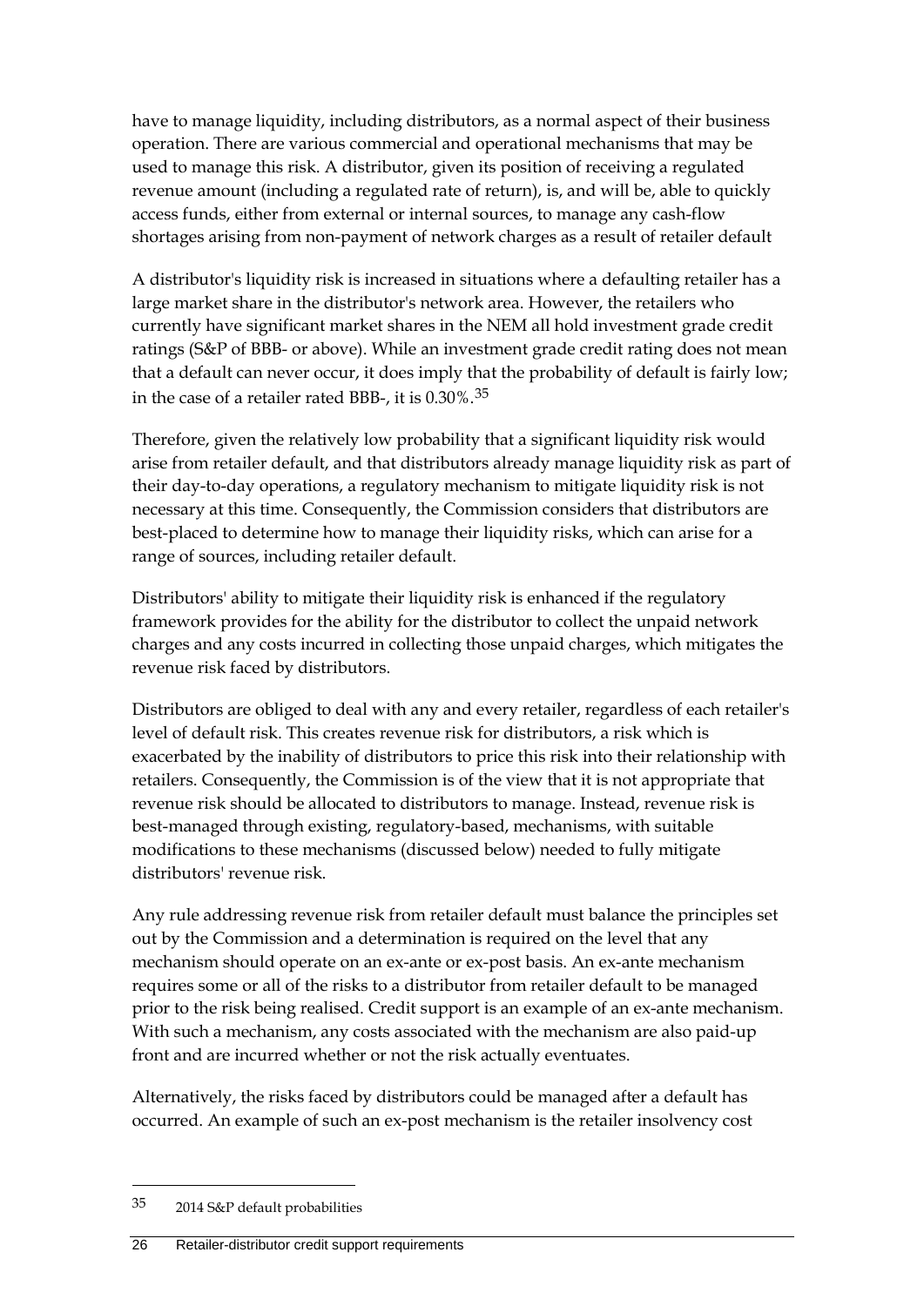have to manage liquidity, including distributors, as a normal aspect of their business operation. There are various commercial and operational mechanisms that may be used to manage this risk. A distributor, given its position of receiving a regulated revenue amount (including a regulated rate of return), is, and will be, able to quickly access funds, either from external or internal sources, to manage any cash-flow shortages arising from non-payment of network charges as a result of retailer default

A distributor's liquidity risk is increased in situations where a defaulting retailer has a large market share in the distributor's network area. However, the retailers who currently have significant market shares in the NEM all hold investment grade credit ratings (S&P of BBB- or above). While an investment grade credit rating does not mean that a default can never occur, it does imply that the probability of default is fairly low; in the case of a retailer rated BBB-, it is 0.30%.[35]

Therefore, given the relatively low probability that a significant liquidity risk would arise from retailer default, and that distributors already manage liquidity risk as part of their day-to-day operations, a regulatory mechanism to mitigate liquidity risk is not necessary at this time. Consequently, the Commission considers that distributors are best-placed to determine how to manage their liquidity risks, which can arise for a range of sources, including retailer default.

Distributors' ability to mitigate their liquidity risk is enhanced if the regulatory framework provides for the ability for the distributor to collect the unpaid network charges and any costs incurred in collecting those unpaid charges, which mitigates the revenue risk faced by distributors.

Distributors are obliged to deal with any and every retailer, regardless of each retailer's level of default risk. This creates revenue risk for distributors, a risk which is exacerbated by the inability of distributors to price this risk into their relationship with retailers. Consequently, the Commission is of the view that it is not appropriate that revenue risk should be allocated to distributors to manage. Instead, revenue risk is best-managed through existing, regulatory-based, mechanisms, with suitable modifications to these mechanisms (discussed below) needed to fully mitigate distributors' revenue risk.

Any rule addressing revenue risk from retailer default must balance the principles set out by the Commission and a determination is required on the level that any mechanism should operate on an ex-ante or ex-post basis. An ex-ante mechanism requires some or all of the risks to a distributor from retailer default to be managed prior to the risk being realised. Credit support is an example of an ex-ante mechanism. With such a mechanism, any costs associated with the mechanism are also paid-up front and are incurred whether or not the risk actually eventuates.

Alternatively, the risks faced by distributors could be managed after a default has occurred. An example of such an ex-post mechanism is the retailer insolvency cost

[35] 2014 S&P default probabilities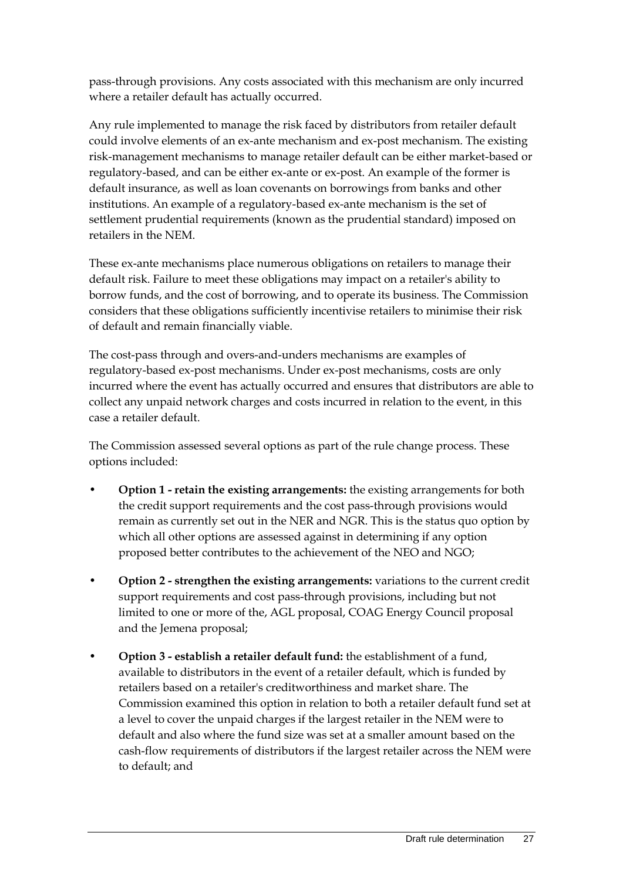pass-through provisions. Any costs associated with this mechanism are only incurred where a retailer default has actually occurred.

Any rule implemented to manage the risk faced by distributors from retailer default could involve elements of an ex-ante mechanism and ex-post mechanism. The existing risk-management mechanisms to manage retailer default can be either market-based or regulatory-based, and can be either ex-ante or ex-post. An example of the former is default insurance, as well as loan covenants on borrowings from banks and other institutions. An example of a regulatory-based ex-ante mechanism is the set of settlement prudential requirements (known as the prudential standard) imposed on retailers in the NEM.

These ex-ante mechanisms place numerous obligations on retailers to manage their default risk. Failure to meet these obligations may impact on a retailer's ability to borrow funds, and the cost of borrowing, and to operate its business. The Commission considers that these obligations sufficiently incentivise retailers to minimise their risk of default and remain financially viable.

The cost-pass through and overs-and-unders mechanisms are examples of regulatory-based ex-post mechanisms. Under ex-post mechanisms, costs are only incurred where the event has actually occurred and ensures that distributors are able to collect any unpaid network charges and costs incurred in relation to the event, in this case a retailer default.

The Commission assessed several options as part of the rule change process. These options included:

- **Option 1 - retain the existing arrangements:** the existing arrangements for both the credit support requirements and the cost pass-through provisions would remain as currently set out in the NER and NGR. This is the status quo option by which all other options are assessed against in determining if any option proposed better contributes to the achievement of the NEO and NGO;
- **Option 2 - strengthen the existing arrangements:** variations to the current credit support requirements and cost pass-through provisions, including but not limited to one or more of the, AGL proposal, COAG Energy Council proposal and the Jemena proposal;
- **Option 3 - establish a retailer default fund:** the establishment of a fund, available to distributors in the event of a retailer default, which is funded by retailers based on a retailer's creditworthiness and market share. The Commission examined this option in relation to both a retailer default fund set at a level to cover the unpaid charges if the largest retailer in the NEM were to default and also where the fund size was set at a smaller amount based on the cash-flow requirements of distributors if the largest retailer across the NEM were to default; and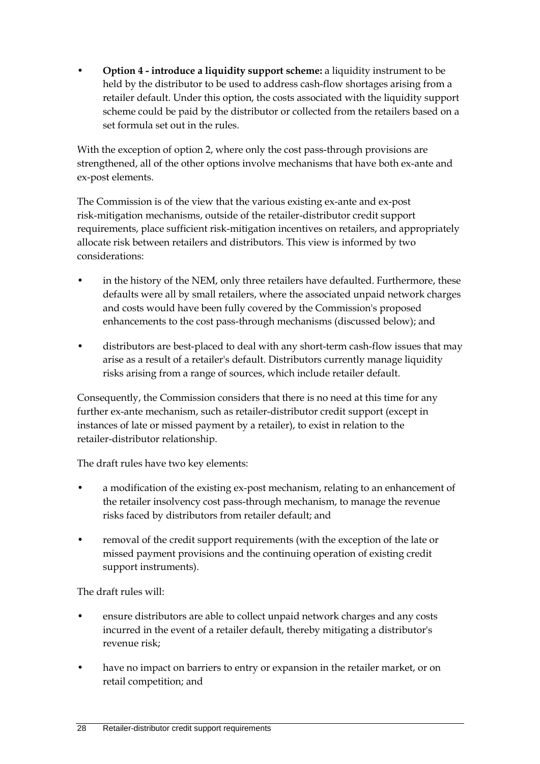- **Option 4 - introduce a liquidity support scheme:** a liquidity instrument to be held by the distributor to be used to address cash-flow shortages arising from a retailer default. Under this option, the costs associated with the liquidity support scheme could be paid by the distributor or collected from the retailers based on a set formula set out in the rules.

With the exception of option 2, where only the cost pass-through provisions are strengthened, all of the other options involve mechanisms that have both ex-ante and ex-post elements.

The Commission is of the view that the various existing ex-ante and ex-post risk-mitigation mechanisms, outside of the retailer-distributor credit support requirements, place sufficient risk-mitigation incentives on retailers, and appropriately allocate risk between retailers and distributors. This view is informed by two considerations:

- in the history of the NEM, only three retailers have defaulted. Furthermore, these defaults were all by small retailers, where the associated unpaid network charges and costs would have been fully covered by the Commission's proposed enhancements to the cost pass-through mechanisms (discussed below); and
- distributors are best-placed to deal with any short-term cash-flow issues that may arise as a result of a retailer's default. Distributors currently manage liquidity risks arising from a range of sources, which include retailer default.

Consequently, the Commission considers that there is no need at this time for any further ex-ante mechanism, such as retailer-distributor credit support (except in instances of late or missed payment by a retailer), to exist in relation to the retailer-distributor relationship.

The draft rules have two key elements:

- a modification of the existing ex-post mechanism, relating to an enhancement of the retailer insolvency cost pass-through mechanism, to manage the revenue risks faced by distributors from retailer default; and
- removal of the credit support requirements (with the exception of the late or missed payment provisions and the continuing operation of existing credit support instruments).

The draft rules will:

- ensure distributors are able to collect unpaid network charges and any costs incurred in the event of a retailer default, thereby mitigating a distributor's revenue risk;
- have no impact on barriers to entry or expansion in the retailer market, or on retail competition; and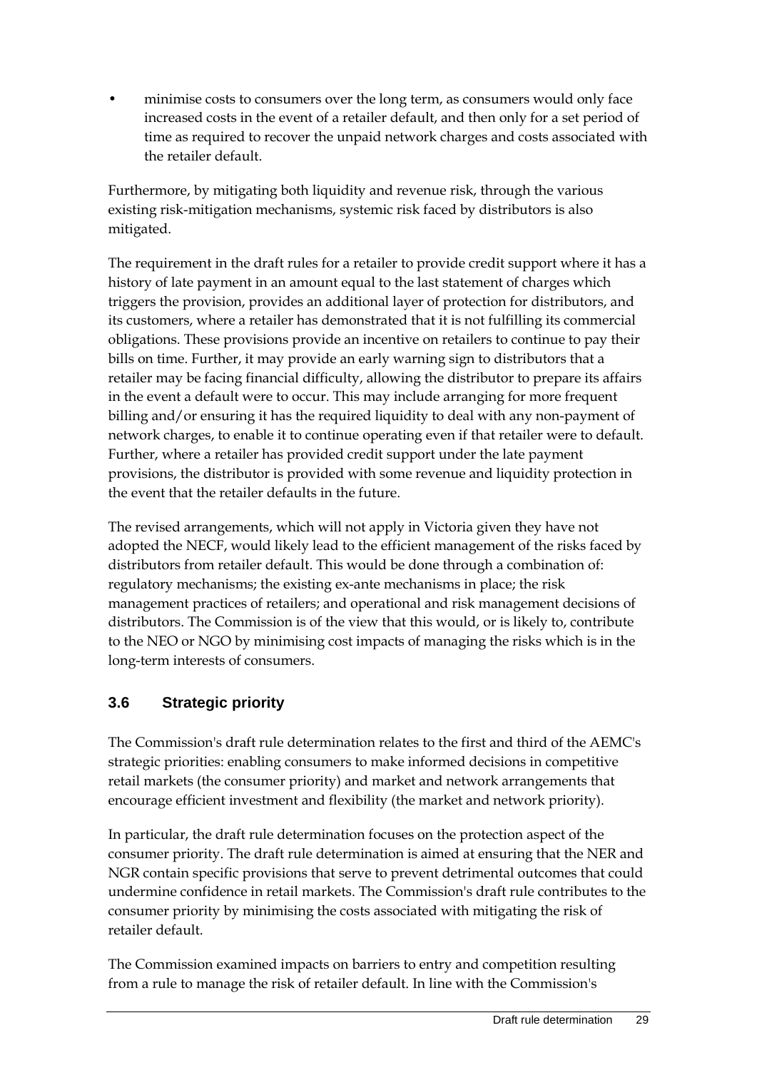- minimise costs to consumers over the long term, as consumers would only face increased costs in the event of a retailer default, and then only for a set period of time as required to recover the unpaid network charges and costs associated with the retailer default.

Furthermore, by mitigating both liquidity and revenue risk, through the various existing risk-mitigation mechanisms, systemic risk faced by distributors is also mitigated.

The requirement in the draft rules for a retailer to provide credit support where it has a history of late payment in an amount equal to the last statement of charges which triggers the provision, provides an additional layer of protection for distributors, and its customers, where a retailer has demonstrated that it is not fulfilling its commercial obligations. These provisions provide an incentive on retailers to continue to pay their bills on time. Further, it may provide an early warning sign to distributors that a retailer may be facing financial difficulty, allowing the distributor to prepare its affairs in the event a default were to occur. This may include arranging for more frequent billing and/or ensuring it has the required liquidity to deal with any non-payment of network charges, to enable it to continue operating even if that retailer were to default. Further, where a retailer has provided credit support under the late payment provisions, the distributor is provided with some revenue and liquidity protection in the event that the retailer defaults in the future.

The revised arrangements, which will not apply in Victoria given they have not adopted the NECF, would likely lead to the efficient management of the risks faced by distributors from retailer default. This would be done through a combination of: regulatory mechanisms; the existing ex-ante mechanisms in place; the risk management practices of retailers; and operational and risk management decisions of distributors. The Commission is of the view that this would, or is likely to, contribute to the NEO or NGO by minimising cost impacts of managing the risks which is in the long-term interests of consumers.

## 3.6 Strategic priority

The Commission's draft rule determination relates to the first and third of the AEMC's strategic priorities: enabling consumers to make informed decisions in competitive retail markets (the consumer priority) and market and network arrangements that encourage efficient investment and flexibility (the market and network priority).

In particular, the draft rule determination focuses on the protection aspect of the consumer priority. The draft rule determination is aimed at ensuring that the NER and NGR contain specific provisions that serve to prevent detrimental outcomes that could undermine confidence in retail markets. The Commission's draft rule contributes to the consumer priority by minimising the costs associated with mitigating the risk of retailer default.

The Commission examined impacts on barriers to entry and competition resulting from a rule to manage the risk of retailer default. In line with the Commission's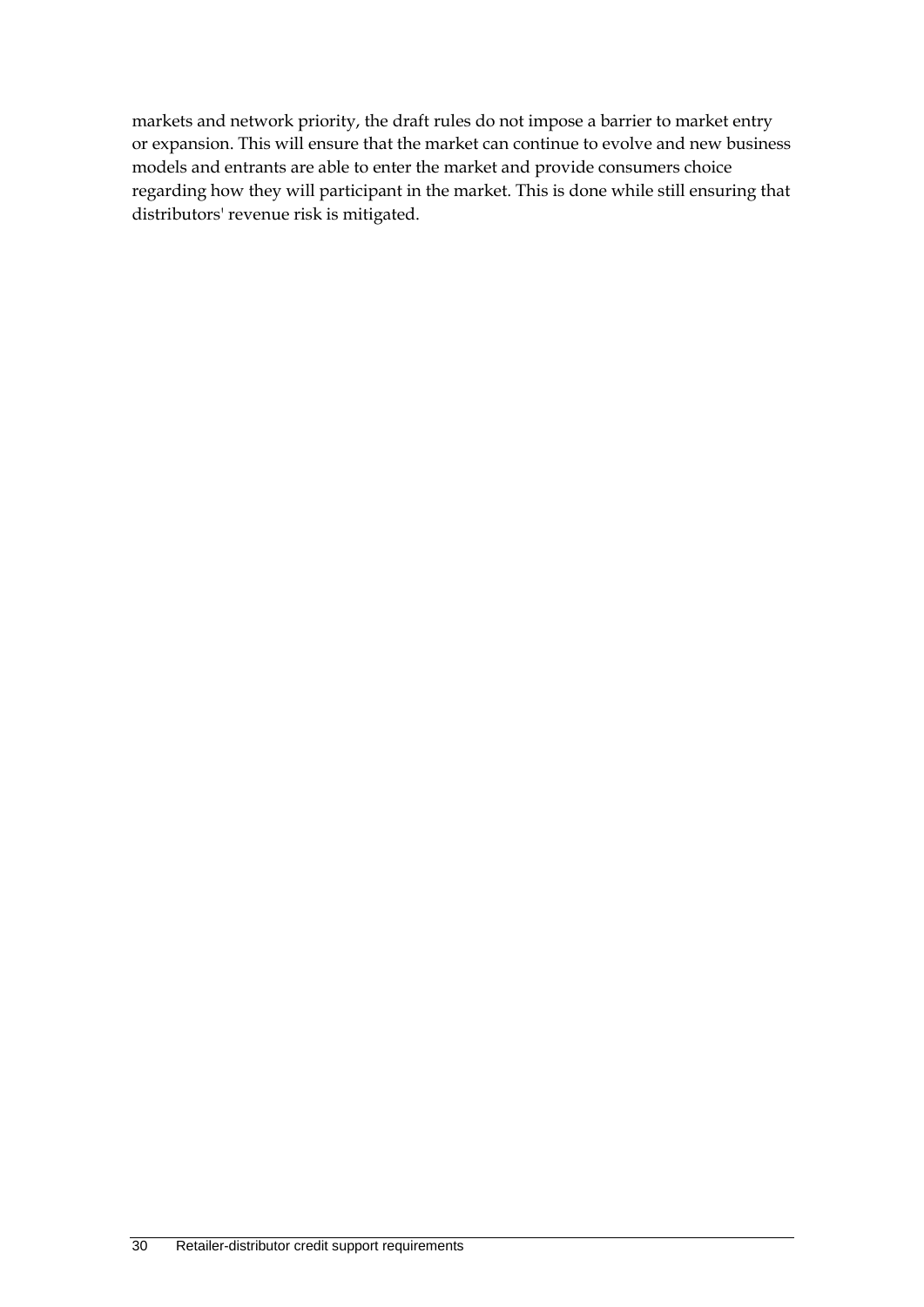markets and network priority, the draft rules do not impose a barrier to market entry or expansion. This will ensure that the market can continue to evolve and new business models and entrants are able to enter the market and provide consumers choice regarding how they will participant in the market. This is done while still ensuring that distributors' revenue risk is mitigated.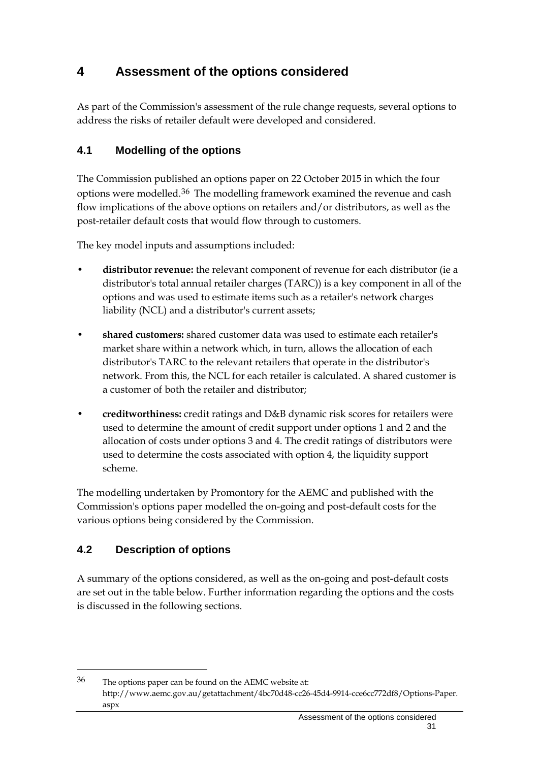# 4 Assessment of the options considered

As part of the Commission's assessment of the rule change requests, several options to address the risks of retailer default were developed and considered.

## 4.1 Modelling of the options

The Commission published an options paper on 22 October 2015 in which the four options were modelled.[36] The modelling framework examined the revenue and cash flow implications of the above options on retailers and/or distributors, as well as the post-retailer default costs that would flow through to customers.

The key model inputs and assumptions included:

- **distributor revenue:** the relevant component of revenue for each distributor (ie a distributor's total annual retailer charges (TARC)) is a key component in all of the options and was used to estimate items such as a retailer's network charges liability (NCL) and a distributor's current assets;
- **shared customers:** shared customer data was used to estimate each retailer's market share within a network which, in turn, allows the allocation of each distributor's TARC to the relevant retailers that operate in the distributor's network. From this, the NCL for each retailer is calculated. A shared customer is a customer of both the retailer and distributor;
- **creditworthiness:** credit ratings and D&B dynamic risk scores for retailers were used to determine the amount of credit support under options 1 and 2 and the allocation of costs under options 3 and 4. The credit ratings of distributors were used to determine the costs associated with option 4, the liquidity support scheme.

The modelling undertaken by Promontory for the AEMC and published with the Commission's options paper modelled the on-going and post-default costs for the various options being considered by the Commission.

## 4.2 Description of options

A summary of the options considered, as well as the on-going and post-default costs are set out in the table below. Further information regarding the options and the costs is discussed in the following sections.

---

36 The options paper can be found on the AEMC website at: http://www.aemc.gov.au/getattachment/4bc70d48-cc26-45d4-9914-cce6cc772df8/Options-Paper.aspx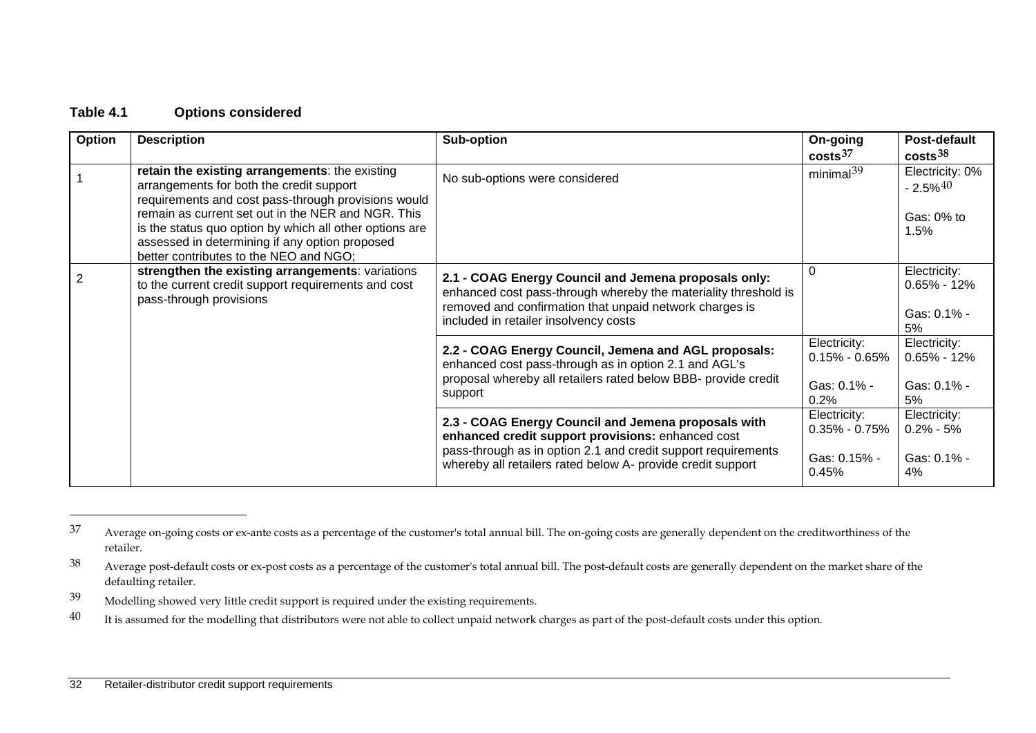**Table 4.1 Options considered**

| Option | Description | Sub-option | On-going costs[37] | Post-default costs[38] |
|---|---|---|---|---|
| 1 | **retain the existing arrangements**: the existing arrangements for both the credit support requirements and cost pass-through provisions would remain as current set out in the NER and NGR. This is the status quo option by which all other options are assessed in determining if any option proposed better contributes to the NEO and NGO; | No sub-options were considered | minimal[39] | Electricity: 0% - 2.5%[40]<br><br>Gas: 0% to 1.5% |
| 2 | **strengthen the existing arrangements**: variations to the current credit support requirements and cost pass-through provisions | **2.1 - COAG Energy Council and Jemena proposals only:** enhanced cost pass-through whereby the materiality threshold is removed and confirmation that unpaid network charges is included in retailer insolvency costs | 0 | Electricity: 0.65% - 12%<br><br>Gas: 0.1% - 5% |
| | | **2.2 - COAG Energy Council, Jemena and AGL proposals:** enhanced cost pass-through as in option 2.1 and AGL's proposal whereby all retailers rated below BBB- provide credit support | Electricity: 0.15% - 0.65%<br><br>Gas: 0.1% - 0.2% | Electricity: 0.65% - 12%<br><br>Gas: 0.1% - 5% |
| | | **2.3 - COAG Energy Council and Jemena proposals with enhanced credit support provisions:** enhanced cost pass-through as in option 2.1 and credit support requirements whereby all retailers rated below A- provide credit support | Electricity: 0.35% - 0.75%<br><br>Gas: 0.15% - 0.45% | Electricity: 0.2% - 5%<br><br>Gas: 0.1% - 4% |

[37] Average on-going costs or ex-ante costs as a percentage of the customer's total annual bill. The on-going costs are generally dependent on the creditworthiness of the retailer.

[38] Average post-default costs or ex-post costs as a percentage of the customer's total annual bill. The post-default costs are generally dependent on the market share of the defaulting retailer.

[39] Modelling showed very little credit support is required under the existing requirements.

[40] It is assumed for the modelling that distributors were not able to collect unpaid network charges as part of the post-default costs under this option.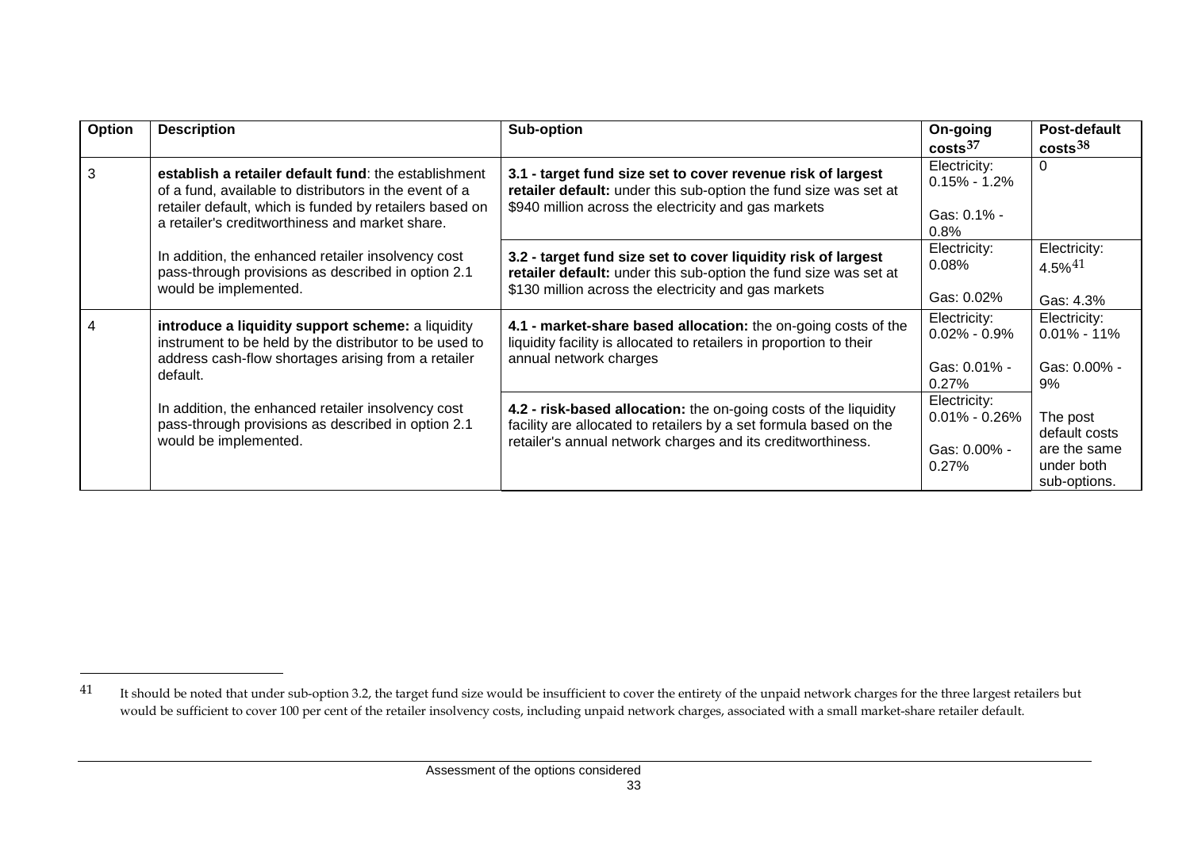| Option | Description | Sub-option | On-going costs[37] | Post-default costs[38] |
|---|---|---|---|---|
| 3 | **establish a retailer default fund**: the establishment of a fund, available to distributors in the event of a retailer default, which is funded by retailers based on a retailer's creditworthiness and market share. In addition, the enhanced retailer insolvency cost pass-through provisions as described in option 2.1 would be implemented. | **3.1 - target fund size set to cover revenue risk of largest retailer default:** under this sub-option the fund size was set at $940 million across the electricity and gas markets | Electricity: 0.15% - 1.2% Gas: 0.1% - 0.8% | 0 |
| | | **3.2 - target fund size set to cover liquidity risk of largest retailer default:** under this sub-option the fund size was set at $130 million across the electricity and gas markets | Electricity: 0.08% Gas: 0.02% | Electricity: 4.5%[41] Gas: 4.3% |
| 4 | **introduce a liquidity support scheme:** a liquidity instrument to be held by the distributor to be used to address cash-flow shortages arising from a retailer default. In addition, the enhanced retailer insolvency cost pass-through provisions as described in option 2.1 would be implemented. | **4.1 - market-share based allocation:** the on-going costs of the liquidity facility is allocated to retailers in proportion to their annual network charges | Electricity: 0.02% - 0.9% Gas: 0.01% - 0.27% | Electricity: 0.01% - 11% Gas: 0.00% - 9% The post default costs are the same under both sub-options. |
| | | **4.2 - risk-based allocation:** the on-going costs of the liquidity facility are allocated to retailers by a set formula based on the retailer's annual network charges and its creditworthiness. | Electricity: 0.01% - 0.26% Gas: 0.00% - 0.27% | |

[41] It should be noted that under sub-option 3.2, the target fund size would be insufficient to cover the entirety of the unpaid network charges for the three largest retailers but would be sufficient to cover 100 per cent of the retailer insolvency costs, including unpaid network charges, associated with a small market-share retailer default.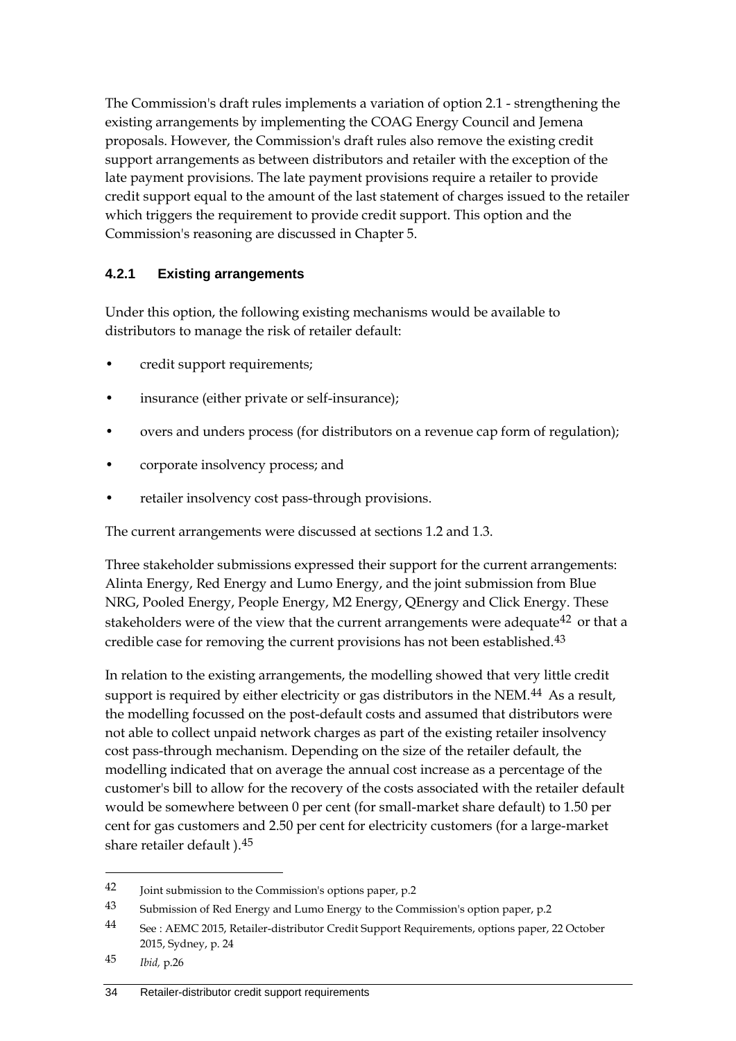The Commission's draft rules implements a variation of option 2.1 - strengthening the existing arrangements by implementing the COAG Energy Council and Jemena proposals. However, the Commission's draft rules also remove the existing credit support arrangements as between distributors and retailer with the exception of the late payment provisions. The late payment provisions require a retailer to provide credit support equal to the amount of the last statement of charges issued to the retailer which triggers the requirement to provide credit support. This option and the Commission's reasoning are discussed in Chapter 5.

### 4.2.1 Existing arrangements

Under this option, the following existing mechanisms would be available to distributors to manage the risk of retailer default:

- credit support requirements;
- insurance (either private or self-insurance);
- overs and unders process (for distributors on a revenue cap form of regulation);
- corporate insolvency process; and
- retailer insolvency cost pass-through provisions.

The current arrangements were discussed at sections 1.2 and 1.3.

Three stakeholder submissions expressed their support for the current arrangements: Alinta Energy, Red Energy and Lumo Energy, and the joint submission from Blue NRG, Pooled Energy, People Energy, M2 Energy, QEnergy and Click Energy. These stakeholders were of the view that the current arrangements were adequate[42] or that a credible case for removing the current provisions has not been established.[43]

In relation to the existing arrangements, the modelling showed that very little credit support is required by either electricity or gas distributors in the NEM.[44] As a result, the modelling focussed on the post-default costs and assumed that distributors were not able to collect unpaid network charges as part of the existing retailer insolvency cost pass-through mechanism. Depending on the size of the retailer default, the modelling indicated that on average the annual cost increase as a percentage of the customer's bill to allow for the recovery of the costs associated with the retailer default would be somewhere between 0 per cent (for small-market share default) to 1.50 per cent for gas customers and 2.50 per cent for electricity customers (for a large-market share retailer default ).[45]

---

42 Joint submission to the Commission's options paper, p.2

43 Submission of Red Energy and Lumo Energy to the Commission's option paper, p.2

44 See : AEMC 2015, Retailer-distributor Credit Support Requirements, options paper, 22 October 2015, Sydney, p. 24

45 *Ibid,* p.26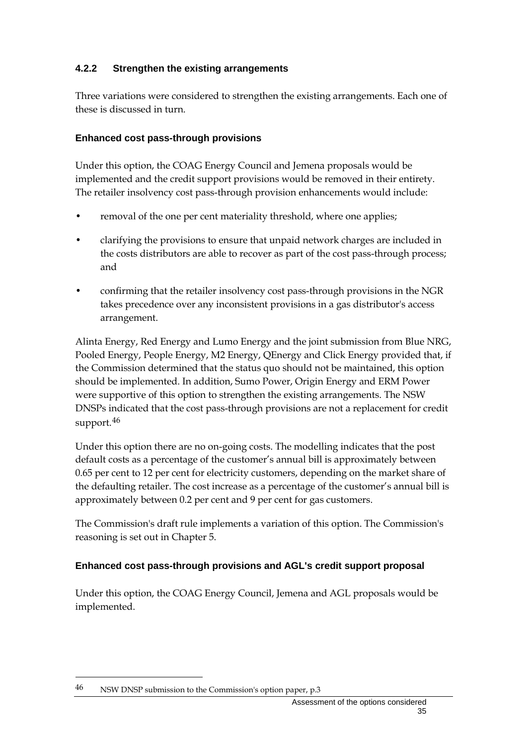### 4.2.2 Strengthen the existing arrangements

Three variations were considered to strengthen the existing arrangements. Each one of these is discussed in turn.

#### Enhanced cost pass-through provisions

Under this option, the COAG Energy Council and Jemena proposals would be implemented and the credit support provisions would be removed in their entirety. The retailer insolvency cost pass-through provision enhancements would include:

- removal of the one per cent materiality threshold, where one applies;
- clarifying the provisions to ensure that unpaid network charges are included in the costs distributors are able to recover as part of the cost pass-through process; and
- confirming that the retailer insolvency cost pass-through provisions in the NGR takes precedence over any inconsistent provisions in a gas distributor's access arrangement.

Alinta Energy, Red Energy and Lumo Energy and the joint submission from Blue NRG, Pooled Energy, People Energy, M2 Energy, QEnergy and Click Energy provided that, if the Commission determined that the status quo should not be maintained, this option should be implemented. In addition, Sumo Power, Origin Energy and ERM Power were supportive of this option to strengthen the existing arrangements. The NSW DNSPs indicated that the cost pass-through provisions are not a replacement for credit support.[46]

Under this option there are no on-going costs. The modelling indicates that the post default costs as a percentage of the customer's annual bill is approximately between 0.65 per cent to 12 per cent for electricity customers, depending on the market share of the defaulting retailer. The cost increase as a percentage of the customer's annual bill is approximately between 0.2 per cent and 9 per cent for gas customers.

The Commission's draft rule implements a variation of this option. The Commission's reasoning is set out in Chapter 5.

#### Enhanced cost pass-through provisions and AGL's credit support proposal

Under this option, the COAG Energy Council, Jemena and AGL proposals would be implemented.

[46] NSW DNSP submission to the Commission's option paper, p.3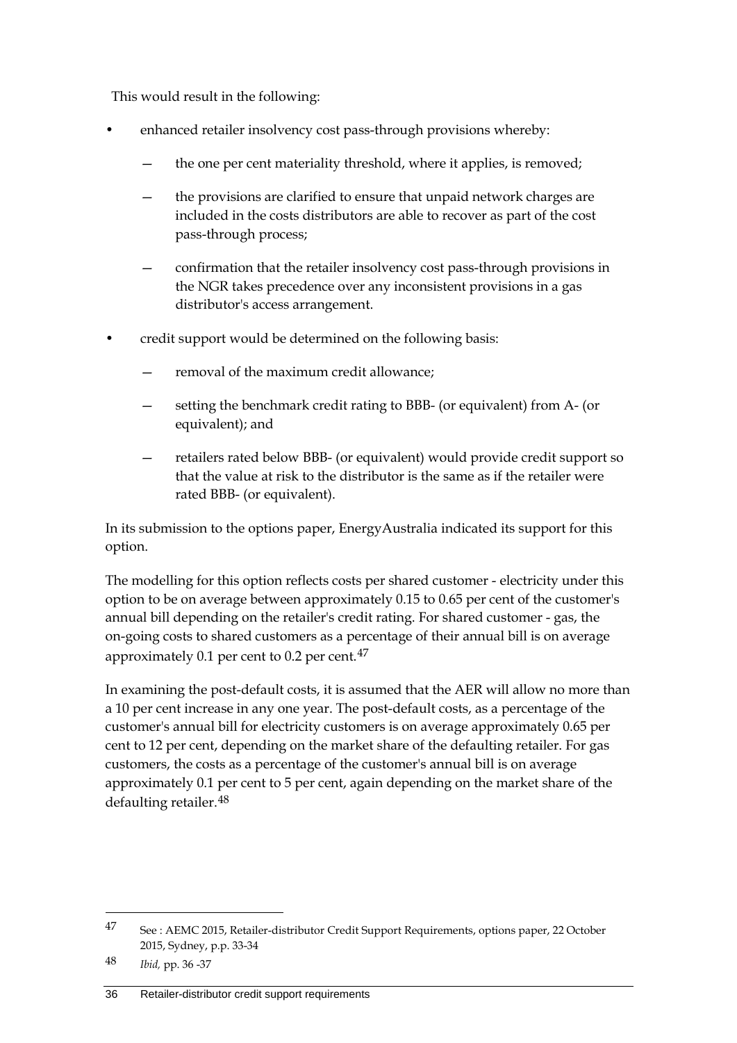This would result in the following:

- enhanced retailer insolvency cost pass-through provisions whereby:
  - the one per cent materiality threshold, where it applies, is removed;
  - the provisions are clarified to ensure that unpaid network charges are included in the costs distributors are able to recover as part of the cost pass-through process;
  - confirmation that the retailer insolvency cost pass-through provisions in the NGR takes precedence over any inconsistent provisions in a gas distributor's access arrangement.
- credit support would be determined on the following basis:
  - removal of the maximum credit allowance;
  - setting the benchmark credit rating to BBB- (or equivalent) from A- (or equivalent); and
  - retailers rated below BBB- (or equivalent) would provide credit support so that the value at risk to the distributor is the same as if the retailer were rated BBB- (or equivalent).

In its submission to the options paper, EnergyAustralia indicated its support for this option.

The modelling for this option reflects costs per shared customer - electricity under this option to be on average between approximately 0.15 to 0.65 per cent of the customer's annual bill depending on the retailer's credit rating. For shared customer - gas, the on-going costs to shared customers as a percentage of their annual bill is on average approximately 0.1 per cent to 0.2 per cent.[47]

In examining the post-default costs, it is assumed that the AER will allow no more than a 10 per cent increase in any one year. The post-default costs, as a percentage of the customer's annual bill for electricity customers is on average approximately 0.65 per cent to 12 per cent, depending on the market share of the defaulting retailer. For gas customers, the costs as a percentage of the customer's annual bill is on average approximately 0.1 per cent to 5 per cent, again depending on the market share of the defaulting retailer.[48]

---

47 See : AEMC 2015, Retailer-distributor Credit Support Requirements, options paper, 22 October 2015, Sydney, p.p. 33-34

48 *Ibid,* pp. 36 -37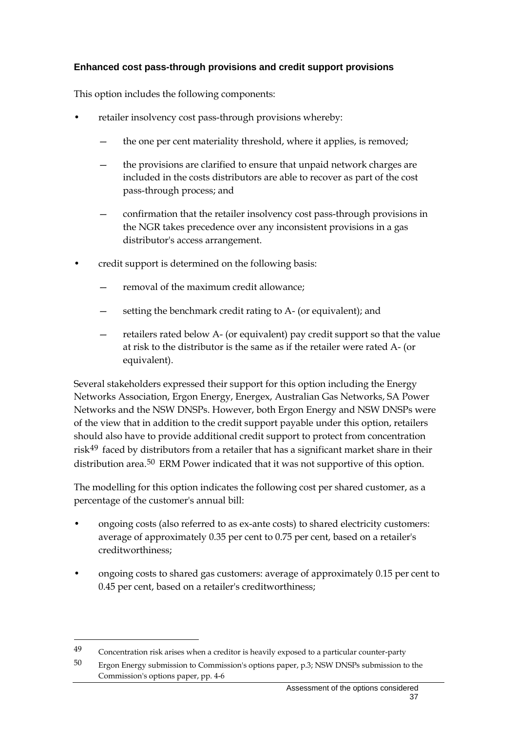### Enhanced cost pass-through provisions and credit support provisions

This option includes the following components:

- retailer insolvency cost pass-through provisions whereby:
  - the one per cent materiality threshold, where it applies, is removed;
  - the provisions are clarified to ensure that unpaid network charges are included in the costs distributors are able to recover as part of the cost pass-through process; and
  - confirmation that the retailer insolvency cost pass-through provisions in the NGR takes precedence over any inconsistent provisions in a gas distributor's access arrangement.
- credit support is determined on the following basis:
  - removal of the maximum credit allowance;
  - setting the benchmark credit rating to A- (or equivalent); and
  - retailers rated below A- (or equivalent) pay credit support so that the value at risk to the distributor is the same as if the retailer were rated A- (or equivalent).

Several stakeholders expressed their support for this option including the Energy Networks Association, Ergon Energy, Energex, Australian Gas Networks, SA Power Networks and the NSW DNSPs. However, both Ergon Energy and NSW DNSPs were of the view that in addition to the credit support payable under this option, retailers should also have to provide additional credit support to protect from concentration risk[49] faced by distributors from a retailer that has a significant market share in their distribution area.[50] ERM Power indicated that it was not supportive of this option.

The modelling for this option indicates the following cost per shared customer, as a percentage of the customer's annual bill:

- ongoing costs (also referred to as ex-ante costs) to shared electricity customers: average of approximately 0.35 per cent to 0.75 per cent, based on a retailer's creditworthiness;
- ongoing costs to shared gas customers: average of approximately 0.15 per cent to 0.45 per cent, based on a retailer's creditworthiness;

---

[49] Concentration risk arises when a creditor is heavily exposed to a particular counter-party

[50] Ergon Energy submission to Commission's options paper, p.3; NSW DNSPs submission to the Commission's options paper, pp. 4-6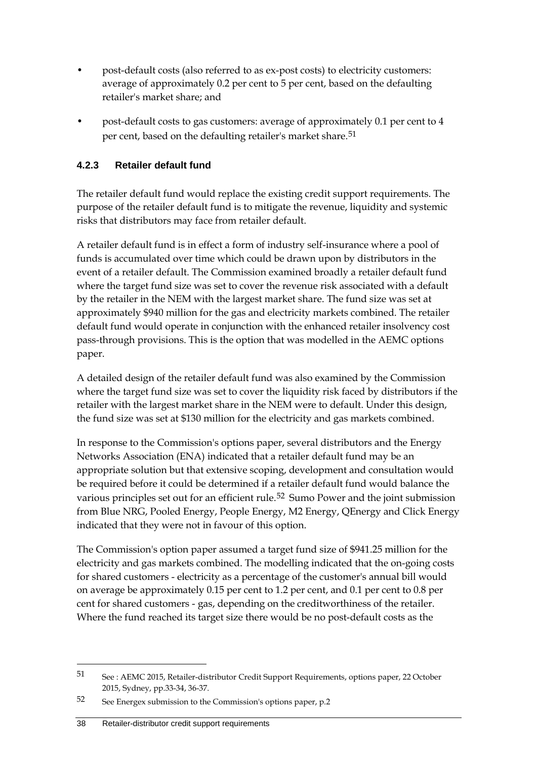- post-default costs (also referred to as ex-post costs) to electricity customers: average of approximately 0.2 per cent to 5 per cent, based on the defaulting retailer's market share; and
- post-default costs to gas customers: average of approximately 0.1 per cent to 4 per cent, based on the defaulting retailer's market share.[51]

### 4.2.3 Retailer default fund

The retailer default fund would replace the existing credit support requirements. The purpose of the retailer default fund is to mitigate the revenue, liquidity and systemic risks that distributors may face from retailer default.

A retailer default fund is in effect a form of industry self-insurance where a pool of funds is accumulated over time which could be drawn upon by distributors in the event of a retailer default. The Commission examined broadly a retailer default fund where the target fund size was set to cover the revenue risk associated with a default by the retailer in the NEM with the largest market share. The fund size was set at approximately $940 million for the gas and electricity markets combined. The retailer default fund would operate in conjunction with the enhanced retailer insolvency cost pass-through provisions. This is the option that was modelled in the AEMC options paper.

A detailed design of the retailer default fund was also examined by the Commission where the target fund size was set to cover the liquidity risk faced by distributors if the retailer with the largest market share in the NEM were to default. Under this design, the fund size was set at $130 million for the electricity and gas markets combined.

In response to the Commission's options paper, several distributors and the Energy Networks Association (ENA) indicated that a retailer default fund may be an appropriate solution but that extensive scoping, development and consultation would be required before it could be determined if a retailer default fund would balance the various principles set out for an efficient rule.[52] Sumo Power and the joint submission from Blue NRG, Pooled Energy, People Energy, M2 Energy, QEnergy and Click Energy indicated that they were not in favour of this option.

The Commission's option paper assumed a target fund size of $941.25 million for the electricity and gas markets combined. The modelling indicated that the on-going costs for shared customers - electricity as a percentage of the customer's annual bill would on average be approximately 0.15 per cent to 1.2 per cent, and 0.1 per cent to 0.8 per cent for shared customers - gas, depending on the creditworthiness of the retailer. Where the fund reached its target size there would be no post-default costs as the

---

[51] See : AEMC 2015, Retailer-distributor Credit Support Requirements, options paper, 22 October 2015, Sydney, pp.33-34, 36-37.

[52] See Energex submission to the Commission's options paper, p.2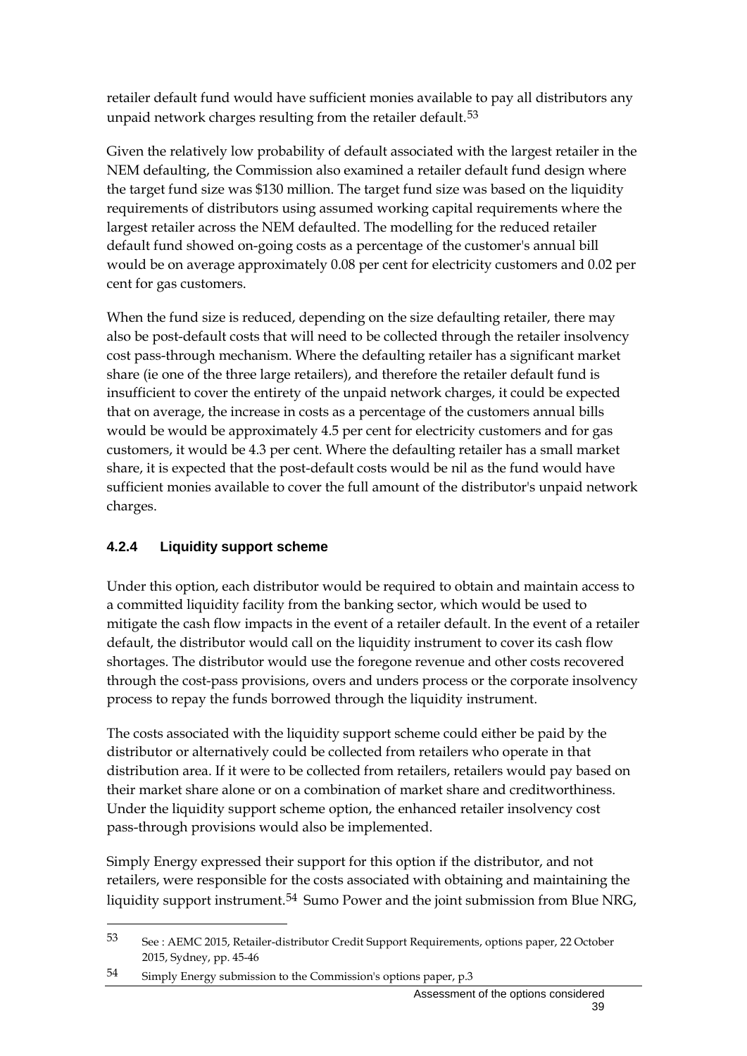retailer default fund would have sufficient monies available to pay all distributors any unpaid network charges resulting from the retailer default.[53]

Given the relatively low probability of default associated with the largest retailer in the NEM defaulting, the Commission also examined a retailer default fund design where the target fund size was $130 million. The target fund size was based on the liquidity requirements of distributors using assumed working capital requirements where the largest retailer across the NEM defaulted. The modelling for the reduced retailer default fund showed on-going costs as a percentage of the customer's annual bill would be on average approximately 0.08 per cent for electricity customers and 0.02 per cent for gas customers.

When the fund size is reduced, depending on the size defaulting retailer, there may also be post-default costs that will need to be collected through the retailer insolvency cost pass-through mechanism. Where the defaulting retailer has a significant market share (ie one of the three large retailers), and therefore the retailer default fund is insufficient to cover the entirety of the unpaid network charges, it could be expected that on average, the increase in costs as a percentage of the customers annual bills would be would be approximately 4.5 per cent for electricity customers and for gas customers, it would be 4.3 per cent. Where the defaulting retailer has a small market share, it is expected that the post-default costs would be nil as the fund would have sufficient monies available to cover the full amount of the distributor's unpaid network charges.

### 4.2.4 Liquidity support scheme

Under this option, each distributor would be required to obtain and maintain access to a committed liquidity facility from the banking sector, which would be used to mitigate the cash flow impacts in the event of a retailer default. In the event of a retailer default, the distributor would call on the liquidity instrument to cover its cash flow shortages. The distributor would use the foregone revenue and other costs recovered through the cost-pass provisions, overs and unders process or the corporate insolvency process to repay the funds borrowed through the liquidity instrument.

The costs associated with the liquidity support scheme could either be paid by the distributor or alternatively could be collected from retailers who operate in that distribution area. If it were to be collected from retailers, retailers would pay based on their market share alone or on a combination of market share and creditworthiness. Under the liquidity support scheme option, the enhanced retailer insolvency cost pass-through provisions would also be implemented.

Simply Energy expressed their support for this option if the distributor, and not retailers, were responsible for the costs associated with obtaining and maintaining the liquidity support instrument.[54] Sumo Power and the joint submission from Blue NRG,

---

53 See : AEMC 2015, Retailer-distributor Credit Support Requirements, options paper, 22 October 2015, Sydney, pp. 45-46

54 Simply Energy submission to the Commission's options paper, p.3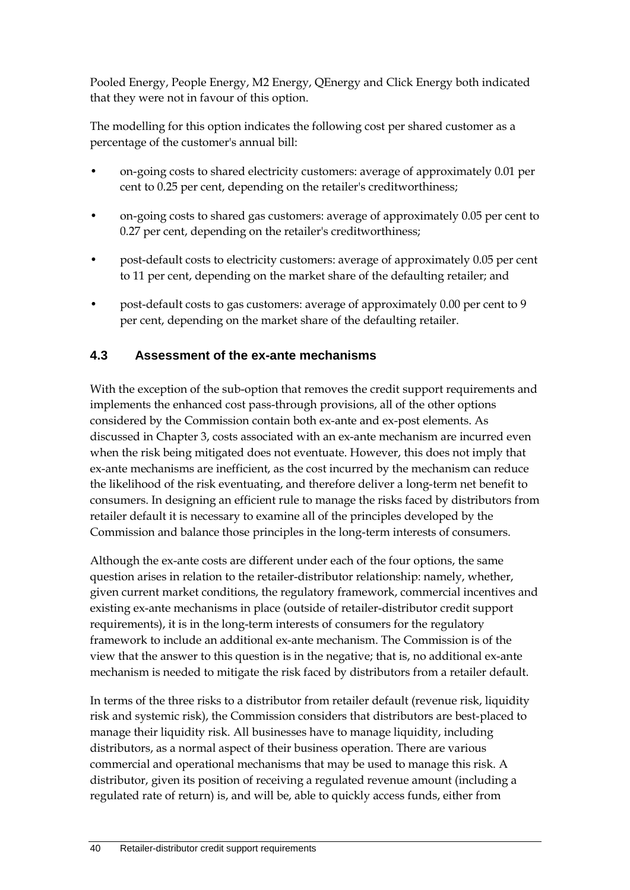Pooled Energy, People Energy, M2 Energy, QEnergy and Click Energy both indicated that they were not in favour of this option.

The modelling for this option indicates the following cost per shared customer as a percentage of the customer's annual bill:

- on-going costs to shared electricity customers: average of approximately 0.01 per cent to 0.25 per cent, depending on the retailer's creditworthiness;
- on-going costs to shared gas customers: average of approximately 0.05 per cent to 0.27 per cent, depending on the retailer's creditworthiness;
- post-default costs to electricity customers: average of approximately 0.05 per cent to 11 per cent, depending on the market share of the defaulting retailer; and
- post-default costs to gas customers: average of approximately 0.00 per cent to 9 per cent, depending on the market share of the defaulting retailer.

## 4.3 Assessment of the ex-ante mechanisms

With the exception of the sub-option that removes the credit support requirements and implements the enhanced cost pass-through provisions, all of the other options considered by the Commission contain both ex-ante and ex-post elements. As discussed in Chapter 3, costs associated with an ex-ante mechanism are incurred even when the risk being mitigated does not eventuate. However, this does not imply that ex-ante mechanisms are inefficient, as the cost incurred by the mechanism can reduce the likelihood of the risk eventuating, and therefore deliver a long-term net benefit to consumers. In designing an efficient rule to manage the risks faced by distributors from retailer default it is necessary to examine all of the principles developed by the Commission and balance those principles in the long-term interests of consumers.

Although the ex-ante costs are different under each of the four options, the same question arises in relation to the retailer-distributor relationship: namely, whether, given current market conditions, the regulatory framework, commercial incentives and existing ex-ante mechanisms in place (outside of retailer-distributor credit support requirements), it is in the long-term interests of consumers for the regulatory framework to include an additional ex-ante mechanism. The Commission is of the view that the answer to this question is in the negative; that is, no additional ex-ante mechanism is needed to mitigate the risk faced by distributors from a retailer default.

In terms of the three risks to a distributor from retailer default (revenue risk, liquidity risk and systemic risk), the Commission considers that distributors are best-placed to manage their liquidity risk. All businesses have to manage liquidity, including distributors, as a normal aspect of their business operation. There are various commercial and operational mechanisms that may be used to manage this risk. A distributor, given its position of receiving a regulated revenue amount (including a regulated rate of return) is, and will be, able to quickly access funds, either from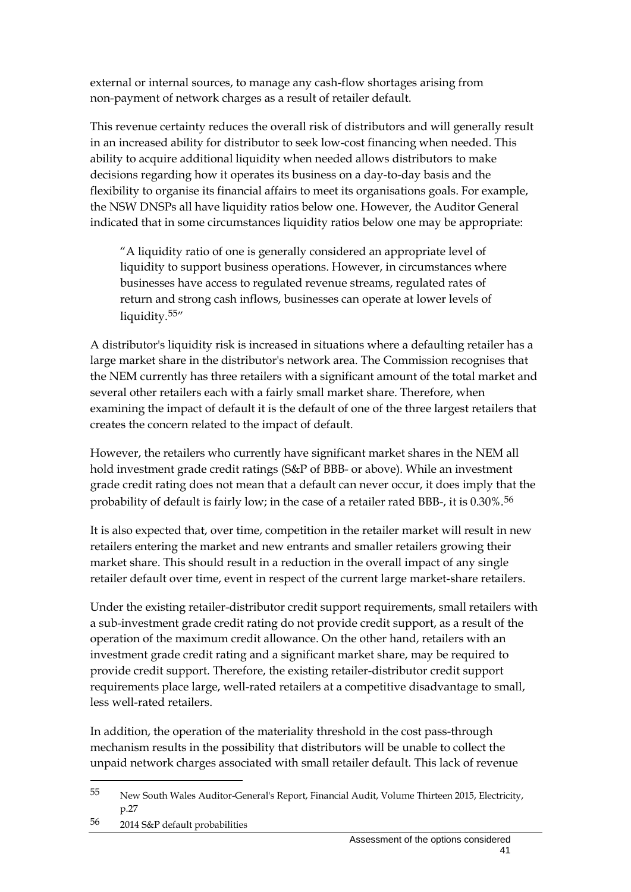external or internal sources, to manage any cash-flow shortages arising from non-payment of network charges as a result of retailer default.

This revenue certainty reduces the overall risk of distributors and will generally result in an increased ability for distributor to seek low-cost financing when needed. This ability to acquire additional liquidity when needed allows distributors to make decisions regarding how it operates its business on a day-to-day basis and the flexibility to organise its financial affairs to meet its organisations goals. For example, the NSW DNSPs all have liquidity ratios below one. However, the Auditor General indicated that in some circumstances liquidity ratios below one may be appropriate:

> "A liquidity ratio of one is generally considered an appropriate level of liquidity to support business operations. However, in circumstances where businesses have access to regulated revenue streams, regulated rates of return and strong cash inflows, businesses can operate at lower levels of liquidity.[55]"

A distributor's liquidity risk is increased in situations where a defaulting retailer has a large market share in the distributor's network area. The Commission recognises that the NEM currently has three retailers with a significant amount of the total market and several other retailers each with a fairly small market share. Therefore, when examining the impact of default it is the default of one of the three largest retailers that creates the concern related to the impact of default.

However, the retailers who currently have significant market shares in the NEM all hold investment grade credit ratings (S&P of BBB- or above). While an investment grade credit rating does not mean that a default can never occur, it does imply that the probability of default is fairly low; in the case of a retailer rated BBB-, it is 0.30%.[56]

It is also expected that, over time, competition in the retailer market will result in new retailers entering the market and new entrants and smaller retailers growing their market share. This should result in a reduction in the overall impact of any single retailer default over time, event in respect of the current large market-share retailers.

Under the existing retailer-distributor credit support requirements, small retailers with a sub-investment grade credit rating do not provide credit support, as a result of the operation of the maximum credit allowance. On the other hand, retailers with an investment grade credit rating and a significant market share, may be required to provide credit support. Therefore, the existing retailer-distributor credit support requirements place large, well-rated retailers at a competitive disadvantage to small, less well-rated retailers.

In addition, the operation of the materiality threshold in the cost pass-through mechanism results in the possibility that distributors will be unable to collect the unpaid network charges associated with small retailer default. This lack of revenue

---

55 New South Wales Auditor-General's Report, Financial Audit, Volume Thirteen 2015, Electricity, p.27

56 2014 S&P default probabilities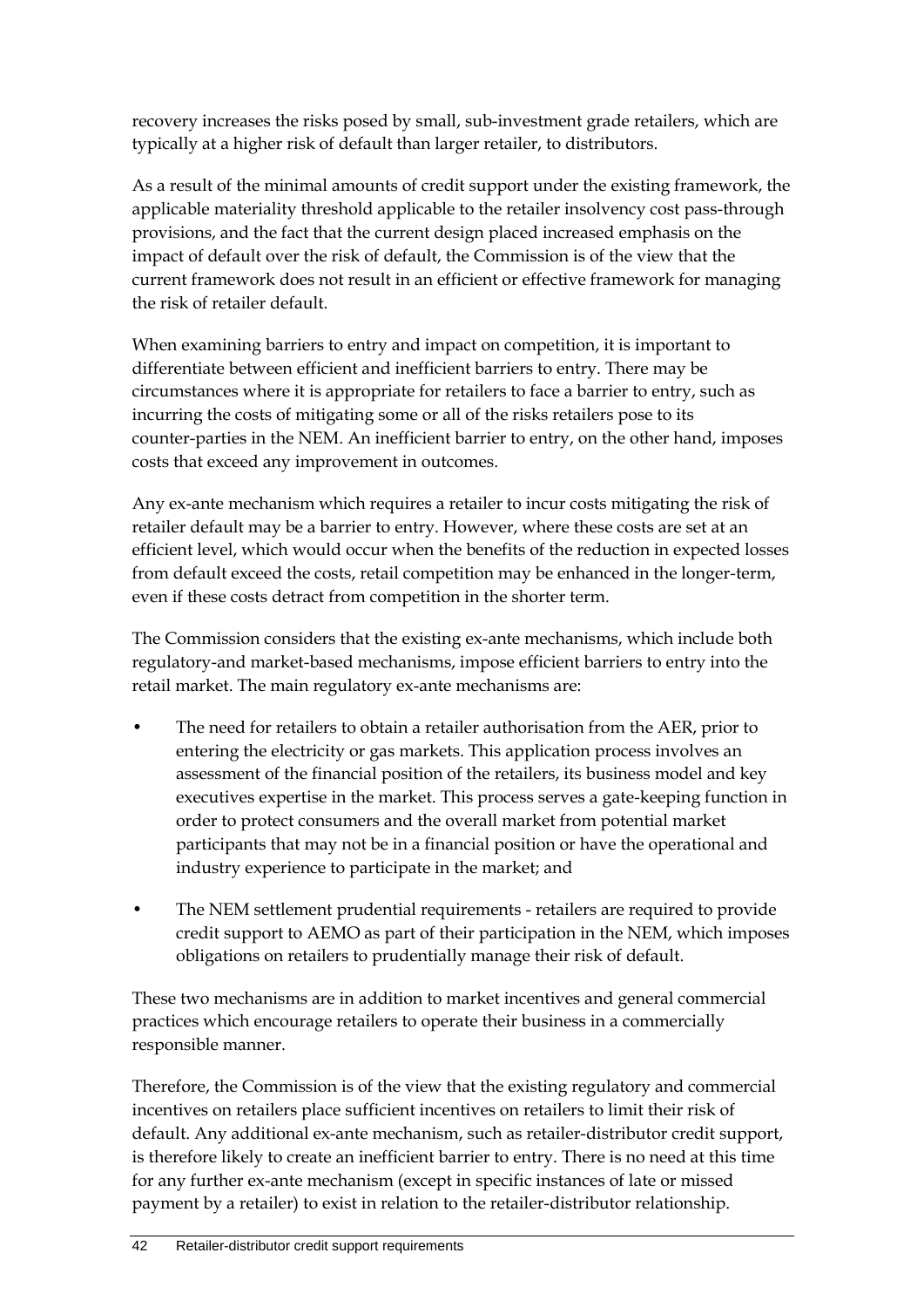recovery increases the risks posed by small, sub-investment grade retailers, which are typically at a higher risk of default than larger retailer, to distributors.

As a result of the minimal amounts of credit support under the existing framework, the applicable materiality threshold applicable to the retailer insolvency cost pass-through provisions, and the fact that the current design placed increased emphasis on the impact of default over the risk of default, the Commission is of the view that the current framework does not result in an efficient or effective framework for managing the risk of retailer default.

When examining barriers to entry and impact on competition, it is important to differentiate between efficient and inefficient barriers to entry. There may be circumstances where it is appropriate for retailers to face a barrier to entry, such as incurring the costs of mitigating some or all of the risks retailers pose to its counter-parties in the NEM. An inefficient barrier to entry, on the other hand, imposes costs that exceed any improvement in outcomes.

Any ex-ante mechanism which requires a retailer to incur costs mitigating the risk of retailer default may be a barrier to entry. However, where these costs are set at an efficient level, which would occur when the benefits of the reduction in expected losses from default exceed the costs, retail competition may be enhanced in the longer-term, even if these costs detract from competition in the shorter term.

The Commission considers that the existing ex-ante mechanisms, which include both regulatory-and market-based mechanisms, impose efficient barriers to entry into the retail market. The main regulatory ex-ante mechanisms are:

- The need for retailers to obtain a retailer authorisation from the AER, prior to entering the electricity or gas markets. This application process involves an assessment of the financial position of the retailers, its business model and key executives expertise in the market. This process serves a gate-keeping function in order to protect consumers and the overall market from potential market participants that may not be in a financial position or have the operational and industry experience to participate in the market; and
- The NEM settlement prudential requirements - retailers are required to provide credit support to AEMO as part of their participation in the NEM, which imposes obligations on retailers to prudentially manage their risk of default.

These two mechanisms are in addition to market incentives and general commercial practices which encourage retailers to operate their business in a commercially responsible manner.

Therefore, the Commission is of the view that the existing regulatory and commercial incentives on retailers place sufficient incentives on retailers to limit their risk of default. Any additional ex-ante mechanism, such as retailer-distributor credit support, is therefore likely to create an inefficient barrier to entry. There is no need at this time for any further ex-ante mechanism (except in specific instances of late or missed payment by a retailer) to exist in relation to the retailer-distributor relationship.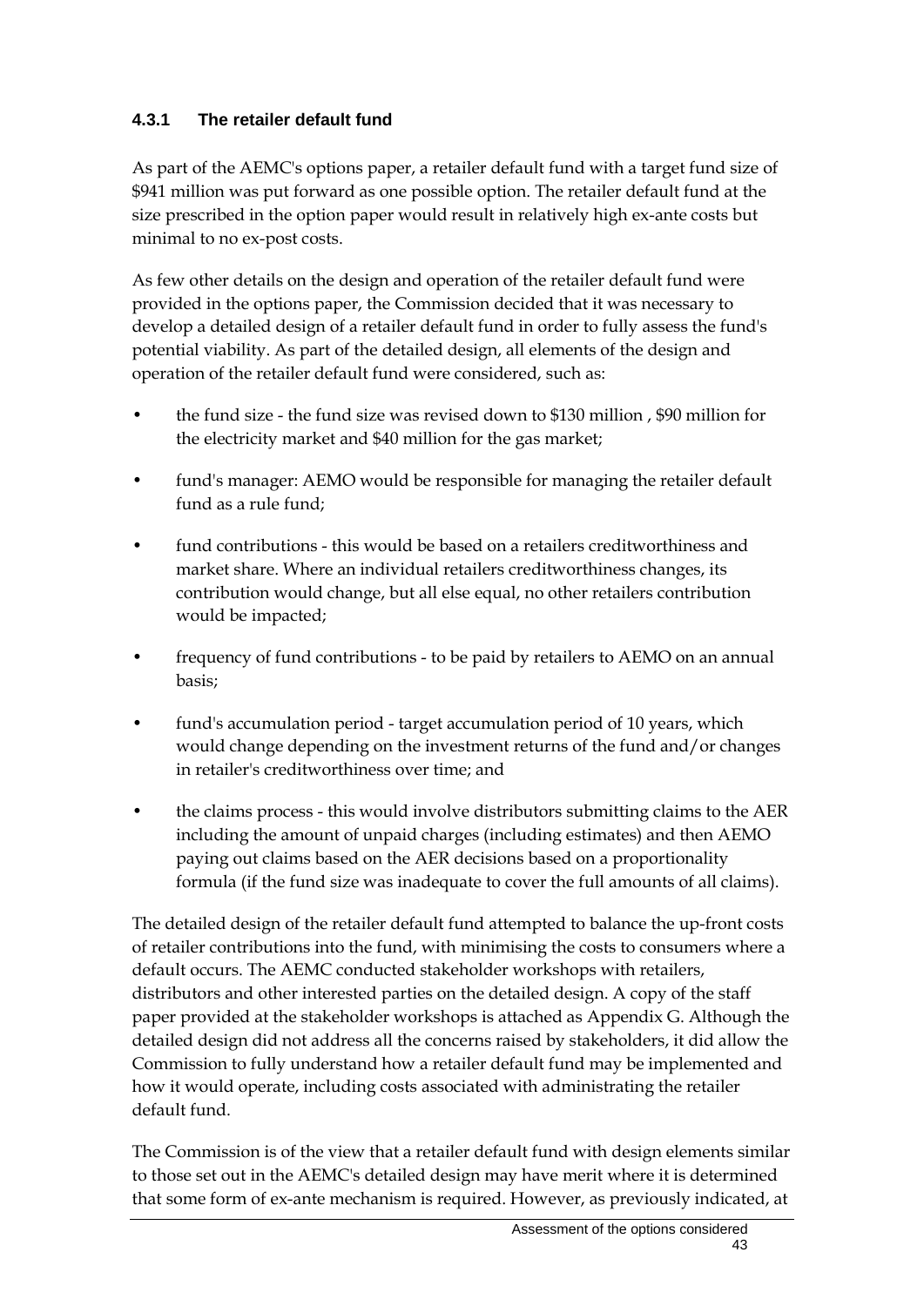### 4.3.1 The retailer default fund

As part of the AEMC's options paper, a retailer default fund with a target fund size of $941 million was put forward as one possible option. The retailer default fund at the size prescribed in the option paper would result in relatively high ex-ante costs but minimal to no ex-post costs.

As few other details on the design and operation of the retailer default fund were provided in the options paper, the Commission decided that it was necessary to develop a detailed design of a retailer default fund in order to fully assess the fund's potential viability. As part of the detailed design, all elements of the design and operation of the retailer default fund were considered, such as:

- the fund size - the fund size was revised down to $130 million , $90 million for the electricity market and $40 million for the gas market;
- fund's manager: AEMO would be responsible for managing the retailer default fund as a rule fund;
- fund contributions - this would be based on a retailers creditworthiness and market share. Where an individual retailers creditworthiness changes, its contribution would change, but all else equal, no other retailers contribution would be impacted;
- frequency of fund contributions - to be paid by retailers to AEMO on an annual basis;
- fund's accumulation period - target accumulation period of 10 years, which would change depending on the investment returns of the fund and/or changes in retailer's creditworthiness over time; and
- the claims process - this would involve distributors submitting claims to the AER including the amount of unpaid charges (including estimates) and then AEMO paying out claims based on the AER decisions based on a proportionality formula (if the fund size was inadequate to cover the full amounts of all claims).

The detailed design of the retailer default fund attempted to balance the up-front costs of retailer contributions into the fund, with minimising the costs to consumers where a default occurs. The AEMC conducted stakeholder workshops with retailers, distributors and other interested parties on the detailed design. A copy of the staff paper provided at the stakeholder workshops is attached as Appendix G. Although the detailed design did not address all the concerns raised by stakeholders, it did allow the Commission to fully understand how a retailer default fund may be implemented and how it would operate, including costs associated with administrating the retailer default fund.

The Commission is of the view that a retailer default fund with design elements similar to those set out in the AEMC's detailed design may have merit where it is determined that some form of ex-ante mechanism is required. However, as previously indicated, at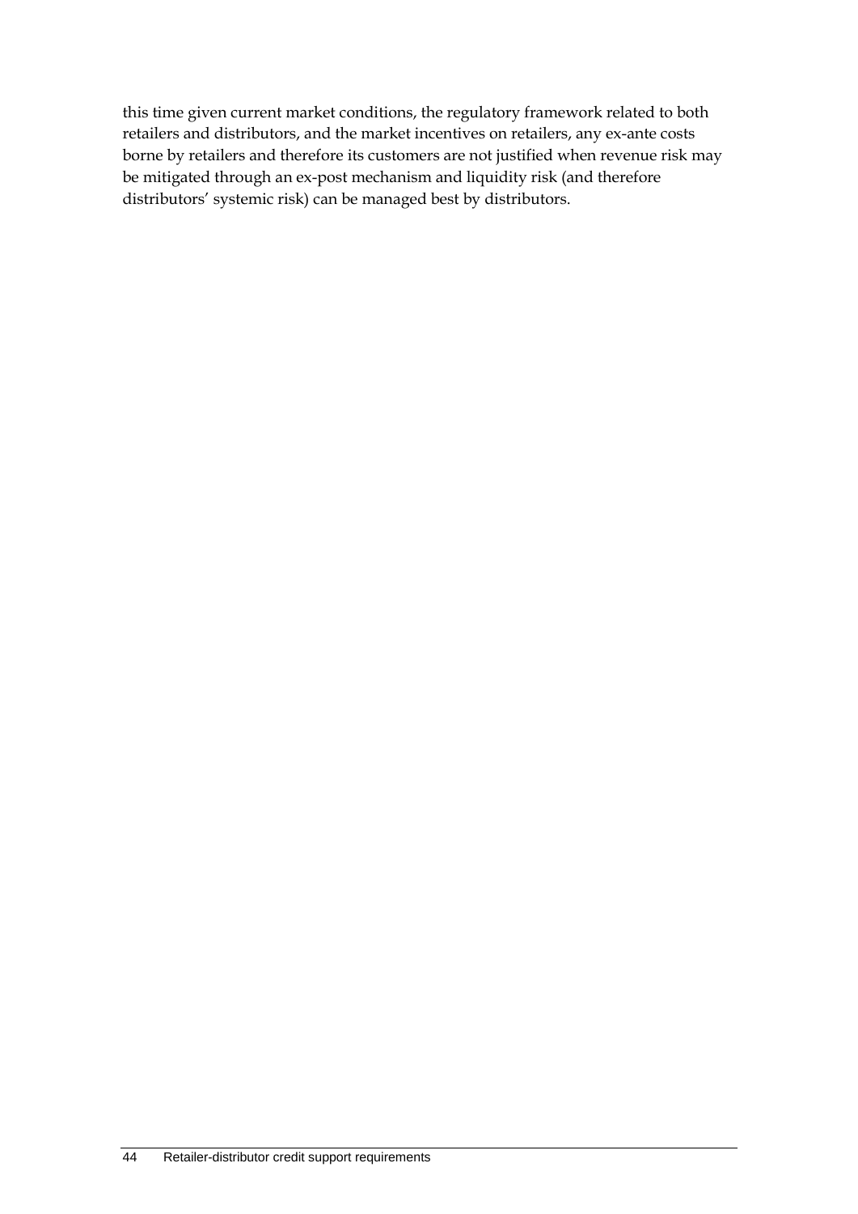this time given current market conditions, the regulatory framework related to both retailers and distributors, and the market incentives on retailers, any ex-ante costs borne by retailers and therefore its customers are not justified when revenue risk may be mitigated through an ex-post mechanism and liquidity risk (and therefore distributors' systemic risk) can be managed best by distributors.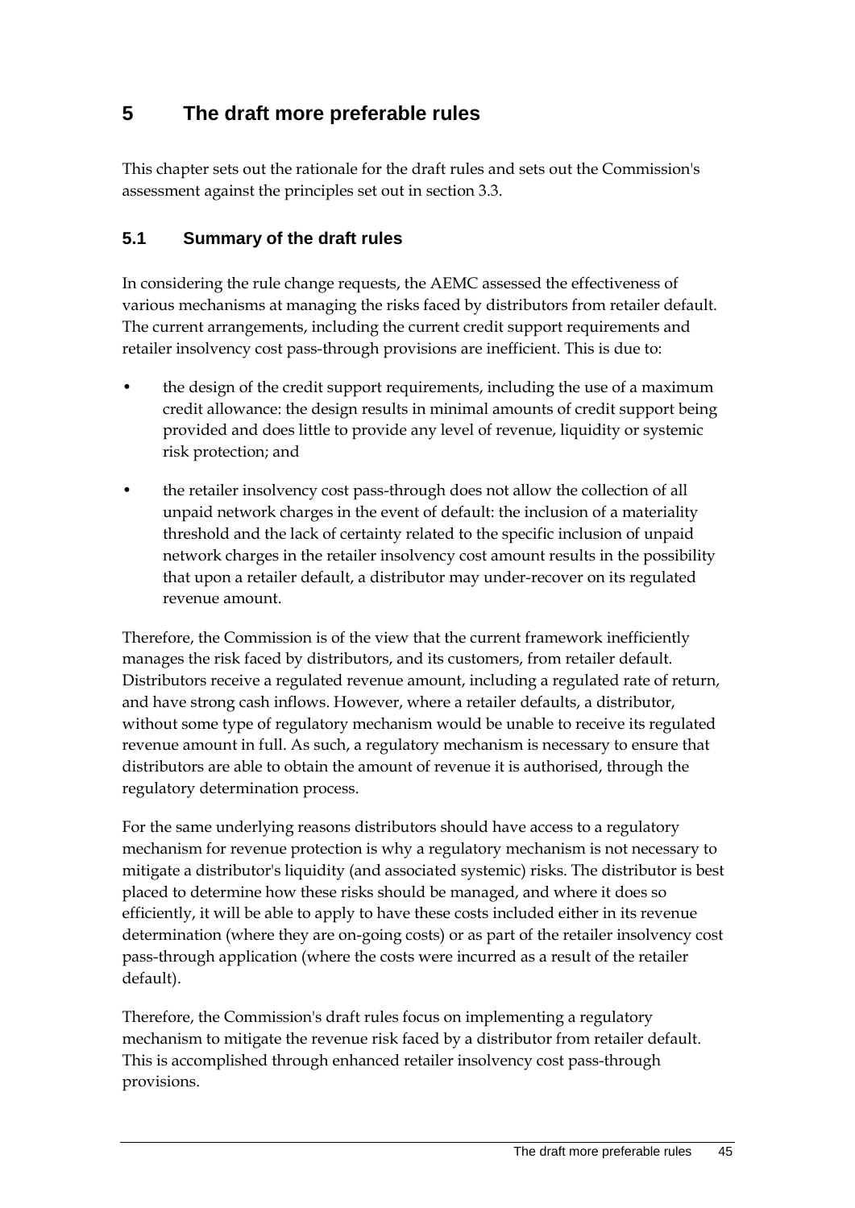# 5 The draft more preferable rules

This chapter sets out the rationale for the draft rules and sets out the Commission's assessment against the principles set out in section 3.3.

## 5.1 Summary of the draft rules

In considering the rule change requests, the AEMC assessed the effectiveness of various mechanisms at managing the risks faced by distributors from retailer default. The current arrangements, including the current credit support requirements and retailer insolvency cost pass-through provisions are inefficient. This is due to:

- the design of the credit support requirements, including the use of a maximum credit allowance: the design results in minimal amounts of credit support being provided and does little to provide any level of revenue, liquidity or systemic risk protection; and
- the retailer insolvency cost pass-through does not allow the collection of all unpaid network charges in the event of default: the inclusion of a materiality threshold and the lack of certainty related to the specific inclusion of unpaid network charges in the retailer insolvency cost amount results in the possibility that upon a retailer default, a distributor may under-recover on its regulated revenue amount.

Therefore, the Commission is of the view that the current framework inefficiently manages the risk faced by distributors, and its customers, from retailer default. Distributors receive a regulated revenue amount, including a regulated rate of return, and have strong cash inflows. However, where a retailer defaults, a distributor, without some type of regulatory mechanism would be unable to receive its regulated revenue amount in full. As such, a regulatory mechanism is necessary to ensure that distributors are able to obtain the amount of revenue it is authorised, through the regulatory determination process.

For the same underlying reasons distributors should have access to a regulatory mechanism for revenue protection is why a regulatory mechanism is not necessary to mitigate a distributor's liquidity (and associated systemic) risks. The distributor is best placed to determine how these risks should be managed, and where it does so efficiently, it will be able to apply to have these costs included either in its revenue determination (where they are on-going costs) or as part of the retailer insolvency cost pass-through application (where the costs were incurred as a result of the retailer default).

Therefore, the Commission's draft rules focus on implementing a regulatory mechanism to mitigate the revenue risk faced by a distributor from retailer default. This is accomplished through enhanced retailer insolvency cost pass-through provisions.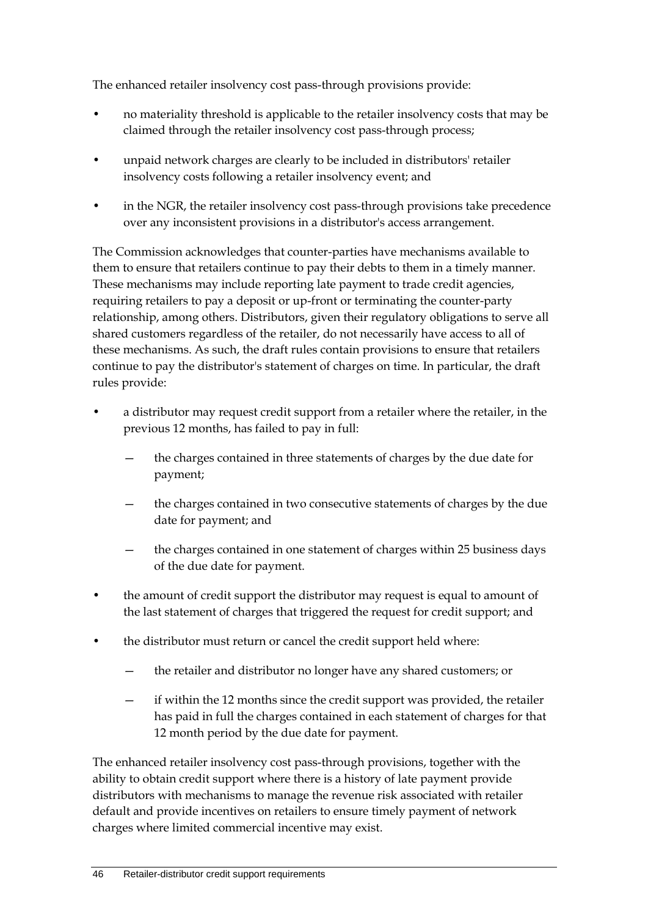The enhanced retailer insolvency cost pass-through provisions provide:

- no materiality threshold is applicable to the retailer insolvency costs that may be claimed through the retailer insolvency cost pass-through process;
- unpaid network charges are clearly to be included in distributors' retailer insolvency costs following a retailer insolvency event; and
- in the NGR, the retailer insolvency cost pass-through provisions take precedence over any inconsistent provisions in a distributor's access arrangement.

The Commission acknowledges that counter-parties have mechanisms available to them to ensure that retailers continue to pay their debts to them in a timely manner. These mechanisms may include reporting late payment to trade credit agencies, requiring retailers to pay a deposit or up-front or terminating the counter-party relationship, among others. Distributors, given their regulatory obligations to serve all shared customers regardless of the retailer, do not necessarily have access to all of these mechanisms. As such, the draft rules contain provisions to ensure that retailers continue to pay the distributor's statement of charges on time. In particular, the draft rules provide:

- a distributor may request credit support from a retailer where the retailer, in the previous 12 months, has failed to pay in full:
  - the charges contained in three statements of charges by the due date for payment;
  - the charges contained in two consecutive statements of charges by the due date for payment; and
  - the charges contained in one statement of charges within 25 business days of the due date for payment.
- the amount of credit support the distributor may request is equal to amount of the last statement of charges that triggered the request for credit support; and
- the distributor must return or cancel the credit support held where:
  - the retailer and distributor no longer have any shared customers; or
  - if within the 12 months since the credit support was provided, the retailer has paid in full the charges contained in each statement of charges for that 12 month period by the due date for payment.

The enhanced retailer insolvency cost pass-through provisions, together with the ability to obtain credit support where there is a history of late payment provide distributors with mechanisms to manage the revenue risk associated with retailer default and provide incentives on retailers to ensure timely payment of network charges where limited commercial incentive may exist.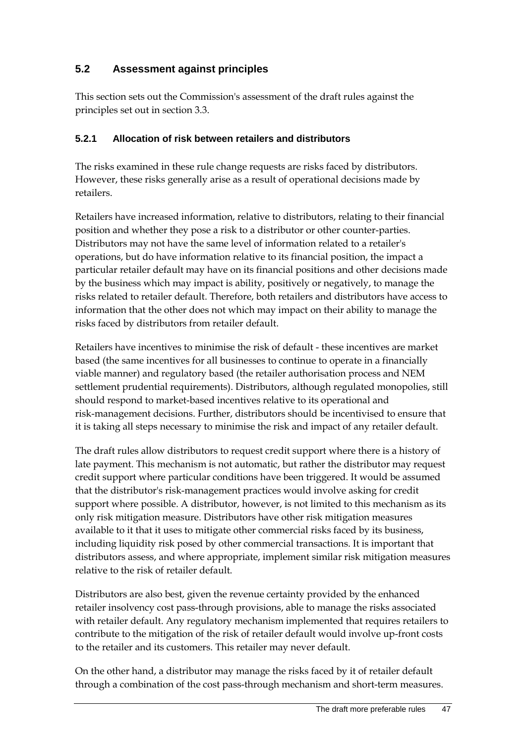## 5.2 Assessment against principles

This section sets out the Commission's assessment of the draft rules against the principles set out in section 3.3.

### 5.2.1 Allocation of risk between retailers and distributors

The risks examined in these rule change requests are risks faced by distributors. However, these risks generally arise as a result of operational decisions made by retailers.

Retailers have increased information, relative to distributors, relating to their financial position and whether they pose a risk to a distributor or other counter-parties. Distributors may not have the same level of information related to a retailer's operations, but do have information relative to its financial position, the impact a particular retailer default may have on its financial positions and other decisions made by the business which may impact is ability, positively or negatively, to manage the risks related to retailer default. Therefore, both retailers and distributors have access to information that the other does not which may impact on their ability to manage the risks faced by distributors from retailer default.

Retailers have incentives to minimise the risk of default - these incentives are market based (the same incentives for all businesses to continue to operate in a financially viable manner) and regulatory based (the retailer authorisation process and NEM settlement prudential requirements). Distributors, although regulated monopolies, still should respond to market-based incentives relative to its operational and risk-management decisions. Further, distributors should be incentivised to ensure that it is taking all steps necessary to minimise the risk and impact of any retailer default.

The draft rules allow distributors to request credit support where there is a history of late payment. This mechanism is not automatic, but rather the distributor may request credit support where particular conditions have been triggered. It would be assumed that the distributor's risk-management practices would involve asking for credit support where possible. A distributor, however, is not limited to this mechanism as its only risk mitigation measure. Distributors have other risk mitigation measures available to it that it uses to mitigate other commercial risks faced by its business, including liquidity risk posed by other commercial transactions. It is important that distributors assess, and where appropriate, implement similar risk mitigation measures relative to the risk of retailer default.

Distributors are also best, given the revenue certainty provided by the enhanced retailer insolvency cost pass-through provisions, able to manage the risks associated with retailer default. Any regulatory mechanism implemented that requires retailers to contribute to the mitigation of the risk of retailer default would involve up-front costs to the retailer and its customers. This retailer may never default.

On the other hand, a distributor may manage the risks faced by it of retailer default through a combination of the cost pass-through mechanism and short-term measures.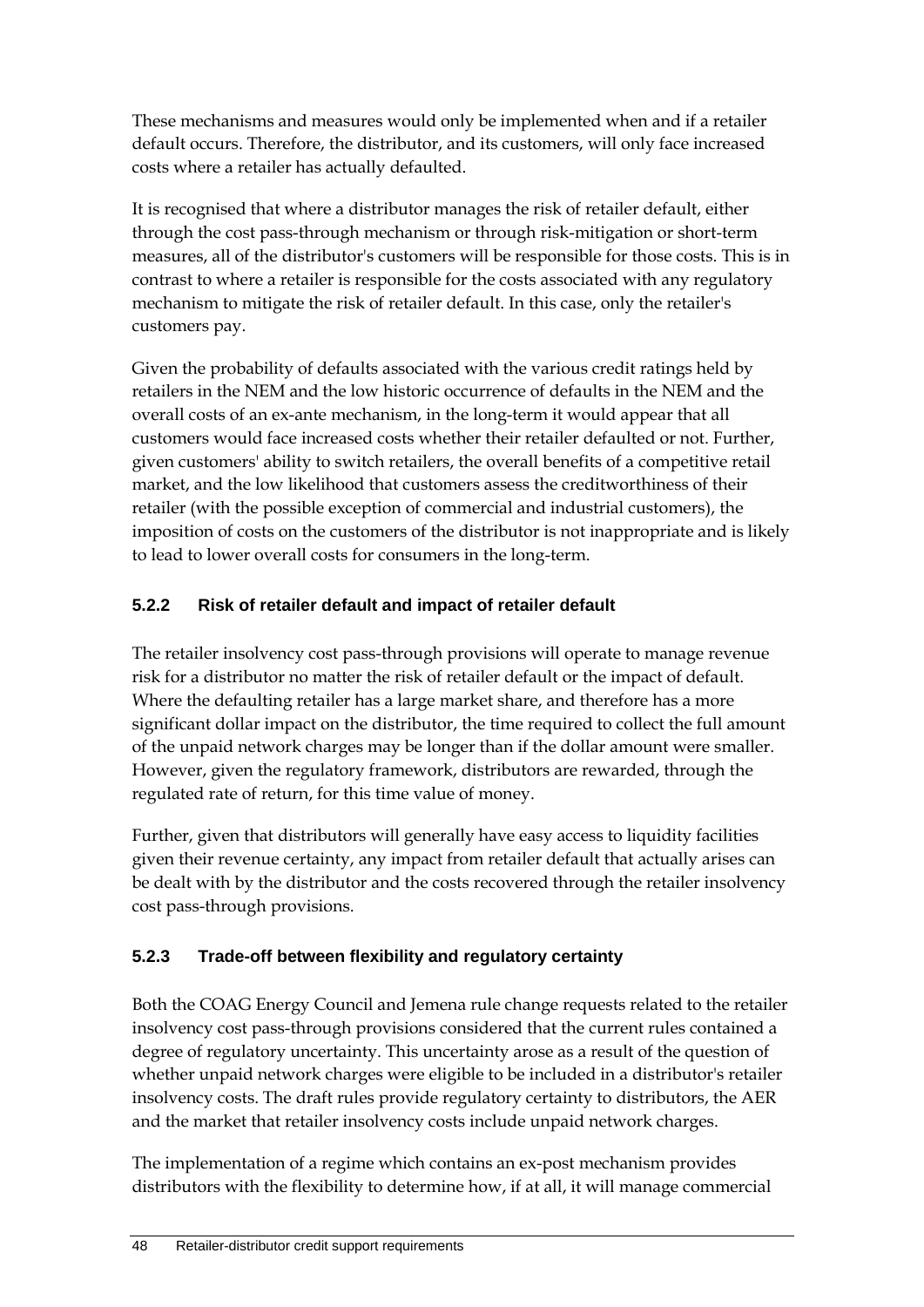These mechanisms and measures would only be implemented when and if a retailer default occurs. Therefore, the distributor, and its customers, will only face increased costs where a retailer has actually defaulted.

It is recognised that where a distributor manages the risk of retailer default, either through the cost pass-through mechanism or through risk-mitigation or short-term measures, all of the distributor's customers will be responsible for those costs. This is in contrast to where a retailer is responsible for the costs associated with any regulatory mechanism to mitigate the risk of retailer default. In this case, only the retailer's customers pay.

Given the probability of defaults associated with the various credit ratings held by retailers in the NEM and the low historic occurrence of defaults in the NEM and the overall costs of an ex-ante mechanism, in the long-term it would appear that all customers would face increased costs whether their retailer defaulted or not. Further, given customers' ability to switch retailers, the overall benefits of a competitive retail market, and the low likelihood that customers assess the creditworthiness of their retailer (with the possible exception of commercial and industrial customers), the imposition of costs on the customers of the distributor is not inappropriate and is likely to lead to lower overall costs for consumers in the long-term.

### 5.2.2 Risk of retailer default and impact of retailer default

The retailer insolvency cost pass-through provisions will operate to manage revenue risk for a distributor no matter the risk of retailer default or the impact of default. Where the defaulting retailer has a large market share, and therefore has a more significant dollar impact on the distributor, the time required to collect the full amount of the unpaid network charges may be longer than if the dollar amount were smaller. However, given the regulatory framework, distributors are rewarded, through the regulated rate of return, for this time value of money.

Further, given that distributors will generally have easy access to liquidity facilities given their revenue certainty, any impact from retailer default that actually arises can be dealt with by the distributor and the costs recovered through the retailer insolvency cost pass-through provisions.

### 5.2.3 Trade-off between flexibility and regulatory certainty

Both the COAG Energy Council and Jemena rule change requests related to the retailer insolvency cost pass-through provisions considered that the current rules contained a degree of regulatory uncertainty. This uncertainty arose as a result of the question of whether unpaid network charges were eligible to be included in a distributor's retailer insolvency costs. The draft rules provide regulatory certainty to distributors, the AER and the market that retailer insolvency costs include unpaid network charges.

The implementation of a regime which contains an ex-post mechanism provides distributors with the flexibility to determine how, if at all, it will manage commercial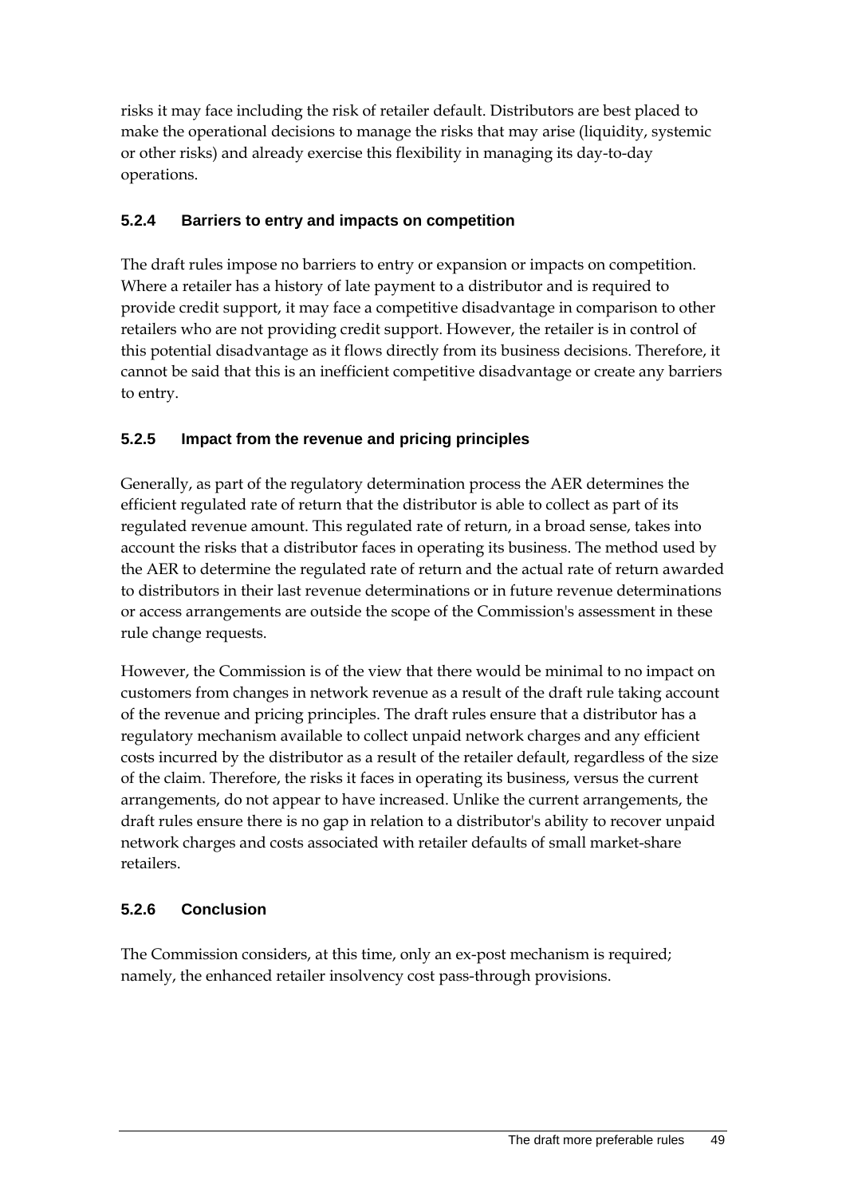risks it may face including the risk of retailer default. Distributors are best placed to make the operational decisions to manage the risks that may arise (liquidity, systemic or other risks) and already exercise this flexibility in managing its day-to-day operations.

### 5.2.4 Barriers to entry and impacts on competition

The draft rules impose no barriers to entry or expansion or impacts on competition. Where a retailer has a history of late payment to a distributor and is required to provide credit support, it may face a competitive disadvantage in comparison to other retailers who are not providing credit support. However, the retailer is in control of this potential disadvantage as it flows directly from its business decisions. Therefore, it cannot be said that this is an inefficient competitive disadvantage or create any barriers to entry.

### 5.2.5 Impact from the revenue and pricing principles

Generally, as part of the regulatory determination process the AER determines the efficient regulated rate of return that the distributor is able to collect as part of its regulated revenue amount. This regulated rate of return, in a broad sense, takes into account the risks that a distributor faces in operating its business. The method used by the AER to determine the regulated rate of return and the actual rate of return awarded to distributors in their last revenue determinations or in future revenue determinations or access arrangements are outside the scope of the Commission's assessment in these rule change requests.

However, the Commission is of the view that there would be minimal to no impact on customers from changes in network revenue as a result of the draft rule taking account of the revenue and pricing principles. The draft rules ensure that a distributor has a regulatory mechanism available to collect unpaid network charges and any efficient costs incurred by the distributor as a result of the retailer default, regardless of the size of the claim. Therefore, the risks it faces in operating its business, versus the current arrangements, do not appear to have increased. Unlike the current arrangements, the draft rules ensure there is no gap in relation to a distributor's ability to recover unpaid network charges and costs associated with retailer defaults of small market-share retailers.

### 5.2.6 Conclusion

The Commission considers, at this time, only an ex-post mechanism is required; namely, the enhanced retailer insolvency cost pass-through provisions.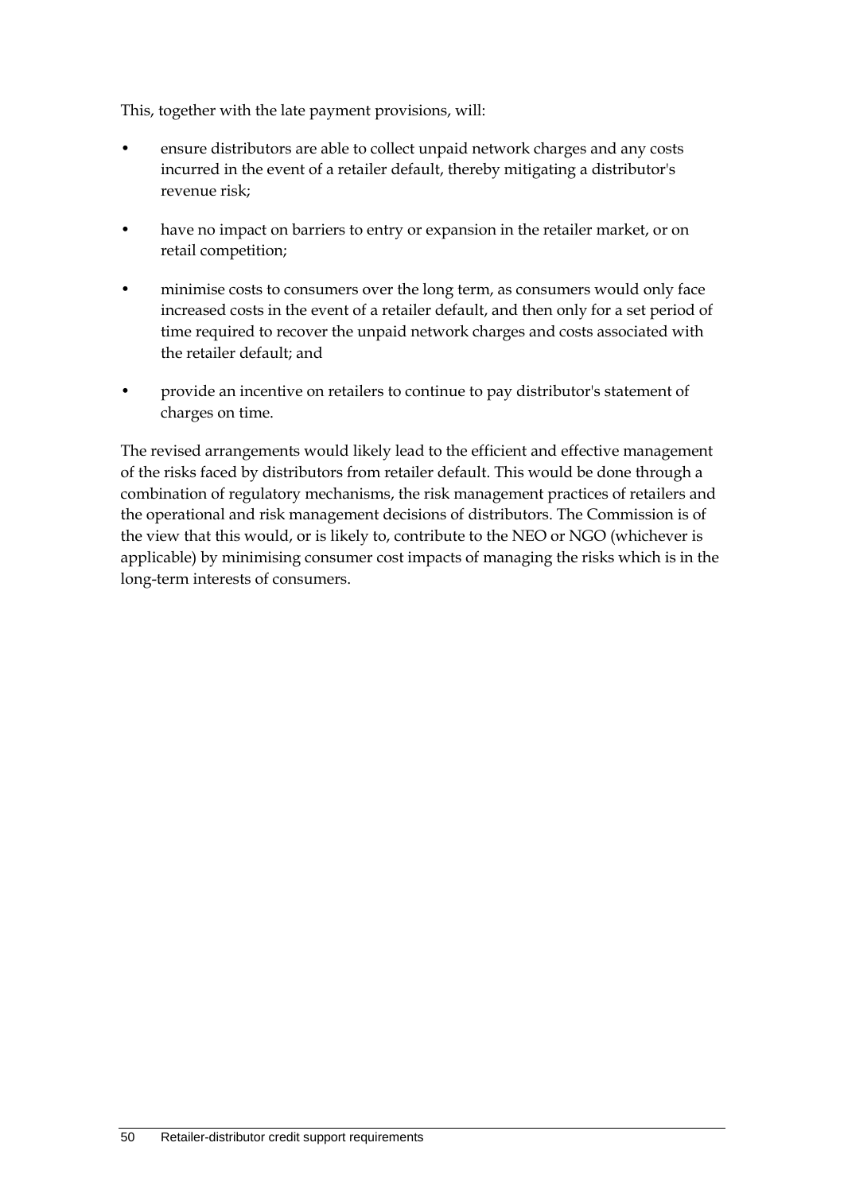This, together with the late payment provisions, will:

- ensure distributors are able to collect unpaid network charges and any costs incurred in the event of a retailer default, thereby mitigating a distributor's revenue risk;
- have no impact on barriers to entry or expansion in the retailer market, or on retail competition;
- minimise costs to consumers over the long term, as consumers would only face increased costs in the event of a retailer default, and then only for a set period of time required to recover the unpaid network charges and costs associated with the retailer default; and
- provide an incentive on retailers to continue to pay distributor's statement of charges on time.

The revised arrangements would likely lead to the efficient and effective management of the risks faced by distributors from retailer default. This would be done through a combination of regulatory mechanisms, the risk management practices of retailers and the operational and risk management decisions of distributors. The Commission is of the view that this would, or is likely to, contribute to the NEO or NGO (whichever is applicable) by minimising consumer cost impacts of managing the risks which is in the long-term interests of consumers.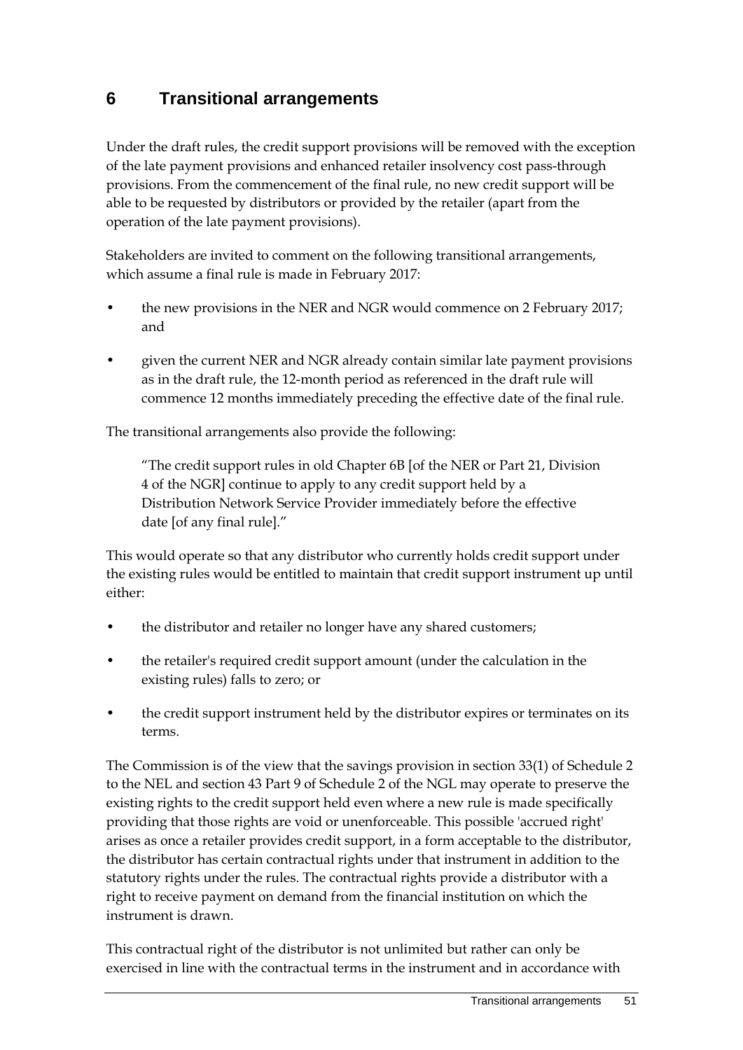# 6 Transitional arrangements

Under the draft rules, the credit support provisions will be removed with the exception of the late payment provisions and enhanced retailer insolvency cost pass-through provisions. From the commencement of the final rule, no new credit support will be able to be requested by distributors or provided by the retailer (apart from the operation of the late payment provisions).

Stakeholders are invited to comment on the following transitional arrangements, which assume a final rule is made in February 2017:

- the new provisions in the NER and NGR would commence on 2 February 2017; and
- given the current NER and NGR already contain similar late payment provisions as in the draft rule, the 12-month period as referenced in the draft rule will commence 12 months immediately preceding the effective date of the final rule.

The transitional arrangements also provide the following:

> "The credit support rules in old Chapter 6B [of the NER or Part 21, Division 4 of the NGR] continue to apply to any credit support held by a Distribution Network Service Provider immediately before the effective date [of any final rule]."

This would operate so that any distributor who currently holds credit support under the existing rules would be entitled to maintain that credit support instrument up until either:

- the distributor and retailer no longer have any shared customers;
- the retailer's required credit support amount (under the calculation in the existing rules) falls to zero; or
- the credit support instrument held by the distributor expires or terminates on its terms.

The Commission is of the view that the savings provision in section 33(1) of Schedule 2 to the NEL and section 43 Part 9 of Schedule 2 of the NGL may operate to preserve the existing rights to the credit support held even where a new rule is made specifically providing that those rights are void or unenforceable. This possible 'accrued right' arises as once a retailer provides credit support, in a form acceptable to the distributor, the distributor has certain contractual rights under that instrument in addition to the statutory rights under the rules. The contractual rights provide a distributor with a right to receive payment on demand from the financial institution on which the instrument is drawn.

This contractual right of the distributor is not unlimited but rather can only be exercised in line with the contractual terms in the instrument and in accordance with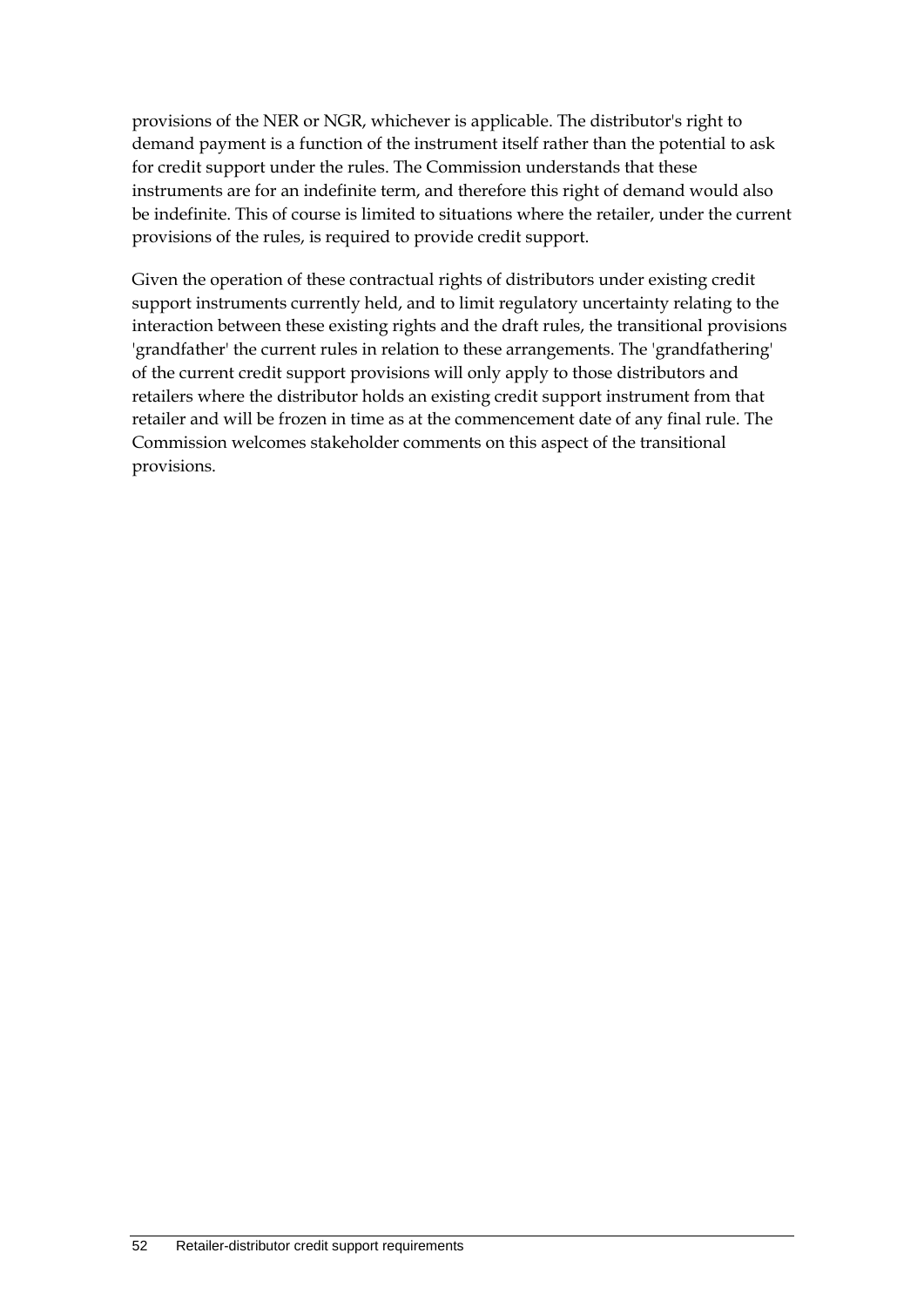provisions of the NER or NGR, whichever is applicable. The distributor's right to demand payment is a function of the instrument itself rather than the potential to ask for credit support under the rules. The Commission understands that these instruments are for an indefinite term, and therefore this right of demand would also be indefinite. This of course is limited to situations where the retailer, under the current provisions of the rules, is required to provide credit support.

Given the operation of these contractual rights of distributors under existing credit support instruments currently held, and to limit regulatory uncertainty relating to the interaction between these existing rights and the draft rules, the transitional provisions 'grandfather' the current rules in relation to these arrangements. The 'grandfathering' of the current credit support provisions will only apply to those distributors and retailers where the distributor holds an existing credit support instrument from that retailer and will be frozen in time as at the commencement date of any final rule. The Commission welcomes stakeholder comments on this aspect of the transitional provisions.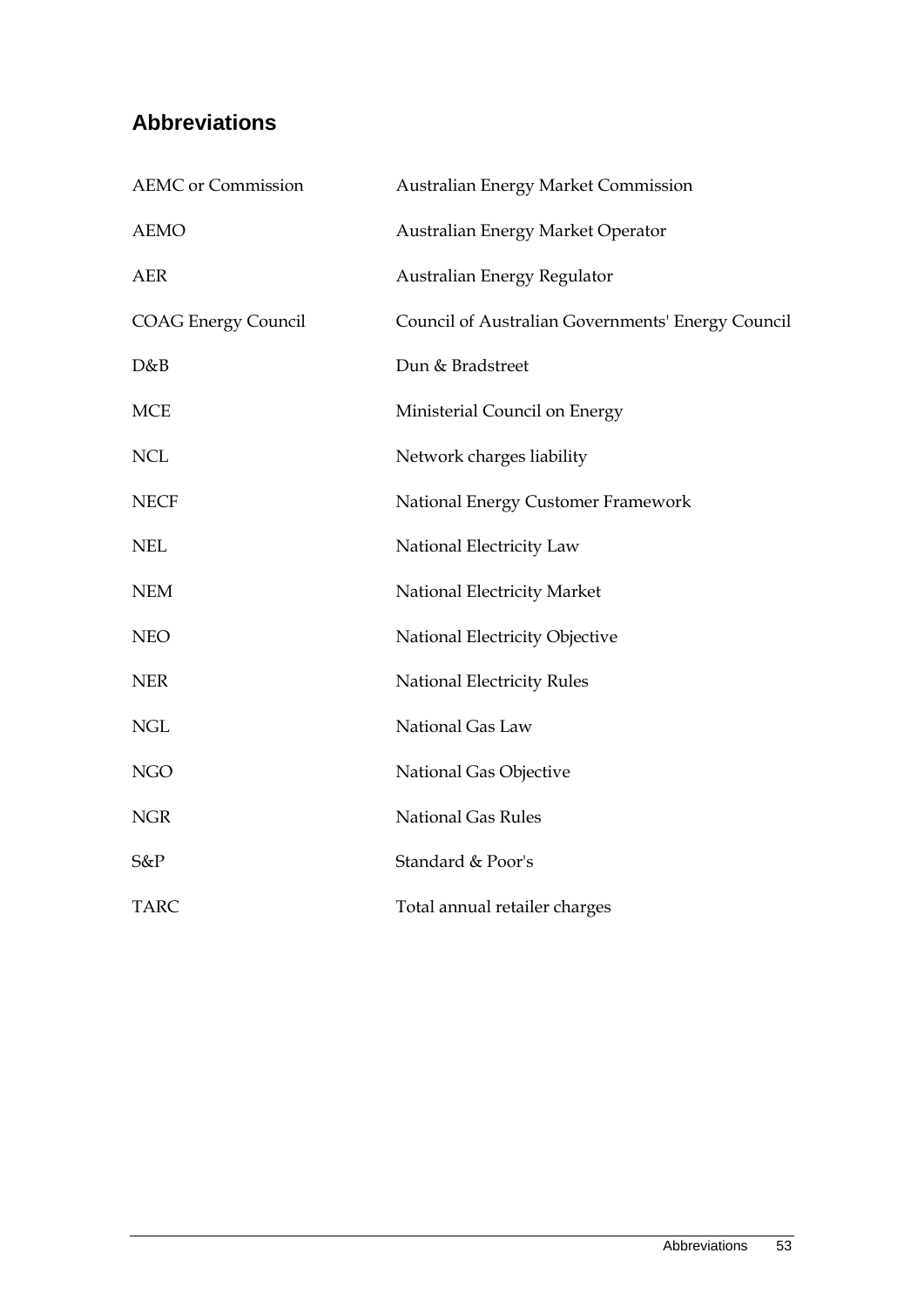## Abbreviations

| | |
|---|---|
| AEMC or Commission | Australian Energy Market Commission |
| AEMO | Australian Energy Market Operator |
| AER | Australian Energy Regulator |
| COAG Energy Council | Council of Australian Governments' Energy Council |
| D&B | Dun & Bradstreet |
| MCE | Ministerial Council on Energy |
| NCL | Network charges liability |
| NECF | National Energy Customer Framework |
| NEL | National Electricity Law |
| NEM | National Electricity Market |
| NEO | National Electricity Objective |
| NER | National Electricity Rules |
| NGL | National Gas Law |
| NGO | National Gas Objective |
| NGR | National Gas Rules |
| S&P | Standard & Poor's |
| TARC | Total annual retailer charges |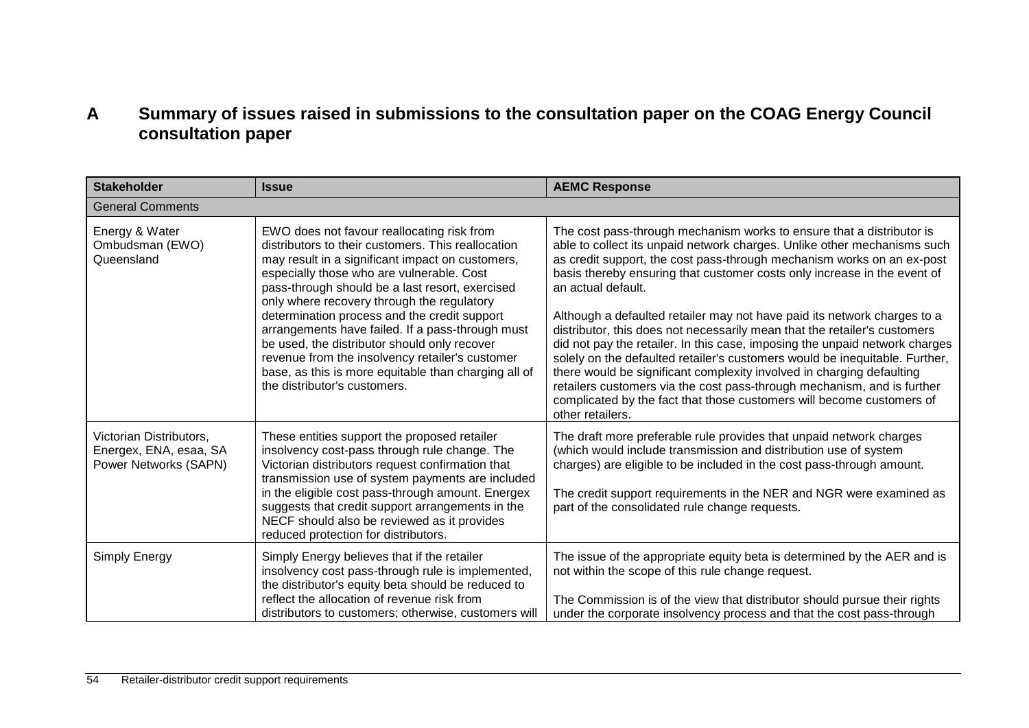# A Summary of issues raised in submissions to the consultation paper on the COAG Energy Council consultation paper

| Stakeholder | Issue | AEMC Response |
|---|---|---|
| General Comments | | |
| Energy & Water Ombudsman (EWO) Queensland | EWO does not favour reallocating risk from distributors to their customers. This reallocation may result in a significant impact on customers, especially those who are vulnerable. Cost pass-through should be a last resort, exercised only where recovery through the regulatory determination process and the credit support arrangements have failed. If a pass-through must be used, the distributor should only recover revenue from the insolvency retailer's customer base, as this is more equitable than charging all of the distributor's customers. | The cost pass-through mechanism works to ensure that a distributor is able to collect its unpaid network charges. Unlike other mechanisms such as credit support, the cost pass-through mechanism works on an ex-post basis thereby ensuring that customer costs only increase in the event of an actual default.<br><br>Although a defaulted retailer may not have paid its network charges to a distributor, this does not necessarily mean that the retailer's customers did not pay the retailer. In this case, imposing the unpaid network charges solely on the defaulted retailer's customers would be inequitable. Further, there would be significant complexity involved in charging defaulting retailers customers via the cost pass-through mechanism, and is further complicated by the fact that those customers will become customers of other retailers. |
| Victorian Distributors, Energex, ENA, esaa, SA Power Networks (SAPN) | These entities support the proposed retailer insolvency cost-pass through rule change. The Victorian distributors request confirmation that transmission use of system payments are included in the eligible cost pass-through amount. Energex suggests that credit support arrangements in the NECF should also be reviewed as it provides reduced protection for distributors. | The draft more preferable rule provides that unpaid network charges (which would include transmission and distribution use of system charges) are eligible to be included in the cost pass-through amount.<br><br>The credit support requirements in the NER and NGR were examined as part of the consolidated rule change requests. |
| Simply Energy | Simply Energy believes that if the retailer insolvency cost pass-through rule is implemented, the distributor's equity beta should be reduced to reflect the allocation of revenue risk from distributors to customers; otherwise, customers will | The issue of the appropriate equity beta is determined by the AER and is not within the scope of this rule change request.<br><br>The Commission is of the view that distributor should pursue their rights under the corporate insolvency process and that the cost pass-through |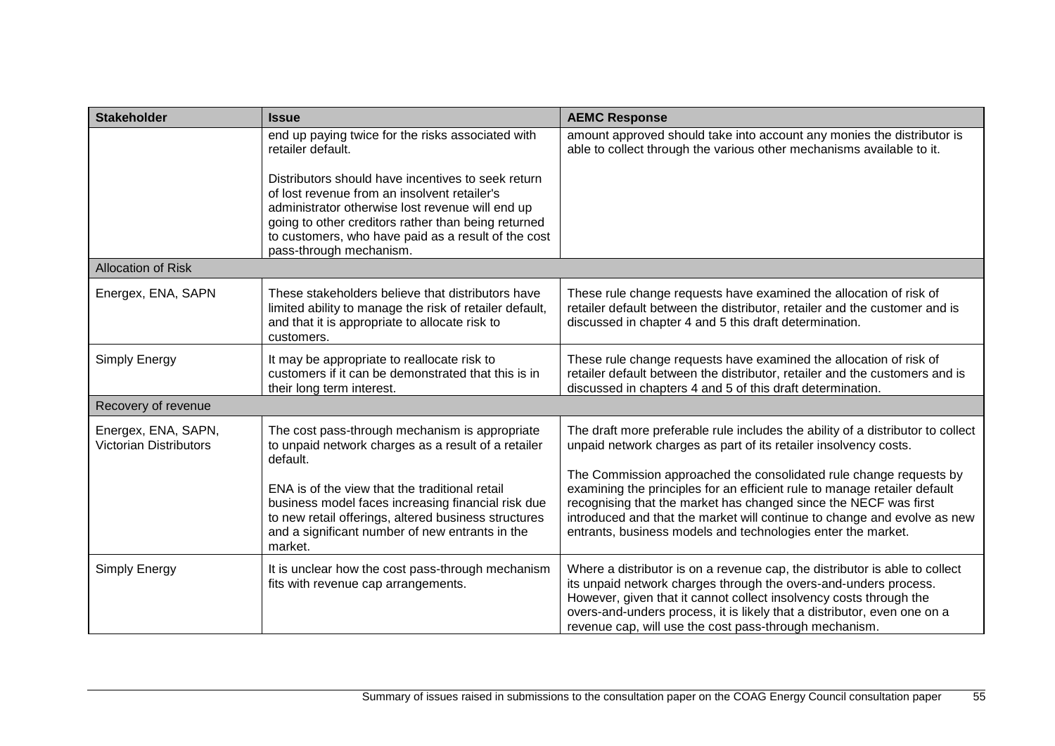| Stakeholder | Issue | AEMC Response |
| --- | --- | --- |
| | end up paying twice for the risks associated with retailer default.<br><br>Distributors should have incentives to seek return of lost revenue from an insolvent retailer's administrator otherwise lost revenue will end up going to other creditors rather than being returned to customers, who have paid as a result of the cost pass-through mechanism. | amount approved should take into account any monies the distributor is able to collect through the various other mechanisms available to it. |
| Allocation of Risk | | |
| Energex, ENA, SAPN | These stakeholders believe that distributors have limited ability to manage the risk of retailer default, and that it is appropriate to allocate risk to customers. | These rule change requests have examined the allocation of risk of retailer default between the distributor, retailer and the customer and is discussed in chapter 4 and 5 this draft determination. |
| Simply Energy | It may be appropriate to reallocate risk to customers if it can be demonstrated that this is in their long term interest. | These rule change requests have examined the allocation of risk of retailer default between the distributor, retailer and the customers and is discussed in chapters 4 and 5 of this draft determination. |
| Recovery of revenue | | |
| Energex, ENA, SAPN, Victorian Distributors | The cost pass-through mechanism is appropriate to unpaid network charges as a result of a retailer default.<br><br>ENA is of the view that the traditional retail business model faces increasing financial risk due to new retail offerings, altered business structures and a significant number of new entrants in the market. | The draft more preferable rule includes the ability of a distributor to collect unpaid network charges as part of its retailer insolvency costs.<br><br>The Commission approached the consolidated rule change requests by examining the principles for an efficient rule to manage retailer default recognising that the market has changed since the NECF was first introduced and that the market will continue to change and evolve as new entrants, business models and technologies enter the market. |
| Simply Energy | It is unclear how the cost pass-through mechanism fits with revenue cap arrangements. | Where a distributor is on a revenue cap, the distributor is able to collect its unpaid network charges through the overs-and-unders process. However, given that it cannot collect insolvency costs through the overs-and-unders process, it is likely that a distributor, even one on a revenue cap, will use the cost pass-through mechanism. |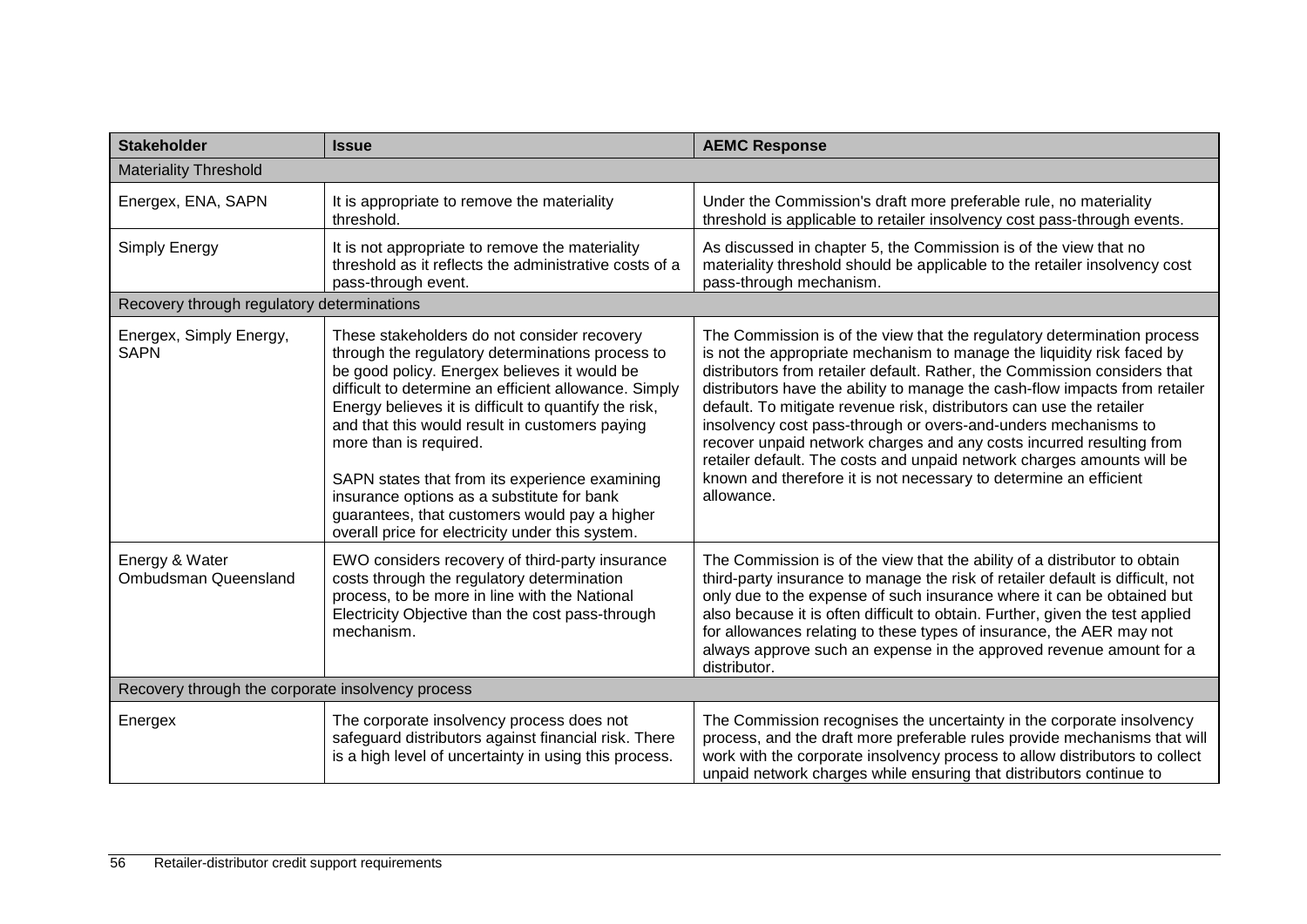| Stakeholder | Issue | AEMC Response |
|---|---|---|
| Materiality Threshold | | |
| Energex, ENA, SAPN | It is appropriate to remove the materiality threshold. | Under the Commission's draft more preferable rule, no materiality threshold is applicable to retailer insolvency cost pass-through events. |
| Simply Energy | It is not appropriate to remove the materiality threshold as it reflects the administrative costs of a pass-through event. | As discussed in chapter 5, the Commission is of the view that no materiality threshold should be applicable to the retailer insolvency cost pass-through mechanism. |
| Recovery through regulatory determinations | | |
| Energex, Simply Energy, SAPN | These stakeholders do not consider recovery through the regulatory determinations process to be good policy. Energex believes it would be difficult to determine an efficient allowance. Simply Energy believes it is difficult to quantify the risk, and that this would result in customers paying more than is required.<br><br>SAPN states that from its experience examining insurance options as a substitute for bank guarantees, that customers would pay a higher overall price for electricity under this system. | The Commission is of the view that the regulatory determination process is not the appropriate mechanism to manage the liquidity risk faced by distributors from retailer default. Rather, the Commission considers that distributors have the ability to manage the cash-flow impacts from retailer default. To mitigate revenue risk, distributors can use the retailer insolvency cost pass-through or overs-and-unders mechanisms to recover unpaid network charges and any costs incurred resulting from retailer default. The costs and unpaid network charges amounts will be known and therefore it is not necessary to determine an efficient allowance. |
| Energy & Water Ombudsman Queensland | EWO considers recovery of third-party insurance costs through the regulatory determination process, to be more in line with the National Electricity Objective than the cost pass-through mechanism. | The Commission is of the view that the ability of a distributor to obtain third-party insurance to manage the risk of retailer default is difficult, not only due to the expense of such insurance where it can be obtained but also because it is often difficult to obtain. Further, given the test applied for allowances relating to these types of insurance, the AER may not always approve such an expense in the approved revenue amount for a distributor. |
| Recovery through the corporate insolvency process | | |
| Energex | The corporate insolvency process does not safeguard distributors against financial risk. There is a high level of uncertainty in using this process. | The Commission recognises the uncertainty in the corporate insolvency process, and the draft more preferable rules provide mechanisms that will work with the corporate insolvency process to allow distributors to collect unpaid network charges while ensuring that distributors continue to |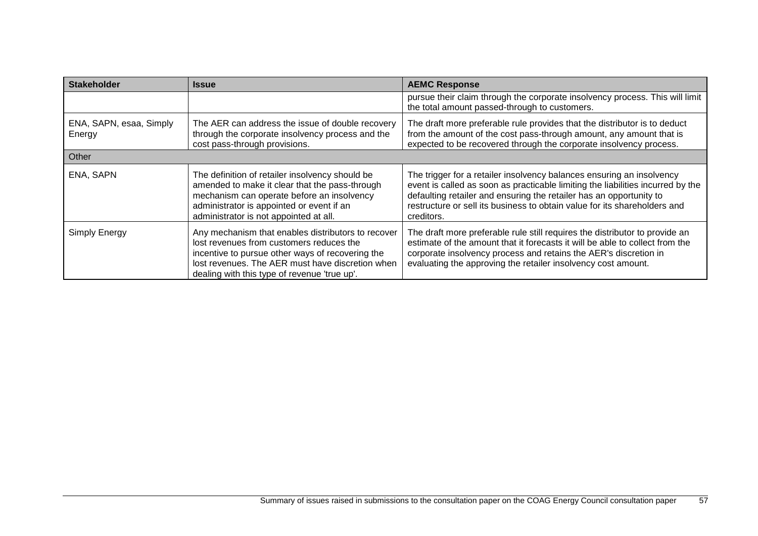| Stakeholder | Issue | AEMC Response |
|---|---|---|
| | | pursue their claim through the corporate insolvency process. This will limit the total amount passed-through to customers. |
| ENA, SAPN, esaa, Simply Energy | The AER can address the issue of double recovery through the corporate insolvency process and the cost pass-through provisions. | The draft more preferable rule provides that the distributor is to deduct from the amount of the cost pass-through amount, any amount that is expected to be recovered through the corporate insolvency process. |
| Other | | |
| ENA, SAPN | The definition of retailer insolvency should be amended to make it clear that the pass-through mechanism can operate before an insolvency administrator is appointed or event if an administrator is not appointed at all. | The trigger for a retailer insolvency balances ensuring an insolvency event is called as soon as practicable limiting the liabilities incurred by the defaulting retailer and ensuring the retailer has an opportunity to restructure or sell its business to obtain value for its shareholders and creditors. |
| Simply Energy | Any mechanism that enables distributors to recover lost revenues from customers reduces the incentive to pursue other ways of recovering the lost revenues. The AER must have discretion when dealing with this type of revenue 'true up'. | The draft more preferable rule still requires the distributor to provide an estimate of the amount that it forecasts it will be able to collect from the corporate insolvency process and retains the AER's discretion in evaluating the approving the retailer insolvency cost amount. |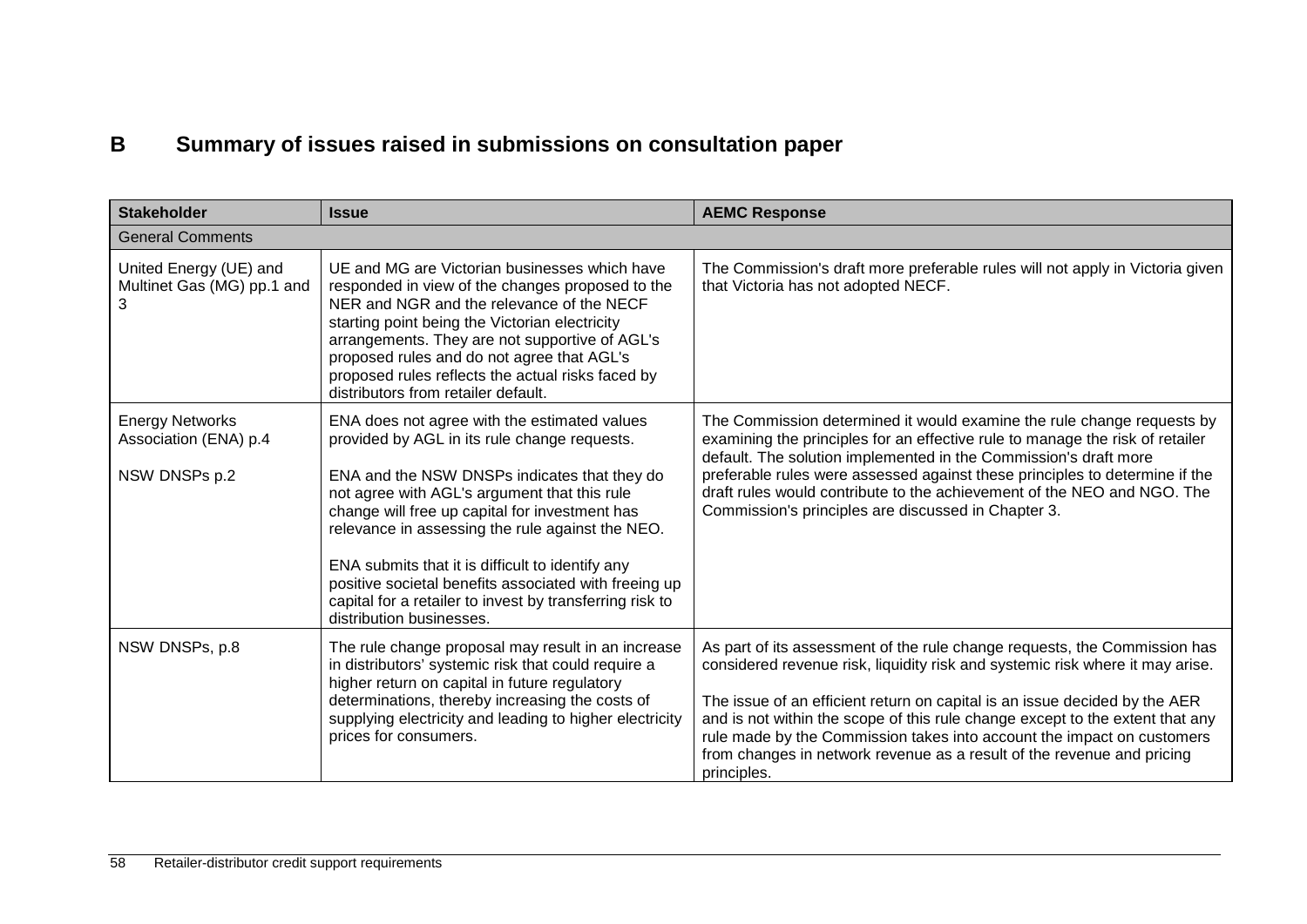# B Summary of issues raised in submissions on consultation paper

| Stakeholder | Issue | AEMC Response |
|---|---|---|
| General Comments | | |
| United Energy (UE) and Multinet Gas (MG) pp.1 and 3 | UE and MG are Victorian businesses which have responded in view of the changes proposed to the NER and NGR and the relevance of the NECF starting point being the Victorian electricity arrangements. They are not supportive of AGL's proposed rules and do not agree that AGL's proposed rules reflects the actual risks faced by distributors from retailer default. | The Commission's draft more preferable rules will not apply in Victoria given that Victoria has not adopted NECF. |
| Energy Networks Association (ENA) p.4<br><br>NSW DNSPs p.2 | ENA does not agree with the estimated values provided by AGL in its rule change requests.<br><br>ENA and the NSW DNSPs indicates that they do not agree with AGL's argument that this rule change will free up capital for investment has relevance in assessing the rule against the NEO.<br><br>ENA submits that it is difficult to identify any positive societal benefits associated with freeing up capital for a retailer to invest by transferring risk to distribution businesses. | The Commission determined it would examine the rule change requests by examining the principles for an effective rule to manage the risk of retailer default. The solution implemented in the Commission's draft more preferable rules were assessed against these principles to determine if the draft rules would contribute to the achievement of the NEO and NGO. The Commission's principles are discussed in Chapter 3. |
| NSW DNSPs, p.8 | The rule change proposal may result in an increase in distributors' systemic risk that could require a higher return on capital in future regulatory determinations, thereby increasing the costs of supplying electricity and leading to higher electricity prices for consumers. | As part of its assessment of the rule change requests, the Commission has considered revenue risk, liquidity risk and systemic risk where it may arise.<br><br>The issue of an efficient return on capital is an issue decided by the AER and is not within the scope of this rule change except to the extent that any rule made by the Commission takes into account the impact on customers from changes in network revenue as a result of the revenue and pricing principles. |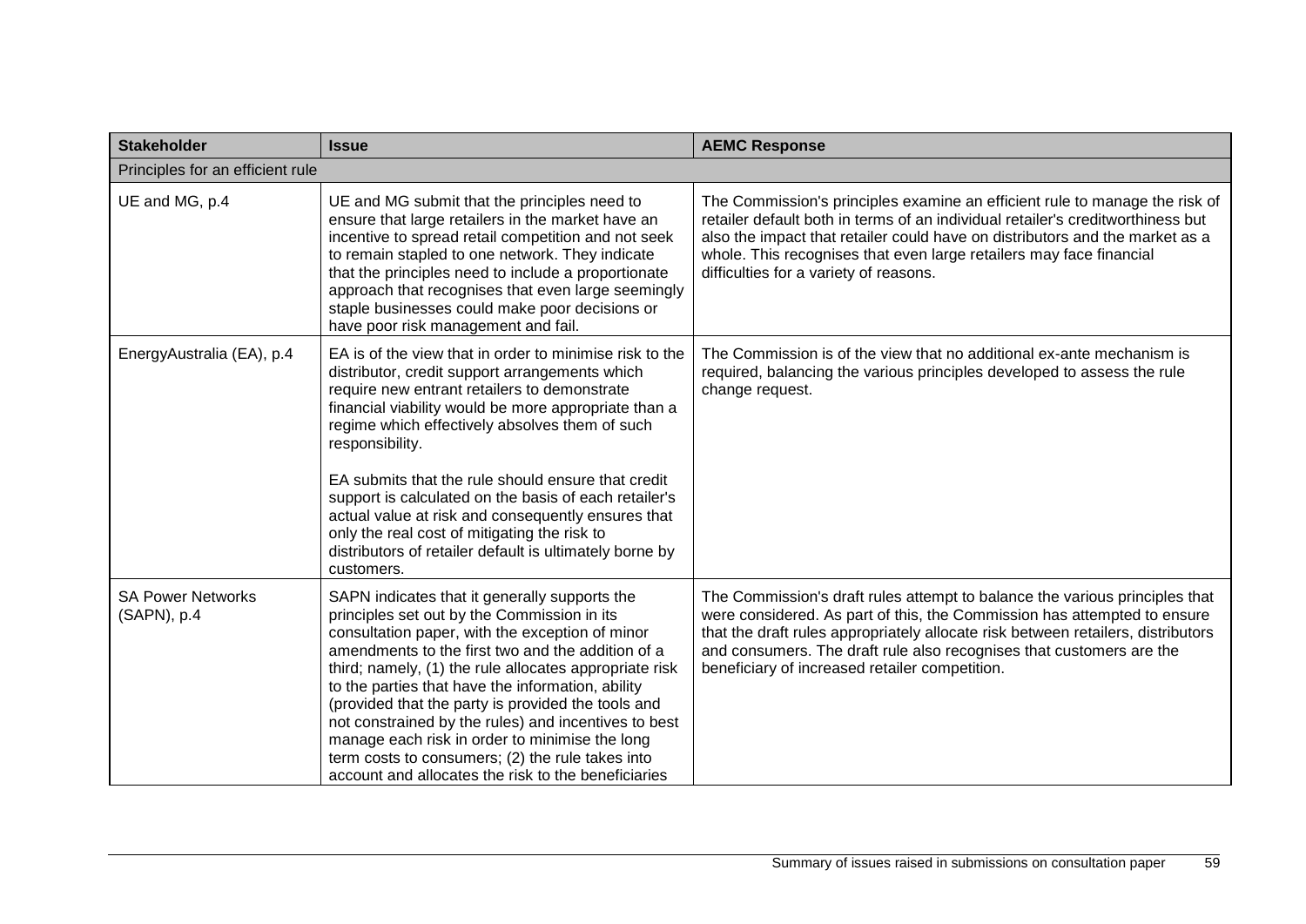| Stakeholder | Issue | AEMC Response |
|---|---|---|
| Principles for an efficient rule | | |
| UE and MG, p.4 | UE and MG submit that the principles need to ensure that large retailers in the market have an incentive to spread retail competition and not seek to remain stapled to one network. They indicate that the principles need to include a proportionate approach that recognises that even large seemingly staple businesses could make poor decisions or have poor risk management and fail. | The Commission's principles examine an efficient rule to manage the risk of retailer default both in terms of an individual retailer's creditworthiness but also the impact that retailer could have on distributors and the market as a whole. This recognises that even large retailers may face financial difficulties for a variety of reasons. |
| EnergyAustralia (EA), p.4 | EA is of the view that in order to minimise risk to the distributor, credit support arrangements which require new entrant retailers to demonstrate financial viability would be more appropriate than a regime which effectively absolves them of such responsibility.<br><br>EA submits that the rule should ensure that credit support is calculated on the basis of each retailer's actual value at risk and consequently ensures that only the real cost of mitigating the risk to distributors of retailer default is ultimately borne by customers. | The Commission is of the view that no additional ex-ante mechanism is required, balancing the various principles developed to assess the rule change request. |
| SA Power Networks (SAPN), p.4 | SAPN indicates that it generally supports the principles set out by the Commission in its consultation paper, with the exception of minor amendments to the first two and the addition of a third; namely, (1) the rule allocates appropriate risk to the parties that have the information, ability (provided that the party is provided the tools and not constrained by the rules) and incentives to best manage each risk in order to minimise the long term costs to consumers; (2) the rule takes into account and allocates the risk to the beneficiaries | The Commission's draft rules attempt to balance the various principles that were considered. As part of this, the Commission has attempted to ensure that the draft rules appropriately allocate risk between retailers, distributors and consumers. The draft rule also recognises that customers are the beneficiary of increased retailer competition. |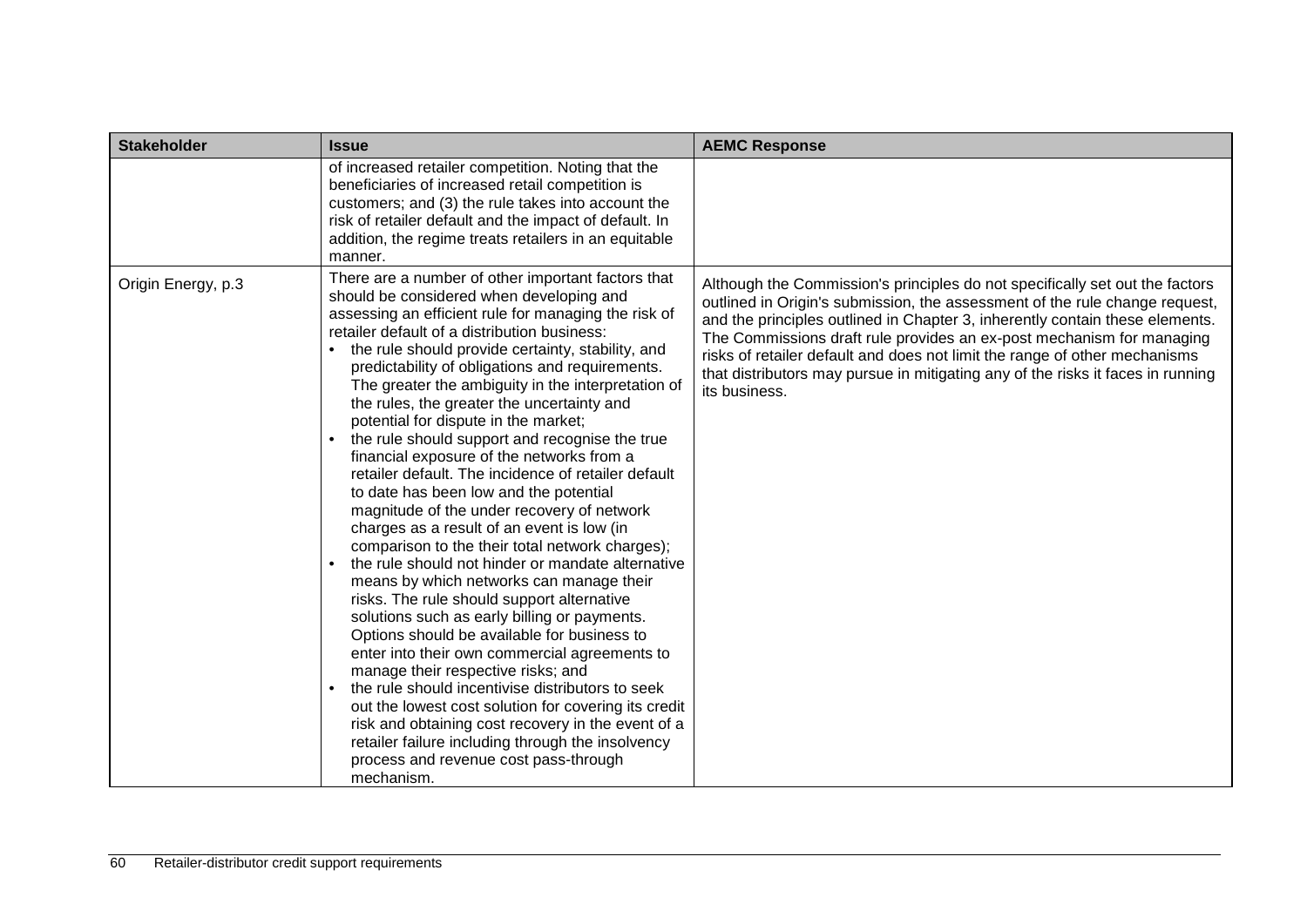| Stakeholder | Issue | AEMC Response |
|---|---|---|
| | of increased retailer competition. Noting that the beneficiaries of increased retail competition is customers; and (3) the rule takes into account the risk of retailer default and the impact of default. In addition, the regime treats retailers in an equitable manner. | |
| Origin Energy, p.3 | There are a number of other important factors that should be considered when developing and assessing an efficient rule for managing the risk of retailer default of a distribution business:<br>• the rule should provide certainty, stability, and predictability of obligations and requirements. The greater the ambiguity in the interpretation of the rules, the greater the uncertainty and potential for dispute in the market;<br>• the rule should support and recognise the true financial exposure of the networks from a retailer default. The incidence of retailer default to date has been low and the potential magnitude of the under recovery of network charges as a result of an event is low (in comparison to the their total network charges);<br>• the rule should not hinder or mandate alternative means by which networks can manage their risks. The rule should support alternative solutions such as early billing or payments. Options should be available for business to enter into their own commercial agreements to manage their respective risks; and<br>• the rule should incentivise distributors to seek out the lowest cost solution for covering its credit risk and obtaining cost recovery in the event of a retailer failure including through the insolvency process and revenue cost pass-through mechanism. | Although the Commission's principles do not specifically set out the factors outlined in Origin's submission, the assessment of the rule change request, and the principles outlined in Chapter 3, inherently contain these elements. The Commissions draft rule provides an ex-post mechanism for managing risks of retailer default and does not limit the range of other mechanisms that distributors may pursue in mitigating any of the risks it faces in running its business. |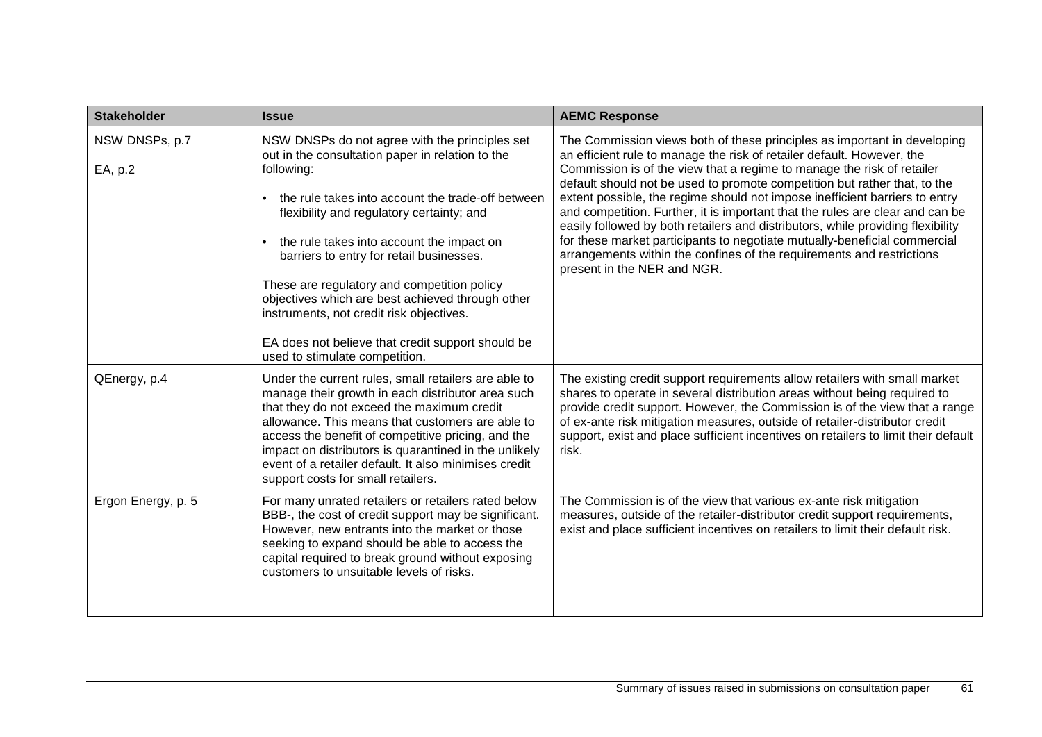| Stakeholder | Issue | AEMC Response |
|---|---|---|
| NSW DNSPs, p.7<br><br>EA, p.2 | NSW DNSPs do not agree with the principles set out in the consultation paper in relation to the following:<br><br>• the rule takes into account the trade-off between flexibility and regulatory certainty; and<br><br>• the rule takes into account the impact on barriers to entry for retail businesses.<br><br>These are regulatory and competition policy objectives which are best achieved through other instruments, not credit risk objectives.<br><br>EA does not believe that credit support should be used to stimulate competition. | The Commission views both of these principles as important in developing an efficient rule to manage the risk of retailer default. However, the Commission is of the view that a regime to manage the risk of retailer default should not be used to promote competition but rather that, to the extent possible, the regime should not impose inefficient barriers to entry and competition. Further, it is important that the rules are clear and can be easily followed by both retailers and distributors, while providing flexibility for these market participants to negotiate mutually-beneficial commercial arrangements within the confines of the requirements and restrictions present in the NER and NGR. |
| QEnergy, p.4 | Under the current rules, small retailers are able to manage their growth in each distributor area such that they do not exceed the maximum credit allowance. This means that customers are able to access the benefit of competitive pricing, and the impact on distributors is quarantined in the unlikely event of a retailer default. It also minimises credit support costs for small retailers. | The existing credit support requirements allow retailers with small market shares to operate in several distribution areas without being required to provide credit support. However, the Commission is of the view that a range of ex-ante risk mitigation measures, outside of retailer-distributor credit support, exist and place sufficient incentives on retailers to limit their default risk. |
| Ergon Energy, p. 5 | For many unrated retailers or retailers rated below BBB-, the cost of credit support may be significant. However, new entrants into the market or those seeking to expand should be able to access the capital required to break ground without exposing customers to unsuitable levels of risks. | The Commission is of the view that various ex-ante risk mitigation measures, outside of the retailer-distributor credit support requirements, exist and place sufficient incentives on retailers to limit their default risk. |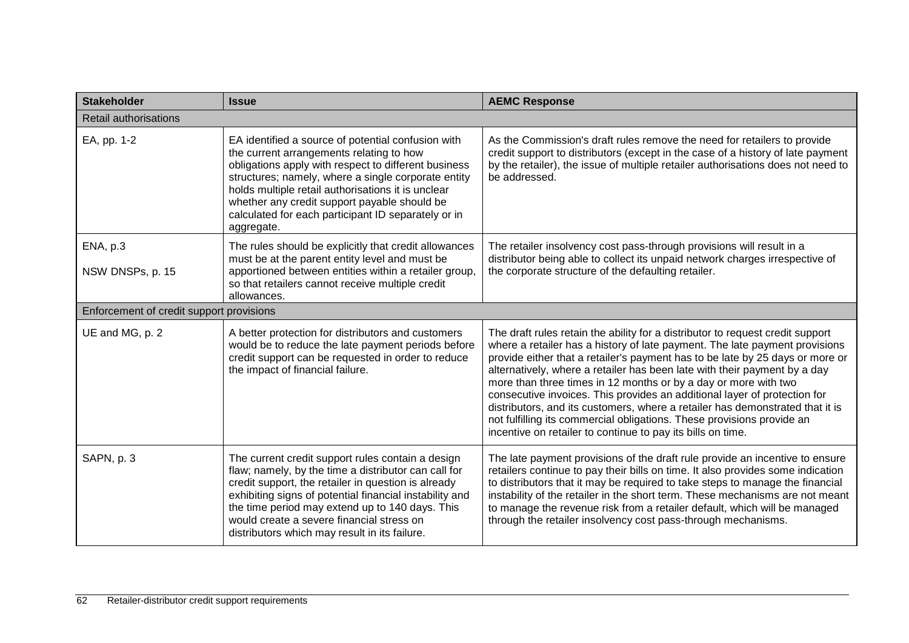| Stakeholder | Issue | AEMC Response |
| --- | --- | --- |
| Retail authorisations | | |
| EA, pp. 1-2 | EA identified a source of potential confusion with the current arrangements relating to how obligations apply with respect to different business structures; namely, where a single corporate entity holds multiple retail authorisations it is unclear whether any credit support payable should be calculated for each participant ID separately or in aggregate. | As the Commission's draft rules remove the need for retailers to provide credit support to distributors (except in the case of a history of late payment by the retailer), the issue of multiple retailer authorisations does not need to be addressed. |
| ENA, p.3<br><br>NSW DNSPs, p. 15 | The rules should be explicitly that credit allowances must be at the parent entity level and must be apportioned between entities within a retailer group, so that retailers cannot receive multiple credit allowances. | The retailer insolvency cost pass-through provisions will result in a distributor being able to collect its unpaid network charges irrespective of the corporate structure of the defaulting retailer. |
| Enforcement of credit support provisions | | |
| UE and MG, p. 2 | A better protection for distributors and customers would be to reduce the late payment periods before credit support can be requested in order to reduce the impact of financial failure. | The draft rules retain the ability for a distributor to request credit support where a retailer has a history of late payment. The late payment provisions provide either that a retailer's payment has to be late by 25 days or more or alternatively, where a retailer has been late with their payment by a day more than three times in 12 months or by a day or more with two consecutive invoices. This provides an additional layer of protection for distributors, and its customers, where a retailer has demonstrated that it is not fulfilling its commercial obligations. These provisions provide an incentive on retailer to continue to pay its bills on time. |
| SAPN, p. 3 | The current credit support rules contain a design flaw; namely, by the time a distributor can call for credit support, the retailer in question is already exhibiting signs of potential financial instability and the time period may extend up to 140 days. This would create a severe financial stress on distributors which may result in its failure. | The late payment provisions of the draft rule provide an incentive to ensure retailers continue to pay their bills on time. It also provides some indication to distributors that it may be required to take steps to manage the financial instability of the retailer in the short term. These mechanisms are not meant to manage the revenue risk from a retailer default, which will be managed through the retailer insolvency cost pass-through mechanisms. |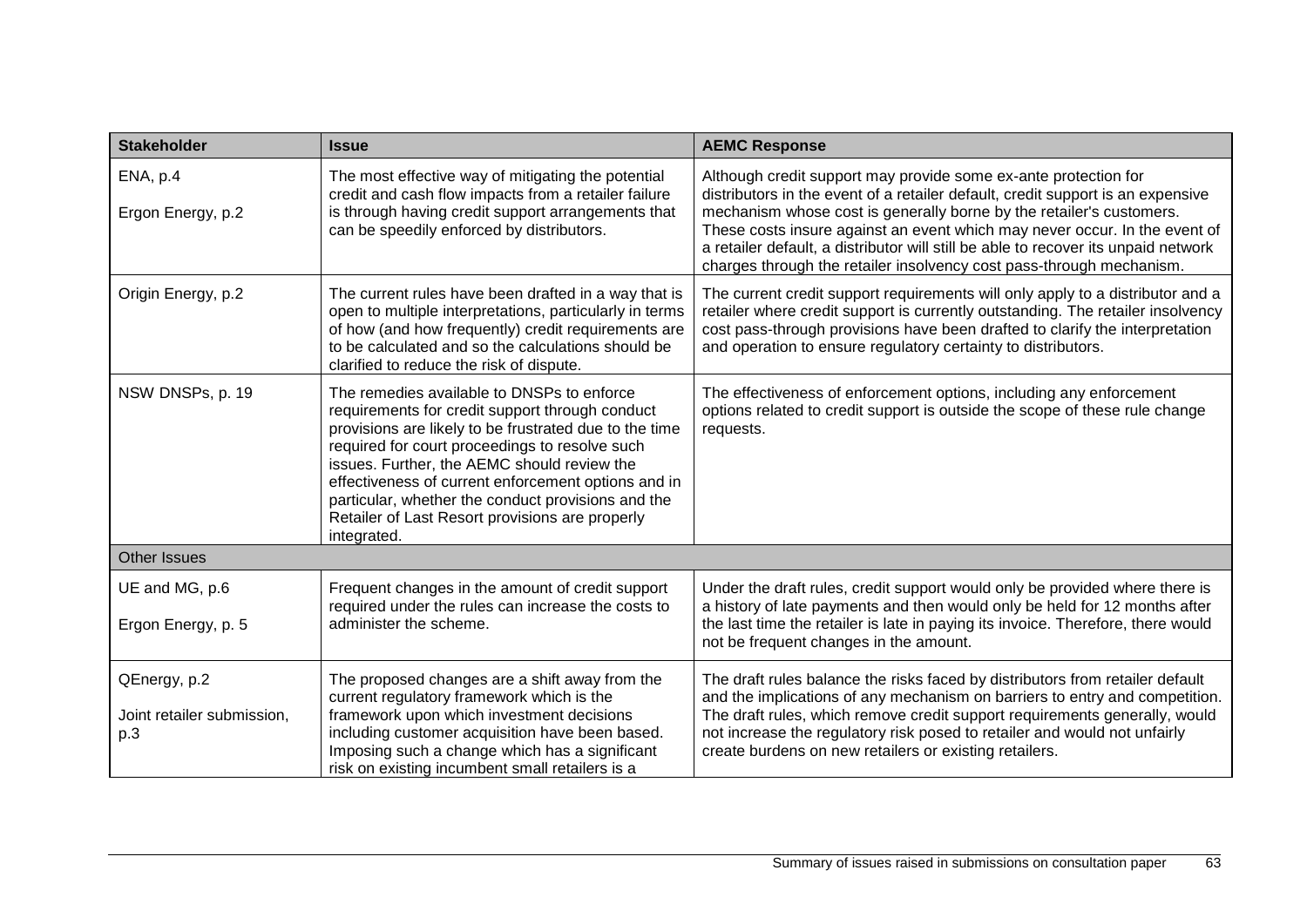| Stakeholder | Issue | AEMC Response |
| --- | --- | --- |
| ENA, p.4<br><br>Ergon Energy, p.2 | The most effective way of mitigating the potential credit and cash flow impacts from a retailer failure is through having credit support arrangements that can be speedily enforced by distributors. | Although credit support may provide some ex-ante protection for distributors in the event of a retailer default, credit support is an expensive mechanism whose cost is generally borne by the retailer's customers. These costs insure against an event which may never occur. In the event of a retailer default, a distributor will still be able to recover its unpaid network charges through the retailer insolvency cost pass-through mechanism. |
| Origin Energy, p.2 | The current rules have been drafted in a way that is open to multiple interpretations, particularly in terms of how (and how frequently) credit requirements are to be calculated and so the calculations should be clarified to reduce the risk of dispute. | The current credit support requirements will only apply to a distributor and a retailer where credit support is currently outstanding. The retailer insolvency cost pass-through provisions have been drafted to clarify the interpretation and operation to ensure regulatory certainty to distributors. |
| NSW DNSPs, p. 19 | The remedies available to DNSPs to enforce requirements for credit support through conduct provisions are likely to be frustrated due to the time required for court proceedings to resolve such issues. Further, the AEMC should review the effectiveness of current enforcement options and in particular, whether the conduct provisions and the Retailer of Last Resort provisions are properly integrated. | The effectiveness of enforcement options, including any enforcement options related to credit support is outside the scope of these rule change requests. |
| **Other Issues** | | |
| UE and MG, p.6<br><br>Ergon Energy, p. 5 | Frequent changes in the amount of credit support required under the rules can increase the costs to administer the scheme. | Under the draft rules, credit support would only be provided where there is a history of late payments and then would only be held for 12 months after the last time the retailer is late in paying its invoice. Therefore, there would not be frequent changes in the amount. |
| QEnergy, p.2<br><br>Joint retailer submission, p.3 | The proposed changes are a shift away from the current regulatory framework which is the framework upon which investment decisions including customer acquisition have been based. Imposing such a change which has a significant risk on existing incumbent small retailers is a | The draft rules balance the risks faced by distributors from retailer default and the implications of any mechanism on barriers to entry and competition. The draft rules, which remove credit support requirements generally, would not increase the regulatory risk posed to retailer and would not unfairly create burdens on new retailers or existing retailers. |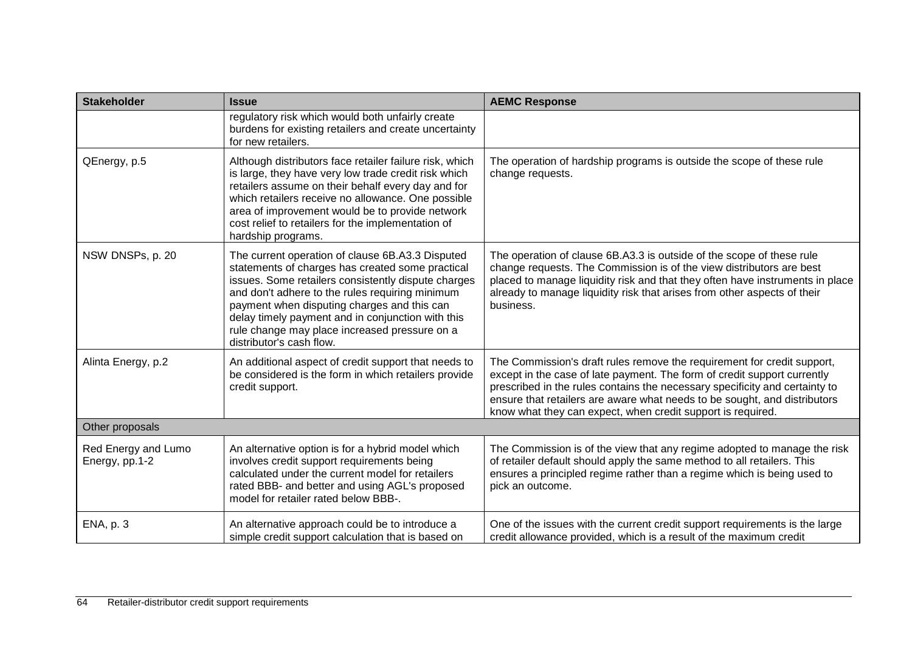| Stakeholder | Issue | AEMC Response |
|---|---|---|
| | regulatory risk which would both unfairly create burdens for existing retailers and create uncertainty for new retailers. | |
| QEnergy, p.5 | Although distributors face retailer failure risk, which is large, they have very low trade credit risk which retailers assume on their behalf every day and for which retailers receive no allowance. One possible area of improvement would be to provide network cost relief to retailers for the implementation of hardship programs. | The operation of hardship programs is outside the scope of these rule change requests. |
| NSW DNSPs, p. 20 | The current operation of clause 6B.A3.3 Disputed statements of charges has created some practical issues. Some retailers consistently dispute charges and don't adhere to the rules requiring minimum payment when disputing charges and this can delay timely payment and in conjunction with this rule change may place increased pressure on a distributor's cash flow. | The operation of clause 6B.A3.3 is outside of the scope of these rule change requests. The Commission is of the view distributors are best placed to manage liquidity risk and that they often have instruments in place already to manage liquidity risk that arises from other aspects of their business. |
| Alinta Energy, p.2 | An additional aspect of credit support that needs to be considered is the form in which retailers provide credit support. | The Commission's draft rules remove the requirement for credit support, except in the case of late payment. The form of credit support currently prescribed in the rules contains the necessary specificity and certainty to ensure that retailers are aware what needs to be sought, and distributors know what they can expect, when credit support is required. |
| Other proposals | | |
| Red Energy and Lumo Energy, pp.1-2 | An alternative option is for a hybrid model which involves credit support requirements being calculated under the current model for retailers rated BBB- and better and using AGL's proposed model for retailer rated below BBB-. | The Commission is of the view that any regime adopted to manage the risk of retailer default should apply the same method to all retailers. This ensures a principled regime rather than a regime which is being used to pick an outcome. |
| ENA, p. 3 | An alternative approach could be to introduce a simple credit support calculation that is based on | One of the issues with the current credit support requirements is the large credit allowance provided, which is a result of the maximum credit |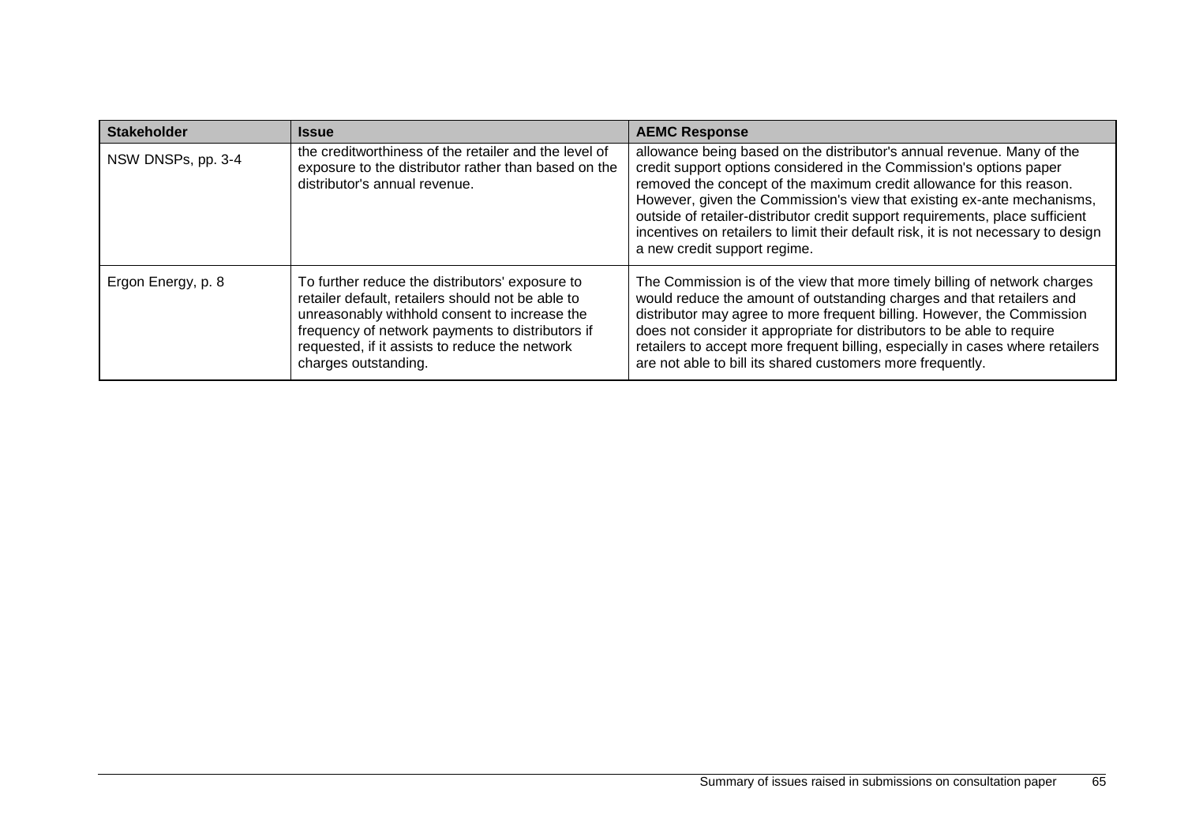| Stakeholder | Issue | AEMC Response |
| --- | --- | --- |
| NSW DNSPs, pp. 3-4 | the creditworthiness of the retailer and the level of exposure to the distributor rather than based on the distributor's annual revenue. | allowance being based on the distributor's annual revenue. Many of the credit support options considered in the Commission's options paper removed the concept of the maximum credit allowance for this reason. However, given the Commission's view that existing ex-ante mechanisms, outside of retailer-distributor credit support requirements, place sufficient incentives on retailers to limit their default risk, it is not necessary to design a new credit support regime. |
| Ergon Energy, p. 8 | To further reduce the distributors' exposure to retailer default, retailers should not be able to unreasonably withhold consent to increase the frequency of network payments to distributors if requested, if it assists to reduce the network charges outstanding. | The Commission is of the view that more timely billing of network charges would reduce the amount of outstanding charges and that retailers and distributor may agree to more frequent billing. However, the Commission does not consider it appropriate for distributors to be able to require retailers to accept more frequent billing, especially in cases where retailers are not able to bill its shared customers more frequently. |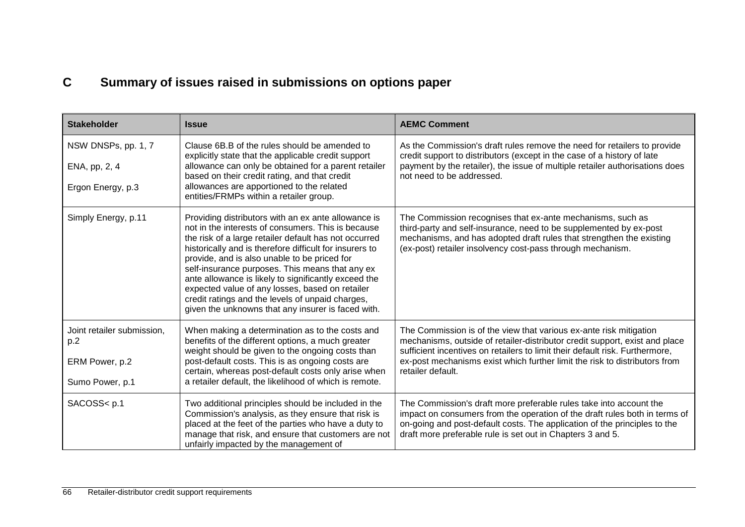# C Summary of issues raised in submissions on options paper

| Stakeholder | Issue | AEMC Comment |
|---|---|---|
| NSW DNSPs, pp. 1, 7<br><br>ENA, pp, 2, 4<br><br>Ergon Energy, p.3 | Clause 6B.B of the rules should be amended to explicitly state that the applicable credit support allowance can only be obtained for a parent retailer based on their credit rating, and that credit allowances are apportioned to the related entities/FRMPs within a retailer group. | As the Commission's draft rules remove the need for retailers to provide credit support to distributors (except in the case of a history of late payment by the retailer), the issue of multiple retailer authorisations does not need to be addressed. |
| Simply Energy, p.11 | Providing distributors with an ex ante allowance is not in the interests of consumers. This is because the risk of a large retailer default has not occurred historically and is therefore difficult for insurers to provide, and is also unable to be priced for self-insurance purposes. This means that any ex ante allowance is likely to significantly exceed the expected value of any losses, based on retailer credit ratings and the levels of unpaid charges, given the unknowns that any insurer is faced with. | The Commission recognises that ex-ante mechanisms, such as third-party and self-insurance, need to be supplemented by ex-post mechanisms, and has adopted draft rules that strengthen the existing (ex-post) retailer insolvency cost-pass through mechanism. |
| Joint retailer submission, p.2<br><br>ERM Power, p.2<br><br>Sumo Power, p.1 | When making a determination as to the costs and benefits of the different options, a much greater weight should be given to the ongoing costs than post-default costs. This is as ongoing costs are certain, whereas post-default costs only arise when a retailer default, the likelihood of which is remote. | The Commission is of the view that various ex-ante risk mitigation mechanisms, outside of retailer-distributor credit support, exist and place sufficient incentives on retailers to limit their default risk. Furthermore, ex-post mechanisms exist which further limit the risk to distributors from retailer default. |
| SACOSS< p.1 | Two additional principles should be included in the Commission's analysis, as they ensure that risk is placed at the feet of the parties who have a duty to manage that risk, and ensure that customers are not unfairly impacted by the management of | The Commission's draft more preferable rules take into account the impact on consumers from the operation of the draft rules both in terms of on-going and post-default costs. The application of the principles to the draft more preferable rule is set out in Chapters 3 and 5. |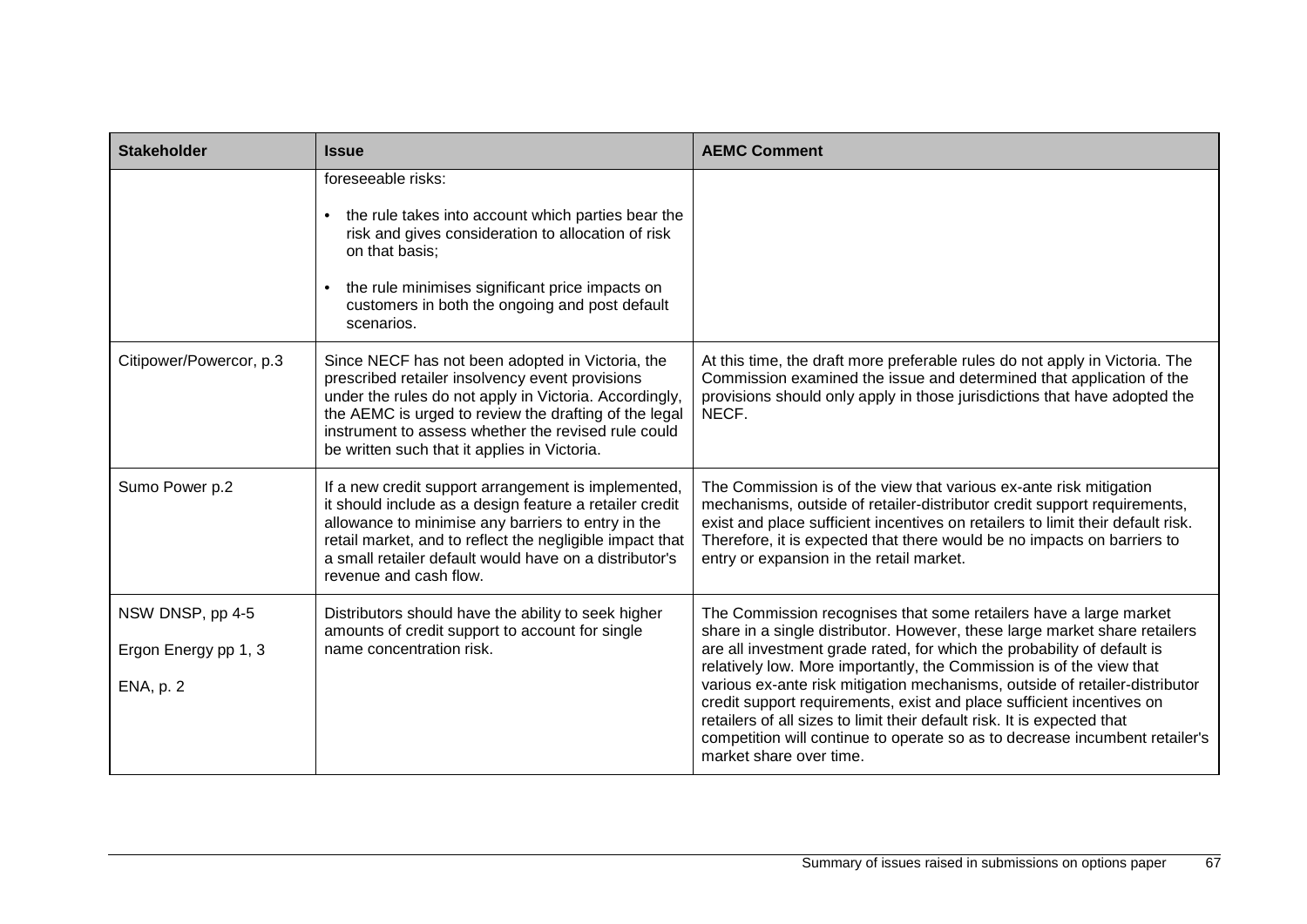| Stakeholder | Issue | AEMC Comment |
| --- | --- | --- |
| | foreseeable risks:<br><br>• the rule takes into account which parties bear the risk and gives consideration to allocation of risk on that basis;<br><br>• the rule minimises significant price impacts on customers in both the ongoing and post default scenarios. | |
| Citipower/Powercor, p.3 | Since NECF has not been adopted in Victoria, the prescribed retailer insolvency event provisions under the rules do not apply in Victoria. Accordingly, the AEMC is urged to review the drafting of the legal instrument to assess whether the revised rule could be written such that it applies in Victoria. | At this time, the draft more preferable rules do not apply in Victoria. The Commission examined the issue and determined that application of the provisions should only apply in those jurisdictions that have adopted the NECF. |
| Sumo Power p.2 | If a new credit support arrangement is implemented, it should include as a design feature a retailer credit allowance to minimise any barriers to entry in the retail market, and to reflect the negligible impact that a small retailer default would have on a distributor's revenue and cash flow. | The Commission is of the view that various ex-ante risk mitigation mechanisms, outside of retailer-distributor credit support requirements, exist and place sufficient incentives on retailers to limit their default risk. Therefore, it is expected that there would be no impacts on barriers to entry or expansion in the retail market. |
| NSW DNSP, pp 4-5<br><br>Ergon Energy pp 1, 3<br><br>ENA, p. 2 | Distributors should have the ability to seek higher amounts of credit support to account for single name concentration risk. | The Commission recognises that some retailers have a large market share in a single distributor. However, these large market share retailers are all investment grade rated, for which the probability of default is relatively low. More importantly, the Commission is of the view that various ex-ante risk mitigation mechanisms, outside of retailer-distributor credit support requirements, exist and place sufficient incentives on retailers of all sizes to limit their default risk. It is expected that competition will continue to operate so as to decrease incumbent retailer's market share over time. |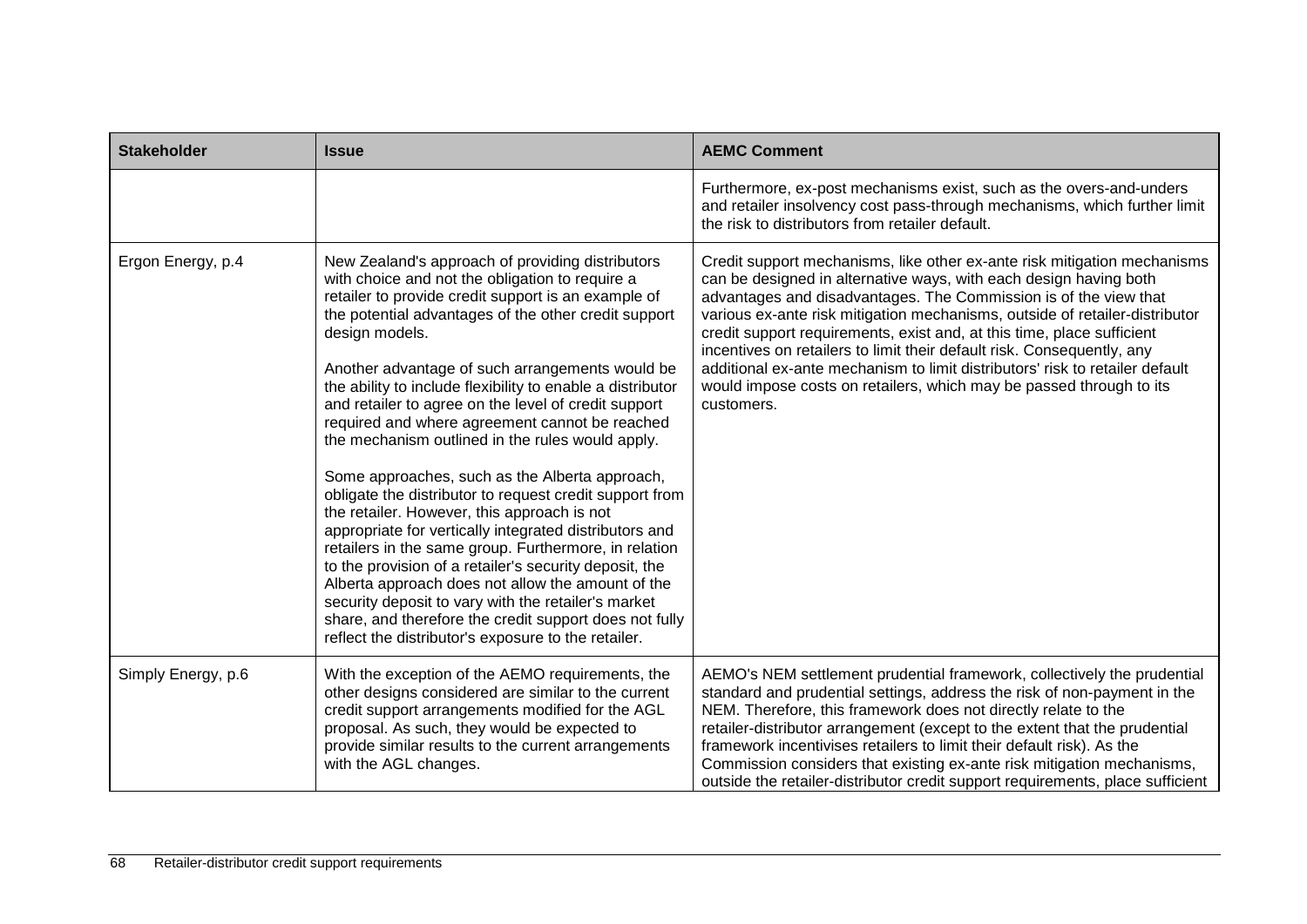| Stakeholder | Issue | AEMC Comment |
| --- | --- | --- |
| | | Furthermore, ex-post mechanisms exist, such as the overs-and-unders and retailer insolvency cost pass-through mechanisms, which further limit the risk to distributors from retailer default. |
| Ergon Energy, p.4 | New Zealand's approach of providing distributors with choice and not the obligation to require a retailer to provide credit support is an example of the potential advantages of the other credit support design models.<br><br>Another advantage of such arrangements would be the ability to include flexibility to enable a distributor and retailer to agree on the level of credit support required and where agreement cannot be reached the mechanism outlined in the rules would apply.<br><br>Some approaches, such as the Alberta approach, obligate the distributor to request credit support from the retailer. However, this approach is not appropriate for vertically integrated distributors and retailers in the same group. Furthermore, in relation to the provision of a retailer's security deposit, the Alberta approach does not allow the amount of the security deposit to vary with the retailer's market share, and therefore the credit support does not fully reflect the distributor's exposure to the retailer. | Credit support mechanisms, like other ex-ante risk mitigation mechanisms can be designed in alternative ways, with each design having both advantages and disadvantages. The Commission is of the view that various ex-ante risk mitigation mechanisms, outside of retailer-distributor credit support requirements, exist and, at this time, place sufficient incentives on retailers to limit their default risk. Consequently, any additional ex-ante mechanism to limit distributors' risk to retailer default would impose costs on retailers, which may be passed through to its customers. |
| Simply Energy, p.6 | With the exception of the AEMO requirements, the other designs considered are similar to the current credit support arrangements modified for the AGL proposal. As such, they would be expected to provide similar results to the current arrangements with the AGL changes. | AEMO's NEM settlement prudential framework, collectively the prudential standard and prudential settings, address the risk of non-payment in the NEM. Therefore, this framework does not directly relate to the retailer-distributor arrangement (except to the extent that the prudential framework incentivises retailers to limit their default risk). As the Commission considers that existing ex-ante risk mitigation mechanisms, outside the retailer-distributor credit support requirements, place sufficient |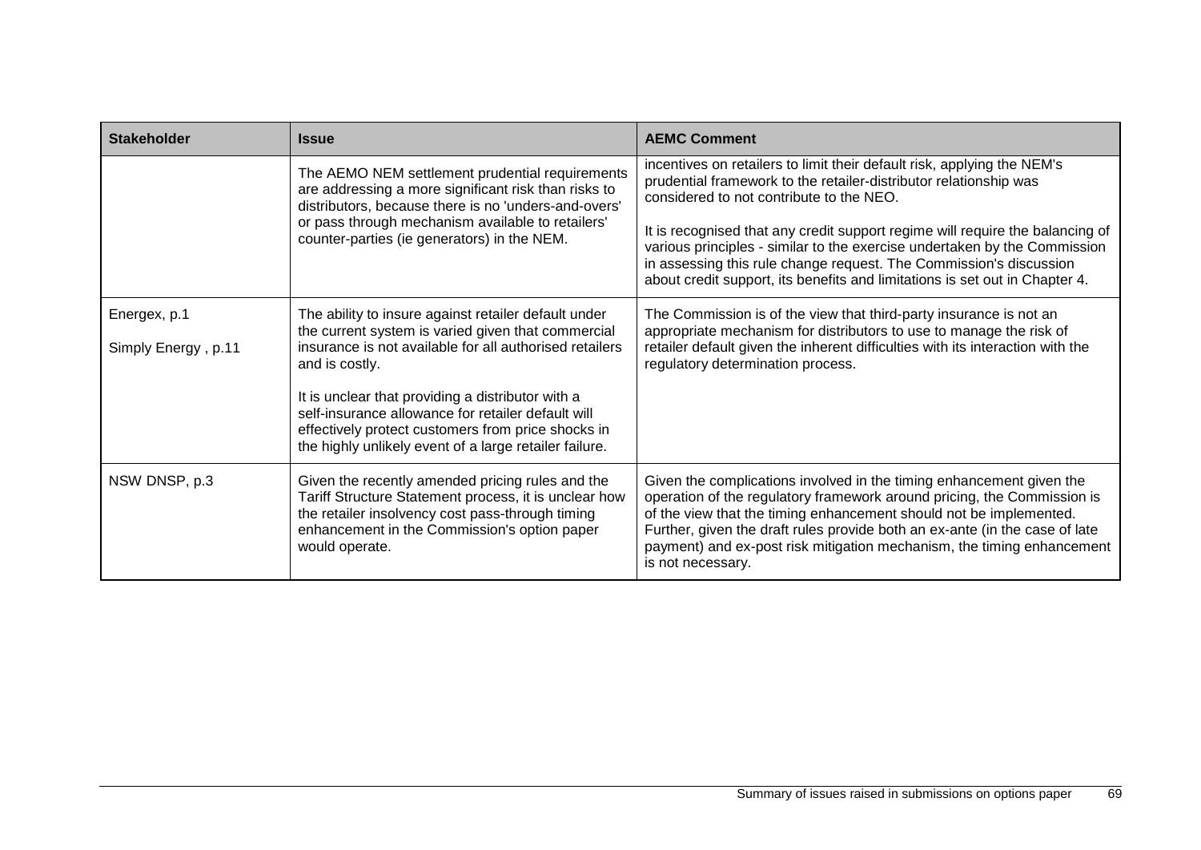| Stakeholder | Issue | AEMC Comment |
|---|---|---|
| | The AEMO NEM settlement prudential requirements are addressing a more significant risk than risks to distributors, because there is no 'unders-and-overs' or pass through mechanism available to retailers' counter-parties (ie generators) in the NEM. | incentives on retailers to limit their default risk, applying the NEM's prudential framework to the retailer-distributor relationship was considered to not contribute to the NEO.<br><br>It is recognised that any credit support regime will require the balancing of various principles - similar to the exercise undertaken by the Commission in assessing this rule change request. The Commission's discussion about credit support, its benefits and limitations is set out in Chapter 4. |
| Energex, p.1<br><br>Simply Energy , p.11 | The ability to insure against retailer default under the current system is varied given that commercial insurance is not available for all authorised retailers and is costly.<br><br>It is unclear that providing a distributor with a self-insurance allowance for retailer default will effectively protect customers from price shocks in the highly unlikely event of a large retailer failure. | The Commission is of the view that third-party insurance is not an appropriate mechanism for distributors to use to manage the risk of retailer default given the inherent difficulties with its interaction with the regulatory determination process. |
| NSW DNSP, p.3 | Given the recently amended pricing rules and the Tariff Structure Statement process, it is unclear how the retailer insolvency cost pass-through timing enhancement in the Commission's option paper would operate. | Given the complications involved in the timing enhancement given the operation of the regulatory framework around pricing, the Commission is of the view that the timing enhancement should not be implemented. Further, given the draft rules provide both an ex-ante (in the case of late payment) and ex-post risk mitigation mechanism, the timing enhancement is not necessary. |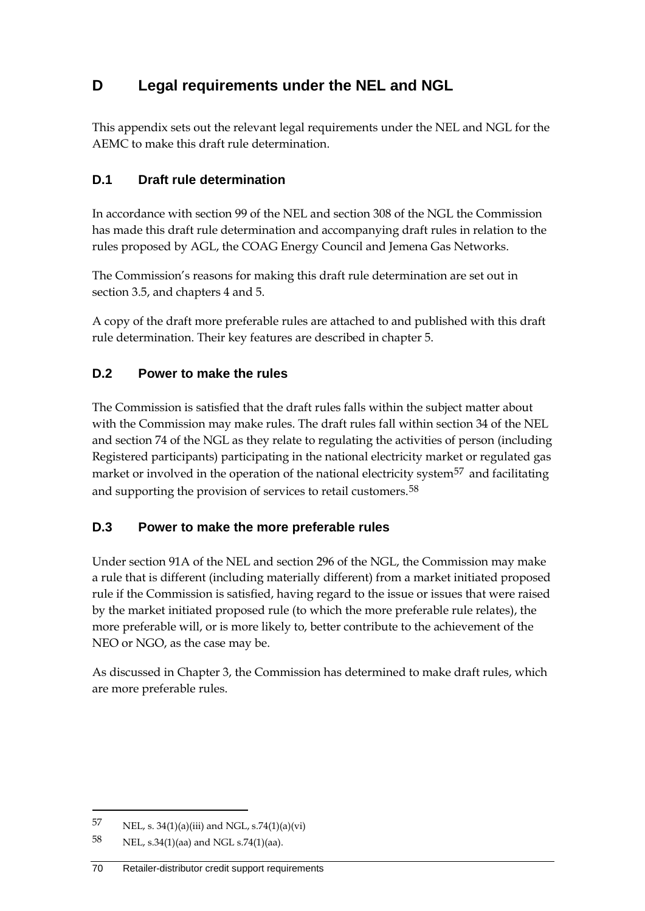# D Legal requirements under the NEL and NGL

This appendix sets out the relevant legal requirements under the NEL and NGL for the AEMC to make this draft rule determination.

## D.1 Draft rule determination

In accordance with section 99 of the NEL and section 308 of the NGL the Commission has made this draft rule determination and accompanying draft rules in relation to the rules proposed by AGL, the COAG Energy Council and Jemena Gas Networks.

The Commission's reasons for making this draft rule determination are set out in section 3.5, and chapters 4 and 5.

A copy of the draft more preferable rules are attached to and published with this draft rule determination. Their key features are described in chapter 5.

## D.2 Power to make the rules

The Commission is satisfied that the draft rules falls within the subject matter about with the Commission may make rules. The draft rules fall within section 34 of the NEL and section 74 of the NGL as they relate to regulating the activities of person (including Registered participants) participating in the national electricity market or regulated gas market or involved in the operation of the national electricity system[57] and facilitating and supporting the provision of services to retail customers.[58]

## D.3 Power to make the more preferable rules

Under section 91A of the NEL and section 296 of the NGL, the Commission may make a rule that is different (including materially different) from a market initiated proposed rule if the Commission is satisfied, having regard to the issue or issues that were raised by the market initiated proposed rule (to which the more preferable rule relates), the more preferable will, or is more likely to, better contribute to the achievement of the NEO or NGO, as the case may be.

As discussed in Chapter 3, the Commission has determined to make draft rules, which are more preferable rules.

---

57 NEL, s. 34(1)(a)(iii) and NGL, s.74(1)(a)(vi)

58 NEL, s.34(1)(aa) and NGL s.74(1)(aa).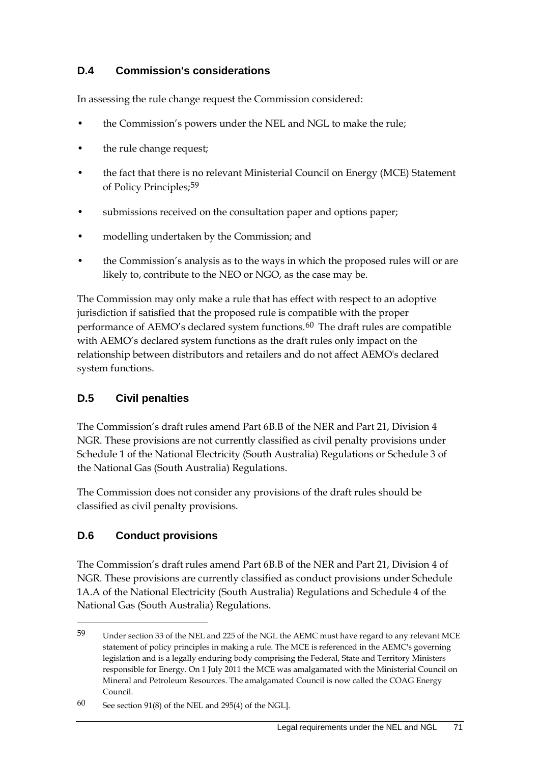## D.4 Commission's considerations

In assessing the rule change request the Commission considered:

- the Commission's powers under the NEL and NGL to make the rule;
- the rule change request;
- the fact that there is no relevant Ministerial Council on Energy (MCE) Statement of Policy Principles;[59]
- submissions received on the consultation paper and options paper;
- modelling undertaken by the Commission; and
- the Commission's analysis as to the ways in which the proposed rules will or are likely to, contribute to the NEO or NGO, as the case may be.

The Commission may only make a rule that has effect with respect to an adoptive jurisdiction if satisfied that the proposed rule is compatible with the proper performance of AEMO's declared system functions.[60] The draft rules are compatible with AEMO's declared system functions as the draft rules only impact on the relationship between distributors and retailers and do not affect AEMO's declared system functions.

## D.5 Civil penalties

The Commission's draft rules amend Part 6B.B of the NER and Part 21, Division 4 NGR. These provisions are not currently classified as civil penalty provisions under Schedule 1 of the National Electricity (South Australia) Regulations or Schedule 3 of the National Gas (South Australia) Regulations.

The Commission does not consider any provisions of the draft rules should be classified as civil penalty provisions.

## D.6 Conduct provisions

The Commission's draft rules amend Part 6B.B of the NER and Part 21, Division 4 of NGR. These provisions are currently classified as conduct provisions under Schedule 1A.A of the National Electricity (South Australia) Regulations and Schedule 4 of the National Gas (South Australia) Regulations.

---

[59] Under section 33 of the NEL and 225 of the NGL the AEMC must have regard to any relevant MCE statement of policy principles in making a rule. The MCE is referenced in the AEMC's governing legislation and is a legally enduring body comprising the Federal, State and Territory Ministers responsible for Energy. On 1 July 2011 the MCE was amalgamated with the Ministerial Council on Mineral and Petroleum Resources. The amalgamated Council is now called the COAG Energy Council.

[60] See section 91(8) of the NEL and 295(4) of the NGL].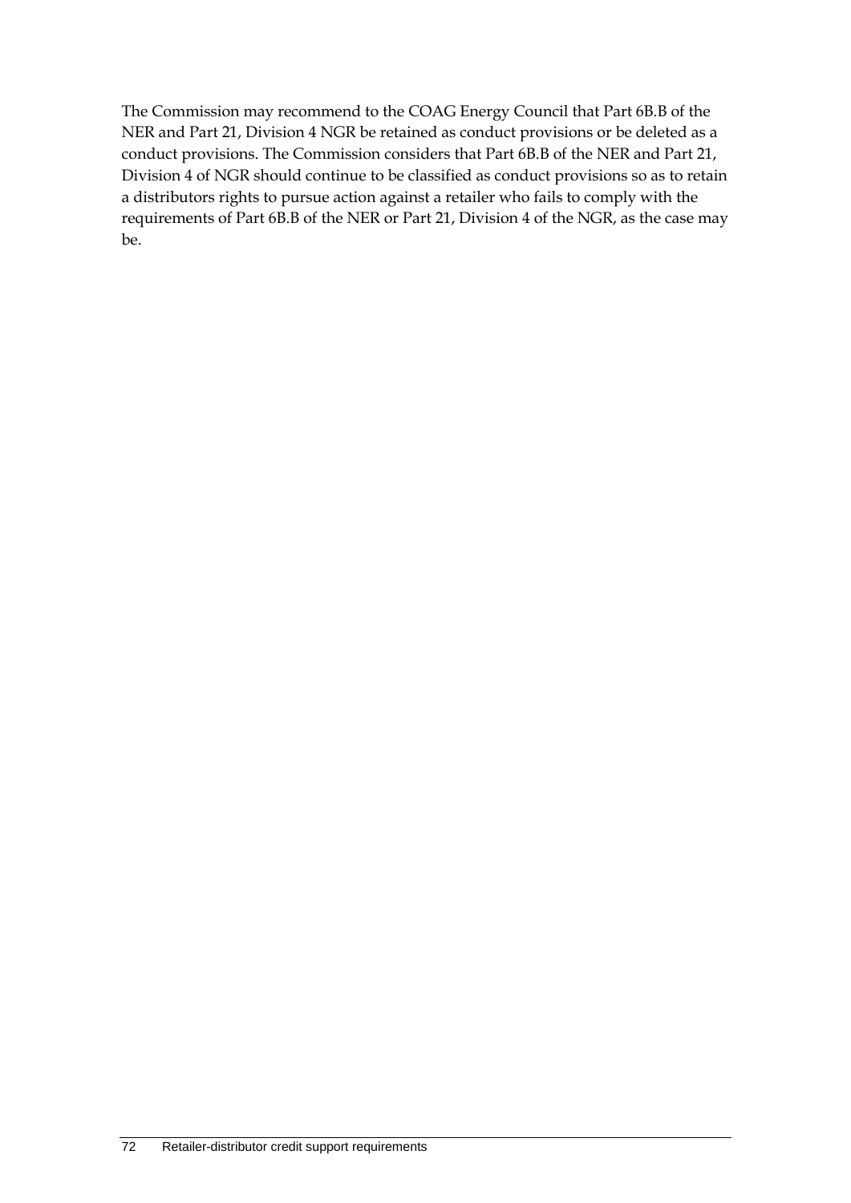The Commission may recommend to the COAG Energy Council that Part 6B.B of the NER and Part 21, Division 4 NGR be retained as conduct provisions or be deleted as a conduct provisions. The Commission considers that Part 6B.B of the NER and Part 21, Division 4 of NGR should continue to be classified as conduct provisions so as to retain a distributors rights to pursue action against a retailer who fails to comply with the requirements of Part 6B.B of the NER or Part 21, Division 4 of the NGR, as the case may be.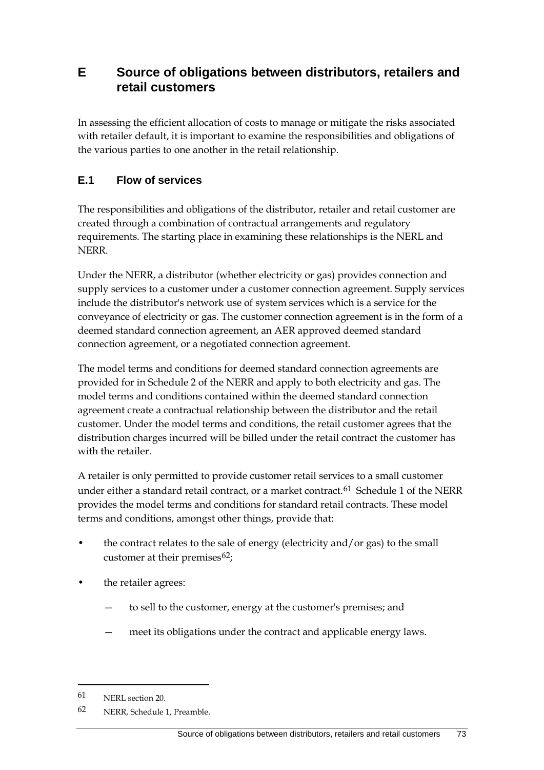# E Source of obligations between distributors, retailers and retail customers

In assessing the efficient allocation of costs to manage or mitigate the risks associated with retailer default, it is important to examine the responsibilities and obligations of the various parties to one another in the retail relationship.

## E.1 Flow of services

The responsibilities and obligations of the distributor, retailer and retail customer are created through a combination of contractual arrangements and regulatory requirements. The starting place in examining these relationships is the NERL and NERR.

Under the NERR, a distributor (whether electricity or gas) provides connection and supply services to a customer under a customer connection agreement. Supply services include the distributor's network use of system services which is a service for the conveyance of electricity or gas. The customer connection agreement is in the form of a deemed standard connection agreement, an AER approved deemed standard connection agreement, or a negotiated connection agreement.

The model terms and conditions for deemed standard connection agreements are provided for in Schedule 2 of the NERR and apply to both electricity and gas. The model terms and conditions contained within the deemed standard connection agreement create a contractual relationship between the distributor and the retail customer. Under the model terms and conditions, the retail customer agrees that the distribution charges incurred will be billed under the retail contract the customer has with the retailer.

A retailer is only permitted to provide customer retail services to a small customer under either a standard retail contract, or a market contract.[61] Schedule 1 of the NERR provides the model terms and conditions for standard retail contracts. These model terms and conditions, amongst other things, provide that:

- the contract relates to the sale of energy (electricity and/or gas) to the small customer at their premises[62];
- the retailer agrees:
  - to sell to the customer, energy at the customer's premises; and
  - meet its obligations under the contract and applicable energy laws.

---

61 NERL section 20.

62 NERR, Schedule 1, Preamble.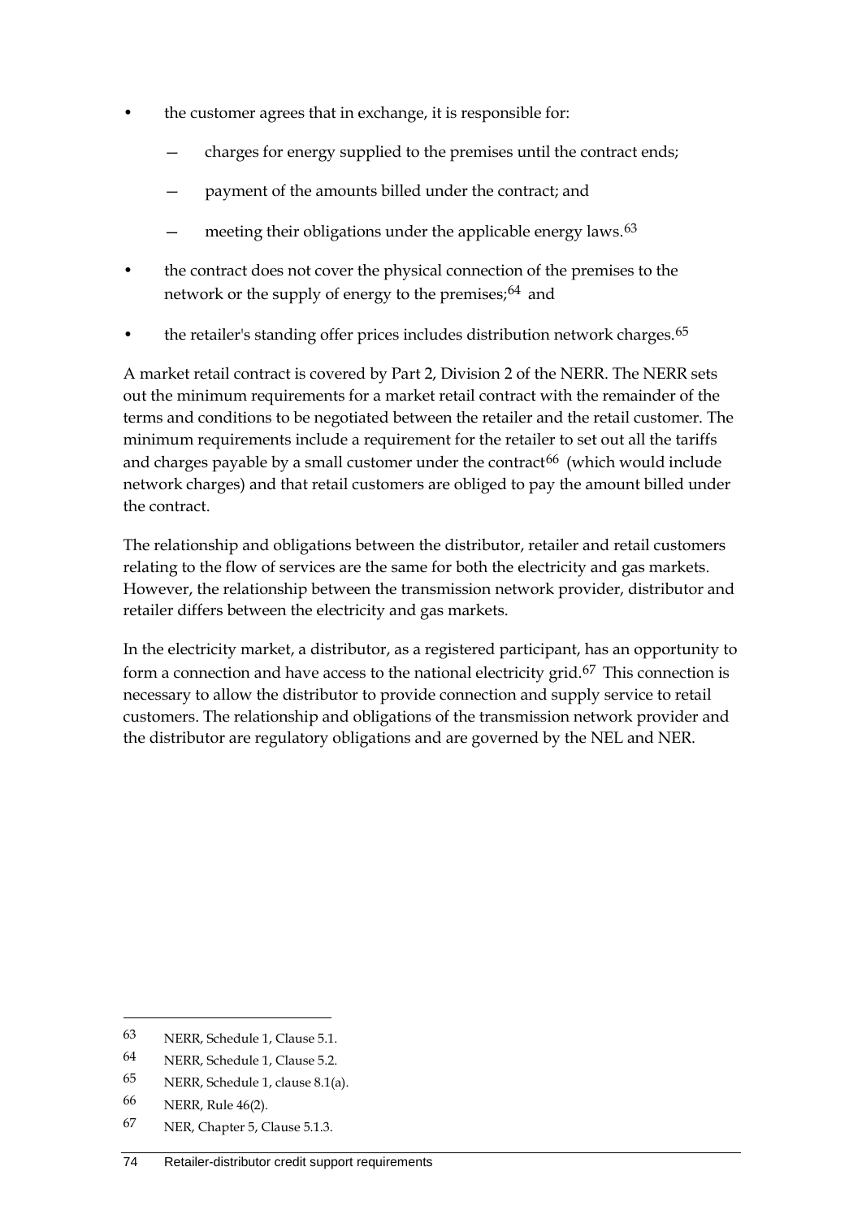- the customer agrees that in exchange, it is responsible for:
  - charges for energy supplied to the premises until the contract ends;
  - payment of the amounts billed under the contract; and
  - meeting their obligations under the applicable energy laws.[63]
- the contract does not cover the physical connection of the premises to the network or the supply of energy to the premises;[64] and
- the retailer's standing offer prices includes distribution network charges.[65]

A market retail contract is covered by Part 2, Division 2 of the NERR. The NERR sets out the minimum requirements for a market retail contract with the remainder of the terms and conditions to be negotiated between the retailer and the retail customer. The minimum requirements include a requirement for the retailer to set out all the tariffs and charges payable by a small customer under the contract[66] (which would include network charges) and that retail customers are obliged to pay the amount billed under the contract.

The relationship and obligations between the distributor, retailer and retail customers relating to the flow of services are the same for both the electricity and gas markets. However, the relationship between the transmission network provider, distributor and retailer differs between the electricity and gas markets.

In the electricity market, a distributor, as a registered participant, has an opportunity to form a connection and have access to the national electricity grid.[67] This connection is necessary to allow the distributor to provide connection and supply service to retail customers. The relationship and obligations of the transmission network provider and the distributor are regulatory obligations and are governed by the NEL and NER.

---

63 NERR, Schedule 1, Clause 5.1.

64 NERR, Schedule 1, Clause 5.2.

65 NERR, Schedule 1, clause 8.1(a).

66 NERR, Rule 46(2).

67 NER, Chapter 5, Clause 5.1.3.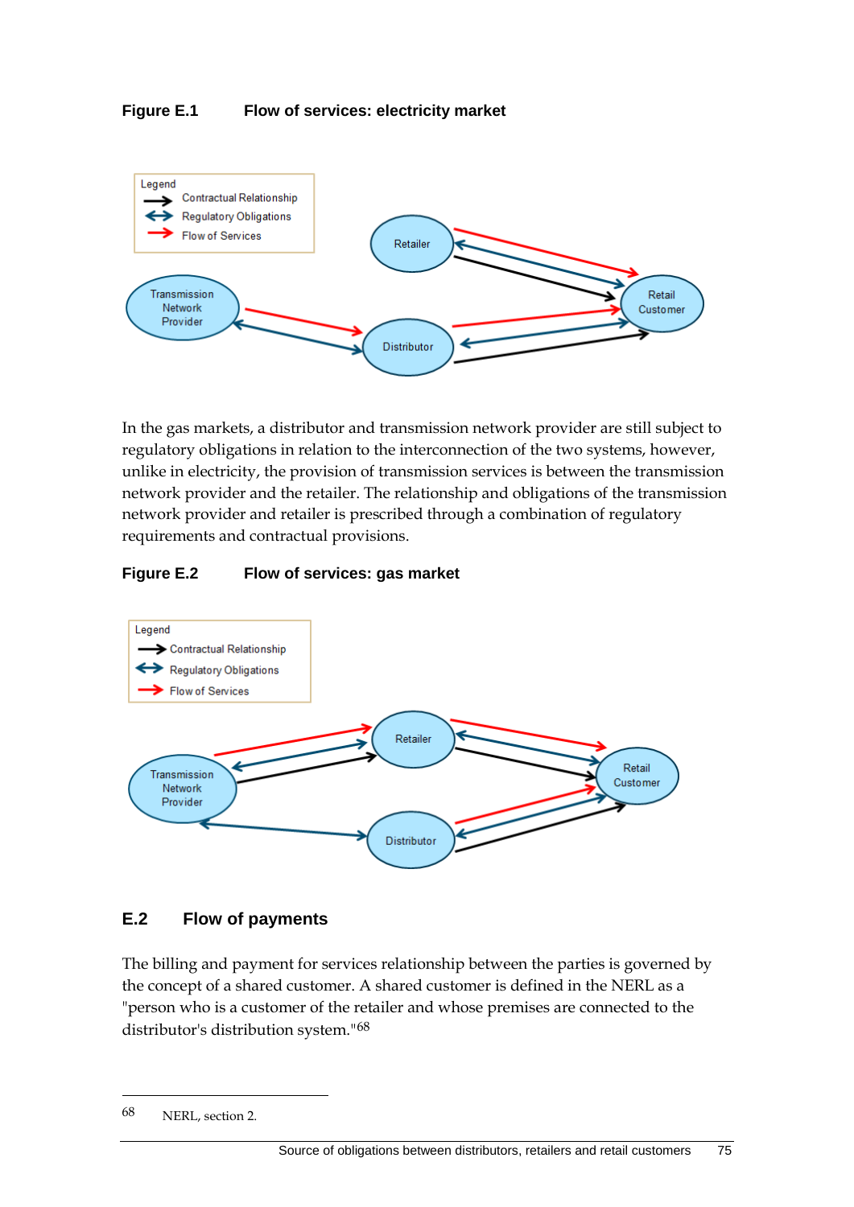**Figure E.1 Flow of services: electricity market**

In the gas markets, a distributor and transmission network provider are still subject to regulatory obligations in relation to the interconnection of the two systems, however, unlike in electricity, the provision of transmission services is between the transmission network provider and the retailer. The relationship and obligations of the transmission network provider and retailer is prescribed through a combination of regulatory requirements and contractual provisions.

**Figure E.2 Flow of services: gas market**

## E.2 Flow of payments

The billing and payment for services relationship between the parties is governed by the concept of a shared customer. A shared customer is defined in the NERL as a "person who is a customer of the retailer and whose premises are connected to the distributor's distribution system."[68]

---

68 NERL, section 2.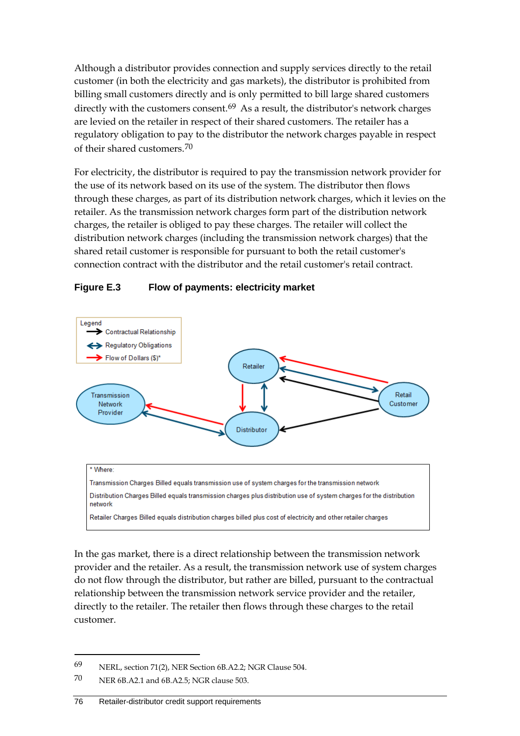Although a distributor provides connection and supply services directly to the retail customer (in both the electricity and gas markets), the distributor is prohibited from billing small customers directly and is only permitted to bill large shared customers directly with the customers consent.[69] As a result, the distributor's network charges are levied on the retailer in respect of their shared customers. The retailer has a regulatory obligation to pay to the distributor the network charges payable in respect of their shared customers.[70]

For electricity, the distributor is required to pay the transmission network provider for the use of its network based on its use of the system. The distributor then flows through these charges, as part of its distribution network charges, which it levies on the retailer. As the transmission network charges form part of the distribution network charges, the retailer is obliged to pay these charges. The retailer will collect the distribution network charges (including the transmission network charges) that the shared retail customer is responsible for pursuant to both the retail customer's connection contract with the distributor and the retail customer's retail contract.

**Figure E.3 Flow of payments: electricity market**

Legend
- Contractual Relationship
- Regulatory Obligations
- Flow of Dollars ($)*

Retailer, Retail Customer, Transmission Network Provider, Distributor

\* Where:

Transmission Charges Billed equals transmission use of system charges for the transmission network

Distribution Charges Billed equals transmission charges plus distribution use of system charges for the distribution network

Retailer Charges Billed equals distribution charges billed plus cost of electricity and other retailer charges

In the gas market, there is a direct relationship between the transmission network provider and the retailer. As a result, the transmission network use of system charges do not flow through the distributor, but rather are billed, pursuant to the contractual relationship between the transmission network service provider and the retailer, directly to the retailer. The retailer then flows through these charges to the retail customer.

---

69 NERL, section 71(2), NER Section 6B.A2.2; NGR Clause 504.

70 NER 6B.A2.1 and 6B.A2.5; NGR clause 503.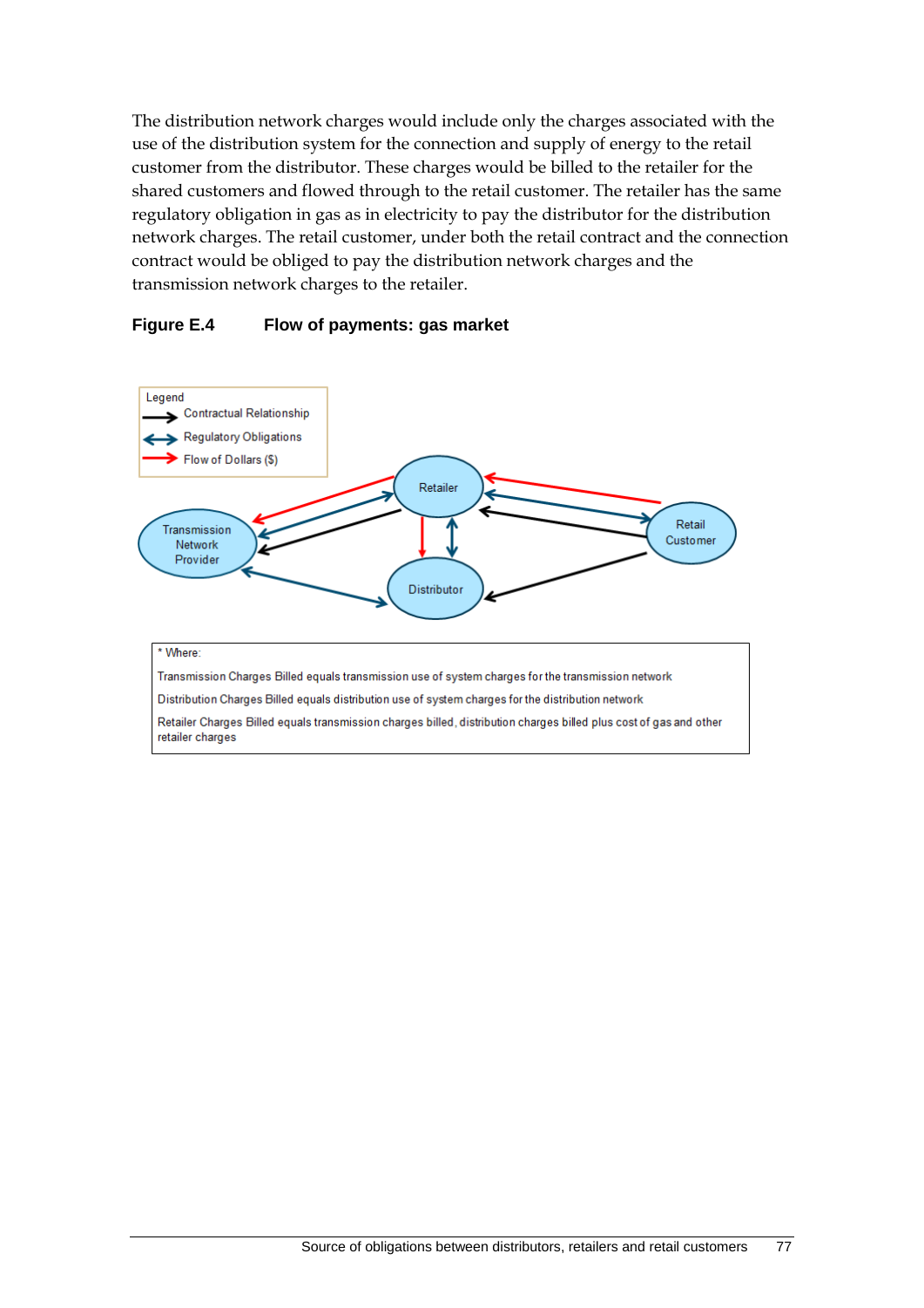The distribution network charges would include only the charges associated with the use of the distribution system for the connection and supply of energy to the retail customer from the distributor. These charges would be billed to the retailer for the shared customers and flowed through to the retail customer. The retailer has the same regulatory obligation in gas as in electricity to pay the distributor for the distribution network charges. The retail customer, under both the retail contract and the connection contract would be obliged to pay the distribution network charges and the transmission network charges to the retailer.

**Figure E.4 Flow of payments: gas market**

Legend
- Contractual Relationship
- Regulatory Obligations
- Flow of Dollars ($)

Retailer

Transmission Network Provider

Retail Customer

Distributor

* Where:

Transmission Charges Billed equals transmission use of system charges for the transmission network

Distribution Charges Billed equals distribution use of system charges for the distribution network

Retailer Charges Billed equals transmission charges billed, distribution charges billed plus cost of gas and other retailer charges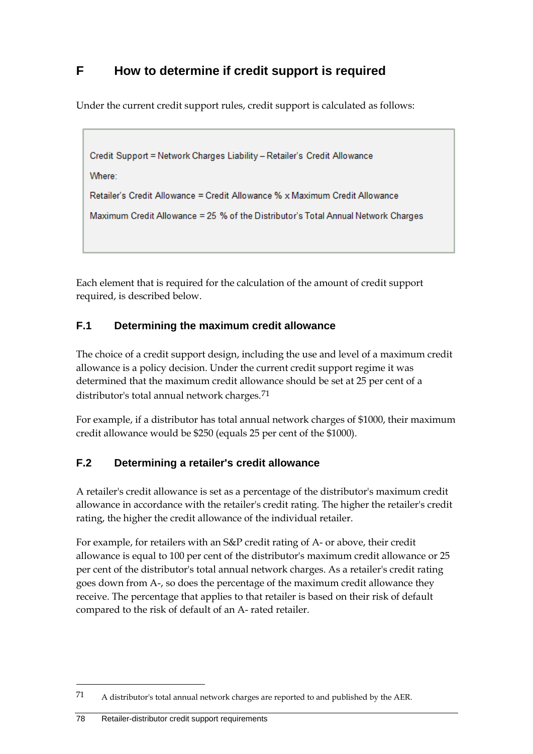# F How to determine if credit support is required

Under the current credit support rules, credit support is calculated as follows:

> Credit Support = Network Charges Liability – Retailer's Credit Allowance
>
> Where:
>
> Retailer's Credit Allowance = Credit Allowance % x Maximum Credit Allowance
>
> Maximum Credit Allowance = 25 % of the Distributor's Total Annual Network Charges

Each element that is required for the calculation of the amount of credit support required, is described below.

## F.1 Determining the maximum credit allowance

The choice of a credit support design, including the use and level of a maximum credit allowance is a policy decision. Under the current credit support regime it was determined that the maximum credit allowance should be set at 25 per cent of a distributor's total annual network charges.[71]

For example, if a distributor has total annual network charges of $1000, their maximum credit allowance would be $250 (equals 25 per cent of the $1000).

## F.2 Determining a retailer's credit allowance

A retailer's credit allowance is set as a percentage of the distributor's maximum credit allowance in accordance with the retailer's credit rating. The higher the retailer's credit rating, the higher the credit allowance of the individual retailer.

For example, for retailers with an S&P credit rating of A- or above, their credit allowance is equal to 100 per cent of the distributor's maximum credit allowance or 25 per cent of the distributor's total annual network charges. As a retailer's credit rating goes down from A-, so does the percentage of the maximum credit allowance they receive. The percentage that applies to that retailer is based on their risk of default compared to the risk of default of an A- rated retailer.

---

[71] A distributor's total annual network charges are reported to and published by the AER.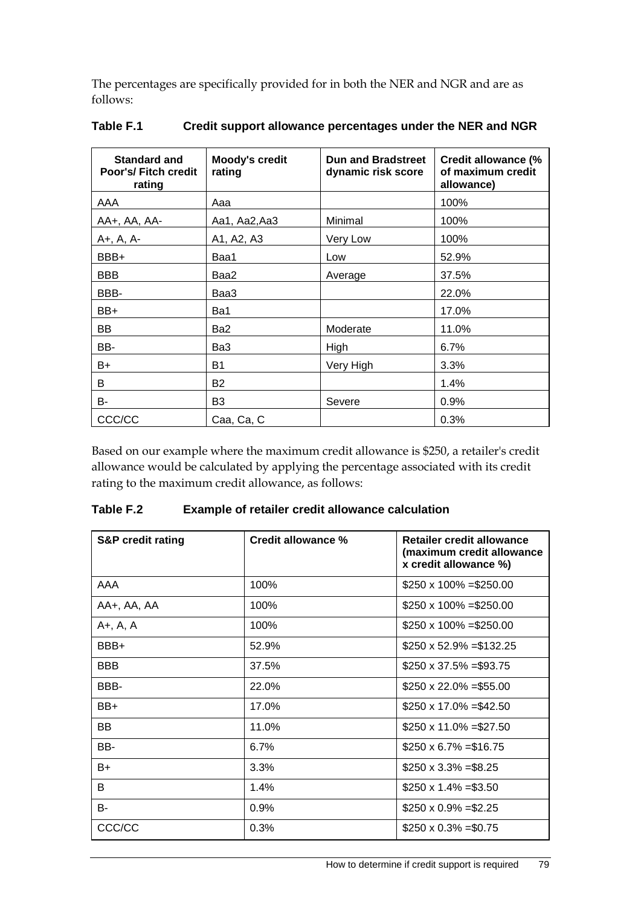The percentages are specifically provided for in both the NER and NGR and are as follows:

**Table F.1 Credit support allowance percentages under the NER and NGR**

| Standard and Poor's/ Fitch credit rating | Moody's credit rating | Dun and Bradstreet dynamic risk score | Credit allowance (% of maximum credit allowance) |
|---|---|---|---|
| AAA | Aaa | | 100% |
| AA+, AA, AA- | Aa1, Aa2,Aa3 | Minimal | 100% |
| A+, A, A- | A1, A2, A3 | Very Low | 100% |
| BBB+ | Baa1 | Low | 52.9% |
| BBB | Baa2 | Average | 37.5% |
| BBB- | Baa3 | | 22.0% |
| BB+ | Ba1 | | 17.0% |
| BB | Ba2 | Moderate | 11.0% |
| BB- | Ba3 | High | 6.7% |
| B+ | B1 | Very High | 3.3% |
| B | B2 | | 1.4% |
| B- | B3 | Severe | 0.9% |
| CCC/CC | Caa, Ca, C | | 0.3% |

Based on our example where the maximum credit allowance is $250, a retailer's credit allowance would be calculated by applying the percentage associated with its credit rating to the maximum credit allowance, as follows:

**Table F.2 Example of retailer credit allowance calculation**

| S&P credit rating | Credit allowance % | Retailer credit allowance (maximum credit allowance x credit allowance %) |
|---|---|---|
| AAA | 100% | $250 x 100% =$250.00 |
| AA+, AA, AA | 100% | $250 x 100% =$250.00 |
| A+, A, A | 100% | $250 x 100% =$250.00 |
| BBB+ | 52.9% | $250 x 52.9% =$132.25 |
| BBB | 37.5% | $250 x 37.5% =$93.75 |
| BBB- | 22.0% | $250 x 22.0% =$55.00 |
| BB+ | 17.0% | $250 x 17.0% =$42.50 |
| BB | 11.0% | $250 x 11.0% =$27.50 |
| BB- | 6.7% | $250 x 6.7% =$16.75 |
| B+ | 3.3% | $250 x 3.3% =$8.25 |
| B | 1.4% | $250 x 1.4% =$3.50 |
| B- | 0.9% | $250 x 0.9% =$2.25 |
| CCC/CC | 0.3% | $250 x 0.3% =$0.75 |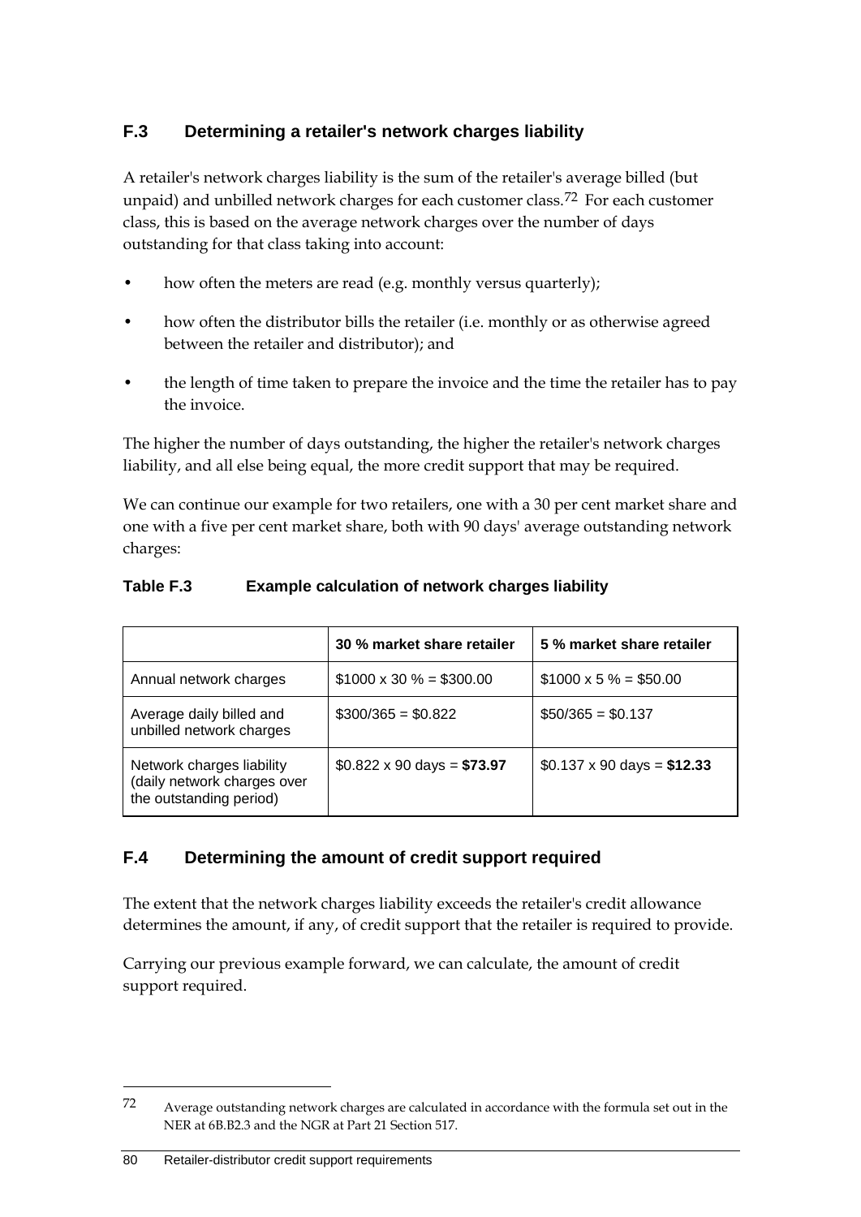## F.3 Determining a retailer's network charges liability

A retailer's network charges liability is the sum of the retailer's average billed (but unpaid) and unbilled network charges for each customer class.[72] For each customer class, this is based on the average network charges over the number of days outstanding for that class taking into account:

- how often the meters are read (e.g. monthly versus quarterly);
- how often the distributor bills the retailer (i.e. monthly or as otherwise agreed between the retailer and distributor); and
- the length of time taken to prepare the invoice and the time the retailer has to pay the invoice.

The higher the number of days outstanding, the higher the retailer's network charges liability, and all else being equal, the more credit support that may be required.

We can continue our example for two retailers, one with a 30 per cent market share and one with a five per cent market share, both with 90 days' average outstanding network charges:

**Table F.3 Example calculation of network charges liability**

| | 30 % market share retailer | 5 % market share retailer |
|---|---|---|
| Annual network charges | $1000 x 30 % = $300.00 | $1000 x 5 % = $50.00 |
| Average daily billed and unbilled network charges | $300/365 = $0.822 | $50/365 = $0.137 |
| Network charges liability (daily network charges over the outstanding period) | $0.822 x 90 days = **$73.97** | $0.137 x 90 days = **$12.33** |

## F.4 Determining the amount of credit support required

The extent that the network charges liability exceeds the retailer's credit allowance determines the amount, if any, of credit support that the retailer is required to provide.

Carrying our previous example forward, we can calculate, the amount of credit support required.

---

[72] Average outstanding network charges are calculated in accordance with the formula set out in the NER at 6B.B2.3 and the NGR at Part 21 Section 517.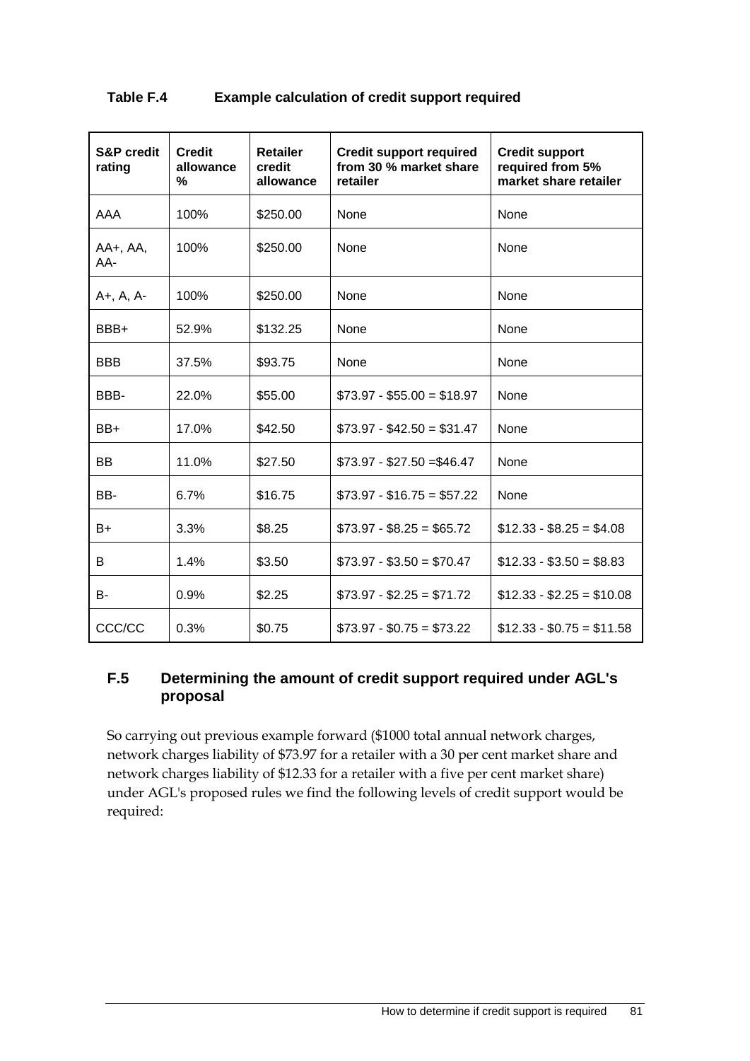**Table F.4 Example calculation of credit support required**

| S&P credit rating | Credit allowance % | Retailer credit allowance | Credit support required from 30 % market share retailer | Credit support required from 5% market share retailer |
|---|---|---|---|---|
| AAA | 100% | $250.00 | None | None |
| AA+, AA, AA- | 100% | $250.00 | None | None |
| A+, A, A- | 100% | $250.00 | None | None |
| BBB+ | 52.9% | $132.25 | None | None |
| BBB | 37.5% | $93.75 | None | None |
| BBB- | 22.0% | $55.00 | $73.97 - $55.00 = $18.97 | None |
| BB+ | 17.0% | $42.50 | $73.97 - $42.50 = $31.47 | None |
| BB | 11.0% | $27.50 | $73.97 - $27.50 =$46.47 | None |
| BB- | 6.7% | $16.75 | $73.97 - $16.75 = $57.22 | None |
| B+ | 3.3% | $8.25 | $73.97 - $8.25 = $65.72 | $12.33 - $8.25 = $4.08 |
| B | 1.4% | $3.50 | $73.97 - $3.50 = $70.47 | $12.33 - $3.50 = $8.83 |
| B- | 0.9% | $2.25 | $73.97 - $2.25 = $71.72 | $12.33 - $2.25 = $10.08 |
| CCC/CC | 0.3% | $0.75 | $73.97 - $0.75 = $73.22 | $12.33 - $0.75 = $11.58 |

## F.5 Determining the amount of credit support required under AGL's proposal

So carrying out previous example forward ($1000 total annual network charges, network charges liability of $73.97 for a retailer with a 30 per cent market share and network charges liability of $12.33 for a retailer with a five per cent market share) under AGL's proposed rules we find the following levels of credit support would be required: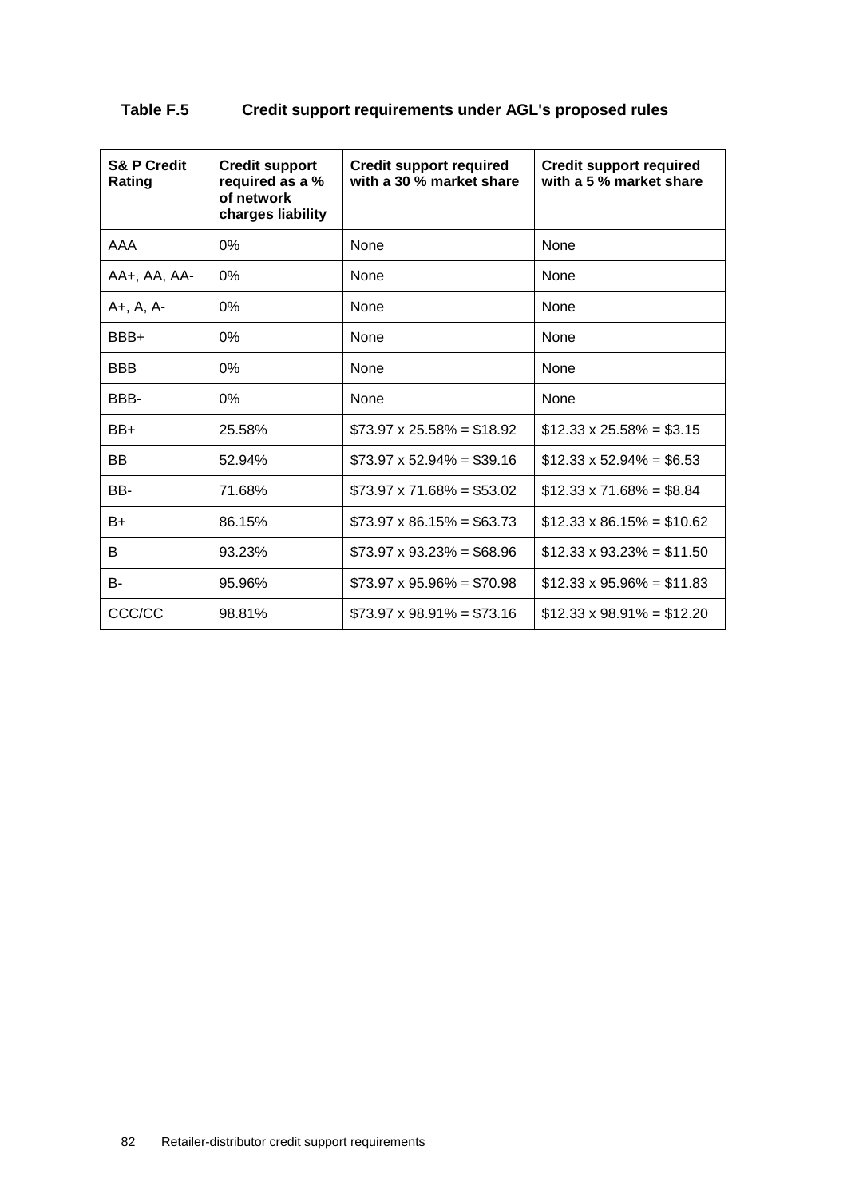**Table F.5 Credit support requirements under AGL's proposed rules**

| S& P Credit Rating | Credit support required as a % of network charges liability | Credit support required with a 30 % market share | Credit support required with a 5 % market share |
|---|---|---|---|
| AAA | 0% | None | None |
| AA+, AA, AA- | 0% | None | None |
| A+, A, A- | 0% | None | None |
| BBB+ | 0% | None | None |
| BBB | 0% | None | None |
| BBB- | 0% | None | None |
| BB+ | 25.58% | $73.97 x 25.58% = $18.92 | $12.33 x 25.58% = $3.15 |
| BB | 52.94% | $73.97 x 52.94% = $39.16 | $12.33 x 52.94% = $6.53 |
| BB- | 71.68% | $73.97 x 71.68% = $53.02 | $12.33 x 71.68% = $8.84 |
| B+ | 86.15% | $73.97 x 86.15% = $63.73 | $12.33 x 86.15% = $10.62 |
| B | 93.23% | $73.97 x 93.23% = $68.96 | $12.33 x 93.23% = $11.50 |
| B- | 95.96% | $73.97 x 95.96% = $70.98 | $12.33 x 95.96% = $11.83 |
| CCC/CC | 98.81% | $73.97 x 98.91% = $73.16 | $12.33 x 98.91% = $12.20 |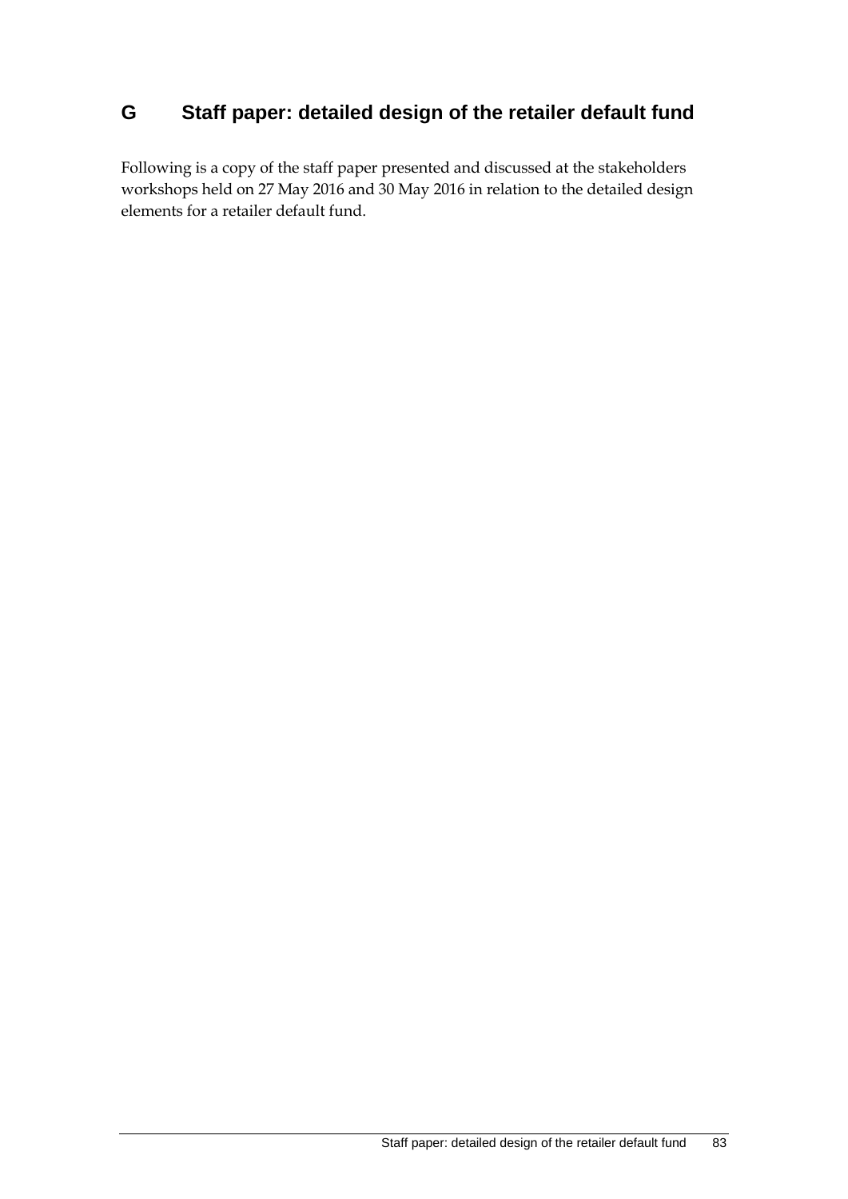# G Staff paper: detailed design of the retailer default fund

Following is a copy of the staff paper presented and discussed at the stakeholders workshops held on 27 May 2016 and 30 May 2016 in relation to the detailed design elements for a retailer default fund.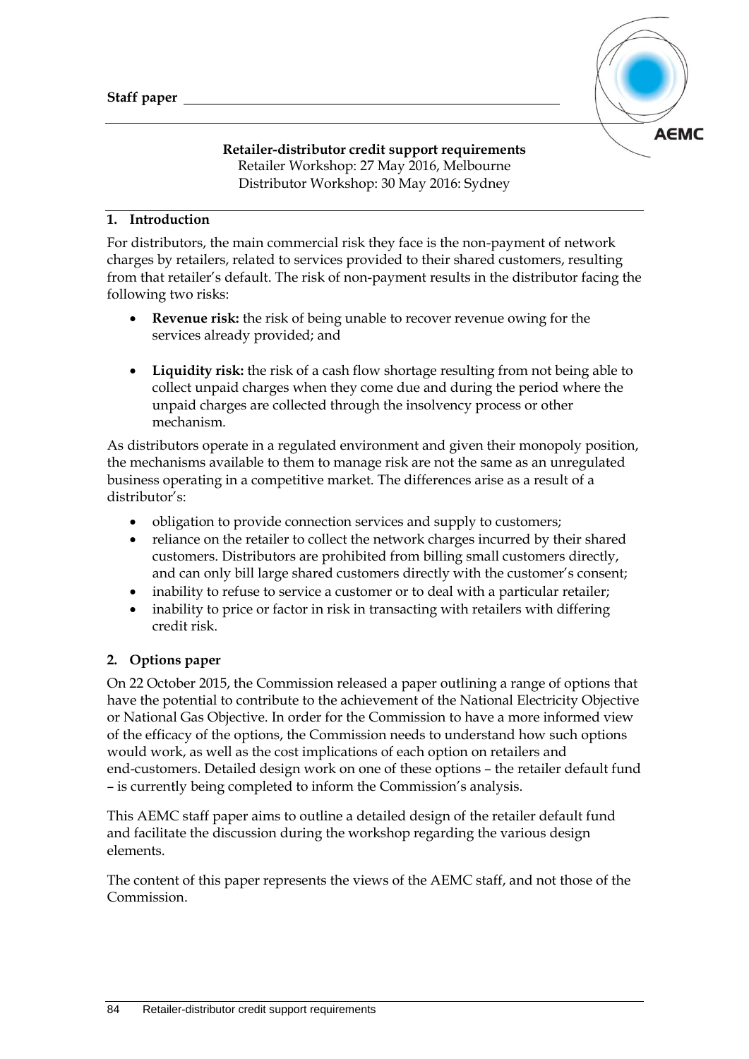**Staff paper**

**Retailer-distributor credit support requirements**
Retailer Workshop: 27 May 2016, Melbourne
Distributor Workshop: 30 May 2016: Sydney

## 1. Introduction

For distributors, the main commercial risk they face is the non-payment of network charges by retailers, related to services provided to their shared customers, resulting from that retailer's default. The risk of non-payment results in the distributor facing the following two risks:

- **Revenue risk:** the risk of being unable to recover revenue owing for the services already provided; and
- **Liquidity risk:** the risk of a cash flow shortage resulting from not being able to collect unpaid charges when they come due and during the period where the unpaid charges are collected through the insolvency process or other mechanism.

As distributors operate in a regulated environment and given their monopoly position, the mechanisms available to them to manage risk are not the same as an unregulated business operating in a competitive market. The differences arise as a result of a distributor's:

- obligation to provide connection services and supply to customers;
- reliance on the retailer to collect the network charges incurred by their shared customers. Distributors are prohibited from billing small customers directly, and can only bill large shared customers directly with the customer's consent;
- inability to refuse to service a customer or to deal with a particular retailer;
- inability to price or factor in risk in transacting with retailers with differing credit risk.

## 2. Options paper

On 22 October 2015, the Commission released a paper outlining a range of options that have the potential to contribute to the achievement of the National Electricity Objective or National Gas Objective. In order for the Commission to have a more informed view of the efficacy of the options, the Commission needs to understand how such options would work, as well as the cost implications of each option on retailers and end-customers. Detailed design work on one of these options – the retailer default fund – is currently being completed to inform the Commission's analysis.

This AEMC staff paper aims to outline a detailed design of the retailer default fund and facilitate the discussion during the workshop regarding the various design elements.

The content of this paper represents the views of the AEMC staff, and not those of the Commission.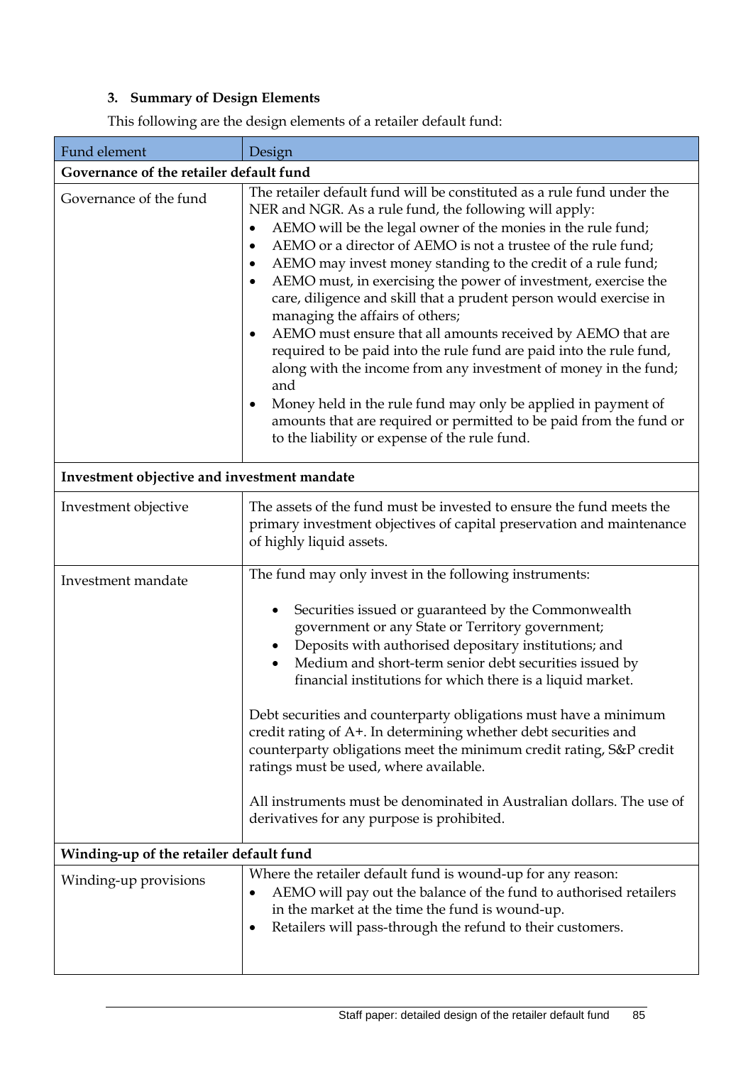### 3. Summary of Design Elements

This following are the design elements of a retailer default fund:

| Fund element | Design |
|---|---|
| **Governance of the retailer default fund** | |
| Governance of the fund | The retailer default fund will be constituted as a rule fund under the NER and NGR. As a rule fund, the following will apply:<br>• AEMO will be the legal owner of the monies in the rule fund;<br>• AEMO or a director of AEMO is not a trustee of the rule fund;<br>• AEMO may invest money standing to the credit of a rule fund;<br>• AEMO must, in exercising the power of investment, exercise the care, diligence and skill that a prudent person would exercise in managing the affairs of others;<br>• AEMO must ensure that all amounts received by AEMO that are required to be paid into the rule fund are paid into the rule fund, along with the income from any investment of money in the fund; and<br>• Money held in the rule fund may only be applied in payment of amounts that are required or permitted to be paid from the fund or to the liability or expense of the rule fund. |
| **Investment objective and investment mandate** | |
| Investment objective | The assets of the fund must be invested to ensure the fund meets the primary investment objectives of capital preservation and maintenance of highly liquid assets. |
| Investment mandate | The fund may only invest in the following instruments:<br>• Securities issued or guaranteed by the Commonwealth government or any State or Territory government;<br>• Deposits with authorised depositary institutions; and<br>• Medium and short-term senior debt securities issued by financial institutions for which there is a liquid market.<br><br>Debt securities and counterparty obligations must have a minimum credit rating of A+. In determining whether debt securities and counterparty obligations meet the minimum credit rating, S&P credit ratings must be used, where available.<br><br>All instruments must be denominated in Australian dollars. The use of derivatives for any purpose is prohibited. |
| **Winding-up of the retailer default fund** | |
| Winding-up provisions | Where the retailer default fund is wound-up for any reason:<br>• AEMO will pay out the balance of the fund to authorised retailers in the market at the time the fund is wound-up.<br>• Retailers will pass-through the refund to their customers. |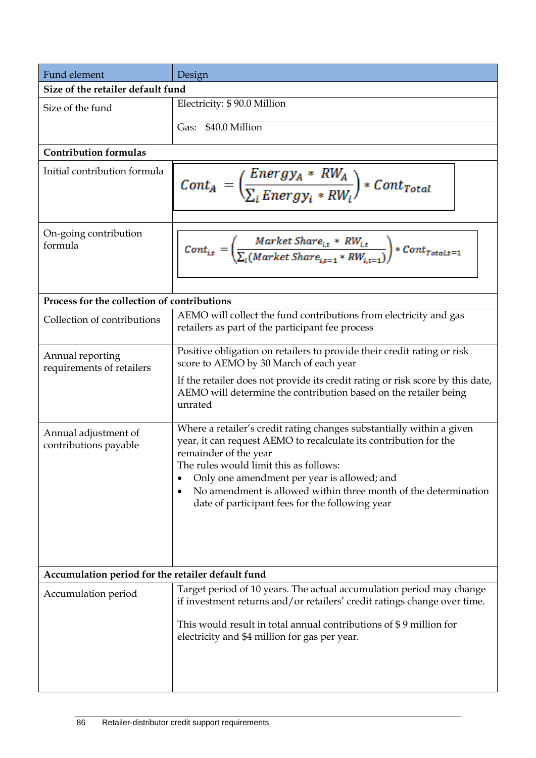| Fund element | Design |
|---|---|
| **Size of the retailer default fund** | |
| Size of the fund | Electricity: $ 90.0 Million<br><br>Gas: $40.0 Million |
| **Contribution formulas** | |
| Initial contribution formula | $Cont_A = \left(\frac{Energy_A * RW_A}{\sum_i Energy_i * RW_i}\right) * Cont_{Total}$ |
| On-going contribution formula | $Cont_{i,t} = \left(\frac{Market\ Share_{i,t} * RW_{i,t}}{\sum_i (Market\ Share_{i,t=1} * RW_{i,t=1})}\right) * Cont_{Total,t=1}$ |
| **Process for the collection of contributions** | |
| Collection of contributions | AEMO will collect the fund contributions from electricity and gas retailers as part of the participant fee process |
| Annual reporting requirements of retailers | Positive obligation on retailers to provide their credit rating or risk score to AEMO by 30 March of each year<br><br>If the retailer does not provide its credit rating or risk score by this date, AEMO will determine the contribution based on the retailer being unrated |
| Annual adjustment of contributions payable | Where a retailer's credit rating changes substantially within a given year, it can request AEMO to recalculate its contribution for the remainder of the year<br>The rules would limit this as follows:<br>• Only one amendment per year is allowed; and<br>• No amendment is allowed within three month of the determination date of participant fees for the following year |
| **Accumulation period for the retailer default fund** | |
| Accumulation period | Target period of 10 years. The actual accumulation period may change if investment returns and/or retailers' credit ratings change over time.<br><br>This would result in total annual contributions of $ 9 million for electricity and $4 million for gas per year. |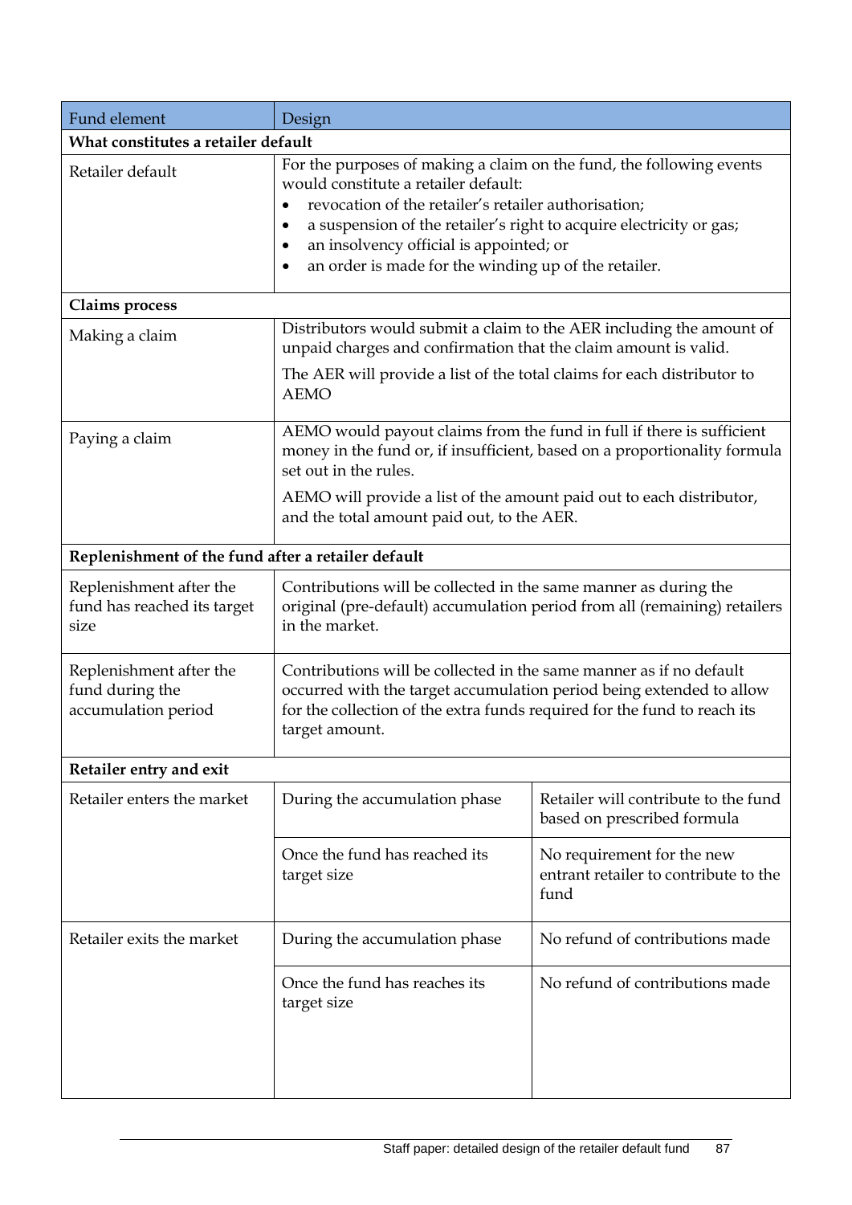| Fund element | Design | |
|---|---|---|
| **What constitutes a retailer default** | | |
| Retailer default | For the purposes of making a claim on the fund, the following events would constitute a retailer default:<br>• revocation of the retailer's retailer authorisation;<br>• a suspension of the retailer's right to acquire electricity or gas;<br>• an insolvency official is appointed; or<br>• an order is made for the winding up of the retailer. | |
| **Claims process** | | |
| Making a claim | Distributors would submit a claim to the AER including the amount of unpaid charges and confirmation that the claim amount is valid.<br>The AER will provide a list of the total claims for each distributor to AEMO | |
| Paying a claim | AEMO would payout claims from the fund in full if there is sufficient money in the fund or, if insufficient, based on a proportionality formula set out in the rules.<br>AEMO will provide a list of the amount paid out to each distributor, and the total amount paid out, to the AER. | |
| **Replenishment of the fund after a retailer default** | | |
| Replenishment after the fund has reached its target size | Contributions will be collected in the same manner as during the original (pre-default) accumulation period from all (remaining) retailers in the market. | |
| Replenishment after the fund during the accumulation period | Contributions will be collected in the same manner as if no default occurred with the target accumulation period being extended to allow for the collection of the extra funds required for the fund to reach its target amount. | |
| **Retailer entry and exit** | | |
| Retailer enters the market | During the accumulation phase | Retailer will contribute to the fund based on prescribed formula |
| | Once the fund has reached its target size | No requirement for the new entrant retailer to contribute to the fund |
| Retailer exits the market | During the accumulation phase | No refund of contributions made |
| | Once the fund has reaches its target size | No refund of contributions made |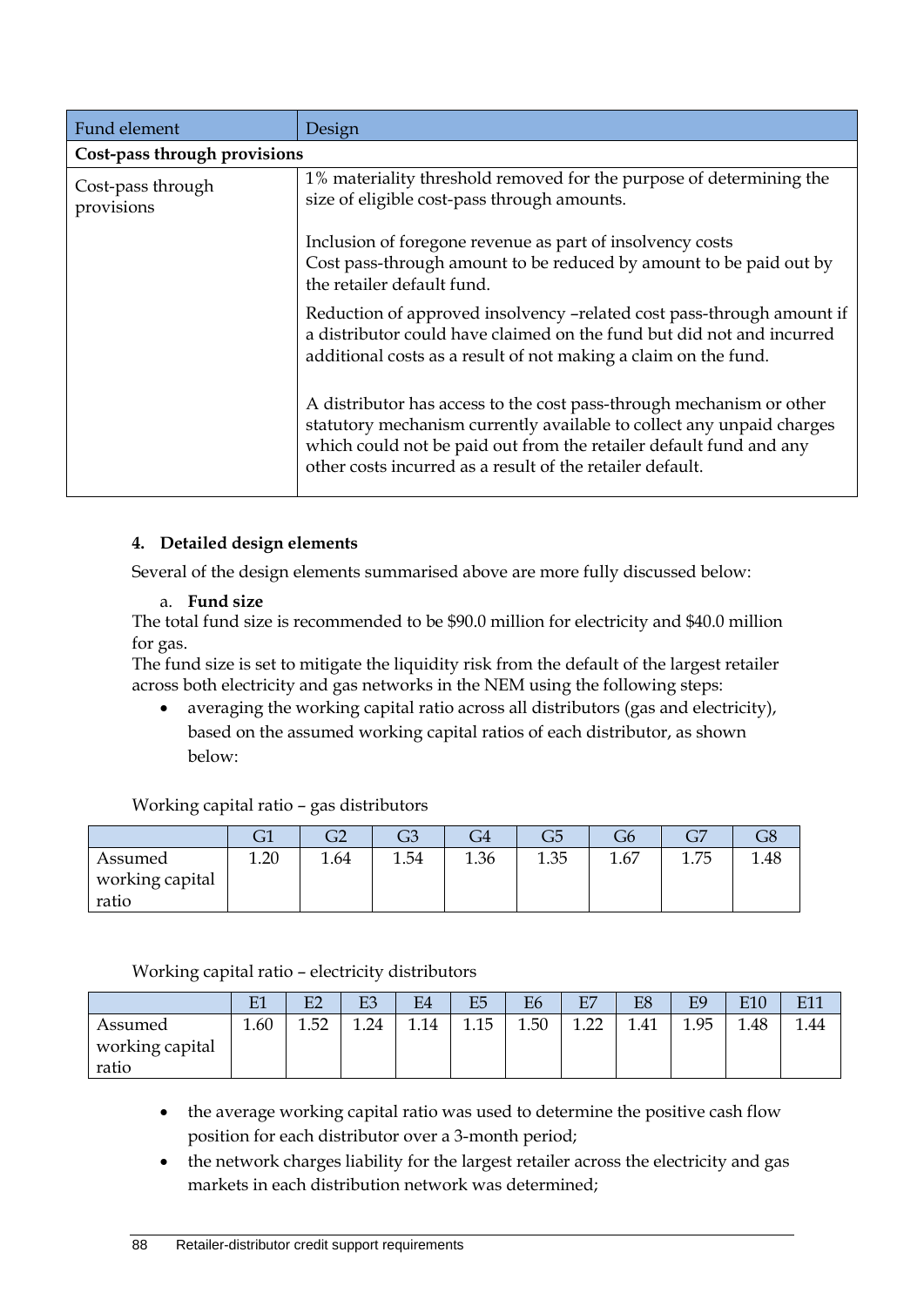| Fund element | Design |
|---|---|
| **Cost-pass through provisions** | |
| Cost-pass through provisions | 1% materiality threshold removed for the purpose of determining the size of eligible cost-pass through amounts.<br><br>Inclusion of foregone revenue as part of insolvency costs<br>Cost pass-through amount to be reduced by amount to be paid out by the retailer default fund.<br><br>Reduction of approved insolvency –related cost pass-through amount if a distributor could have claimed on the fund but did not and incurred additional costs as a result of not making a claim on the fund.<br><br>A distributor has access to the cost pass-through mechanism or other statutory mechanism currently available to collect any unpaid charges which could not be paid out from the retailer default fund and any other costs incurred as a result of the retailer default. |

## 4. Detailed design elements

Several of the design elements summarised above are more fully discussed below:

a. **Fund size**

The total fund size is recommended to be $90.0 million for electricity and $40.0 million for gas.

The fund size is set to mitigate the liquidity risk from the default of the largest retailer across both electricity and gas networks in the NEM using the following steps:

- averaging the working capital ratio across all distributors (gas and electricity), based on the assumed working capital ratios of each distributor, as shown below:

Working capital ratio – gas distributors

| | G1 | G2 | G3 | G4 | G5 | G6 | G7 | G8 |
|---|---|---|---|---|---|---|---|---|
| Assumed working capital ratio | 1.20 | 1.64 | 1.54 | 1.36 | 1.35 | 1.67 | 1.75 | 1.48 |

Working capital ratio – electricity distributors

| | E1 | E2 | E3 | E4 | E5 | E6 | E7 | E8 | E9 | E10 | E11 |
|---|---|---|---|---|---|---|---|---|---|---|---|
| Assumed working capital ratio | 1.60 | 1.52 | 1.24 | 1.14 | 1.15 | 1.50 | 1.22 | 1.41 | 1.95 | 1.48 | 1.44 |

- the average working capital ratio was used to determine the positive cash flow position for each distributor over a 3-month period;
- the network charges liability for the largest retailer across the electricity and gas markets in each distribution network was determined;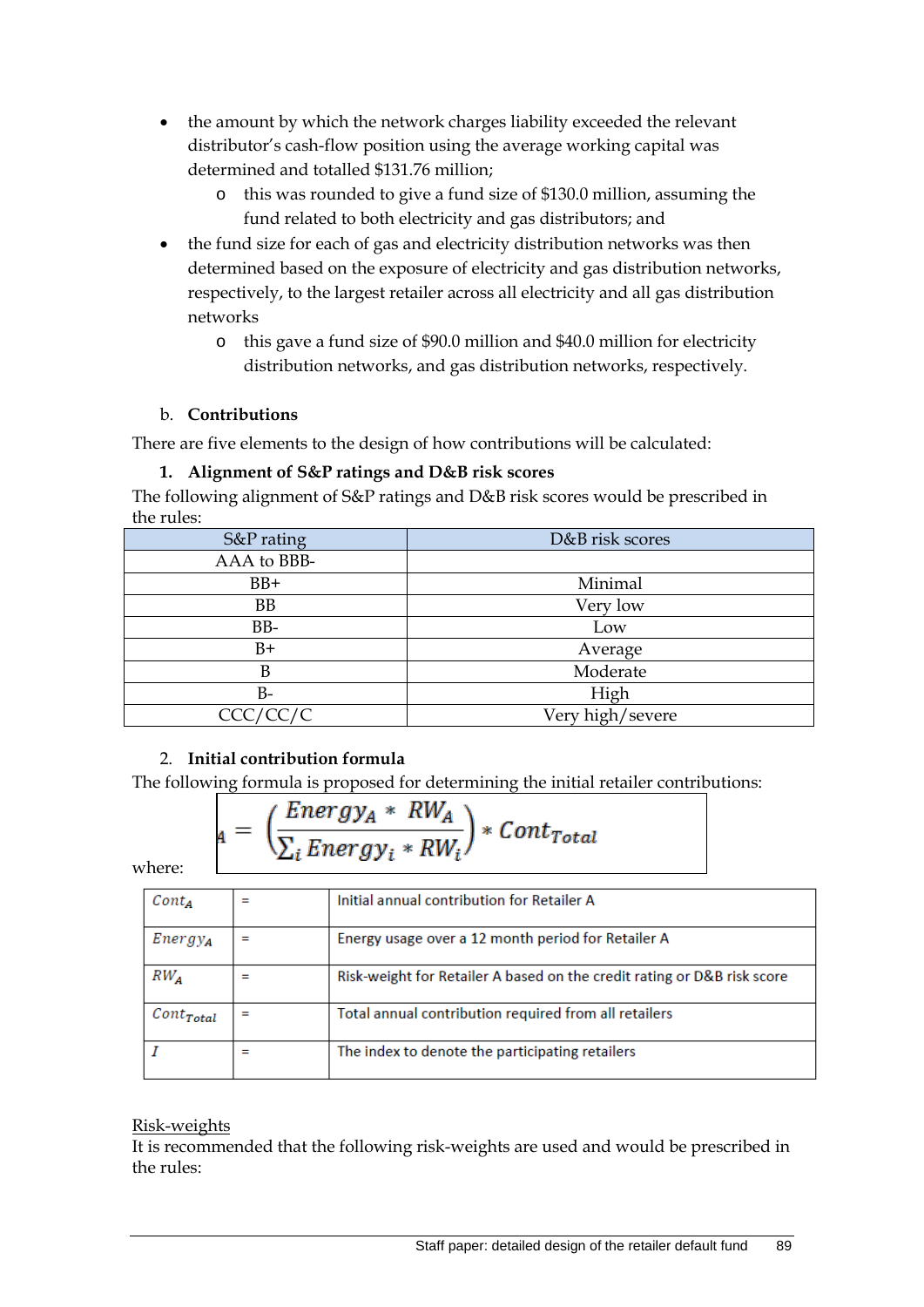- the amount by which the network charges liability exceeded the relevant distributor's cash-flow position using the average working capital was determined and totalled $131.76 million;
  - this was rounded to give a fund size of $130.0 million, assuming the fund related to both electricity and gas distributors; and
- the fund size for each of gas and electricity distribution networks was then determined based on the exposure of electricity and gas distribution networks, respectively, to the largest retailer across all electricity and all gas distribution networks
  - this gave a fund size of $90.0 million and $40.0 million for electricity distribution networks, and gas distribution networks, respectively.

b. **Contributions**

There are five elements to the design of how contributions will be calculated:

**1. Alignment of S&P ratings and D&B risk scores**

The following alignment of S&P ratings and D&B risk scores would be prescribed in the rules:

| S&P rating | D&B risk scores |
|---|---|
| AAA to BBB- | |
| BB+ | Minimal |
| BB | Very low |
| BB- | Low |
| B+ | Average |
| B | Moderate |
| B- | High |
| CCC/CC/C | Very high/severe |

2. **Initial contribution formula**

The following formula is proposed for determining the initial retailer contributions:

$$Cont_A = \left(\frac{Energy_A * RW_A}{\sum_i Energy_i * RW_i}\right) * Cont_{Total}$$

where:

| | | |
|---|---|---|
| $Cont_A$ | = | Initial annual contribution for Retailer A |
| $Energy_A$ | = | Energy usage over a 12 month period for Retailer A |
| $RW_A$ | = | Risk-weight for Retailer A based on the credit rating or D&B risk score |
| $Cont_{Total}$ | = | Total annual contribution required from all retailers |
| $I$ | = | The index to denote the participating retailers |

Risk-weights

It is recommended that the following risk-weights are used and would be prescribed in the rules: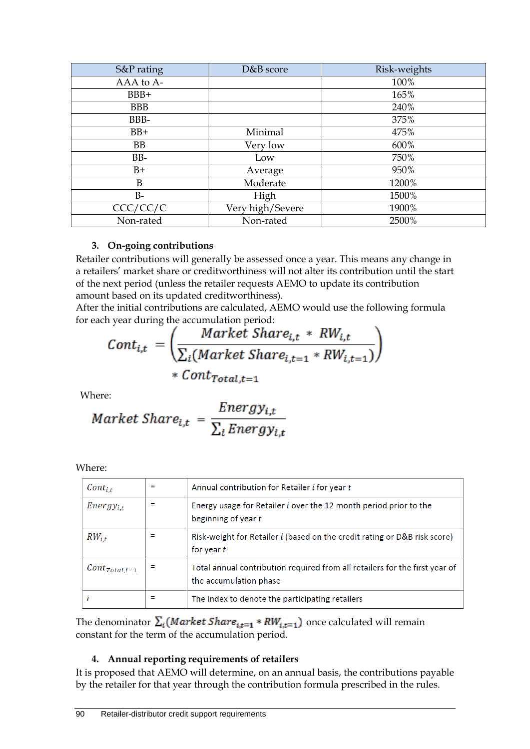| S&P rating | D&B score | Risk-weights |
|---|---|---|
| AAA to A- | | 100% |
| BBB+ | | 165% |
| BBB | | 240% |
| BBB- | | 375% |
| BB+ | Minimal | 475% |
| BB | Very low | 600% |
| BB- | Low | 750% |
| B+ | Average | 950% |
| B | Moderate | 1200% |
| B- | High | 1500% |
| CCC/CC/C | Very high/Severe | 1900% |
| Non-rated | Non-rated | 2500% |

### 3. On-going contributions

Retailer contributions will generally be assessed once a year. This means any change in a retailers' market share or creditworthiness will not alter its contribution until the start of the next period (unless the retailer requests AEMO to update its contribution amount based on its updated creditworthiness).

After the initial contributions are calculated, AEMO would use the following formula for each year during the accumulation period:

$$Cont_{i,t} = \left( \frac{Market\ Share_{i,t} * RW_{i,t}}{\sum_i (Market\ Share_{i,t=1} * RW_{i,t=1})} \right) * Cont_{Total,t=1}$$

Where:

$$Market\ Share_{i,t} = \frac{Energy_{i,t}}{\sum_i Energy_{i,t}}$$

Where:

| | | |
|---|---|---|
| $Cont_{i,t}$ | = | Annual contribution for Retailer $i$ for year $t$ |
| $Energy_{i,t}$ | = | Energy usage for Retailer $i$ over the 12 month period prior to the beginning of year $t$ |
| $RW_{i,t}$ | = | Risk-weight for Retailer $i$ (based on the credit rating or D&B risk score) for year $t$ |
| $Cont_{Total,t=1}$ | = | Total annual contribution required from all retailers for the first year of the accumulation phase |
| $i$ | = | The index to denote the participating retailers |

The denominator $\sum_i (Market\ Share_{i,t=1} * RW_{i,t=1})$ once calculated will remain constant for the term of the accumulation period.

### 4. Annual reporting requirements of retailers

It is proposed that AEMO will determine, on an annual basis, the contributions payable by the retailer for that year through the contribution formula prescribed in the rules.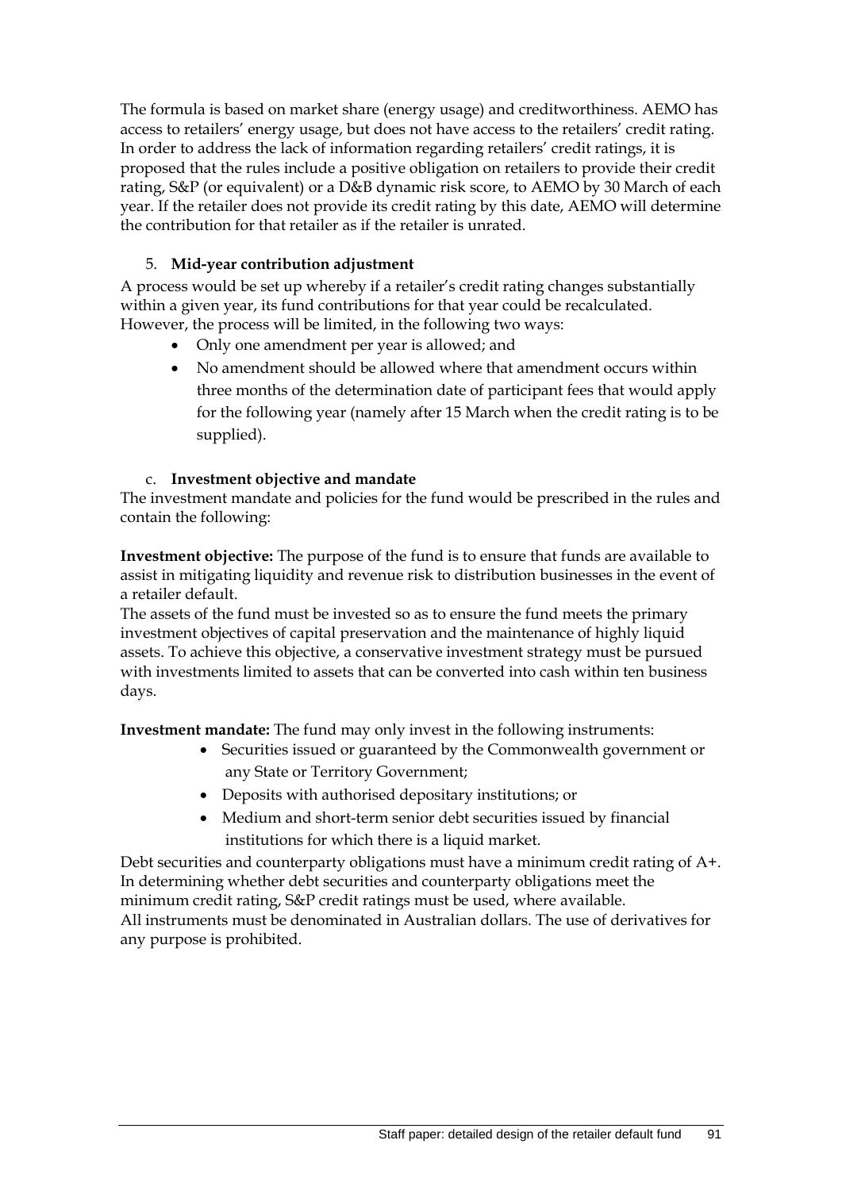The formula is based on market share (energy usage) and creditworthiness. AEMO has access to retailers' energy usage, but does not have access to the retailers' credit rating. In order to address the lack of information regarding retailers' credit ratings, it is proposed that the rules include a positive obligation on retailers to provide their credit rating, S&P (or equivalent) or a D&B dynamic risk score, to AEMO by 30 March of each year. If the retailer does not provide its credit rating by this date, AEMO will determine the contribution for that retailer as if the retailer is unrated.

5. **Mid-year contribution adjustment**

A process would be set up whereby if a retailer's credit rating changes substantially within a given year, its fund contributions for that year could be recalculated. However, the process will be limited, in the following two ways:

- Only one amendment per year is allowed; and
- No amendment should be allowed where that amendment occurs within three months of the determination date of participant fees that would apply for the following year (namely after 15 March when the credit rating is to be supplied).

c. **Investment objective and mandate**

The investment mandate and policies for the fund would be prescribed in the rules and contain the following:

**Investment objective:** The purpose of the fund is to ensure that funds are available to assist in mitigating liquidity and revenue risk to distribution businesses in the event of a retailer default.

The assets of the fund must be invested so as to ensure the fund meets the primary investment objectives of capital preservation and the maintenance of highly liquid assets. To achieve this objective, a conservative investment strategy must be pursued with investments limited to assets that can be converted into cash within ten business days.

**Investment mandate:** The fund may only invest in the following instruments:

- Securities issued or guaranteed by the Commonwealth government or any State or Territory Government;
- Deposits with authorised depositary institutions; or
- Medium and short-term senior debt securities issued by financial institutions for which there is a liquid market.

Debt securities and counterparty obligations must have a minimum credit rating of A+. In determining whether debt securities and counterparty obligations meet the minimum credit rating, S&P credit ratings must be used, where available.
All instruments must be denominated in Australian dollars. The use of derivatives for any purpose is prohibited.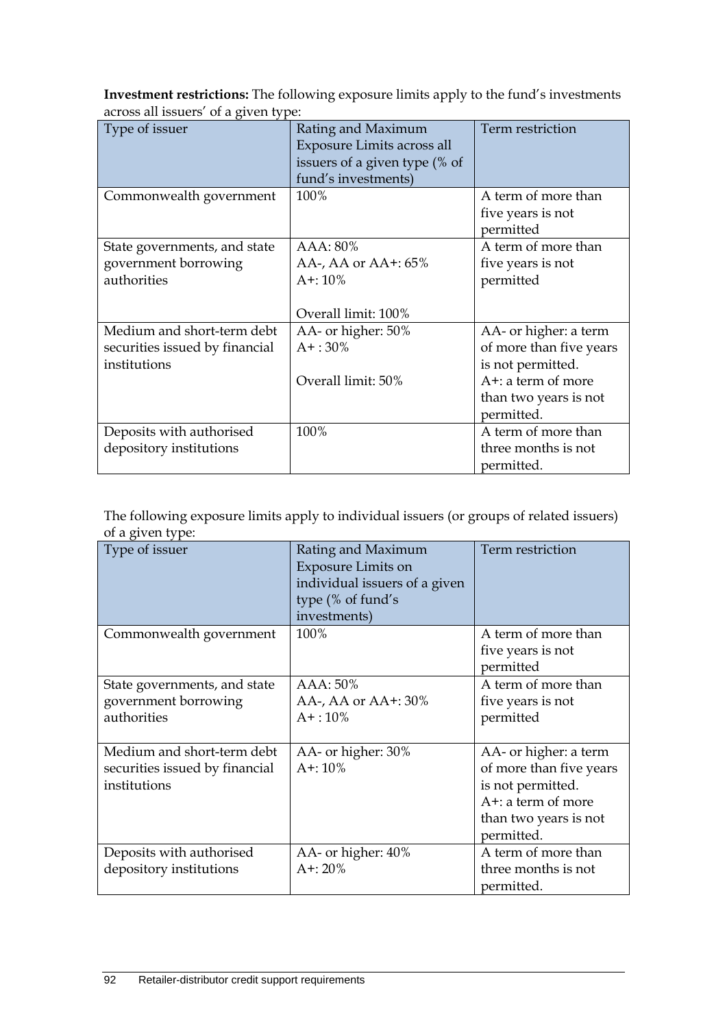**Investment restrictions:** The following exposure limits apply to the fund's investments across all issuers' of a given type:

| Type of issuer | Rating and Maximum Exposure Limits across all issuers of a given type (% of fund's investments) | Term restriction |
|---|---|---|
| Commonwealth government | 100% | A term of more than five years is not permitted |
| State governments, and state government borrowing authorities | AAA: 80%<br>AA-, AA or AA+: 65%<br>A+: 10%<br><br>Overall limit: 100% | A term of more than five years is not permitted |
| Medium and short-term debt securities issued by financial institutions | AA- or higher: 50%<br>A+ : 30%<br><br>Overall limit: 50% | AA- or higher: a term of more than five years is not permitted.<br>A+: a term of more than two years is not permitted. |
| Deposits with authorised depository institutions | 100% | A term of more than three months is not permitted. |

The following exposure limits apply to individual issuers (or groups of related issuers) of a given type:

| Type of issuer | Rating and Maximum Exposure Limits on individual issuers of a given type (% of fund's investments) | Term restriction |
|---|---|---|
| Commonwealth government | 100% | A term of more than five years is not permitted |
| State governments, and state government borrowing authorities | AAA: 50%<br>AA-, AA or AA+: 30%<br>A+ : 10% | A term of more than five years is not permitted |
| Medium and short-term debt securities issued by financial institutions | AA- or higher: 30%<br>A+: 10% | AA- or higher: a term of more than five years is not permitted.<br>A+: a term of more than two years is not permitted. |
| Deposits with authorised depository institutions | AA- or higher: 40%<br>A+: 20% | A term of more than three months is not permitted. |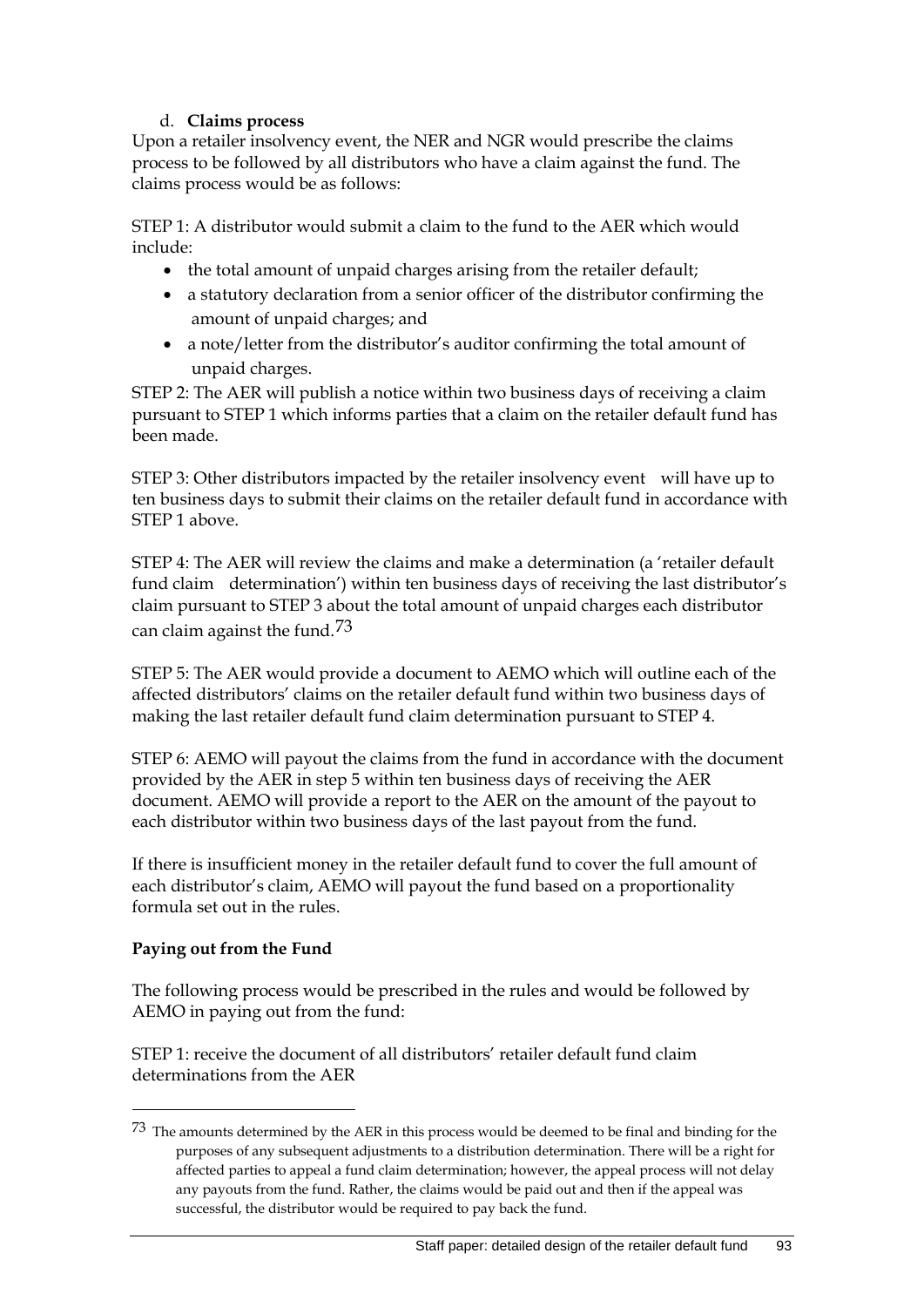d. **Claims process**

Upon a retailer insolvency event, the NER and NGR would prescribe the claims process to be followed by all distributors who have a claim against the fund. The claims process would be as follows:

STEP 1: A distributor would submit a claim to the fund to the AER which would include:

- the total amount of unpaid charges arising from the retailer default;
- a statutory declaration from a senior officer of the distributor confirming the amount of unpaid charges; and
- a note/letter from the distributor's auditor confirming the total amount of unpaid charges.

STEP 2: The AER will publish a notice within two business days of receiving a claim pursuant to STEP 1 which informs parties that a claim on the retailer default fund has been made.

STEP 3: Other distributors impacted by the retailer insolvency event will have up to ten business days to submit their claims on the retailer default fund in accordance with STEP 1 above.

STEP 4: The AER will review the claims and make a determination (a 'retailer default fund claim determination') within ten business days of receiving the last distributor's claim pursuant to STEP 3 about the total amount of unpaid charges each distributor can claim against the fund.[73]

STEP 5: The AER would provide a document to AEMO which will outline each of the affected distributors' claims on the retailer default fund within two business days of making the last retailer default fund claim determination pursuant to STEP 4.

STEP 6: AEMO will payout the claims from the fund in accordance with the document provided by the AER in step 5 within ten business days of receiving the AER document. AEMO will provide a report to the AER on the amount of the payout to each distributor within two business days of the last payout from the fund.

If there is insufficient money in the retailer default fund to cover the full amount of each distributor's claim, AEMO will payout the fund based on a proportionality formula set out in the rules.

**Paying out from the Fund**

The following process would be prescribed in the rules and would be followed by AEMO in paying out from the fund:

STEP 1: receive the document of all distributors' retailer default fund claim determinations from the AER

---

[73] The amounts determined by the AER in this process would be deemed to be final and binding for the purposes of any subsequent adjustments to a distribution determination. There will be a right for affected parties to appeal a fund claim determination; however, the appeal process will not delay any payouts from the fund. Rather, the claims would be paid out and then if the appeal was successful, the distributor would be required to pay back the fund.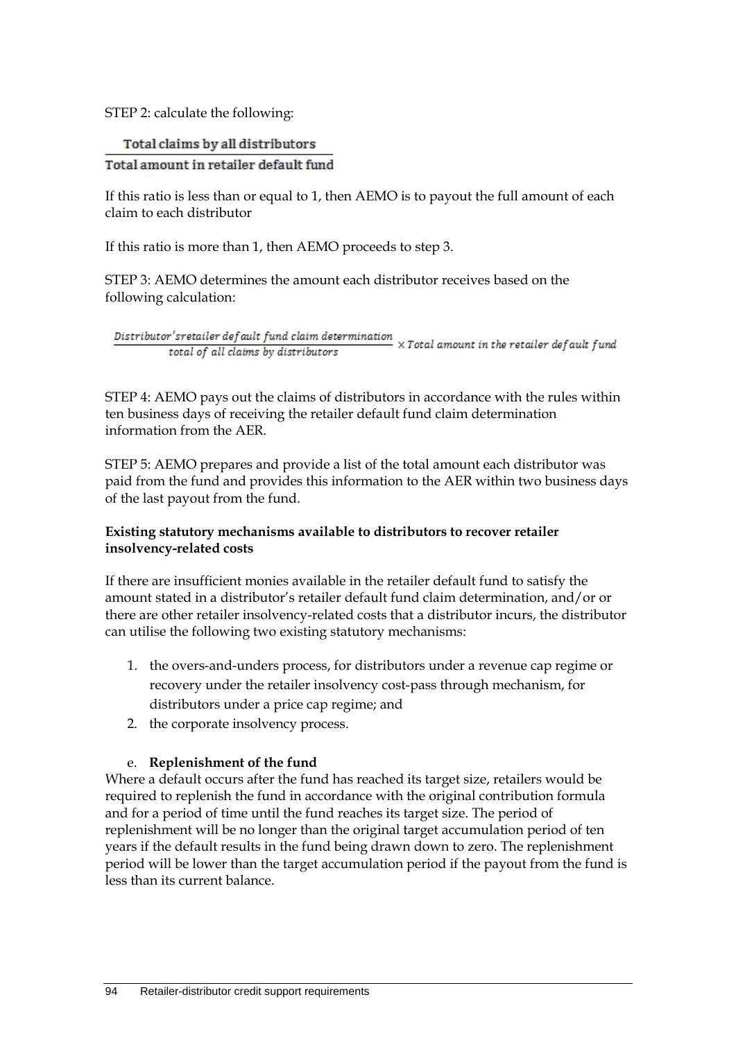STEP 2: calculate the following:

$$\frac{\text{Total claims by all distributors}}{\text{Total amount in retailer default fund}}$$

If this ratio is less than or equal to 1, then AEMO is to payout the full amount of each claim to each distributor

If this ratio is more than 1, then AEMO proceeds to step 3.

STEP 3: AEMO determines the amount each distributor receives based on the following calculation:

$$\frac{\text{Distributor'sretailer default fund claim determination}}{\text{total of all claims by distributors}} \times \text{Total amount in the retailer default fund}$$

STEP 4: AEMO pays out the claims of distributors in accordance with the rules within ten business days of receiving the retailer default fund claim determination information from the AER.

STEP 5: AEMO prepares and provide a list of the total amount each distributor was paid from the fund and provides this information to the AER within two business days of the last payout from the fund.

**Existing statutory mechanisms available to distributors to recover retailer insolvency-related costs**

If there are insufficient monies available in the retailer default fund to satisfy the amount stated in a distributor's retailer default fund claim determination, and/or or there are other retailer insolvency-related costs that a distributor incurs, the distributor can utilise the following two existing statutory mechanisms:

1. the overs-and-unders process, for distributors under a revenue cap regime or recovery under the retailer insolvency cost-pass through mechanism, for distributors under a price cap regime; and
2. the corporate insolvency process.

e. **Replenishment of the fund**

Where a default occurs after the fund has reached its target size, retailers would be required to replenish the fund in accordance with the original contribution formula and for a period of time until the fund reaches its target size. The period of replenishment will be no longer than the original target accumulation period of ten years if the default results in the fund being drawn down to zero. The replenishment period will be lower than the target accumulation period if the payout from the fund is less than its current balance.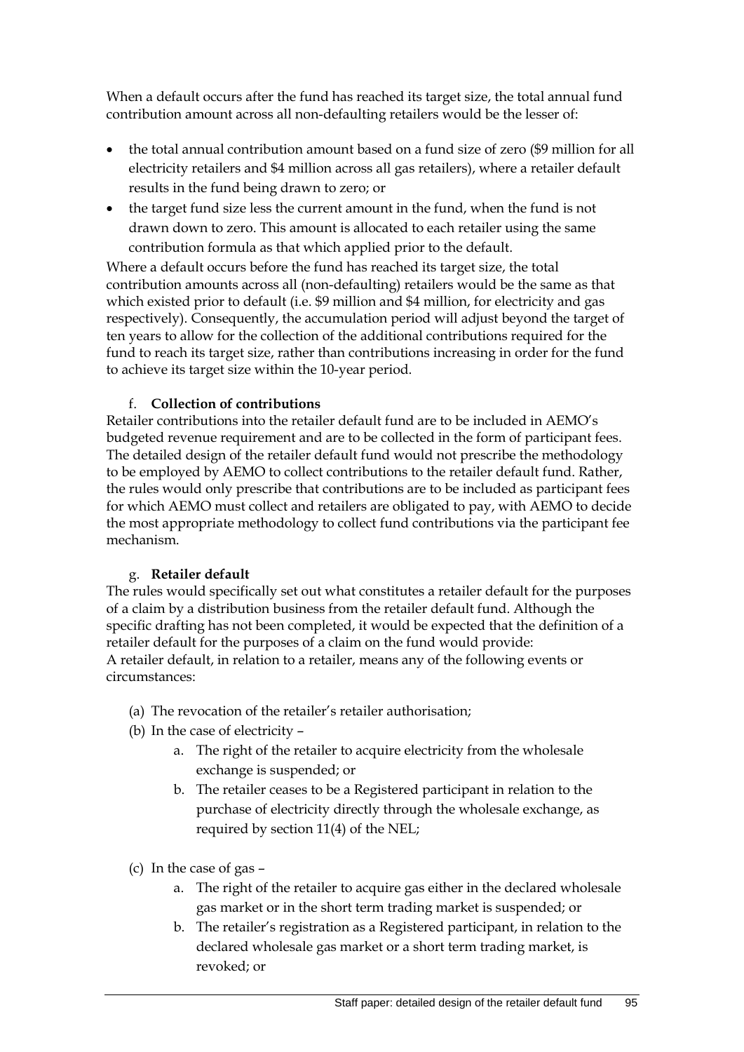When a default occurs after the fund has reached its target size, the total annual fund contribution amount across all non-defaulting retailers would be the lesser of:

- the total annual contribution amount based on a fund size of zero ($9 million for all electricity retailers and $4 million across all gas retailers), where a retailer default results in the fund being drawn to zero; or
- the target fund size less the current amount in the fund, when the fund is not drawn down to zero. This amount is allocated to each retailer using the same contribution formula as that which applied prior to the default.

Where a default occurs before the fund has reached its target size, the total contribution amounts across all (non-defaulting) retailers would be the same as that which existed prior to default (i.e. $9 million and $4 million, for electricity and gas respectively). Consequently, the accumulation period will adjust beyond the target of ten years to allow for the collection of the additional contributions required for the fund to reach its target size, rather than contributions increasing in order for the fund to achieve its target size within the 10-year period.

f. **Collection of contributions**

Retailer contributions into the retailer default fund are to be included in AEMO's budgeted revenue requirement and are to be collected in the form of participant fees. The detailed design of the retailer default fund would not prescribe the methodology to be employed by AEMO to collect contributions to the retailer default fund. Rather, the rules would only prescribe that contributions are to be included as participant fees for which AEMO must collect and retailers are obligated to pay, with AEMO to decide the most appropriate methodology to collect fund contributions via the participant fee mechanism.

g. **Retailer default**

The rules would specifically set out what constitutes a retailer default for the purposes of a claim by a distribution business from the retailer default fund. Although the specific drafting has not been completed, it would be expected that the definition of a retailer default for the purposes of a claim on the fund would provide:

A retailer default, in relation to a retailer, means any of the following events or circumstances:

(a) The revocation of the retailer's retailer authorisation;

(b) In the case of electricity –

  a. The right of the retailer to acquire electricity from the wholesale exchange is suspended; or

  b. The retailer ceases to be a Registered participant in relation to the purchase of electricity directly through the wholesale exchange, as required by section 11(4) of the NEL;

(c) In the case of gas –

  a. The right of the retailer to acquire gas either in the declared wholesale gas market or in the short term trading market is suspended; or

  b. The retailer's registration as a Registered participant, in relation to the declared wholesale gas market or a short term trading market, is revoked; or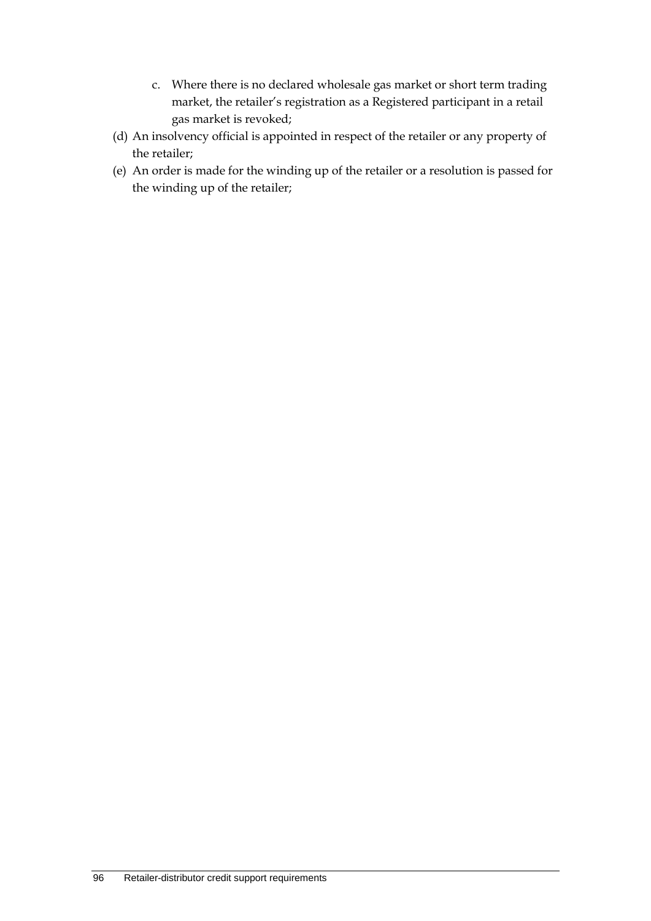c. Where there is no declared wholesale gas market or short term trading market, the retailer's registration as a Registered participant in a retail gas market is revoked;

(d) An insolvency official is appointed in respect of the retailer or any property of the retailer;

(e) An order is made for the winding up of the retailer or a resolution is passed for the winding up of the retailer;